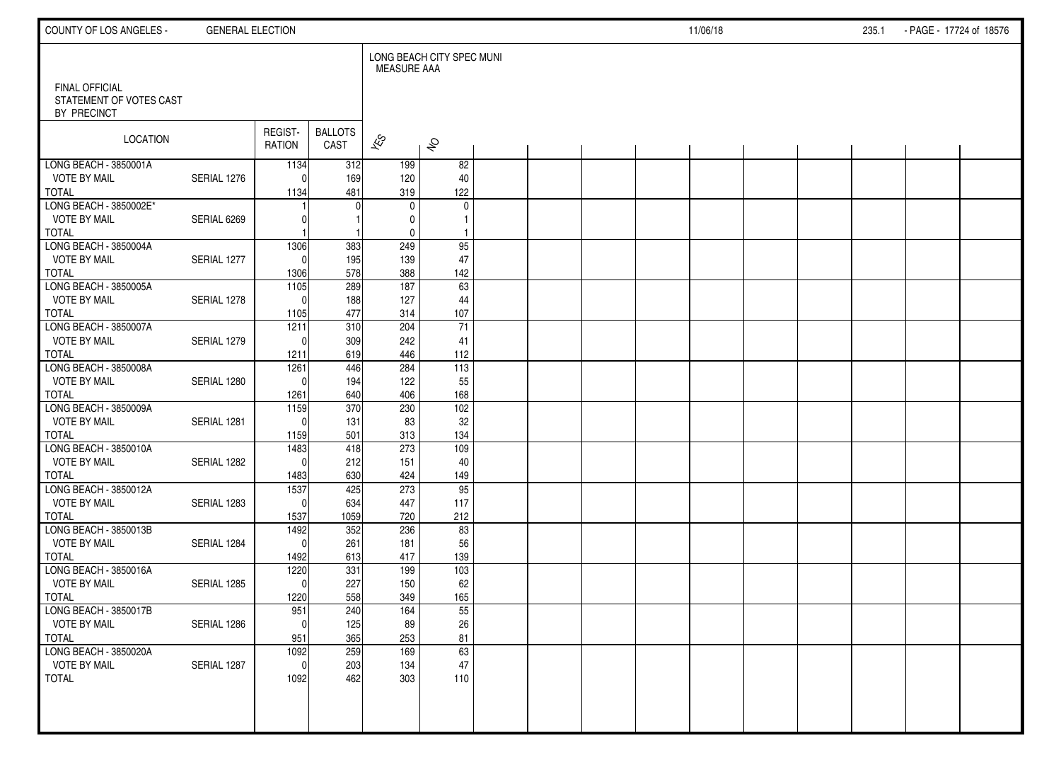FINAL OFFICIAL STATEMENT OF VOTES CAST BY PRECINCT

LONG BEACH CITY SPEC MUNI MEASURE AAA

| LOCATION | | REGISTRATION | BALLOTS CAST | YES | NO |
|---|---|---|---|---|---|
| LONG BEACH - 3850001A | | 1134 | 312 | 199 | 82 |
| VOTE BY MAIL | SERIAL 1276 | 0 | 169 | 120 | 40 |
| TOTAL | | 1134 | 481 | 319 | 122 |
| LONG BEACH - 3850002E* | | 1 | 0 | 0 | 0 |
| VOTE BY MAIL | SERIAL 6269 | 0 | 1 | 0 | 1 |
| TOTAL | | 1 | 1 | 0 | 1 |
| LONG BEACH - 3850004A | | 1306 | 383 | 249 | 95 |
| VOTE BY MAIL | SERIAL 1277 | 0 | 195 | 139 | 47 |
| TOTAL | | 1306 | 578 | 388 | 142 |
| LONG BEACH - 3850005A | | 1105 | 289 | 187 | 63 |
| VOTE BY MAIL | SERIAL 1278 | 0 | 188 | 127 | 44 |
| TOTAL | | 1105 | 477 | 314 | 107 |
| LONG BEACH - 3850007A | | 1211 | 310 | 204 | 71 |
| VOTE BY MAIL | SERIAL 1279 | 0 | 309 | 242 | 41 |
| TOTAL | | 1211 | 619 | 446 | 112 |
| LONG BEACH - 3850008A | | 1261 | 446 | 284 | 113 |
| VOTE BY MAIL | SERIAL 1280 | 0 | 194 | 122 | 55 |
| TOTAL | | 1261 | 640 | 406 | 168 |
| LONG BEACH - 3850009A | | 1159 | 370 | 230 | 102 |
| VOTE BY MAIL | SERIAL 1281 | 0 | 131 | 83 | 32 |
| TOTAL | | 1159 | 501 | 313 | 134 |
| LONG BEACH - 3850010A | | 1483 | 418 | 273 | 109 |
| VOTE BY MAIL | SERIAL 1282 | 0 | 212 | 151 | 40 |
| TOTAL | | 1483 | 630 | 424 | 149 |
| LONG BEACH - 3850012A | | 1537 | 425 | 273 | 95 |
| VOTE BY MAIL | SERIAL 1283 | 0 | 634 | 447 | 117 |
| TOTAL | | 1537 | 1059 | 720 | 212 |
| LONG BEACH - 3850013B | | 1492 | 352 | 236 | 83 |
| VOTE BY MAIL | SERIAL 1284 | 0 | 261 | 181 | 56 |
| TOTAL | | 1492 | 613 | 417 | 139 |
| LONG BEACH - 3850016A | | 1220 | 331 | 199 | 103 |
| VOTE BY MAIL | SERIAL 1285 | 0 | 227 | 150 | 62 |
| TOTAL | | 1220 | 558 | 349 | 165 |
| LONG BEACH - 3850017B | | 951 | 240 | 164 | 55 |
| VOTE BY MAIL | SERIAL 1286 | 0 | 125 | 89 | 26 |
| TOTAL | | 951 | 365 | 253 | 81 |
| LONG BEACH - 3850020A | | 1092 | 259 | 169 | 63 |
| VOTE BY MAIL | SERIAL 1287 | 0 | 203 | 134 | 47 |
| TOTAL | | 1092 | 462 | 303 | 110 |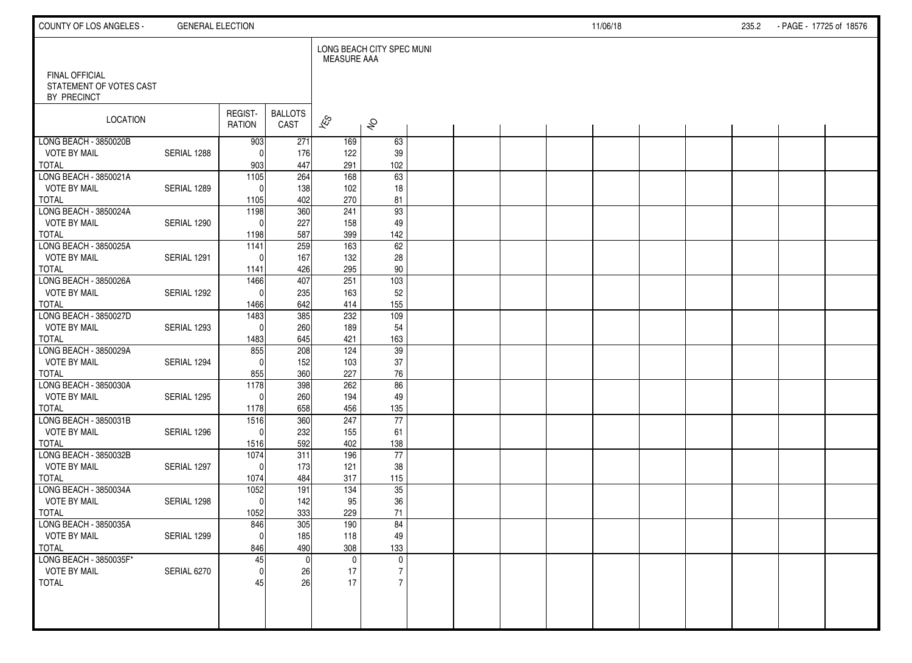FINAL OFFICIAL
STATEMENT OF VOTES CAST
BY PRECINCT

LONG BEACH CITY SPEC MUNI
MEASURE AAA

| LOCATION | | REGIST-RATION | BALLOTS CAST | YES | NO |
|---|---|---|---|---|---|
| LONG BEACH - 3850020B | | 903 | 271 | 169 | 63 |
| VOTE BY MAIL | SERIAL 1288 | 0 | 176 | 122 | 39 |
| TOTAL | | 903 | 447 | 291 | 102 |
| LONG BEACH - 3850021A | | 1105 | 264 | 168 | 63 |
| VOTE BY MAIL | SERIAL 1289 | 0 | 138 | 102 | 18 |
| TOTAL | | 1105 | 402 | 270 | 81 |
| LONG BEACH - 3850024A | | 1198 | 360 | 241 | 93 |
| VOTE BY MAIL | SERIAL 1290 | 0 | 227 | 158 | 49 |
| TOTAL | | 1198 | 587 | 399 | 142 |
| LONG BEACH - 3850025A | | 1141 | 259 | 163 | 62 |
| VOTE BY MAIL | SERIAL 1291 | 0 | 167 | 132 | 28 |
| TOTAL | | 1141 | 426 | 295 | 90 |
| LONG BEACH - 3850026A | | 1466 | 407 | 251 | 103 |
| VOTE BY MAIL | SERIAL 1292 | 0 | 235 | 163 | 52 |
| TOTAL | | 1466 | 642 | 414 | 155 |
| LONG BEACH - 3850027D | | 1483 | 385 | 232 | 109 |
| VOTE BY MAIL | SERIAL 1293 | 0 | 260 | 189 | 54 |
| TOTAL | | 1483 | 645 | 421 | 163 |
| LONG BEACH - 3850029A | | 855 | 208 | 124 | 39 |
| VOTE BY MAIL | SERIAL 1294 | 0 | 152 | 103 | 37 |
| TOTAL | | 855 | 360 | 227 | 76 |
| LONG BEACH - 3850030A | | 1178 | 398 | 262 | 86 |
| VOTE BY MAIL | SERIAL 1295 | 0 | 260 | 194 | 49 |
| TOTAL | | 1178 | 658 | 456 | 135 |
| LONG BEACH - 3850031B | | 1516 | 360 | 247 | 77 |
| VOTE BY MAIL | SERIAL 1296 | 0 | 232 | 155 | 61 |
| TOTAL | | 1516 | 592 | 402 | 138 |
| LONG BEACH - 3850032B | | 1074 | 311 | 196 | 77 |
| VOTE BY MAIL | SERIAL 1297 | 0 | 173 | 121 | 38 |
| TOTAL | | 1074 | 484 | 317 | 115 |
| LONG BEACH - 3850034A | | 1052 | 191 | 134 | 35 |
| VOTE BY MAIL | SERIAL 1298 | 0 | 142 | 95 | 36 |
| TOTAL | | 1052 | 333 | 229 | 71 |
| LONG BEACH - 3850035A | | 846 | 305 | 190 | 84 |
| VOTE BY MAIL | SERIAL 1299 | 0 | 185 | 118 | 49 |
| TOTAL | | 846 | 490 | 308 | 133 |
| LONG BEACH - 3850035F* | | 45 | 0 | 0 | 0 |
| VOTE BY MAIL | SERIAL 6270 | 0 | 26 | 17 | 7 |
| TOTAL | | 45 | 26 | 17 | 7 |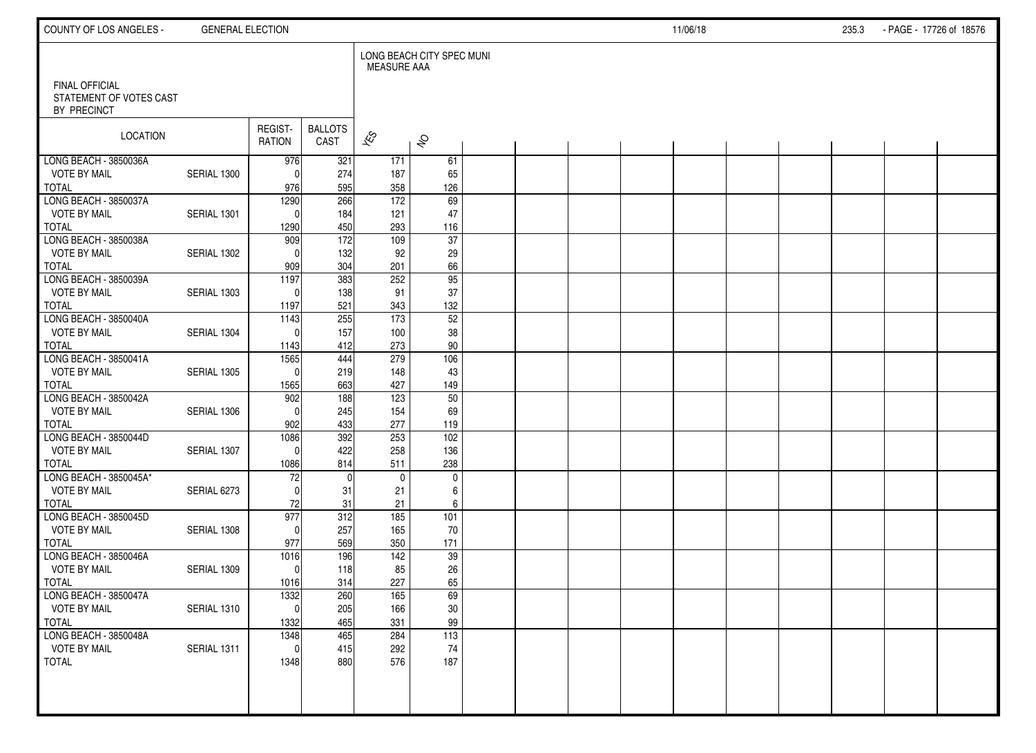FINAL OFFICIAL
STATEMENT OF VOTES CAST
BY PRECINCT

LONG BEACH CITY SPEC MUNI
MEASURE AAA

| LOCATION | | REGIST-RATION | BALLOTS CAST | YES | NO |
|---|---|---|---|---|---|
| LONG BEACH - 3850036A | | 976 | 321 | 171 | 61 |
| VOTE BY MAIL | SERIAL 1300 | 0 | 274 | 187 | 65 |
| TOTAL | | 976 | 595 | 358 | 126 |
| LONG BEACH - 3850037A | | 1290 | 266 | 172 | 69 |
| VOTE BY MAIL | SERIAL 1301 | 0 | 184 | 121 | 47 |
| TOTAL | | 1290 | 450 | 293 | 116 |
| LONG BEACH - 3850038A | | 909 | 172 | 109 | 37 |
| VOTE BY MAIL | SERIAL 1302 | 0 | 132 | 92 | 29 |
| TOTAL | | 909 | 304 | 201 | 66 |
| LONG BEACH - 3850039A | | 1197 | 383 | 252 | 95 |
| VOTE BY MAIL | SERIAL 1303 | 0 | 138 | 91 | 37 |
| TOTAL | | 1197 | 521 | 343 | 132 |
| LONG BEACH - 3850040A | | 1143 | 255 | 173 | 52 |
| VOTE BY MAIL | SERIAL 1304 | 0 | 157 | 100 | 38 |
| TOTAL | | 1143 | 412 | 273 | 90 |
| LONG BEACH - 3850041A | | 1565 | 444 | 279 | 106 |
| VOTE BY MAIL | SERIAL 1305 | 0 | 219 | 148 | 43 |
| TOTAL | | 1565 | 663 | 427 | 149 |
| LONG BEACH - 3850042A | | 902 | 188 | 123 | 50 |
| VOTE BY MAIL | SERIAL 1306 | 0 | 245 | 154 | 69 |
| TOTAL | | 902 | 433 | 277 | 119 |
| LONG BEACH - 3850044D | | 1086 | 392 | 253 | 102 |
| VOTE BY MAIL | SERIAL 1307 | 0 | 422 | 258 | 136 |
| TOTAL | | 1086 | 814 | 511 | 238 |
| LONG BEACH - 3850045A* | | 72 | 0 | 0 | 0 |
| VOTE BY MAIL | SERIAL 6273 | 0 | 31 | 21 | 6 |
| TOTAL | | 72 | 31 | 21 | 6 |
| LONG BEACH - 3850045D | | 977 | 312 | 185 | 101 |
| VOTE BY MAIL | SERIAL 1308 | 0 | 257 | 165 | 70 |
| TOTAL | | 977 | 569 | 350 | 171 |
| LONG BEACH - 3850046A | | 1016 | 196 | 142 | 39 |
| VOTE BY MAIL | SERIAL 1309 | 0 | 118 | 85 | 26 |
| TOTAL | | 1016 | 314 | 227 | 65 |
| LONG BEACH - 3850047A | | 1332 | 260 | 165 | 69 |
| VOTE BY MAIL | SERIAL 1310 | 0 | 205 | 166 | 30 |
| TOTAL | | 1332 | 465 | 331 | 99 |
| LONG BEACH - 3850048A | | 1348 | 465 | 284 | 113 |
| VOTE BY MAIL | SERIAL 1311 | 0 | 415 | 292 | 74 |
| TOTAL | | 1348 | 880 | 576 | 187 |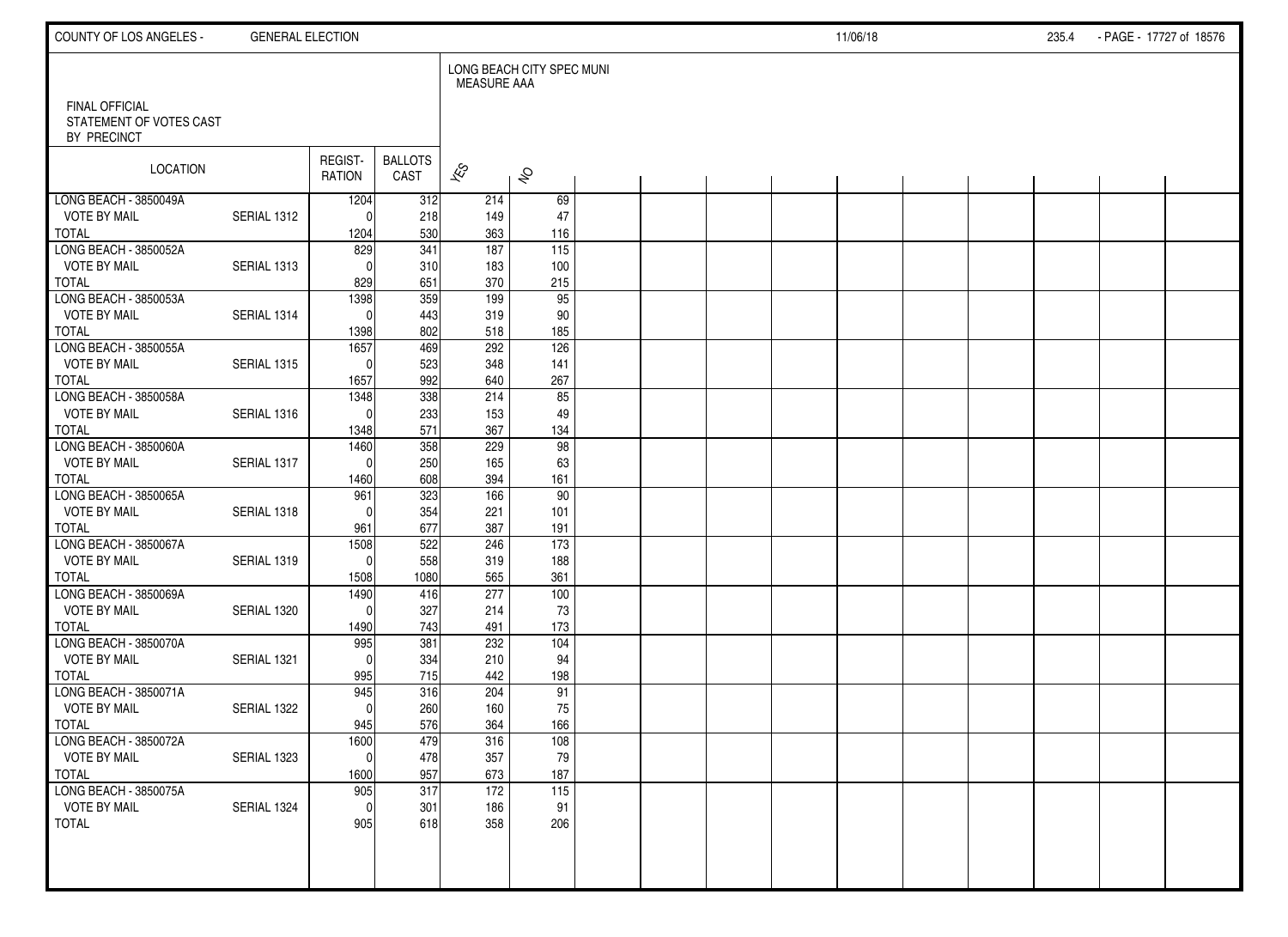FINAL OFFICIAL STATEMENT OF VOTES CAST BY PRECINCT

LONG BEACH CITY SPEC MUNI MEASURE AAA

| LOCATION | | REGISTRATION | BALLOTS CAST | YES | NO |
|---|---|---|---|---|---|
| LONG BEACH - 3850049A | | 1204 | 312 | 214 | 69 |
| VOTE BY MAIL | SERIAL 1312 | 0 | 218 | 149 | 47 |
| TOTAL | | 1204 | 530 | 363 | 116 |
| LONG BEACH - 3850052A | | 829 | 341 | 187 | 115 |
| VOTE BY MAIL | SERIAL 1313 | 0 | 310 | 183 | 100 |
| TOTAL | | 829 | 651 | 370 | 215 |
| LONG BEACH - 3850053A | | 1398 | 359 | 199 | 95 |
| VOTE BY MAIL | SERIAL 1314 | 0 | 443 | 319 | 90 |
| TOTAL | | 1398 | 802 | 518 | 185 |
| LONG BEACH - 3850055A | | 1657 | 469 | 292 | 126 |
| VOTE BY MAIL | SERIAL 1315 | 0 | 523 | 348 | 141 |
| TOTAL | | 1657 | 992 | 640 | 267 |
| LONG BEACH - 3850058A | | 1348 | 338 | 214 | 85 |
| VOTE BY MAIL | SERIAL 1316 | 0 | 233 | 153 | 49 |
| TOTAL | | 1348 | 571 | 367 | 134 |
| LONG BEACH - 3850060A | | 1460 | 358 | 229 | 98 |
| VOTE BY MAIL | SERIAL 1317 | 0 | 250 | 165 | 63 |
| TOTAL | | 1460 | 608 | 394 | 161 |
| LONG BEACH - 3850065A | | 961 | 323 | 166 | 90 |
| VOTE BY MAIL | SERIAL 1318 | 0 | 354 | 221 | 101 |
| TOTAL | | 961 | 677 | 387 | 191 |
| LONG BEACH - 3850067A | | 1508 | 522 | 246 | 173 |
| VOTE BY MAIL | SERIAL 1319 | 0 | 558 | 319 | 188 |
| TOTAL | | 1508 | 1080 | 565 | 361 |
| LONG BEACH - 3850069A | | 1490 | 416 | 277 | 100 |
| VOTE BY MAIL | SERIAL 1320 | 0 | 327 | 214 | 73 |
| TOTAL | | 1490 | 743 | 491 | 173 |
| LONG BEACH - 3850070A | | 995 | 381 | 232 | 104 |
| VOTE BY MAIL | SERIAL 1321 | 0 | 334 | 210 | 94 |
| TOTAL | | 995 | 715 | 442 | 198 |
| LONG BEACH - 3850071A | | 945 | 316 | 204 | 91 |
| VOTE BY MAIL | SERIAL 1322 | 0 | 260 | 160 | 75 |
| TOTAL | | 945 | 576 | 364 | 166 |
| LONG BEACH - 3850072A | | 1600 | 479 | 316 | 108 |
| VOTE BY MAIL | SERIAL 1323 | 0 | 478 | 357 | 79 |
| TOTAL | | 1600 | 957 | 673 | 187 |
| LONG BEACH - 3850075A | | 905 | 317 | 172 | 115 |
| VOTE BY MAIL | SERIAL 1324 | 0 | 301 | 186 | 91 |
| TOTAL | | 905 | 618 | 358 | 206 |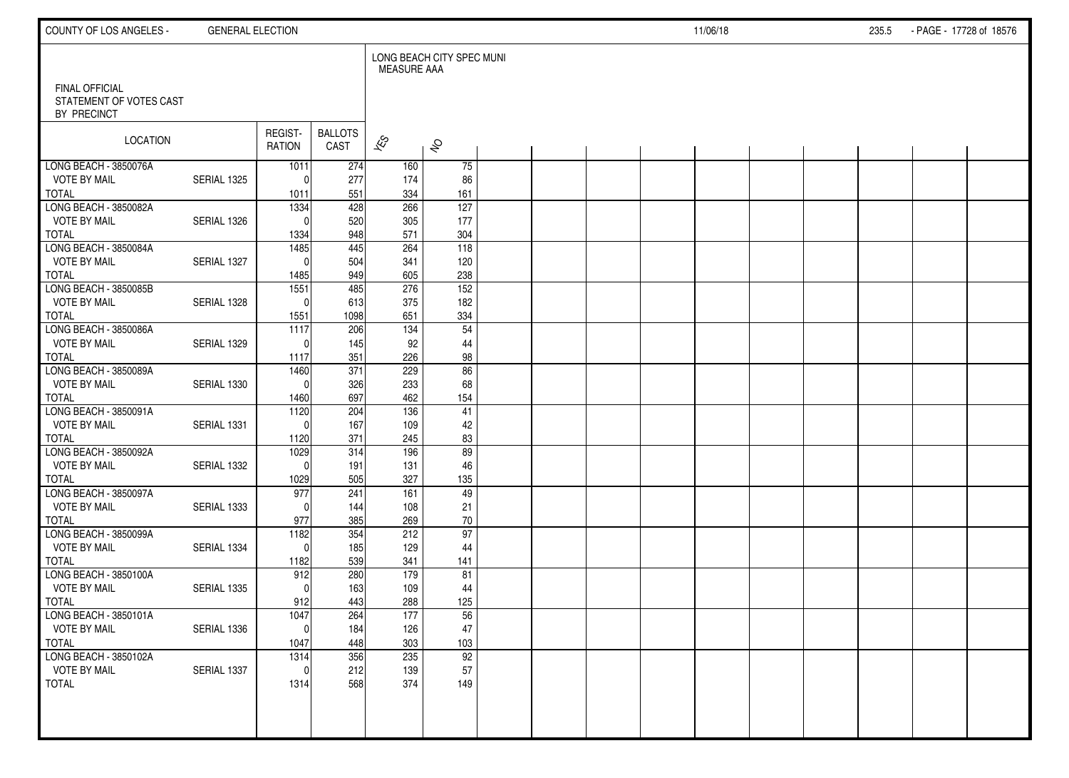FINAL OFFICIAL
STATEMENT OF VOTES CAST
BY PRECINCT

LONG BEACH CITY SPEC MUNI
MEASURE AAA

| LOCATION | | REGIST-RATION | BALLOTS CAST | YES | NO |
|---|---|---|---|---|---|
| LONG BEACH - 3850076A | | 1011 | 274 | 160 | 75 |
| VOTE BY MAIL | SERIAL 1325 | 0 | 277 | 174 | 86 |
| TOTAL | | 1011 | 551 | 334 | 161 |
| LONG BEACH - 3850082A | | 1334 | 428 | 266 | 127 |
| VOTE BY MAIL | SERIAL 1326 | 0 | 520 | 305 | 177 |
| TOTAL | | 1334 | 948 | 571 | 304 |
| LONG BEACH - 3850084A | | 1485 | 445 | 264 | 118 |
| VOTE BY MAIL | SERIAL 1327 | 0 | 504 | 341 | 120 |
| TOTAL | | 1485 | 949 | 605 | 238 |
| LONG BEACH - 3850085B | | 1551 | 485 | 276 | 152 |
| VOTE BY MAIL | SERIAL 1328 | 0 | 613 | 375 | 182 |
| TOTAL | | 1551 | 1098 | 651 | 334 |
| LONG BEACH - 3850086A | | 1117 | 206 | 134 | 54 |
| VOTE BY MAIL | SERIAL 1329 | 0 | 145 | 92 | 44 |
| TOTAL | | 1117 | 351 | 226 | 98 |
| LONG BEACH - 3850089A | | 1460 | 371 | 229 | 86 |
| VOTE BY MAIL | SERIAL 1330 | 0 | 326 | 233 | 68 |
| TOTAL | | 1460 | 697 | 462 | 154 |
| LONG BEACH - 3850091A | | 1120 | 204 | 136 | 41 |
| VOTE BY MAIL | SERIAL 1331 | 0 | 167 | 109 | 42 |
| TOTAL | | 1120 | 371 | 245 | 83 |
| LONG BEACH - 3850092A | | 1029 | 314 | 196 | 89 |
| VOTE BY MAIL | SERIAL 1332 | 0 | 191 | 131 | 46 |
| TOTAL | | 1029 | 505 | 327 | 135 |
| LONG BEACH - 3850097A | | 977 | 241 | 161 | 49 |
| VOTE BY MAIL | SERIAL 1333 | 0 | 144 | 108 | 21 |
| TOTAL | | 977 | 385 | 269 | 70 |
| LONG BEACH - 3850099A | | 1182 | 354 | 212 | 97 |
| VOTE BY MAIL | SERIAL 1334 | 0 | 185 | 129 | 44 |
| TOTAL | | 1182 | 539 | 341 | 141 |
| LONG BEACH - 3850100A | | 912 | 280 | 179 | 81 |
| VOTE BY MAIL | SERIAL 1335 | 0 | 163 | 109 | 44 |
| TOTAL | | 912 | 443 | 288 | 125 |
| LONG BEACH - 3850101A | | 1047 | 264 | 177 | 56 |
| VOTE BY MAIL | SERIAL 1336 | 0 | 184 | 126 | 47 |
| TOTAL | | 1047 | 448 | 303 | 103 |
| LONG BEACH - 3850102A | | 1314 | 356 | 235 | 92 |
| VOTE BY MAIL | SERIAL 1337 | 0 | 212 | 139 | 57 |
| TOTAL | | 1314 | 568 | 374 | 149 |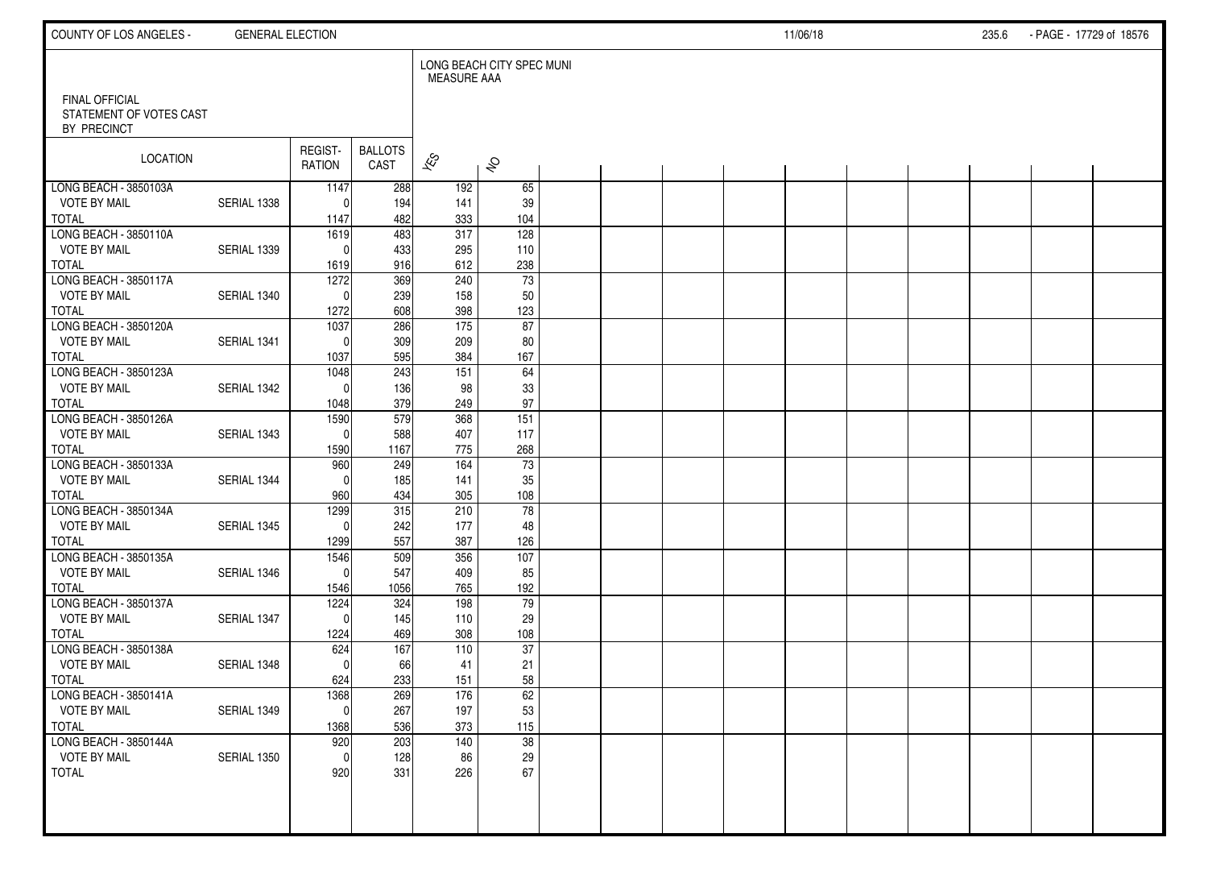COUNTY OF LOS ANGELES - GENERAL ELECTION 11/06/18

FINAL OFFICIAL
STATEMENT OF VOTES CAST
BY PRECINCT

| LOCATION | | REGIST-RATION | BALLOTS CAST | LONG BEACH CITY SPEC MUNI MEASURE AAA | |
|---|---|---|---|---|---|
| | | | | YES | NO |
| LONG BEACH - 3850103A | | 1147 | 288 | 192 | 65 |
| VOTE BY MAIL | SERIAL 1338 | 0 | 194 | 141 | 39 |
| TOTAL | | 1147 | 482 | 333 | 104 |
| LONG BEACH - 3850110A | | 1619 | 483 | 317 | 128 |
| VOTE BY MAIL | SERIAL 1339 | 0 | 433 | 295 | 110 |
| TOTAL | | 1619 | 916 | 612 | 238 |
| LONG BEACH - 3850117A | | 1272 | 369 | 240 | 73 |
| VOTE BY MAIL | SERIAL 1340 | 0 | 239 | 158 | 50 |
| TOTAL | | 1272 | 608 | 398 | 123 |
| LONG BEACH - 3850120A | | 1037 | 286 | 175 | 87 |
| VOTE BY MAIL | SERIAL 1341 | 0 | 309 | 209 | 80 |
| TOTAL | | 1037 | 595 | 384 | 167 |
| LONG BEACH - 3850123A | | 1048 | 243 | 151 | 64 |
| VOTE BY MAIL | SERIAL 1342 | 0 | 136 | 98 | 33 |
| TOTAL | | 1048 | 379 | 249 | 97 |
| LONG BEACH - 3850126A | | 1590 | 579 | 368 | 151 |
| VOTE BY MAIL | SERIAL 1343 | 0 | 588 | 407 | 117 |
| TOTAL | | 1590 | 1167 | 775 | 268 |
| LONG BEACH - 3850133A | | 960 | 249 | 164 | 73 |
| VOTE BY MAIL | SERIAL 1344 | 0 | 185 | 141 | 35 |
| TOTAL | | 960 | 434 | 305 | 108 |
| LONG BEACH - 3850134A | | 1299 | 315 | 210 | 78 |
| VOTE BY MAIL | SERIAL 1345 | 0 | 242 | 177 | 48 |
| TOTAL | | 1299 | 557 | 387 | 126 |
| LONG BEACH - 3850135A | | 1546 | 509 | 356 | 107 |
| VOTE BY MAIL | SERIAL 1346 | 0 | 547 | 409 | 85 |
| TOTAL | | 1546 | 1056 | 765 | 192 |
| LONG BEACH - 3850137A | | 1224 | 324 | 198 | 79 |
| VOTE BY MAIL | SERIAL 1347 | 0 | 145 | 110 | 29 |
| TOTAL | | 1224 | 469 | 308 | 108 |
| LONG BEACH - 3850138A | | 624 | 167 | 110 | 37 |
| VOTE BY MAIL | SERIAL 1348 | 0 | 66 | 41 | 21 |
| TOTAL | | 624 | 233 | 151 | 58 |
| LONG BEACH - 3850141A | | 1368 | 269 | 176 | 62 |
| VOTE BY MAIL | SERIAL 1349 | 0 | 267 | 197 | 53 |
| TOTAL | | 1368 | 536 | 373 | 115 |
| LONG BEACH - 3850144A | | 920 | 203 | 140 | 38 |
| VOTE BY MAIL | SERIAL 1350 | 0 | 128 | 86 | 29 |
| TOTAL | | 920 | 331 | 226 | 67 |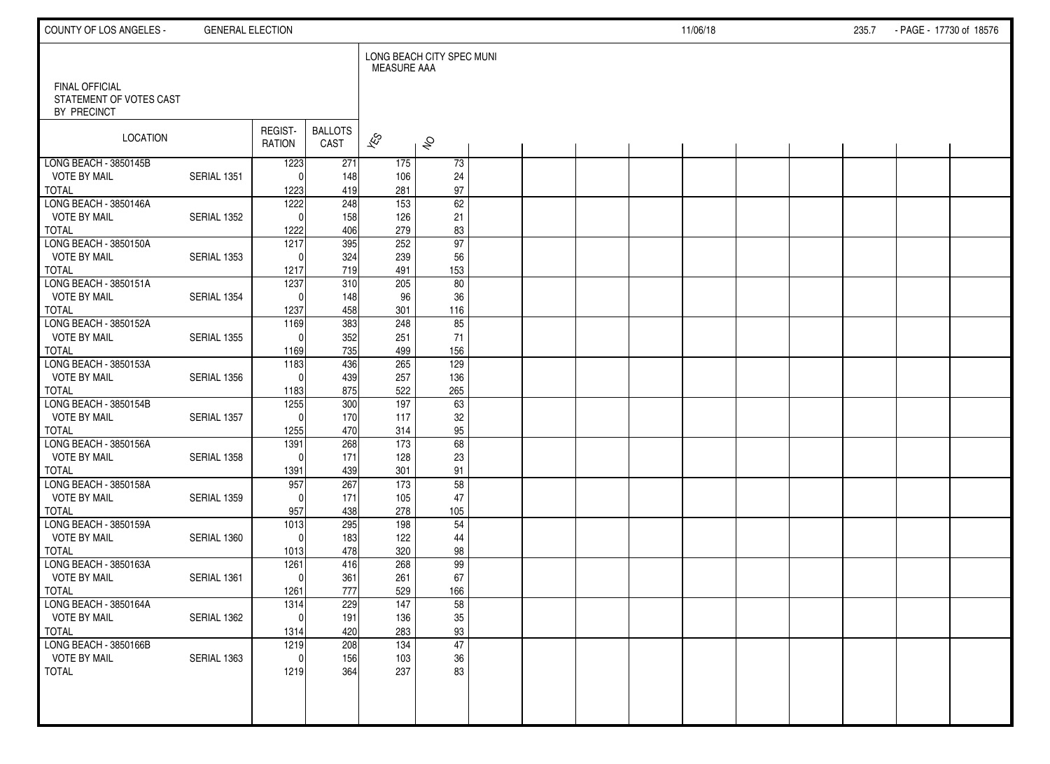FINAL OFFICIAL STATEMENT OF VOTES CAST BY PRECINCT

LONG BEACH CITY SPEC MUNI MEASURE AAA

| LOCATION | | REGISTRATION | BALLOTS CAST | YES | NO |
|---|---|---|---|---|---|
| LONG BEACH - 3850145B | | 1223 | 271 | 175 | 73 |
| VOTE BY MAIL | SERIAL 1351 | 0 | 148 | 106 | 24 |
| TOTAL | | 1223 | 419 | 281 | 97 |
| LONG BEACH - 3850146A | | 1222 | 248 | 153 | 62 |
| VOTE BY MAIL | SERIAL 1352 | 0 | 158 | 126 | 21 |
| TOTAL | | 1222 | 406 | 279 | 83 |
| LONG BEACH - 3850150A | | 1217 | 395 | 252 | 97 |
| VOTE BY MAIL | SERIAL 1353 | 0 | 324 | 239 | 56 |
| TOTAL | | 1217 | 719 | 491 | 153 |
| LONG BEACH - 3850151A | | 1237 | 310 | 205 | 80 |
| VOTE BY MAIL | SERIAL 1354 | 0 | 148 | 96 | 36 |
| TOTAL | | 1237 | 458 | 301 | 116 |
| LONG BEACH - 3850152A | | 1169 | 383 | 248 | 85 |
| VOTE BY MAIL | SERIAL 1355 | 0 | 352 | 251 | 71 |
| TOTAL | | 1169 | 735 | 499 | 156 |
| LONG BEACH - 3850153A | | 1183 | 436 | 265 | 129 |
| VOTE BY MAIL | SERIAL 1356 | 0 | 439 | 257 | 136 |
| TOTAL | | 1183 | 875 | 522 | 265 |
| LONG BEACH - 3850154B | | 1255 | 300 | 197 | 63 |
| VOTE BY MAIL | SERIAL 1357 | 0 | 170 | 117 | 32 |
| TOTAL | | 1255 | 470 | 314 | 95 |
| LONG BEACH - 3850156A | | 1391 | 268 | 173 | 68 |
| VOTE BY MAIL | SERIAL 1358 | 0 | 171 | 128 | 23 |
| TOTAL | | 1391 | 439 | 301 | 91 |
| LONG BEACH - 3850158A | | 957 | 267 | 173 | 58 |
| VOTE BY MAIL | SERIAL 1359 | 0 | 171 | 105 | 47 |
| TOTAL | | 957 | 438 | 278 | 105 |
| LONG BEACH - 3850159A | | 1013 | 295 | 198 | 54 |
| VOTE BY MAIL | SERIAL 1360 | 0 | 183 | 122 | 44 |
| TOTAL | | 1013 | 478 | 320 | 98 |
| LONG BEACH - 3850163A | | 1261 | 416 | 268 | 99 |
| VOTE BY MAIL | SERIAL 1361 | 0 | 361 | 261 | 67 |
| TOTAL | | 1261 | 777 | 529 | 166 |
| LONG BEACH - 3850164A | | 1314 | 229 | 147 | 58 |
| VOTE BY MAIL | SERIAL 1362 | 0 | 191 | 136 | 35 |
| TOTAL | | 1314 | 420 | 283 | 93 |
| LONG BEACH - 3850166B | | 1219 | 208 | 134 | 47 |
| VOTE BY MAIL | SERIAL 1363 | 0 | 156 | 103 | 36 |
| TOTAL | | 1219 | 364 | 237 | 83 |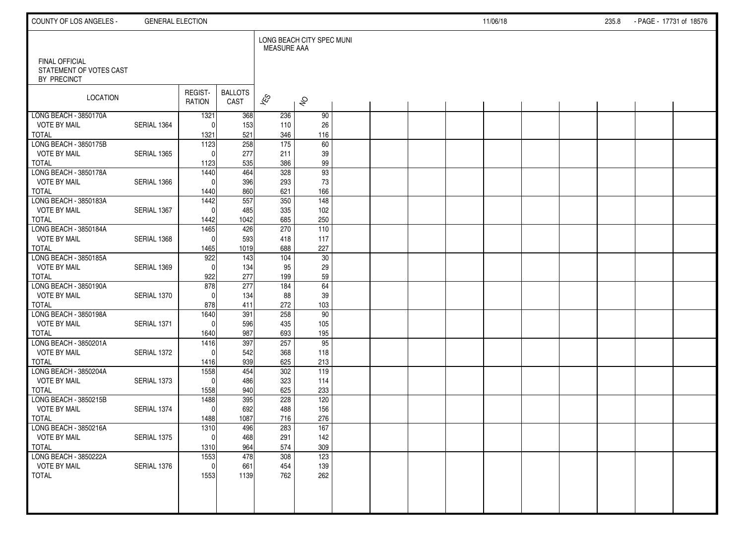FINAL OFFICIAL
STATEMENT OF VOTES CAST
BY PRECINCT

LONG BEACH CITY SPEC MUNI
MEASURE AAA

| LOCATION | | REGIST-RATION | BALLOTS CAST | YES | NO |
|---|---|---|---|---|---|
| LONG BEACH - 3850170A | | 1321 | 368 | 236 | 90 |
| VOTE BY MAIL | SERIAL 1364 | 0 | 153 | 110 | 26 |
| TOTAL | | 1321 | 521 | 346 | 116 |
| LONG BEACH - 3850175B | | 1123 | 258 | 175 | 60 |
| VOTE BY MAIL | SERIAL 1365 | 0 | 277 | 211 | 39 |
| TOTAL | | 1123 | 535 | 386 | 99 |
| LONG BEACH - 3850178A | | 1440 | 464 | 328 | 93 |
| VOTE BY MAIL | SERIAL 1366 | 0 | 396 | 293 | 73 |
| TOTAL | | 1440 | 860 | 621 | 166 |
| LONG BEACH - 3850183A | | 1442 | 557 | 350 | 148 |
| VOTE BY MAIL | SERIAL 1367 | 0 | 485 | 335 | 102 |
| TOTAL | | 1442 | 1042 | 685 | 250 |
| LONG BEACH - 3850184A | | 1465 | 426 | 270 | 110 |
| VOTE BY MAIL | SERIAL 1368 | 0 | 593 | 418 | 117 |
| TOTAL | | 1465 | 1019 | 688 | 227 |
| LONG BEACH - 3850185A | | 922 | 143 | 104 | 30 |
| VOTE BY MAIL | SERIAL 1369 | 0 | 134 | 95 | 29 |
| TOTAL | | 922 | 277 | 199 | 59 |
| LONG BEACH - 3850190A | | 878 | 277 | 184 | 64 |
| VOTE BY MAIL | SERIAL 1370 | 0 | 134 | 88 | 39 |
| TOTAL | | 878 | 411 | 272 | 103 |
| LONG BEACH - 3850198A | | 1640 | 391 | 258 | 90 |
| VOTE BY MAIL | SERIAL 1371 | 0 | 596 | 435 | 105 |
| TOTAL | | 1640 | 987 | 693 | 195 |
| LONG BEACH - 3850201A | | 1416 | 397 | 257 | 95 |
| VOTE BY MAIL | SERIAL 1372 | 0 | 542 | 368 | 118 |
| TOTAL | | 1416 | 939 | 625 | 213 |
| LONG BEACH - 3850204A | | 1558 | 454 | 302 | 119 |
| VOTE BY MAIL | SERIAL 1373 | 0 | 486 | 323 | 114 |
| TOTAL | | 1558 | 940 | 625 | 233 |
| LONG BEACH - 3850215B | | 1488 | 395 | 228 | 120 |
| VOTE BY MAIL | SERIAL 1374 | 0 | 692 | 488 | 156 |
| TOTAL | | 1488 | 1087 | 716 | 276 |
| LONG BEACH - 3850216A | | 1310 | 496 | 283 | 167 |
| VOTE BY MAIL | SERIAL 1375 | 0 | 468 | 291 | 142 |
| TOTAL | | 1310 | 964 | 574 | 309 |
| LONG BEACH - 3850222A | | 1553 | 478 | 308 | 123 |
| VOTE BY MAIL | SERIAL 1376 | 0 | 661 | 454 | 139 |
| TOTAL | | 1553 | 1139 | 762 | 262 |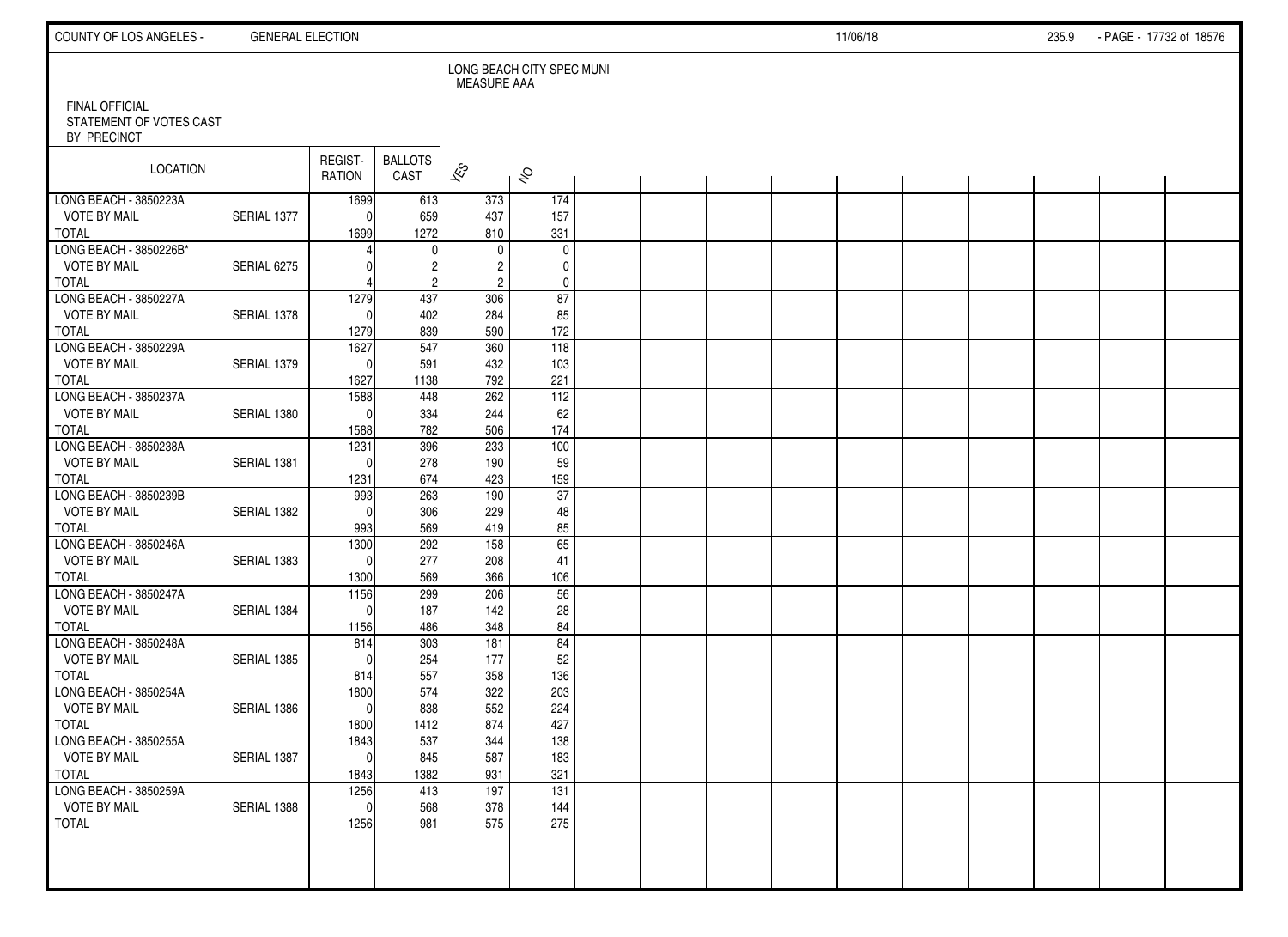FINAL OFFICIAL
STATEMENT OF VOTES CAST
BY PRECINCT

LONG BEACH CITY SPEC MUNI
MEASURE AAA

| LOCATION | | REGIST-RATION | BALLOTS CAST | YES | NO |
|---|---|---|---|---|---|
| LONG BEACH - 3850223A | | 1699 | 613 | 373 | 174 |
| VOTE BY MAIL | SERIAL 1377 | 0 | 659 | 437 | 157 |
| TOTAL | | 1699 | 1272 | 810 | 331 |
| LONG BEACH - 3850226B* | | 4 | 0 | 0 | 0 |
| VOTE BY MAIL | SERIAL 6275 | 0 | 2 | 2 | 0 |
| TOTAL | | 4 | 2 | 2 | 0 |
| LONG BEACH - 3850227A | | 1279 | 437 | 306 | 87 |
| VOTE BY MAIL | SERIAL 1378 | 0 | 402 | 284 | 85 |
| TOTAL | | 1279 | 839 | 590 | 172 |
| LONG BEACH - 3850229A | | 1627 | 547 | 360 | 118 |
| VOTE BY MAIL | SERIAL 1379 | 0 | 591 | 432 | 103 |
| TOTAL | | 1627 | 1138 | 792 | 221 |
| LONG BEACH - 3850237A | | 1588 | 448 | 262 | 112 |
| VOTE BY MAIL | SERIAL 1380 | 0 | 334 | 244 | 62 |
| TOTAL | | 1588 | 782 | 506 | 174 |
| LONG BEACH - 3850238A | | 1231 | 396 | 233 | 100 |
| VOTE BY MAIL | SERIAL 1381 | 0 | 278 | 190 | 59 |
| TOTAL | | 1231 | 674 | 423 | 159 |
| LONG BEACH - 3850239B | | 993 | 263 | 190 | 37 |
| VOTE BY MAIL | SERIAL 1382 | 0 | 306 | 229 | 48 |
| TOTAL | | 993 | 569 | 419 | 85 |
| LONG BEACH - 3850246A | | 1300 | 292 | 158 | 65 |
| VOTE BY MAIL | SERIAL 1383 | 0 | 277 | 208 | 41 |
| TOTAL | | 1300 | 569 | 366 | 106 |
| LONG BEACH - 3850247A | | 1156 | 299 | 206 | 56 |
| VOTE BY MAIL | SERIAL 1384 | 0 | 187 | 142 | 28 |
| TOTAL | | 1156 | 486 | 348 | 84 |
| LONG BEACH - 3850248A | | 814 | 303 | 181 | 84 |
| VOTE BY MAIL | SERIAL 1385 | 0 | 254 | 177 | 52 |
| TOTAL | | 814 | 557 | 358 | 136 |
| LONG BEACH - 3850254A | | 1800 | 574 | 322 | 203 |
| VOTE BY MAIL | SERIAL 1386 | 0 | 838 | 552 | 224 |
| TOTAL | | 1800 | 1412 | 874 | 427 |
| LONG BEACH - 3850255A | | 1843 | 537 | 344 | 138 |
| VOTE BY MAIL | SERIAL 1387 | 0 | 845 | 587 | 183 |
| TOTAL | | 1843 | 1382 | 931 | 321 |
| LONG BEACH - 3850259A | | 1256 | 413 | 197 | 131 |
| VOTE BY MAIL | SERIAL 1388 | 0 | 568 | 378 | 144 |
| TOTAL | | 1256 | 981 | 575 | 275 |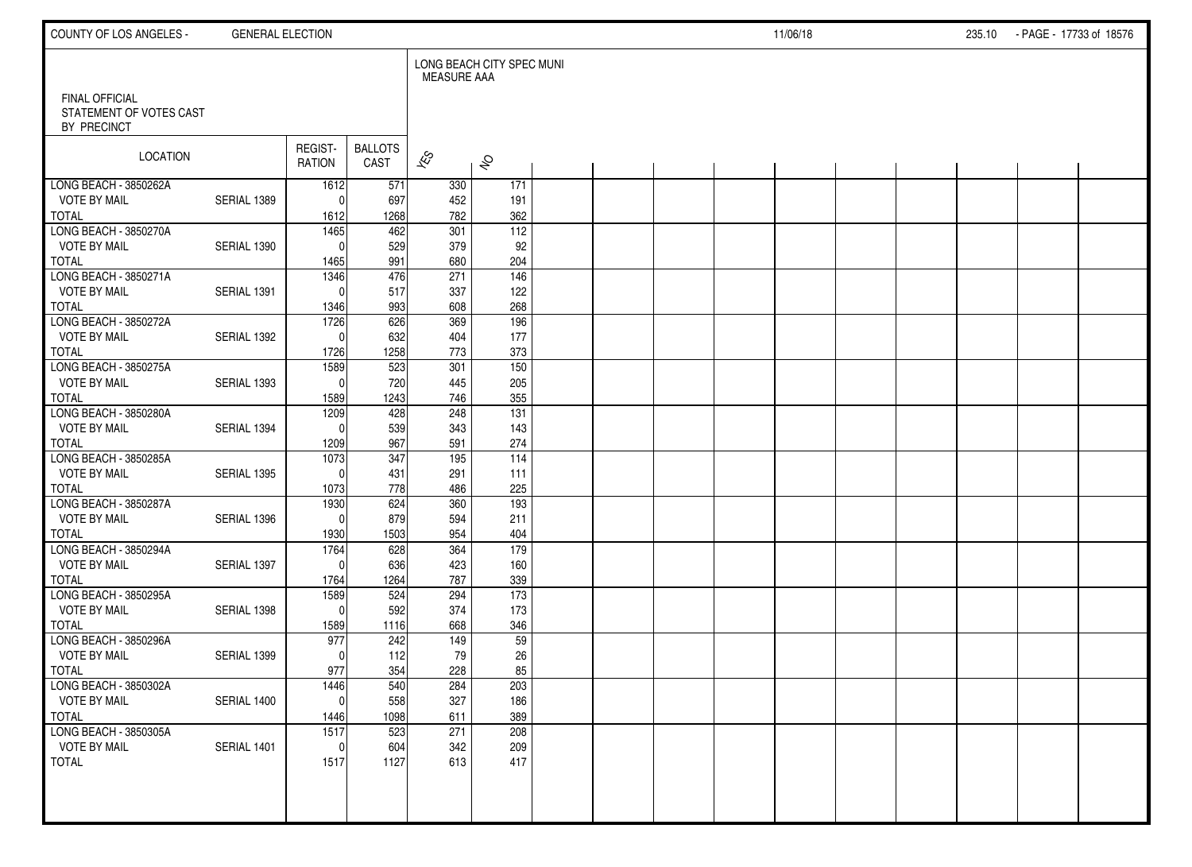FINAL OFFICIAL
STATEMENT OF VOTES CAST
BY PRECINCT

LONG BEACH CITY SPEC MUNI
MEASURE AAA

| LOCATION | | REGIST-RATION | BALLOTS CAST | YES | NO |
|---|---|---|---|---|---|
| LONG BEACH - 3850262A | | 1612 | 571 | 330 | 171 |
| VOTE BY MAIL | SERIAL 1389 | 0 | 697 | 452 | 191 |
| TOTAL | | 1612 | 1268 | 782 | 362 |
| LONG BEACH - 3850270A | | 1465 | 462 | 301 | 112 |
| VOTE BY MAIL | SERIAL 1390 | 0 | 529 | 379 | 92 |
| TOTAL | | 1465 | 991 | 680 | 204 |
| LONG BEACH - 3850271A | | 1346 | 476 | 271 | 146 |
| VOTE BY MAIL | SERIAL 1391 | 0 | 517 | 337 | 122 |
| TOTAL | | 1346 | 993 | 608 | 268 |
| LONG BEACH - 3850272A | | 1726 | 626 | 369 | 196 |
| VOTE BY MAIL | SERIAL 1392 | 0 | 632 | 404 | 177 |
| TOTAL | | 1726 | 1258 | 773 | 373 |
| LONG BEACH - 3850275A | | 1589 | 523 | 301 | 150 |
| VOTE BY MAIL | SERIAL 1393 | 0 | 720 | 445 | 205 |
| TOTAL | | 1589 | 1243 | 746 | 355 |
| LONG BEACH - 3850280A | | 1209 | 428 | 248 | 131 |
| VOTE BY MAIL | SERIAL 1394 | 0 | 539 | 343 | 143 |
| TOTAL | | 1209 | 967 | 591 | 274 |
| LONG BEACH - 3850285A | | 1073 | 347 | 195 | 114 |
| VOTE BY MAIL | SERIAL 1395 | 0 | 431 | 291 | 111 |
| TOTAL | | 1073 | 778 | 486 | 225 |
| LONG BEACH - 3850287A | | 1930 | 624 | 360 | 193 |
| VOTE BY MAIL | SERIAL 1396 | 0 | 879 | 594 | 211 |
| TOTAL | | 1930 | 1503 | 954 | 404 |
| LONG BEACH - 3850294A | | 1764 | 628 | 364 | 179 |
| VOTE BY MAIL | SERIAL 1397 | 0 | 636 | 423 | 160 |
| TOTAL | | 1764 | 1264 | 787 | 339 |
| LONG BEACH - 3850295A | | 1589 | 524 | 294 | 173 |
| VOTE BY MAIL | SERIAL 1398 | 0 | 592 | 374 | 173 |
| TOTAL | | 1589 | 1116 | 668 | 346 |
| LONG BEACH - 3850296A | | 977 | 242 | 149 | 59 |
| VOTE BY MAIL | SERIAL 1399 | 0 | 112 | 79 | 26 |
| TOTAL | | 977 | 354 | 228 | 85 |
| LONG BEACH - 3850302A | | 1446 | 540 | 284 | 203 |
| VOTE BY MAIL | SERIAL 1400 | 0 | 558 | 327 | 186 |
| TOTAL | | 1446 | 1098 | 611 | 389 |
| LONG BEACH - 3850305A | | 1517 | 523 | 271 | 208 |
| VOTE BY MAIL | SERIAL 1401 | 0 | 604 | 342 | 209 |
| TOTAL | | 1517 | 1127 | 613 | 417 |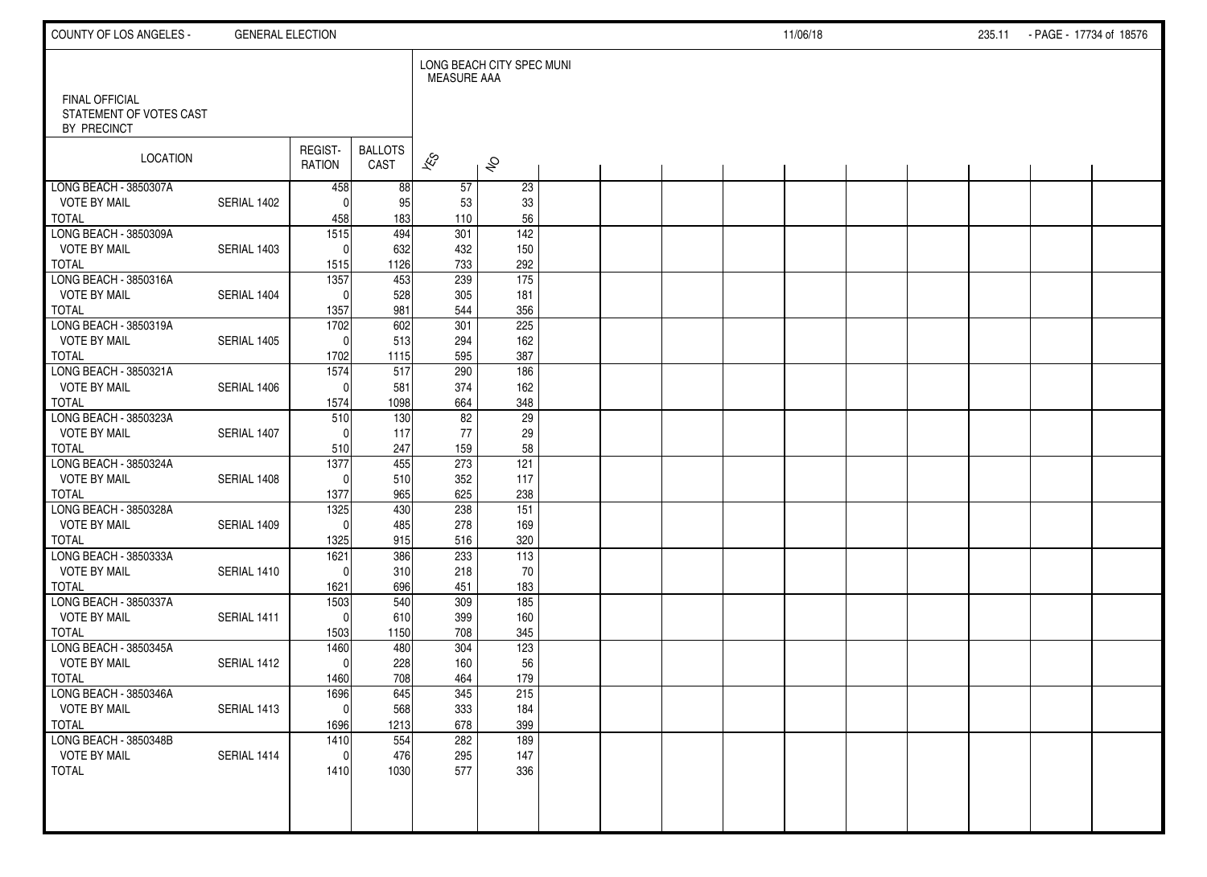FINAL OFFICIAL
STATEMENT OF VOTES CAST
BY PRECINCT

LONG BEACH CITY SPEC MUNI
MEASURE AAA

| LOCATION | | REGIST-RATION | BALLOTS CAST | YES | NO |
|---|---|---|---|---|---|
| LONG BEACH - 3850307A | | 458 | 88 | 57 | 23 |
| VOTE BY MAIL | SERIAL 1402 | 0 | 95 | 53 | 33 |
| TOTAL | | 458 | 183 | 110 | 56 |
| LONG BEACH - 3850309A | | 1515 | 494 | 301 | 142 |
| VOTE BY MAIL | SERIAL 1403 | 0 | 632 | 432 | 150 |
| TOTAL | | 1515 | 1126 | 733 | 292 |
| LONG BEACH - 3850316A | | 1357 | 453 | 239 | 175 |
| VOTE BY MAIL | SERIAL 1404 | 0 | 528 | 305 | 181 |
| TOTAL | | 1357 | 981 | 544 | 356 |
| LONG BEACH - 3850319A | | 1702 | 602 | 301 | 225 |
| VOTE BY MAIL | SERIAL 1405 | 0 | 513 | 294 | 162 |
| TOTAL | | 1702 | 1115 | 595 | 387 |
| LONG BEACH - 3850321A | | 1574 | 517 | 290 | 186 |
| VOTE BY MAIL | SERIAL 1406 | 0 | 581 | 374 | 162 |
| TOTAL | | 1574 | 1098 | 664 | 348 |
| LONG BEACH - 3850323A | | 510 | 130 | 82 | 29 |
| VOTE BY MAIL | SERIAL 1407 | 0 | 117 | 77 | 29 |
| TOTAL | | 510 | 247 | 159 | 58 |
| LONG BEACH - 3850324A | | 1377 | 455 | 273 | 121 |
| VOTE BY MAIL | SERIAL 1408 | 0 | 510 | 352 | 117 |
| TOTAL | | 1377 | 965 | 625 | 238 |
| LONG BEACH - 3850328A | | 1325 | 430 | 238 | 151 |
| VOTE BY MAIL | SERIAL 1409 | 0 | 485 | 278 | 169 |
| TOTAL | | 1325 | 915 | 516 | 320 |
| LONG BEACH - 3850333A | | 1621 | 386 | 233 | 113 |
| VOTE BY MAIL | SERIAL 1410 | 0 | 310 | 218 | 70 |
| TOTAL | | 1621 | 696 | 451 | 183 |
| LONG BEACH - 3850337A | | 1503 | 540 | 309 | 185 |
| VOTE BY MAIL | SERIAL 1411 | 0 | 610 | 399 | 160 |
| TOTAL | | 1503 | 1150 | 708 | 345 |
| LONG BEACH - 3850345A | | 1460 | 480 | 304 | 123 |
| VOTE BY MAIL | SERIAL 1412 | 0 | 228 | 160 | 56 |
| TOTAL | | 1460 | 708 | 464 | 179 |
| LONG BEACH - 3850346A | | 1696 | 645 | 345 | 215 |
| VOTE BY MAIL | SERIAL 1413 | 0 | 568 | 333 | 184 |
| TOTAL | | 1696 | 1213 | 678 | 399 |
| LONG BEACH - 3850348B | | 1410 | 554 | 282 | 189 |
| VOTE BY MAIL | SERIAL 1414 | 0 | 476 | 295 | 147 |
| TOTAL | | 1410 | 1030 | 577 | 336 |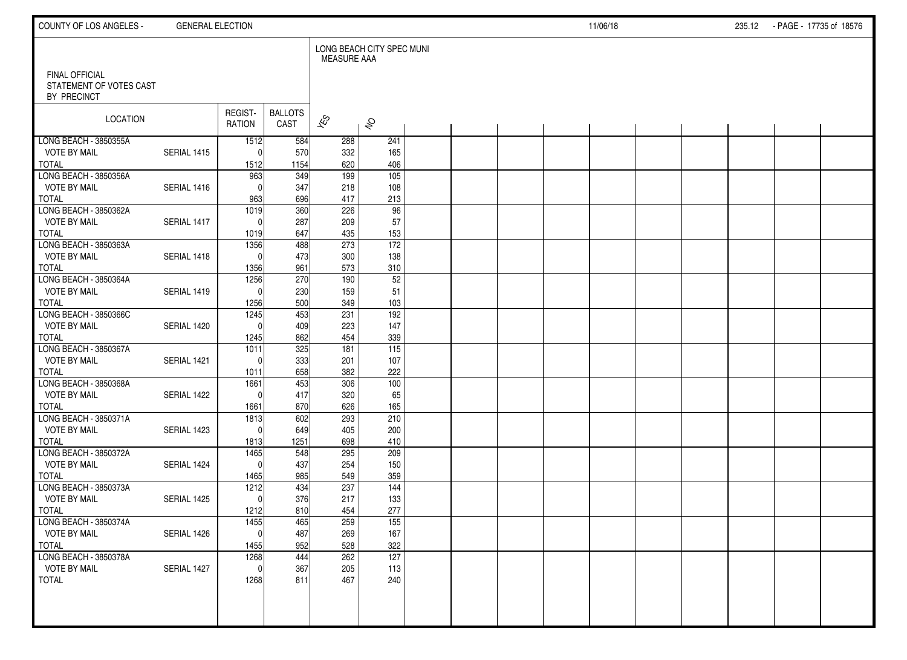FINAL OFFICIAL
STATEMENT OF VOTES CAST
BY PRECINCT

LONG BEACH CITY SPEC MUNI
MEASURE AAA

| LOCATION | | REGIST-RATION | BALLOTS CAST | YES | NO |
|---|---|---|---|---|---|
| LONG BEACH - 3850355A | | 1512 | 584 | 288 | 241 |
| VOTE BY MAIL | SERIAL 1415 | 0 | 570 | 332 | 165 |
| TOTAL | | 1512 | 1154 | 620 | 406 |
| LONG BEACH - 3850356A | | 963 | 349 | 199 | 105 |
| VOTE BY MAIL | SERIAL 1416 | 0 | 347 | 218 | 108 |
| TOTAL | | 963 | 696 | 417 | 213 |
| LONG BEACH - 3850362A | | 1019 | 360 | 226 | 96 |
| VOTE BY MAIL | SERIAL 1417 | 0 | 287 | 209 | 57 |
| TOTAL | | 1019 | 647 | 435 | 153 |
| LONG BEACH - 3850363A | | 1356 | 488 | 273 | 172 |
| VOTE BY MAIL | SERIAL 1418 | 0 | 473 | 300 | 138 |
| TOTAL | | 1356 | 961 | 573 | 310 |
| LONG BEACH - 3850364A | | 1256 | 270 | 190 | 52 |
| VOTE BY MAIL | SERIAL 1419 | 0 | 230 | 159 | 51 |
| TOTAL | | 1256 | 500 | 349 | 103 |
| LONG BEACH - 3850366C | | 1245 | 453 | 231 | 192 |
| VOTE BY MAIL | SERIAL 1420 | 0 | 409 | 223 | 147 |
| TOTAL | | 1245 | 862 | 454 | 339 |
| LONG BEACH - 3850367A | | 1011 | 325 | 181 | 115 |
| VOTE BY MAIL | SERIAL 1421 | 0 | 333 | 201 | 107 |
| TOTAL | | 1011 | 658 | 382 | 222 |
| LONG BEACH - 3850368A | | 1661 | 453 | 306 | 100 |
| VOTE BY MAIL | SERIAL 1422 | 0 | 417 | 320 | 65 |
| TOTAL | | 1661 | 870 | 626 | 165 |
| LONG BEACH - 3850371A | | 1813 | 602 | 293 | 210 |
| VOTE BY MAIL | SERIAL 1423 | 0 | 649 | 405 | 200 |
| TOTAL | | 1813 | 1251 | 698 | 410 |
| LONG BEACH - 3850372A | | 1465 | 548 | 295 | 209 |
| VOTE BY MAIL | SERIAL 1424 | 0 | 437 | 254 | 150 |
| TOTAL | | 1465 | 985 | 549 | 359 |
| LONG BEACH - 3850373A | | 1212 | 434 | 237 | 144 |
| VOTE BY MAIL | SERIAL 1425 | 0 | 376 | 217 | 133 |
| TOTAL | | 1212 | 810 | 454 | 277 |
| LONG BEACH - 3850374A | | 1455 | 465 | 259 | 155 |
| VOTE BY MAIL | SERIAL 1426 | 0 | 487 | 269 | 167 |
| TOTAL | | 1455 | 952 | 528 | 322 |
| LONG BEACH - 3850378A | | 1268 | 444 | 262 | 127 |
| VOTE BY MAIL | SERIAL 1427 | 0 | 367 | 205 | 113 |
| TOTAL | | 1268 | 811 | 467 | 240 |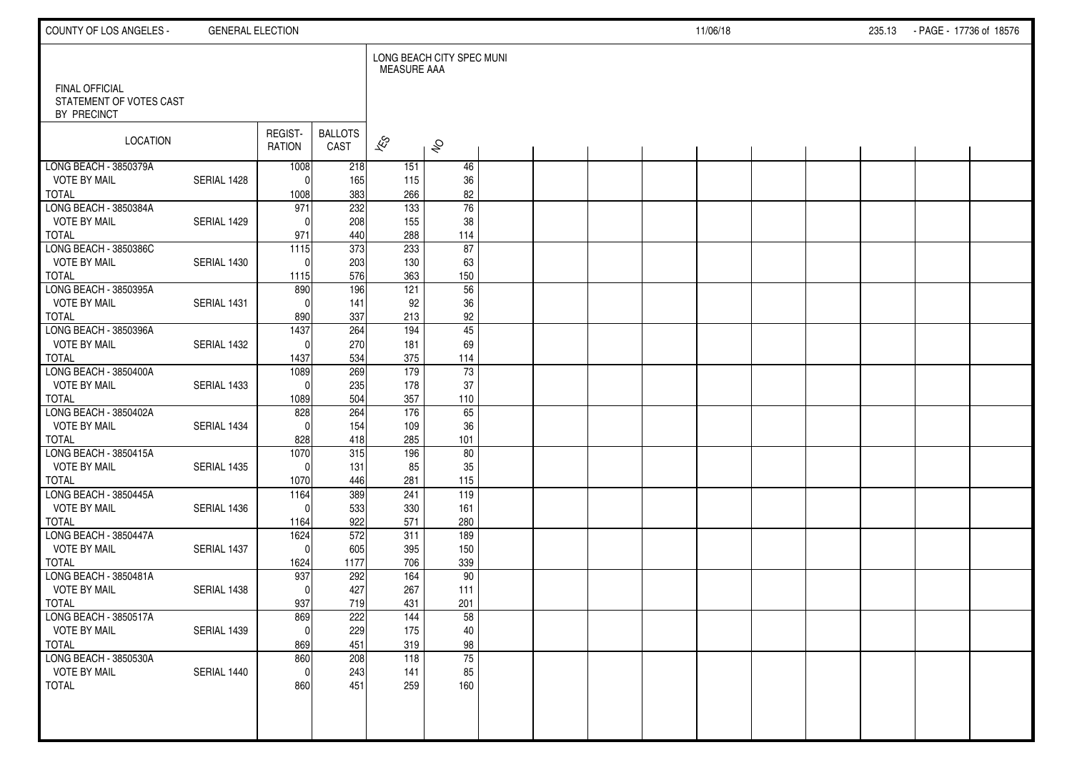FINAL OFFICIAL
STATEMENT OF VOTES CAST
BY PRECINCT

LONG BEACH CITY SPEC MUNI
MEASURE AAA

| LOCATION | | REGIST-RATION | BALLOTS CAST | YES | NO |
|---|---|---|---|---|---|
| LONG BEACH - 3850379A | | 1008 | 218 | 151 | 46 |
| VOTE BY MAIL | SERIAL 1428 | 0 | 165 | 115 | 36 |
| TOTAL | | 1008 | 383 | 266 | 82 |
| LONG BEACH - 3850384A | | 971 | 232 | 133 | 76 |
| VOTE BY MAIL | SERIAL 1429 | 0 | 208 | 155 | 38 |
| TOTAL | | 971 | 440 | 288 | 114 |
| LONG BEACH - 3850386C | | 1115 | 373 | 233 | 87 |
| VOTE BY MAIL | SERIAL 1430 | 0 | 203 | 130 | 63 |
| TOTAL | | 1115 | 576 | 363 | 150 |
| LONG BEACH - 3850395A | | 890 | 196 | 121 | 56 |
| VOTE BY MAIL | SERIAL 1431 | 0 | 141 | 92 | 36 |
| TOTAL | | 890 | 337 | 213 | 92 |
| LONG BEACH - 3850396A | | 1437 | 264 | 194 | 45 |
| VOTE BY MAIL | SERIAL 1432 | 0 | 270 | 181 | 69 |
| TOTAL | | 1437 | 534 | 375 | 114 |
| LONG BEACH - 3850400A | | 1089 | 269 | 179 | 73 |
| VOTE BY MAIL | SERIAL 1433 | 0 | 235 | 178 | 37 |
| TOTAL | | 1089 | 504 | 357 | 110 |
| LONG BEACH - 3850402A | | 828 | 264 | 176 | 65 |
| VOTE BY MAIL | SERIAL 1434 | 0 | 154 | 109 | 36 |
| TOTAL | | 828 | 418 | 285 | 101 |
| LONG BEACH - 3850415A | | 1070 | 315 | 196 | 80 |
| VOTE BY MAIL | SERIAL 1435 | 0 | 131 | 85 | 35 |
| TOTAL | | 1070 | 446 | 281 | 115 |
| LONG BEACH - 3850445A | | 1164 | 389 | 241 | 119 |
| VOTE BY MAIL | SERIAL 1436 | 0 | 533 | 330 | 161 |
| TOTAL | | 1164 | 922 | 571 | 280 |
| LONG BEACH - 3850447A | | 1624 | 572 | 311 | 189 |
| VOTE BY MAIL | SERIAL 1437 | 0 | 605 | 395 | 150 |
| TOTAL | | 1624 | 1177 | 706 | 339 |
| LONG BEACH - 3850481A | | 937 | 292 | 164 | 90 |
| VOTE BY MAIL | SERIAL 1438 | 0 | 427 | 267 | 111 |
| TOTAL | | 937 | 719 | 431 | 201 |
| LONG BEACH - 3850517A | | 869 | 222 | 144 | 58 |
| VOTE BY MAIL | SERIAL 1439 | 0 | 229 | 175 | 40 |
| TOTAL | | 869 | 451 | 319 | 98 |
| LONG BEACH - 3850530A | | 860 | 208 | 118 | 75 |
| VOTE BY MAIL | SERIAL 1440 | 0 | 243 | 141 | 85 |
| TOTAL | | 860 | 451 | 259 | 160 |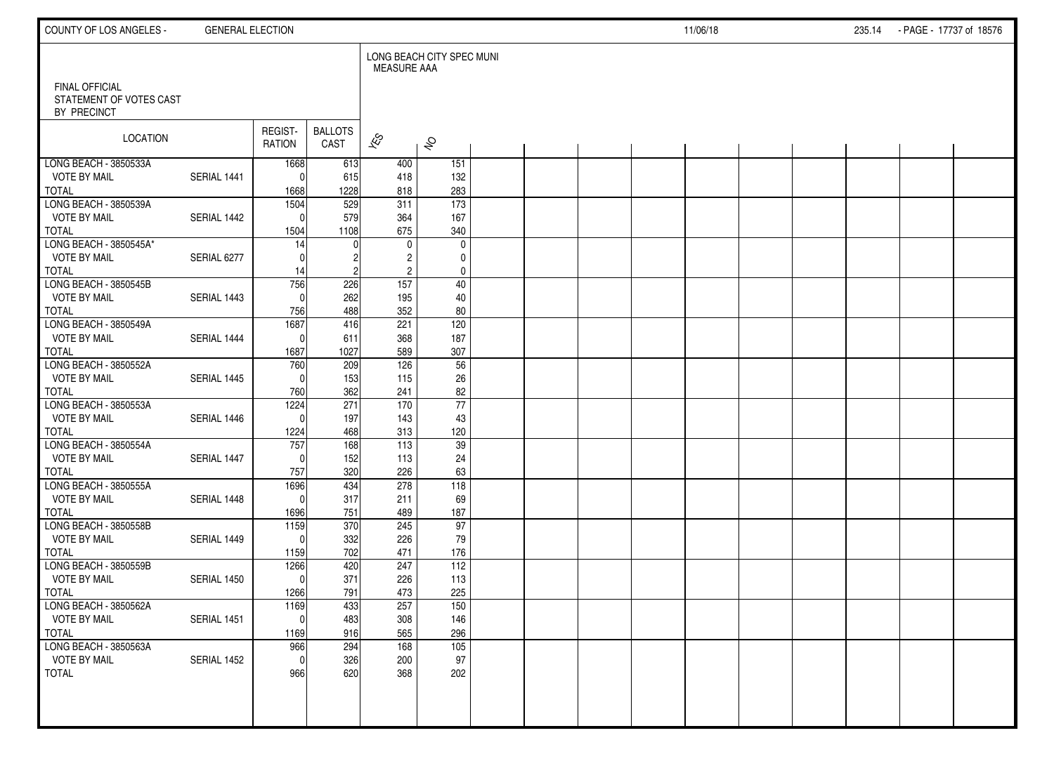FINAL OFFICIAL
STATEMENT OF VOTES CAST
BY PRECINCT

| LOCATION | | REGIST-RATION | BALLOTS CAST | LONG BEACH CITY SPEC MUNI MEASURE AAA | |
|---|---|---|---|---|---|
| | | | | YES | NO |
| LONG BEACH - 3850533A | | 1668 | 613 | 400 | 151 |
| VOTE BY MAIL | SERIAL 1441 | 0 | 615 | 418 | 132 |
| TOTAL | | 1668 | 1228 | 818 | 283 |
| LONG BEACH - 3850539A | | 1504 | 529 | 311 | 173 |
| VOTE BY MAIL | SERIAL 1442 | 0 | 579 | 364 | 167 |
| TOTAL | | 1504 | 1108 | 675 | 340 |
| LONG BEACH - 3850545A* | | 14 | 0 | 0 | 0 |
| VOTE BY MAIL | SERIAL 6277 | 0 | 2 | 2 | 0 |
| TOTAL | | 14 | 2 | 2 | 0 |
| LONG BEACH - 3850545B | | 756 | 226 | 157 | 40 |
| VOTE BY MAIL | SERIAL 1443 | 0 | 262 | 195 | 40 |
| TOTAL | | 756 | 488 | 352 | 80 |
| LONG BEACH - 3850549A | | 1687 | 416 | 221 | 120 |
| VOTE BY MAIL | SERIAL 1444 | 0 | 611 | 368 | 187 |
| TOTAL | | 1687 | 1027 | 589 | 307 |
| LONG BEACH - 3850552A | | 760 | 209 | 126 | 56 |
| VOTE BY MAIL | SERIAL 1445 | 0 | 153 | 115 | 26 |
| TOTAL | | 760 | 362 | 241 | 82 |
| LONG BEACH - 3850553A | | 1224 | 271 | 170 | 77 |
| VOTE BY MAIL | SERIAL 1446 | 0 | 197 | 143 | 43 |
| TOTAL | | 1224 | 468 | 313 | 120 |
| LONG BEACH - 3850554A | | 757 | 168 | 113 | 39 |
| VOTE BY MAIL | SERIAL 1447 | 0 | 152 | 113 | 24 |
| TOTAL | | 757 | 320 | 226 | 63 |
| LONG BEACH - 3850555A | | 1696 | 434 | 278 | 118 |
| VOTE BY MAIL | SERIAL 1448 | 0 | 317 | 211 | 69 |
| TOTAL | | 1696 | 751 | 489 | 187 |
| LONG BEACH - 3850558B | | 1159 | 370 | 245 | 97 |
| VOTE BY MAIL | SERIAL 1449 | 0 | 332 | 226 | 79 |
| TOTAL | | 1159 | 702 | 471 | 176 |
| LONG BEACH - 3850559B | | 1266 | 420 | 247 | 112 |
| VOTE BY MAIL | SERIAL 1450 | 0 | 371 | 226 | 113 |
| TOTAL | | 1266 | 791 | 473 | 225 |
| LONG BEACH - 3850562A | | 1169 | 433 | 257 | 150 |
| VOTE BY MAIL | SERIAL 1451 | 0 | 483 | 308 | 146 |
| TOTAL | | 1169 | 916 | 565 | 296 |
| LONG BEACH - 3850563A | | 966 | 294 | 168 | 105 |
| VOTE BY MAIL | SERIAL 1452 | 0 | 326 | 200 | 97 |
| TOTAL | | 966 | 620 | 368 | 202 |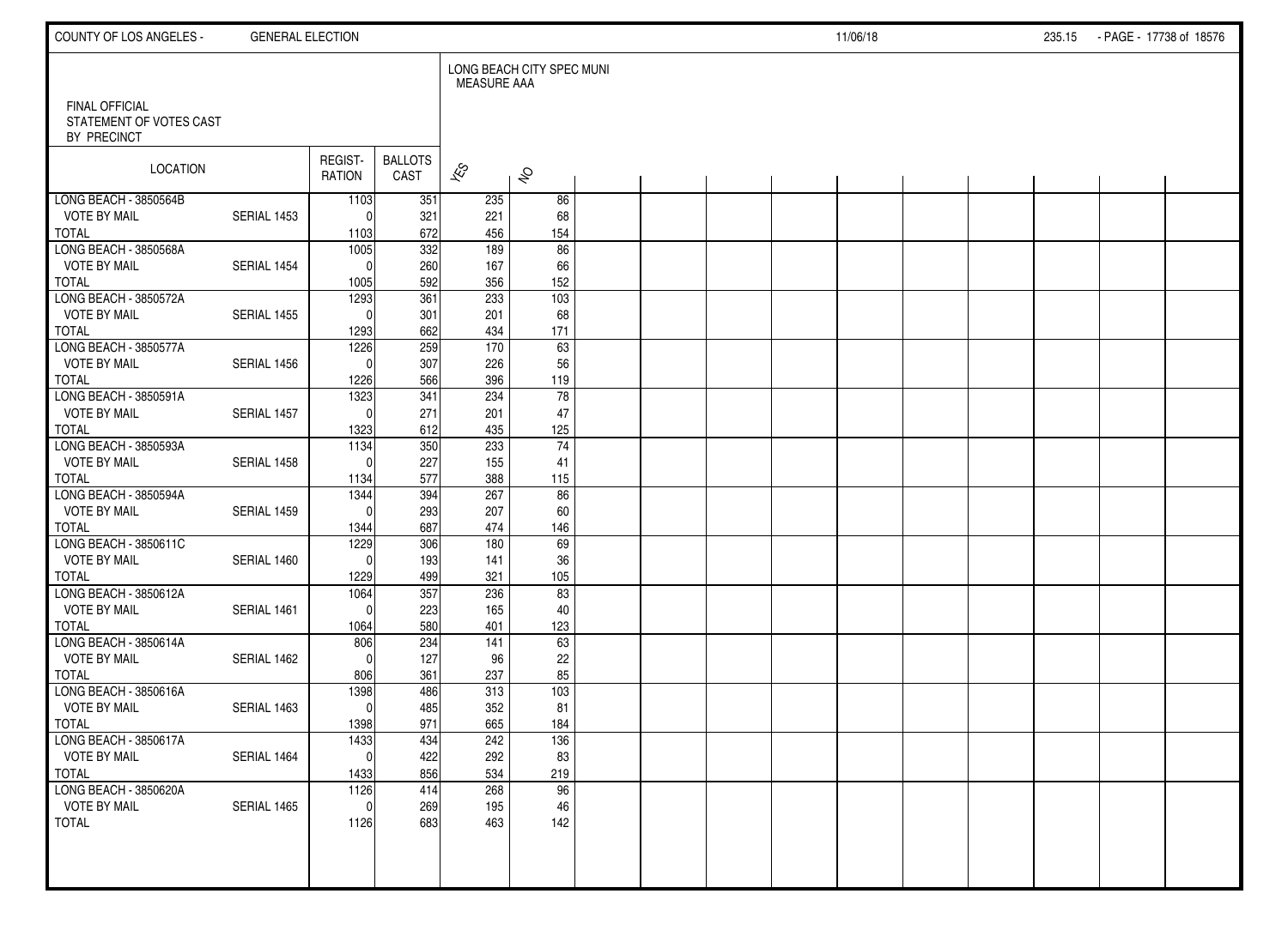FINAL OFFICIAL STATEMENT OF VOTES CAST BY PRECINCT

LONG BEACH CITY SPEC MUNI MEASURE AAA

| LOCATION | | REGISTRATION | BALLOTS CAST | YES | NO |
|---|---|---|---|---|---|
| LONG BEACH - 3850564B | | 1103 | 351 | 235 | 86 |
| VOTE BY MAIL | SERIAL 1453 | 0 | 321 | 221 | 68 |
| TOTAL | | 1103 | 672 | 456 | 154 |
| LONG BEACH - 3850568A | | 1005 | 332 | 189 | 86 |
| VOTE BY MAIL | SERIAL 1454 | 0 | 260 | 167 | 66 |
| TOTAL | | 1005 | 592 | 356 | 152 |
| LONG BEACH - 3850572A | | 1293 | 361 | 233 | 103 |
| VOTE BY MAIL | SERIAL 1455 | 0 | 301 | 201 | 68 |
| TOTAL | | 1293 | 662 | 434 | 171 |
| LONG BEACH - 3850577A | | 1226 | 259 | 170 | 63 |
| VOTE BY MAIL | SERIAL 1456 | 0 | 307 | 226 | 56 |
| TOTAL | | 1226 | 566 | 396 | 119 |
| LONG BEACH - 3850591A | | 1323 | 341 | 234 | 78 |
| VOTE BY MAIL | SERIAL 1457 | 0 | 271 | 201 | 47 |
| TOTAL | | 1323 | 612 | 435 | 125 |
| LONG BEACH - 3850593A | | 1134 | 350 | 233 | 74 |
| VOTE BY MAIL | SERIAL 1458 | 0 | 227 | 155 | 41 |
| TOTAL | | 1134 | 577 | 388 | 115 |
| LONG BEACH - 3850594A | | 1344 | 394 | 267 | 86 |
| VOTE BY MAIL | SERIAL 1459 | 0 | 293 | 207 | 60 |
| TOTAL | | 1344 | 687 | 474 | 146 |
| LONG BEACH - 3850611C | | 1229 | 306 | 180 | 69 |
| VOTE BY MAIL | SERIAL 1460 | 0 | 193 | 141 | 36 |
| TOTAL | | 1229 | 499 | 321 | 105 |
| LONG BEACH - 3850612A | | 1064 | 357 | 236 | 83 |
| VOTE BY MAIL | SERIAL 1461 | 0 | 223 | 165 | 40 |
| TOTAL | | 1064 | 580 | 401 | 123 |
| LONG BEACH - 3850614A | | 806 | 234 | 141 | 63 |
| VOTE BY MAIL | SERIAL 1462 | 0 | 127 | 96 | 22 |
| TOTAL | | 806 | 361 | 237 | 85 |
| LONG BEACH - 3850616A | | 1398 | 486 | 313 | 103 |
| VOTE BY MAIL | SERIAL 1463 | 0 | 485 | 352 | 81 |
| TOTAL | | 1398 | 971 | 665 | 184 |
| LONG BEACH - 3850617A | | 1433 | 434 | 242 | 136 |
| VOTE BY MAIL | SERIAL 1464 | 0 | 422 | 292 | 83 |
| TOTAL | | 1433 | 856 | 534 | 219 |
| LONG BEACH - 3850620A | | 1126 | 414 | 268 | 96 |
| VOTE BY MAIL | SERIAL 1465 | 0 | 269 | 195 | 46 |
| TOTAL | | 1126 | 683 | 463 | 142 |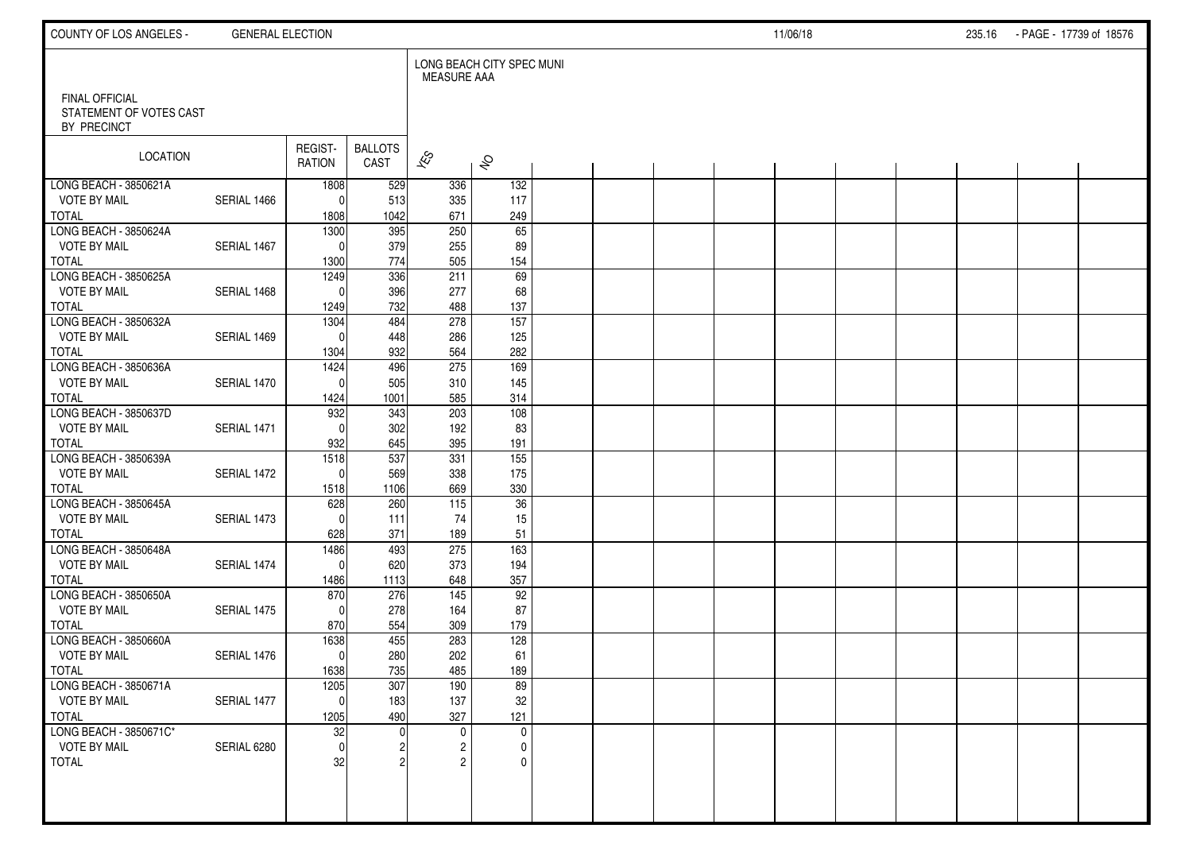FINAL OFFICIAL STATEMENT OF VOTES CAST BY PRECINCT

LONG BEACH CITY SPEC MUNI MEASURE AAA

| LOCATION | | REGIST-RATION | BALLOTS CAST | YES | NO |
|---|---|---|---|---|---|
| LONG BEACH - 3850621A | | 1808 | 529 | 336 | 132 |
| VOTE BY MAIL | SERIAL 1466 | 0 | 513 | 335 | 117 |
| TOTAL | | 1808 | 1042 | 671 | 249 |
| LONG BEACH - 3850624A | | 1300 | 395 | 250 | 65 |
| VOTE BY MAIL | SERIAL 1467 | 0 | 379 | 255 | 89 |
| TOTAL | | 1300 | 774 | 505 | 154 |
| LONG BEACH - 3850625A | | 1249 | 336 | 211 | 69 |
| VOTE BY MAIL | SERIAL 1468 | 0 | 396 | 277 | 68 |
| TOTAL | | 1249 | 732 | 488 | 137 |
| LONG BEACH - 3850632A | | 1304 | 484 | 278 | 157 |
| VOTE BY MAIL | SERIAL 1469 | 0 | 448 | 286 | 125 |
| TOTAL | | 1304 | 932 | 564 | 282 |
| LONG BEACH - 3850636A | | 1424 | 496 | 275 | 169 |
| VOTE BY MAIL | SERIAL 1470 | 0 | 505 | 310 | 145 |
| TOTAL | | 1424 | 1001 | 585 | 314 |
| LONG BEACH - 3850637D | | 932 | 343 | 203 | 108 |
| VOTE BY MAIL | SERIAL 1471 | 0 | 302 | 192 | 83 |
| TOTAL | | 932 | 645 | 395 | 191 |
| LONG BEACH - 3850639A | | 1518 | 537 | 331 | 155 |
| VOTE BY MAIL | SERIAL 1472 | 0 | 569 | 338 | 175 |
| TOTAL | | 1518 | 1106 | 669 | 330 |
| LONG BEACH - 3850645A | | 628 | 260 | 115 | 36 |
| VOTE BY MAIL | SERIAL 1473 | 0 | 111 | 74 | 15 |
| TOTAL | | 628 | 371 | 189 | 51 |
| LONG BEACH - 3850648A | | 1486 | 493 | 275 | 163 |
| VOTE BY MAIL | SERIAL 1474 | 0 | 620 | 373 | 194 |
| TOTAL | | 1486 | 1113 | 648 | 357 |
| LONG BEACH - 3850650A | | 870 | 276 | 145 | 92 |
| VOTE BY MAIL | SERIAL 1475 | 0 | 278 | 164 | 87 |
| TOTAL | | 870 | 554 | 309 | 179 |
| LONG BEACH - 3850660A | | 1638 | 455 | 283 | 128 |
| VOTE BY MAIL | SERIAL 1476 | 0 | 280 | 202 | 61 |
| TOTAL | | 1638 | 735 | 485 | 189 |
| LONG BEACH - 3850671A | | 1205 | 307 | 190 | 89 |
| VOTE BY MAIL | SERIAL 1477 | 0 | 183 | 137 | 32 |
| TOTAL | | 1205 | 490 | 327 | 121 |
| LONG BEACH - 3850671C* | | 32 | 0 | 0 | 0 |
| VOTE BY MAIL | SERIAL 6280 | 0 | 2 | 2 | 0 |
| TOTAL | | 32 | 2 | 2 | 0 |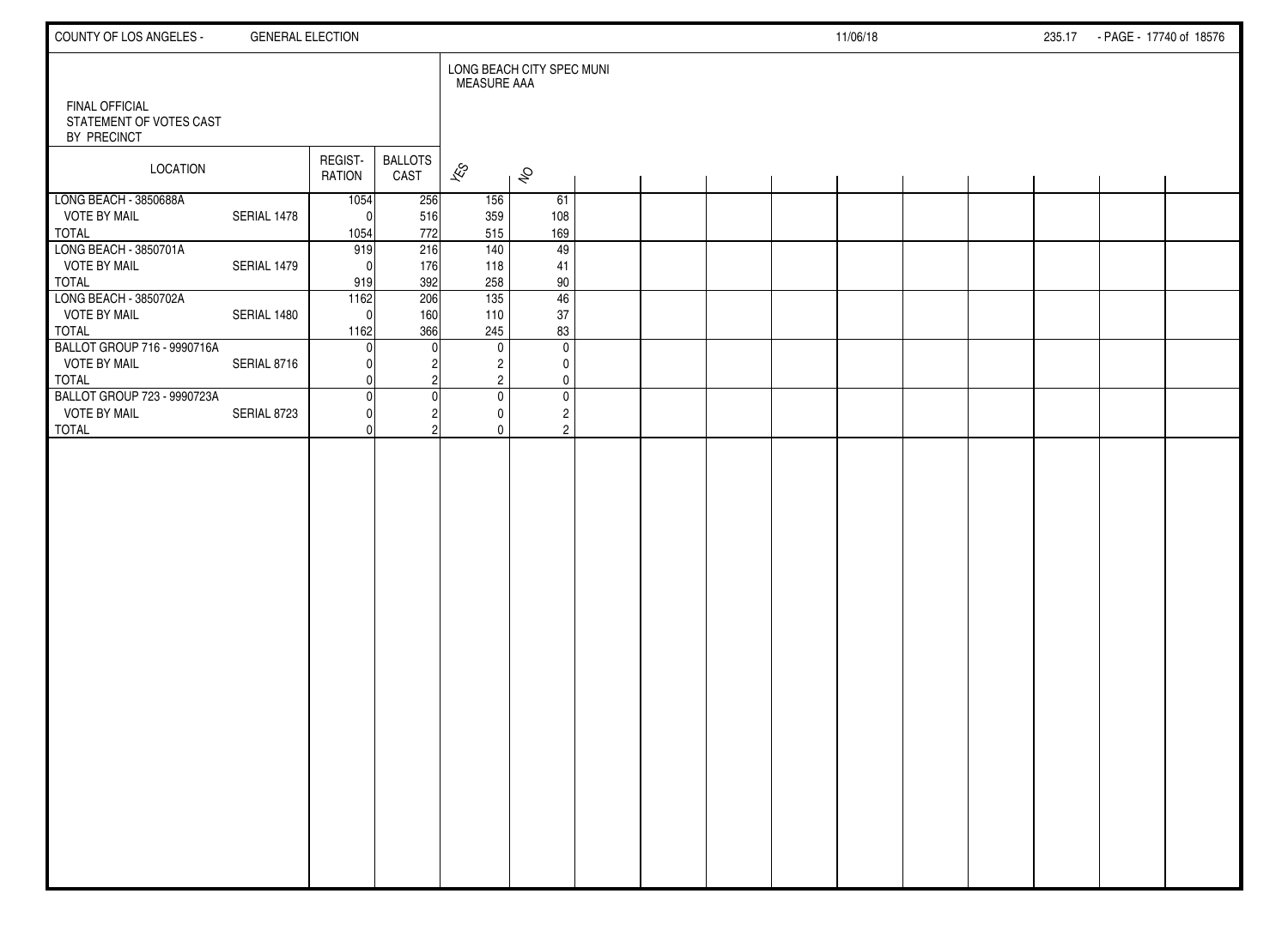FINAL OFFICIAL
STATEMENT OF VOTES CAST
BY PRECINCT

LONG BEACH CITY SPEC MUNI
MEASURE AAA

| LOCATION | | REGIST-RATION | BALLOTS CAST | YES | NO |
|---|---|---|---|---|---|
| LONG BEACH - 3850688A | | 1054 | 256 | 156 | 61 |
| VOTE BY MAIL | SERIAL 1478 | 0 | 516 | 359 | 108 |
| TOTAL | | 1054 | 772 | 515 | 169 |
| LONG BEACH - 3850701A | | 919 | 216 | 140 | 49 |
| VOTE BY MAIL | SERIAL 1479 | 0 | 176 | 118 | 41 |
| TOTAL | | 919 | 392 | 258 | 90 |
| LONG BEACH - 3850702A | | 1162 | 206 | 135 | 46 |
| VOTE BY MAIL | SERIAL 1480 | 0 | 160 | 110 | 37 |
| TOTAL | | 1162 | 366 | 245 | 83 |
| BALLOT GROUP 716 - 9990716A | | 0 | 0 | 0 | 0 |
| VOTE BY MAIL | SERIAL 8716 | 0 | 2 | 2 | 0 |
| TOTAL | | 0 | 2 | 2 | 0 |
| BALLOT GROUP 723 - 9990723A | | 0 | 0 | 0 | 0 |
| VOTE BY MAIL | SERIAL 8723 | 0 | 2 | 0 | 2 |
| TOTAL | | 0 | 2 | 0 | 2 |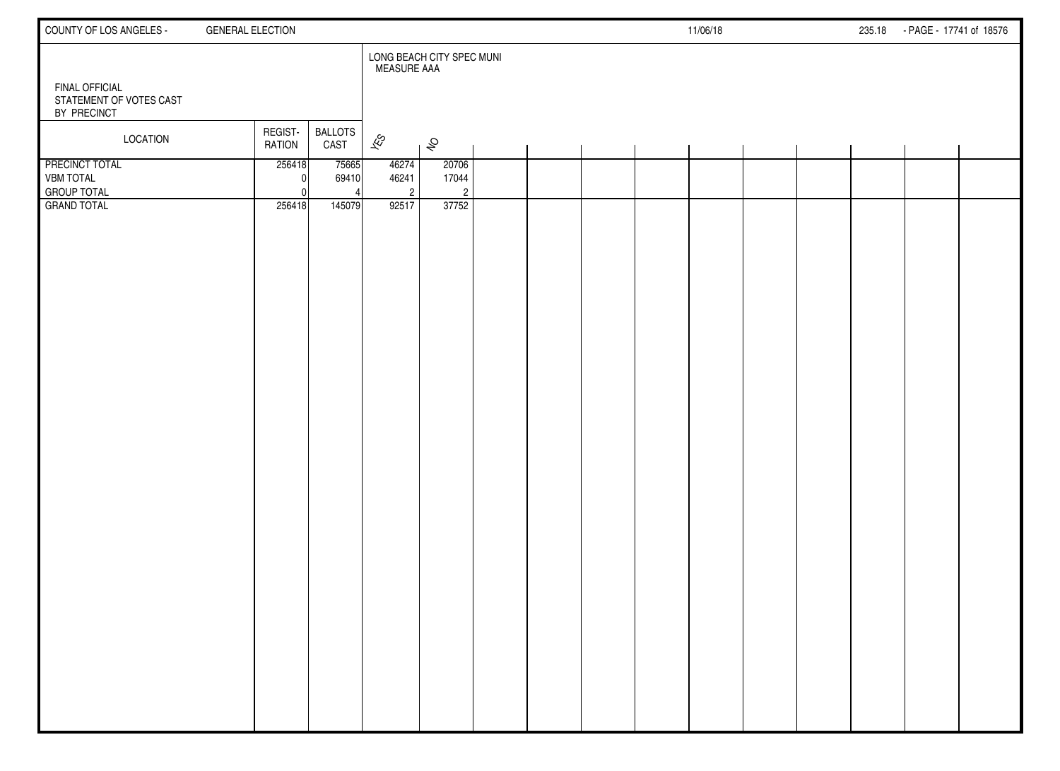FINAL OFFICIAL
STATEMENT OF VOTES CAST
BY PRECINCT

LONG BEACH CITY SPEC MUNI
MEASURE AAA

| LOCATION | REGIST-RATION | BALLOTS CAST | YES | NO |
|---|---|---|---|---|
| PRECINCT TOTAL | 256418 | 75665 | 46274 | 20706 |
| VBM TOTAL | 0 | 69410 | 46241 | 17044 |
| GROUP TOTAL | 0 | 4 | 2 | 2 |
| GRAND TOTAL | 256418 | 145079 | 92517 | 37752 |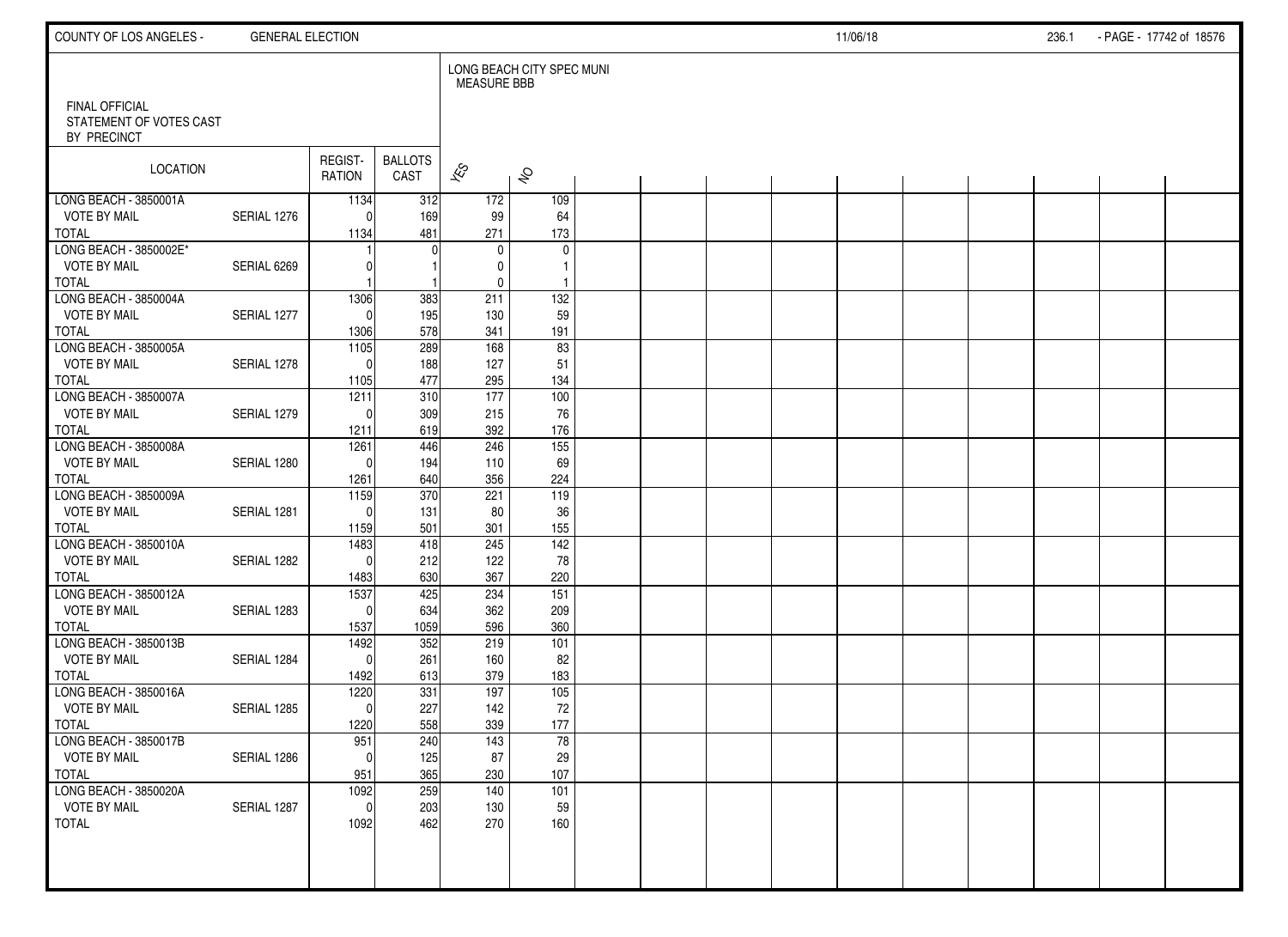FINAL OFFICIAL
STATEMENT OF VOTES CAST
BY PRECINCT

LONG BEACH CITY SPEC MUNI
MEASURE BBB

| LOCATION | | REGISTRATION | BALLOTS CAST | YES | NO |
|---|---|---|---|---|---|
| LONG BEACH - 3850001A | | 1134 | 312 | 172 | 109 |
| VOTE BY MAIL | SERIAL 1276 | 0 | 169 | 99 | 64 |
| TOTAL | | 1134 | 481 | 271 | 173 |
| LONG BEACH - 3850002E* | | 1 | 0 | 0 | 0 |
| VOTE BY MAIL | SERIAL 6269 | 0 | 1 | 0 | 1 |
| TOTAL | | 1 | 1 | 0 | 1 |
| LONG BEACH - 3850004A | | 1306 | 383 | 211 | 132 |
| VOTE BY MAIL | SERIAL 1277 | 0 | 195 | 130 | 59 |
| TOTAL | | 1306 | 578 | 341 | 191 |
| LONG BEACH - 3850005A | | 1105 | 289 | 168 | 83 |
| VOTE BY MAIL | SERIAL 1278 | 0 | 188 | 127 | 51 |
| TOTAL | | 1105 | 477 | 295 | 134 |
| LONG BEACH - 3850007A | | 1211 | 310 | 177 | 100 |
| VOTE BY MAIL | SERIAL 1279 | 0 | 309 | 215 | 76 |
| TOTAL | | 1211 | 619 | 392 | 176 |
| LONG BEACH - 3850008A | | 1261 | 446 | 246 | 155 |
| VOTE BY MAIL | SERIAL 1280 | 0 | 194 | 110 | 69 |
| TOTAL | | 1261 | 640 | 356 | 224 |
| LONG BEACH - 3850009A | | 1159 | 370 | 221 | 119 |
| VOTE BY MAIL | SERIAL 1281 | 0 | 131 | 80 | 36 |
| TOTAL | | 1159 | 501 | 301 | 155 |
| LONG BEACH - 3850010A | | 1483 | 418 | 245 | 142 |
| VOTE BY MAIL | SERIAL 1282 | 0 | 212 | 122 | 78 |
| TOTAL | | 1483 | 630 | 367 | 220 |
| LONG BEACH - 3850012A | | 1537 | 425 | 234 | 151 |
| VOTE BY MAIL | SERIAL 1283 | 0 | 634 | 362 | 209 |
| TOTAL | | 1537 | 1059 | 596 | 360 |
| LONG BEACH - 3850013B | | 1492 | 352 | 219 | 101 |
| VOTE BY MAIL | SERIAL 1284 | 0 | 261 | 160 | 82 |
| TOTAL | | 1492 | 613 | 379 | 183 |
| LONG BEACH - 3850016A | | 1220 | 331 | 197 | 105 |
| VOTE BY MAIL | SERIAL 1285 | 0 | 227 | 142 | 72 |
| TOTAL | | 1220 | 558 | 339 | 177 |
| LONG BEACH - 3850017B | | 951 | 240 | 143 | 78 |
| VOTE BY MAIL | SERIAL 1286 | 0 | 125 | 87 | 29 |
| TOTAL | | 951 | 365 | 230 | 107 |
| LONG BEACH - 3850020A | | 1092 | 259 | 140 | 101 |
| VOTE BY MAIL | SERIAL 1287 | 0 | 203 | 130 | 59 |
| TOTAL | | 1092 | 462 | 270 | 160 |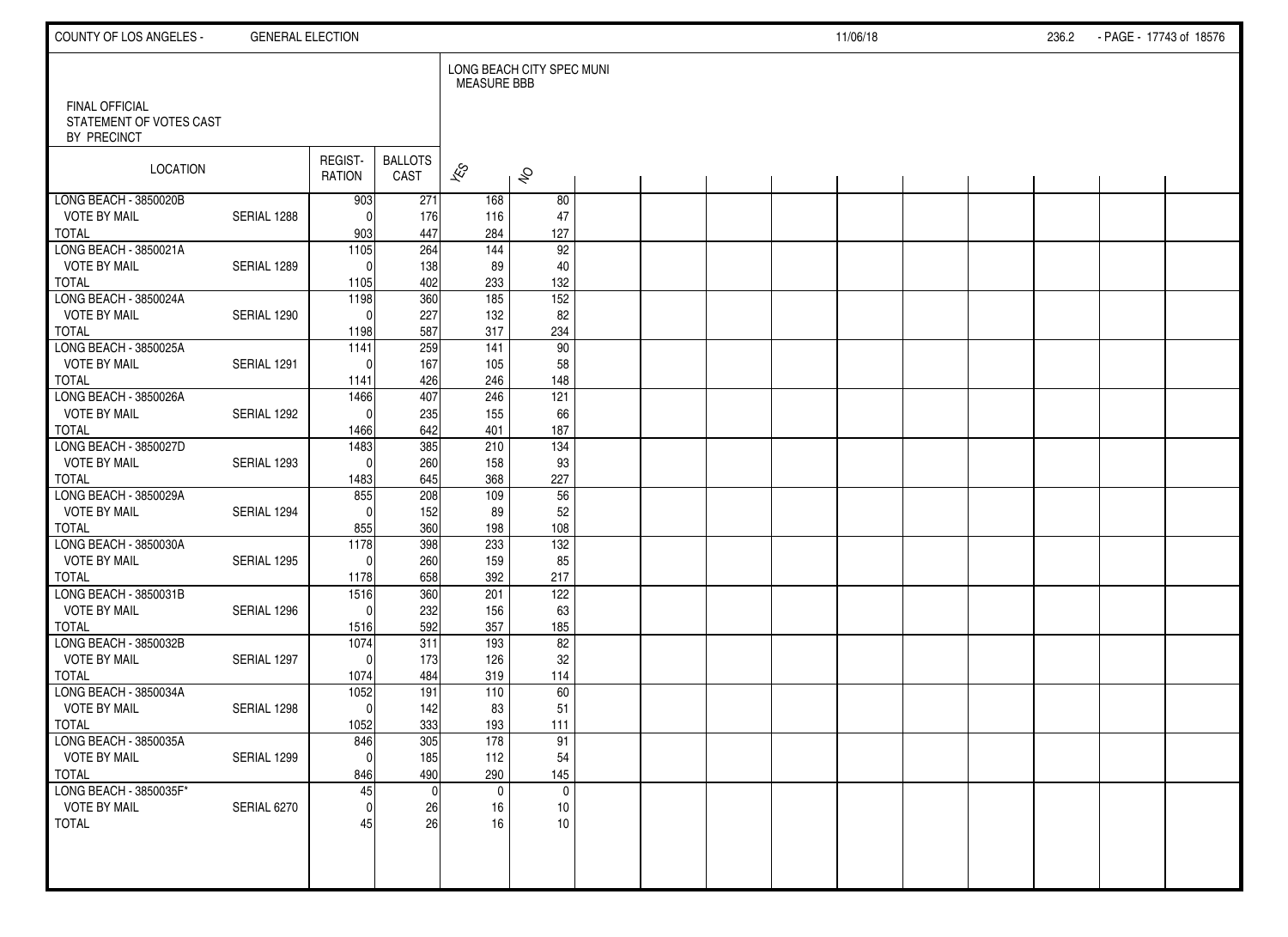FINAL OFFICIAL
STATEMENT OF VOTES CAST
BY PRECINCT

LONG BEACH CITY SPEC MUNI
MEASURE BBB

| LOCATION | | REGIST-RATION | BALLOTS CAST | YES | NO |
|---|---|---|---|---|---|
| LONG BEACH - 3850020B | | 903 | 271 | 168 | 80 |
| VOTE BY MAIL | SERIAL 1288 | 0 | 176 | 116 | 47 |
| TOTAL | | 903 | 447 | 284 | 127 |
| LONG BEACH - 3850021A | | 1105 | 264 | 144 | 92 |
| VOTE BY MAIL | SERIAL 1289 | 0 | 138 | 89 | 40 |
| TOTAL | | 1105 | 402 | 233 | 132 |
| LONG BEACH - 3850024A | | 1198 | 360 | 185 | 152 |
| VOTE BY MAIL | SERIAL 1290 | 0 | 227 | 132 | 82 |
| TOTAL | | 1198 | 587 | 317 | 234 |
| LONG BEACH - 3850025A | | 1141 | 259 | 141 | 90 |
| VOTE BY MAIL | SERIAL 1291 | 0 | 167 | 105 | 58 |
| TOTAL | | 1141 | 426 | 246 | 148 |
| LONG BEACH - 3850026A | | 1466 | 407 | 246 | 121 |
| VOTE BY MAIL | SERIAL 1292 | 0 | 235 | 155 | 66 |
| TOTAL | | 1466 | 642 | 401 | 187 |
| LONG BEACH - 3850027D | | 1483 | 385 | 210 | 134 |
| VOTE BY MAIL | SERIAL 1293 | 0 | 260 | 158 | 93 |
| TOTAL | | 1483 | 645 | 368 | 227 |
| LONG BEACH - 3850029A | | 855 | 208 | 109 | 56 |
| VOTE BY MAIL | SERIAL 1294 | 0 | 152 | 89 | 52 |
| TOTAL | | 855 | 360 | 198 | 108 |
| LONG BEACH - 3850030A | | 1178 | 398 | 233 | 132 |
| VOTE BY MAIL | SERIAL 1295 | 0 | 260 | 159 | 85 |
| TOTAL | | 1178 | 658 | 392 | 217 |
| LONG BEACH - 3850031B | | 1516 | 360 | 201 | 122 |
| VOTE BY MAIL | SERIAL 1296 | 0 | 232 | 156 | 63 |
| TOTAL | | 1516 | 592 | 357 | 185 |
| LONG BEACH - 3850032B | | 1074 | 311 | 193 | 82 |
| VOTE BY MAIL | SERIAL 1297 | 0 | 173 | 126 | 32 |
| TOTAL | | 1074 | 484 | 319 | 114 |
| LONG BEACH - 3850034A | | 1052 | 191 | 110 | 60 |
| VOTE BY MAIL | SERIAL 1298 | 0 | 142 | 83 | 51 |
| TOTAL | | 1052 | 333 | 193 | 111 |
| LONG BEACH - 3850035A | | 846 | 305 | 178 | 91 |
| VOTE BY MAIL | SERIAL 1299 | 0 | 185 | 112 | 54 |
| TOTAL | | 846 | 490 | 290 | 145 |
| LONG BEACH - 3850035F* | | 45 | 0 | 0 | 0 |
| VOTE BY MAIL | SERIAL 6270 | 0 | 26 | 16 | 10 |
| TOTAL | | 45 | 26 | 16 | 10 |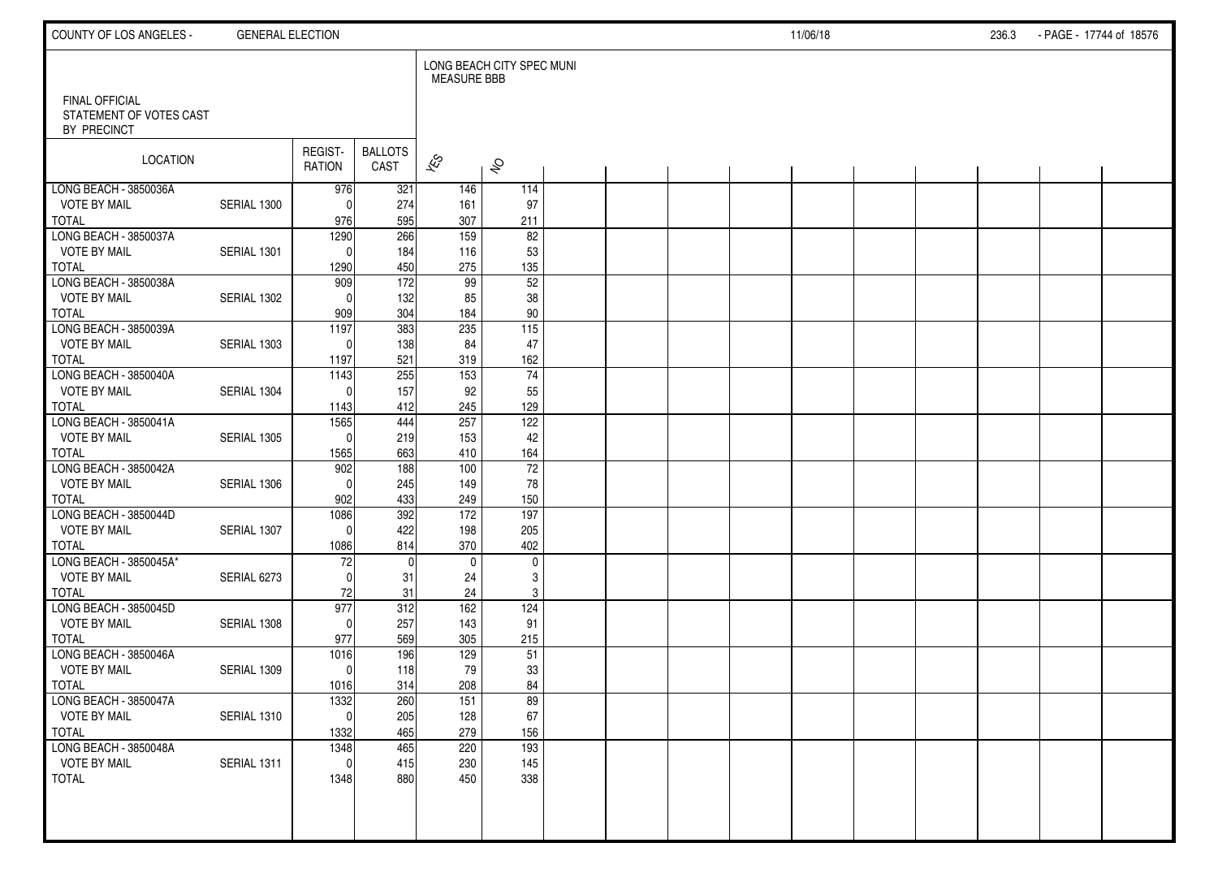LONG BEACH CITY SPEC MUNI
MEASURE BBB

FINAL OFFICIAL
STATEMENT OF VOTES CAST
BY PRECINCT

| LOCATION | | REGIST-RATION | BALLOTS CAST | YES | NO |
|---|---|---|---|---|---|
| LONG BEACH - 3850036A | | 976 | 321 | 146 | 114 |
| VOTE BY MAIL | SERIAL 1300 | 0 | 274 | 161 | 97 |
| TOTAL | | 976 | 595 | 307 | 211 |
| LONG BEACH - 3850037A | | 1290 | 266 | 159 | 82 |
| VOTE BY MAIL | SERIAL 1301 | 0 | 184 | 116 | 53 |
| TOTAL | | 1290 | 450 | 275 | 135 |
| LONG BEACH - 3850038A | | 909 | 172 | 99 | 52 |
| VOTE BY MAIL | SERIAL 1302 | 0 | 132 | 85 | 38 |
| TOTAL | | 909 | 304 | 184 | 90 |
| LONG BEACH - 3850039A | | 1197 | 383 | 235 | 115 |
| VOTE BY MAIL | SERIAL 1303 | 0 | 138 | 84 | 47 |
| TOTAL | | 1197 | 521 | 319 | 162 |
| LONG BEACH - 3850040A | | 1143 | 255 | 153 | 74 |
| VOTE BY MAIL | SERIAL 1304 | 0 | 157 | 92 | 55 |
| TOTAL | | 1143 | 412 | 245 | 129 |
| LONG BEACH - 3850041A | | 1565 | 444 | 257 | 122 |
| VOTE BY MAIL | SERIAL 1305 | 0 | 219 | 153 | 42 |
| TOTAL | | 1565 | 663 | 410 | 164 |
| LONG BEACH - 3850042A | | 902 | 188 | 100 | 72 |
| VOTE BY MAIL | SERIAL 1306 | 0 | 245 | 149 | 78 |
| TOTAL | | 902 | 433 | 249 | 150 |
| LONG BEACH - 3850044D | | 1086 | 392 | 172 | 197 |
| VOTE BY MAIL | SERIAL 1307 | 0 | 422 | 198 | 205 |
| TOTAL | | 1086 | 814 | 370 | 402 |
| LONG BEACH - 3850045A* | | 72 | 0 | 0 | 0 |
| VOTE BY MAIL | SERIAL 6273 | 0 | 31 | 24 | 3 |
| TOTAL | | 72 | 31 | 24 | 3 |
| LONG BEACH - 3850045D | | 977 | 312 | 162 | 124 |
| VOTE BY MAIL | SERIAL 1308 | 0 | 257 | 143 | 91 |
| TOTAL | | 977 | 569 | 305 | 215 |
| LONG BEACH - 3850046A | | 1016 | 196 | 129 | 51 |
| VOTE BY MAIL | SERIAL 1309 | 0 | 118 | 79 | 33 |
| TOTAL | | 1016 | 314 | 208 | 84 |
| LONG BEACH - 3850047A | | 1332 | 260 | 151 | 89 |
| VOTE BY MAIL | SERIAL 1310 | 0 | 205 | 128 | 67 |
| TOTAL | | 1332 | 465 | 279 | 156 |
| LONG BEACH - 3850048A | | 1348 | 465 | 220 | 193 |
| VOTE BY MAIL | SERIAL 1311 | 0 | 415 | 230 | 145 |
| TOTAL | | 1348 | 880 | 450 | 338 |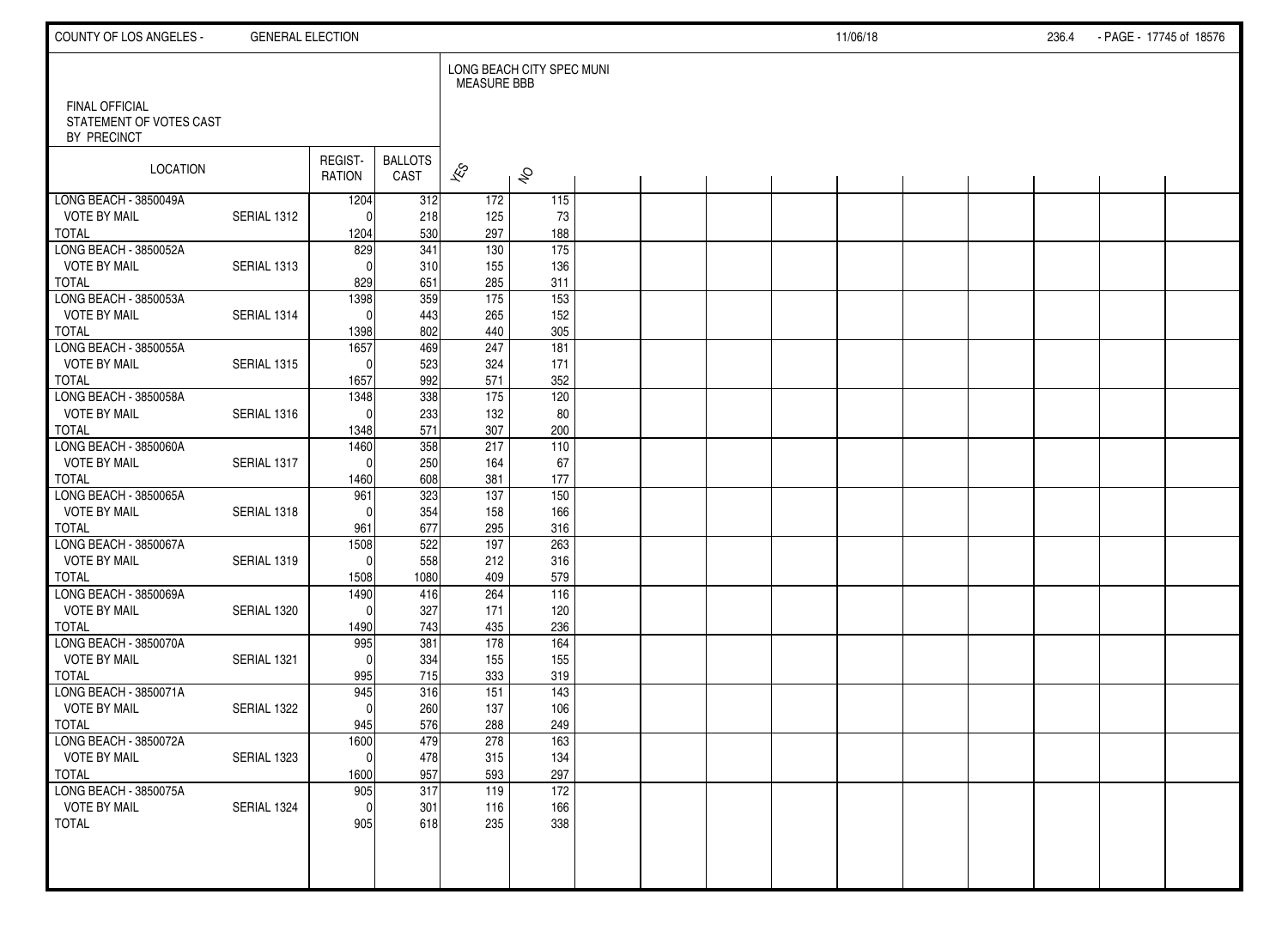FINAL OFFICIAL
STATEMENT OF VOTES CAST
BY PRECINCT

LONG BEACH CITY SPEC MUNI
MEASURE BBB

| LOCATION | | REGIST-RATION | BALLOTS CAST | YES | NO |
|---|---|---|---|---|---|
| LONG BEACH - 3850049A | | 1204 | 312 | 172 | 115 |
| VOTE BY MAIL | SERIAL 1312 | 0 | 218 | 125 | 73 |
| TOTAL | | 1204 | 530 | 297 | 188 |
| LONG BEACH - 3850052A | | 829 | 341 | 130 | 175 |
| VOTE BY MAIL | SERIAL 1313 | 0 | 310 | 155 | 136 |
| TOTAL | | 829 | 651 | 285 | 311 |
| LONG BEACH - 3850053A | | 1398 | 359 | 175 | 153 |
| VOTE BY MAIL | SERIAL 1314 | 0 | 443 | 265 | 152 |
| TOTAL | | 1398 | 802 | 440 | 305 |
| LONG BEACH - 3850055A | | 1657 | 469 | 247 | 181 |
| VOTE BY MAIL | SERIAL 1315 | 0 | 523 | 324 | 171 |
| TOTAL | | 1657 | 992 | 571 | 352 |
| LONG BEACH - 3850058A | | 1348 | 338 | 175 | 120 |
| VOTE BY MAIL | SERIAL 1316 | 0 | 233 | 132 | 80 |
| TOTAL | | 1348 | 571 | 307 | 200 |
| LONG BEACH - 3850060A | | 1460 | 358 | 217 | 110 |
| VOTE BY MAIL | SERIAL 1317 | 0 | 250 | 164 | 67 |
| TOTAL | | 1460 | 608 | 381 | 177 |
| LONG BEACH - 3850065A | | 961 | 323 | 137 | 150 |
| VOTE BY MAIL | SERIAL 1318 | 0 | 354 | 158 | 166 |
| TOTAL | | 961 | 677 | 295 | 316 |
| LONG BEACH - 3850067A | | 1508 | 522 | 197 | 263 |
| VOTE BY MAIL | SERIAL 1319 | 0 | 558 | 212 | 316 |
| TOTAL | | 1508 | 1080 | 409 | 579 |
| LONG BEACH - 3850069A | | 1490 | 416 | 264 | 116 |
| VOTE BY MAIL | SERIAL 1320 | 0 | 327 | 171 | 120 |
| TOTAL | | 1490 | 743 | 435 | 236 |
| LONG BEACH - 3850070A | | 995 | 381 | 178 | 164 |
| VOTE BY MAIL | SERIAL 1321 | 0 | 334 | 155 | 155 |
| TOTAL | | 995 | 715 | 333 | 319 |
| LONG BEACH - 3850071A | | 945 | 316 | 151 | 143 |
| VOTE BY MAIL | SERIAL 1322 | 0 | 260 | 137 | 106 |
| TOTAL | | 945 | 576 | 288 | 249 |
| LONG BEACH - 3850072A | | 1600 | 479 | 278 | 163 |
| VOTE BY MAIL | SERIAL 1323 | 0 | 478 | 315 | 134 |
| TOTAL | | 1600 | 957 | 593 | 297 |
| LONG BEACH - 3850075A | | 905 | 317 | 119 | 172 |
| VOTE BY MAIL | SERIAL 1324 | 0 | 301 | 116 | 166 |
| TOTAL | | 905 | 618 | 235 | 338 |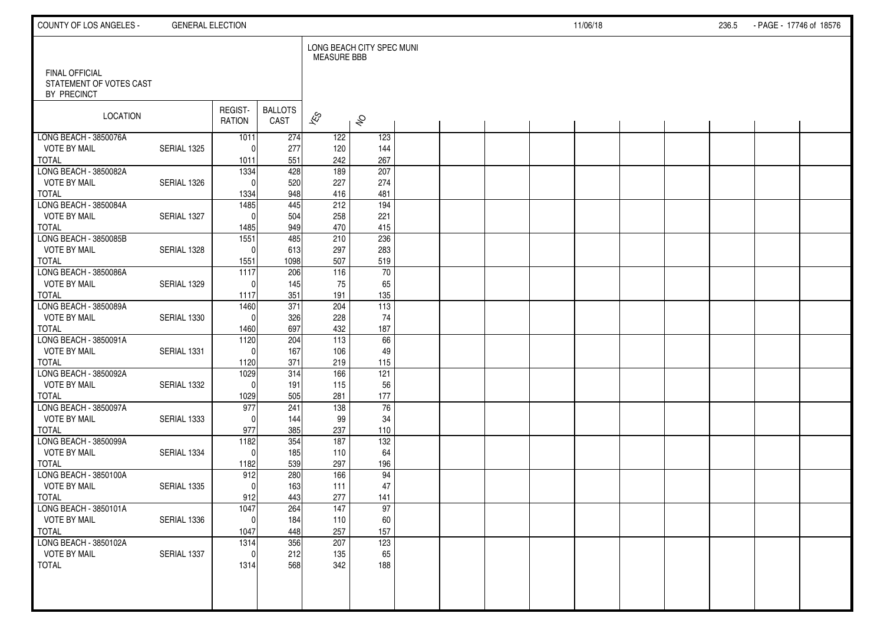FINAL OFFICIAL STATEMENT OF VOTES CAST BY PRECINCT

LONG BEACH CITY SPEC MUNI MEASURE BBB

| LOCATION | | REGISTRATION | BALLOTS CAST | YES | NO |
|---|---|---|---|---|---|
| LONG BEACH - 3850076A | | 1011 | 274 | 122 | 123 |
| VOTE BY MAIL | SERIAL 1325 | 0 | 277 | 120 | 144 |
| TOTAL | | 1011 | 551 | 242 | 267 |
| LONG BEACH - 3850082A | | 1334 | 428 | 189 | 207 |
| VOTE BY MAIL | SERIAL 1326 | 0 | 520 | 227 | 274 |
| TOTAL | | 1334 | 948 | 416 | 481 |
| LONG BEACH - 3850084A | | 1485 | 445 | 212 | 194 |
| VOTE BY MAIL | SERIAL 1327 | 0 | 504 | 258 | 221 |
| TOTAL | | 1485 | 949 | 470 | 415 |
| LONG BEACH - 3850085B | | 1551 | 485 | 210 | 236 |
| VOTE BY MAIL | SERIAL 1328 | 0 | 613 | 297 | 283 |
| TOTAL | | 1551 | 1098 | 507 | 519 |
| LONG BEACH - 3850086A | | 1117 | 206 | 116 | 70 |
| VOTE BY MAIL | SERIAL 1329 | 0 | 145 | 75 | 65 |
| TOTAL | | 1117 | 351 | 191 | 135 |
| LONG BEACH - 3850089A | | 1460 | 371 | 204 | 113 |
| VOTE BY MAIL | SERIAL 1330 | 0 | 326 | 228 | 74 |
| TOTAL | | 1460 | 697 | 432 | 187 |
| LONG BEACH - 3850091A | | 1120 | 204 | 113 | 66 |
| VOTE BY MAIL | SERIAL 1331 | 0 | 167 | 106 | 49 |
| TOTAL | | 1120 | 371 | 219 | 115 |
| LONG BEACH - 3850092A | | 1029 | 314 | 166 | 121 |
| VOTE BY MAIL | SERIAL 1332 | 0 | 191 | 115 | 56 |
| TOTAL | | 1029 | 505 | 281 | 177 |
| LONG BEACH - 3850097A | | 977 | 241 | 138 | 76 |
| VOTE BY MAIL | SERIAL 1333 | 0 | 144 | 99 | 34 |
| TOTAL | | 977 | 385 | 237 | 110 |
| LONG BEACH - 3850099A | | 1182 | 354 | 187 | 132 |
| VOTE BY MAIL | SERIAL 1334 | 0 | 185 | 110 | 64 |
| TOTAL | | 1182 | 539 | 297 | 196 |
| LONG BEACH - 3850100A | | 912 | 280 | 166 | 94 |
| VOTE BY MAIL | SERIAL 1335 | 0 | 163 | 111 | 47 |
| TOTAL | | 912 | 443 | 277 | 141 |
| LONG BEACH - 3850101A | | 1047 | 264 | 147 | 97 |
| VOTE BY MAIL | SERIAL 1336 | 0 | 184 | 110 | 60 |
| TOTAL | | 1047 | 448 | 257 | 157 |
| LONG BEACH - 3850102A | | 1314 | 356 | 207 | 123 |
| VOTE BY MAIL | SERIAL 1337 | 0 | 212 | 135 | 65 |
| TOTAL | | 1314 | 568 | 342 | 188 |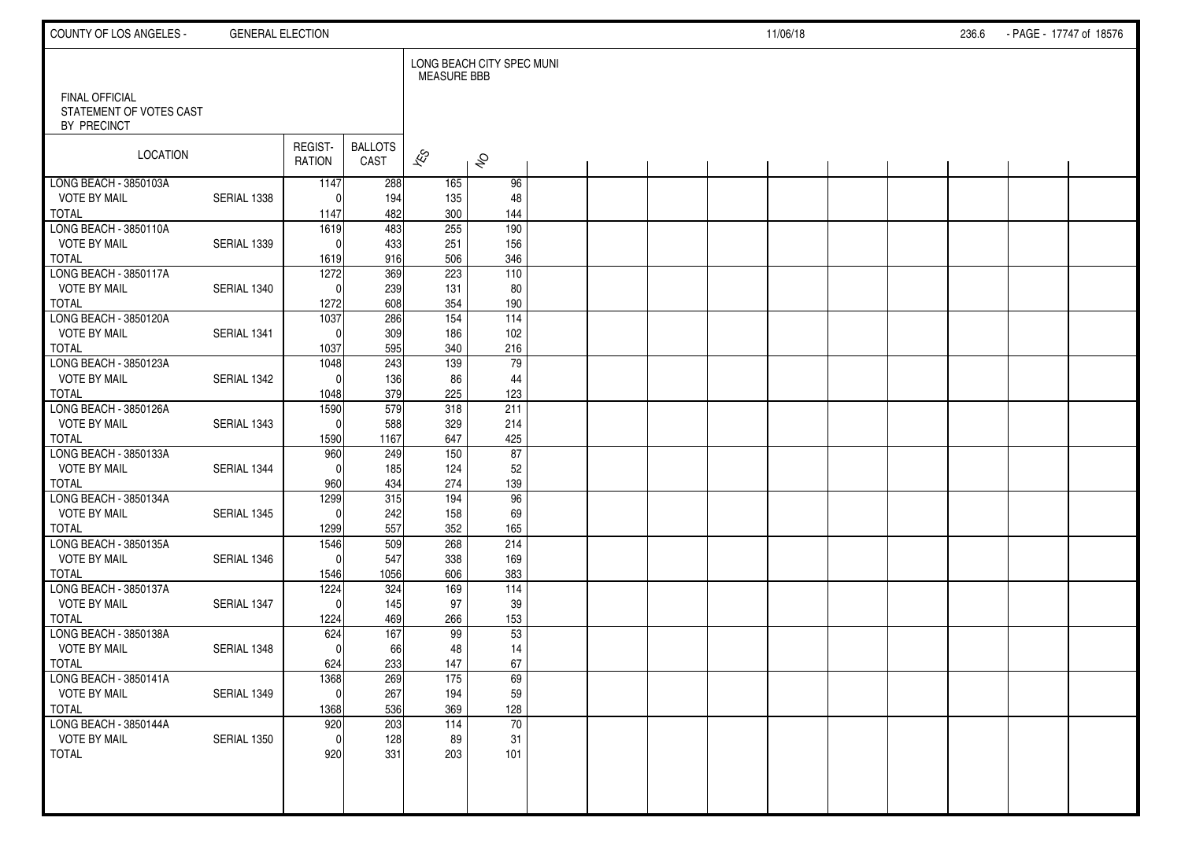FINAL OFFICIAL STATEMENT OF VOTES CAST BY PRECINCT

LONG BEACH CITY SPEC MUNI MEASURE BBB

| LOCATION | | REGIST-RATION | BALLOTS CAST | YES | NO |
|---|---|---|---|---|---|
| LONG BEACH - 3850103A | | 1147 | 288 | 165 | 96 |
| VOTE BY MAIL | SERIAL 1338 | 0 | 194 | 135 | 48 |
| TOTAL | | 1147 | 482 | 300 | 144 |
| LONG BEACH - 3850110A | | 1619 | 483 | 255 | 190 |
| VOTE BY MAIL | SERIAL 1339 | 0 | 433 | 251 | 156 |
| TOTAL | | 1619 | 916 | 506 | 346 |
| LONG BEACH - 3850117A | | 1272 | 369 | 223 | 110 |
| VOTE BY MAIL | SERIAL 1340 | 0 | 239 | 131 | 80 |
| TOTAL | | 1272 | 608 | 354 | 190 |
| LONG BEACH - 3850120A | | 1037 | 286 | 154 | 114 |
| VOTE BY MAIL | SERIAL 1341 | 0 | 309 | 186 | 102 |
| TOTAL | | 1037 | 595 | 340 | 216 |
| LONG BEACH - 3850123A | | 1048 | 243 | 139 | 79 |
| VOTE BY MAIL | SERIAL 1342 | 0 | 136 | 86 | 44 |
| TOTAL | | 1048 | 379 | 225 | 123 |
| LONG BEACH - 3850126A | | 1590 | 579 | 318 | 211 |
| VOTE BY MAIL | SERIAL 1343 | 0 | 588 | 329 | 214 |
| TOTAL | | 1590 | 1167 | 647 | 425 |
| LONG BEACH - 3850133A | | 960 | 249 | 150 | 87 |
| VOTE BY MAIL | SERIAL 1344 | 0 | 185 | 124 | 52 |
| TOTAL | | 960 | 434 | 274 | 139 |
| LONG BEACH - 3850134A | | 1299 | 315 | 194 | 96 |
| VOTE BY MAIL | SERIAL 1345 | 0 | 242 | 158 | 69 |
| TOTAL | | 1299 | 557 | 352 | 165 |
| LONG BEACH - 3850135A | | 1546 | 509 | 268 | 214 |
| VOTE BY MAIL | SERIAL 1346 | 0 | 547 | 338 | 169 |
| TOTAL | | 1546 | 1056 | 606 | 383 |
| LONG BEACH - 3850137A | | 1224 | 324 | 169 | 114 |
| VOTE BY MAIL | SERIAL 1347 | 0 | 145 | 97 | 39 |
| TOTAL | | 1224 | 469 | 266 | 153 |
| LONG BEACH - 3850138A | | 624 | 167 | 99 | 53 |
| VOTE BY MAIL | SERIAL 1348 | 0 | 66 | 48 | 14 |
| TOTAL | | 624 | 233 | 147 | 67 |
| LONG BEACH - 3850141A | | 1368 | 269 | 175 | 69 |
| VOTE BY MAIL | SERIAL 1349 | 0 | 267 | 194 | 59 |
| TOTAL | | 1368 | 536 | 369 | 128 |
| LONG BEACH - 3850144A | | 920 | 203 | 114 | 70 |
| VOTE BY MAIL | SERIAL 1350 | 0 | 128 | 89 | 31 |
| TOTAL | | 920 | 331 | 203 | 101 |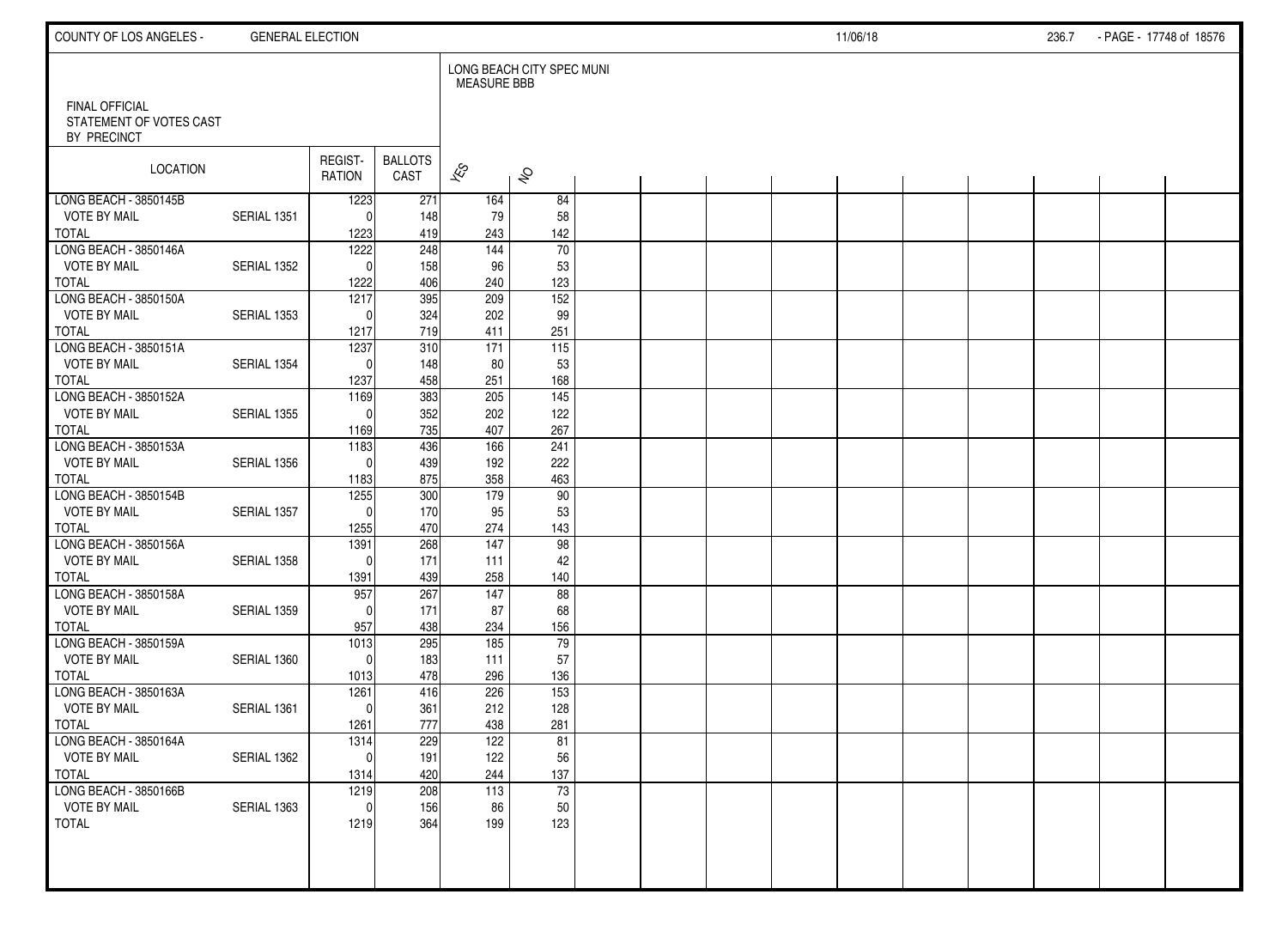FINAL OFFICIAL STATEMENT OF VOTES CAST BY PRECINCT

LONG BEACH CITY SPEC MUNI MEASURE BBB

| LOCATION | | REGISTRATION | BALLOTS CAST | YES | NO |
|---|---|---|---|---|---|
| LONG BEACH - 3850145B | | 1223 | 271 | 164 | 84 |
| VOTE BY MAIL | SERIAL 1351 | 0 | 148 | 79 | 58 |
| TOTAL | | 1223 | 419 | 243 | 142 |
| LONG BEACH - 3850146A | | 1222 | 248 | 144 | 70 |
| VOTE BY MAIL | SERIAL 1352 | 0 | 158 | 96 | 53 |
| TOTAL | | 1222 | 406 | 240 | 123 |
| LONG BEACH - 3850150A | | 1217 | 395 | 209 | 152 |
| VOTE BY MAIL | SERIAL 1353 | 0 | 324 | 202 | 99 |
| TOTAL | | 1217 | 719 | 411 | 251 |
| LONG BEACH - 3850151A | | 1237 | 310 | 171 | 115 |
| VOTE BY MAIL | SERIAL 1354 | 0 | 148 | 80 | 53 |
| TOTAL | | 1237 | 458 | 251 | 168 |
| LONG BEACH - 3850152A | | 1169 | 383 | 205 | 145 |
| VOTE BY MAIL | SERIAL 1355 | 0 | 352 | 202 | 122 |
| TOTAL | | 1169 | 735 | 407 | 267 |
| LONG BEACH - 3850153A | | 1183 | 436 | 166 | 241 |
| VOTE BY MAIL | SERIAL 1356 | 0 | 439 | 192 | 222 |
| TOTAL | | 1183 | 875 | 358 | 463 |
| LONG BEACH - 3850154B | | 1255 | 300 | 179 | 90 |
| VOTE BY MAIL | SERIAL 1357 | 0 | 170 | 95 | 53 |
| TOTAL | | 1255 | 470 | 274 | 143 |
| LONG BEACH - 3850156A | | 1391 | 268 | 147 | 98 |
| VOTE BY MAIL | SERIAL 1358 | 0 | 171 | 111 | 42 |
| TOTAL | | 1391 | 439 | 258 | 140 |
| LONG BEACH - 3850158A | | 957 | 267 | 147 | 88 |
| VOTE BY MAIL | SERIAL 1359 | 0 | 171 | 87 | 68 |
| TOTAL | | 957 | 438 | 234 | 156 |
| LONG BEACH - 3850159A | | 1013 | 295 | 185 | 79 |
| VOTE BY MAIL | SERIAL 1360 | 0 | 183 | 111 | 57 |
| TOTAL | | 1013 | 478 | 296 | 136 |
| LONG BEACH - 3850163A | | 1261 | 416 | 226 | 153 |
| VOTE BY MAIL | SERIAL 1361 | 0 | 361 | 212 | 128 |
| TOTAL | | 1261 | 777 | 438 | 281 |
| LONG BEACH - 3850164A | | 1314 | 229 | 122 | 81 |
| VOTE BY MAIL | SERIAL 1362 | 0 | 191 | 122 | 56 |
| TOTAL | | 1314 | 420 | 244 | 137 |
| LONG BEACH - 3850166B | | 1219 | 208 | 113 | 73 |
| VOTE BY MAIL | SERIAL 1363 | 0 | 156 | 86 | 50 |
| TOTAL | | 1219 | 364 | 199 | 123 |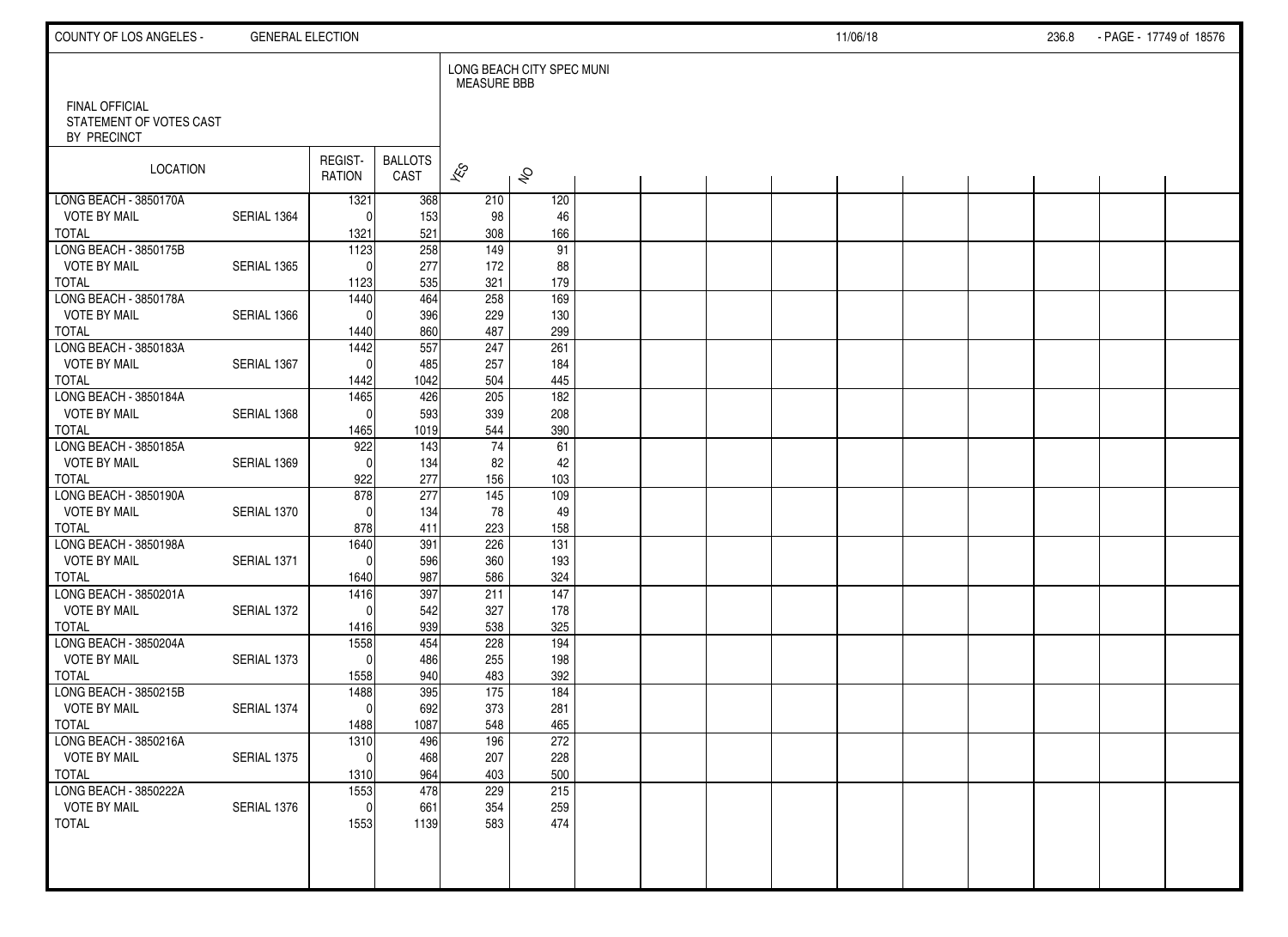FINAL OFFICIAL STATEMENT OF VOTES CAST BY PRECINCT

LONG BEACH CITY SPEC MUNI MEASURE BBB

| LOCATION | | REGISTRATION | BALLOTS CAST | YES | NO |
|---|---|---|---|---|---|
| LONG BEACH - 3850170A | | 1321 | 368 | 210 | 120 |
| VOTE BY MAIL | SERIAL 1364 | 0 | 153 | 98 | 46 |
| TOTAL | | 1321 | 521 | 308 | 166 |
| LONG BEACH - 3850175B | | 1123 | 258 | 149 | 91 |
| VOTE BY MAIL | SERIAL 1365 | 0 | 277 | 172 | 88 |
| TOTAL | | 1123 | 535 | 321 | 179 |
| LONG BEACH - 3850178A | | 1440 | 464 | 258 | 169 |
| VOTE BY MAIL | SERIAL 1366 | 0 | 396 | 229 | 130 |
| TOTAL | | 1440 | 860 | 487 | 299 |
| LONG BEACH - 3850183A | | 1442 | 557 | 247 | 261 |
| VOTE BY MAIL | SERIAL 1367 | 0 | 485 | 257 | 184 |
| TOTAL | | 1442 | 1042 | 504 | 445 |
| LONG BEACH - 3850184A | | 1465 | 426 | 205 | 182 |
| VOTE BY MAIL | SERIAL 1368 | 0 | 593 | 339 | 208 |
| TOTAL | | 1465 | 1019 | 544 | 390 |
| LONG BEACH - 3850185A | | 922 | 143 | 74 | 61 |
| VOTE BY MAIL | SERIAL 1369 | 0 | 134 | 82 | 42 |
| TOTAL | | 922 | 277 | 156 | 103 |
| LONG BEACH - 3850190A | | 878 | 277 | 145 | 109 |
| VOTE BY MAIL | SERIAL 1370 | 0 | 134 | 78 | 49 |
| TOTAL | | 878 | 411 | 223 | 158 |
| LONG BEACH - 3850198A | | 1640 | 391 | 226 | 131 |
| VOTE BY MAIL | SERIAL 1371 | 0 | 596 | 360 | 193 |
| TOTAL | | 1640 | 987 | 586 | 324 |
| LONG BEACH - 3850201A | | 1416 | 397 | 211 | 147 |
| VOTE BY MAIL | SERIAL 1372 | 0 | 542 | 327 | 178 |
| TOTAL | | 1416 | 939 | 538 | 325 |
| LONG BEACH - 3850204A | | 1558 | 454 | 228 | 194 |
| VOTE BY MAIL | SERIAL 1373 | 0 | 486 | 255 | 198 |
| TOTAL | | 1558 | 940 | 483 | 392 |
| LONG BEACH - 3850215B | | 1488 | 395 | 175 | 184 |
| VOTE BY MAIL | SERIAL 1374 | 0 | 692 | 373 | 281 |
| TOTAL | | 1488 | 1087 | 548 | 465 |
| LONG BEACH - 3850216A | | 1310 | 496 | 196 | 272 |
| VOTE BY MAIL | SERIAL 1375 | 0 | 468 | 207 | 228 |
| TOTAL | | 1310 | 964 | 403 | 500 |
| LONG BEACH - 3850222A | | 1553 | 478 | 229 | 215 |
| VOTE BY MAIL | SERIAL 1376 | 0 | 661 | 354 | 259 |
| TOTAL | | 1553 | 1139 | 583 | 474 |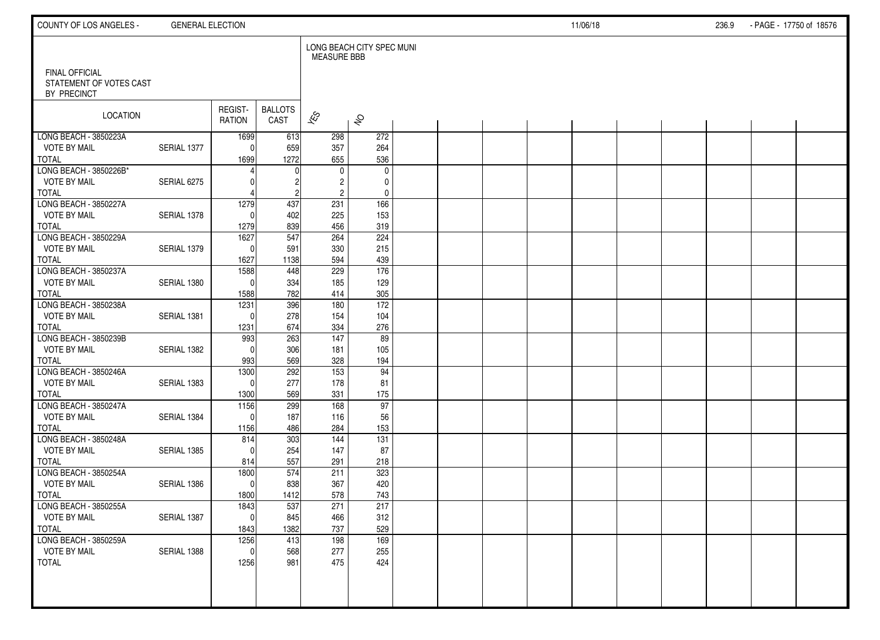FINAL OFFICIAL
STATEMENT OF VOTES CAST
BY PRECINCT

LONG BEACH CITY SPEC MUNI
MEASURE BBB

| LOCATION | | REGIST-RATION | BALLOTS CAST | YES | NO |
|---|---|---|---|---|---|
| LONG BEACH - 3850223A | | 1699 | 613 | 298 | 272 |
| VOTE BY MAIL | SERIAL 1377 | 0 | 659 | 357 | 264 |
| TOTAL | | 1699 | 1272 | 655 | 536 |
| LONG BEACH - 3850226B* | | 4 | 0 | 0 | 0 |
| VOTE BY MAIL | SERIAL 6275 | 0 | 2 | 2 | 0 |
| TOTAL | | 4 | 2 | 2 | 0 |
| LONG BEACH - 3850227A | | 1279 | 437 | 231 | 166 |
| VOTE BY MAIL | SERIAL 1378 | 0 | 402 | 225 | 153 |
| TOTAL | | 1279 | 839 | 456 | 319 |
| LONG BEACH - 3850229A | | 1627 | 547 | 264 | 224 |
| VOTE BY MAIL | SERIAL 1379 | 0 | 591 | 330 | 215 |
| TOTAL | | 1627 | 1138 | 594 | 439 |
| LONG BEACH - 3850237A | | 1588 | 448 | 229 | 176 |
| VOTE BY MAIL | SERIAL 1380 | 0 | 334 | 185 | 129 |
| TOTAL | | 1588 | 782 | 414 | 305 |
| LONG BEACH - 3850238A | | 1231 | 396 | 180 | 172 |
| VOTE BY MAIL | SERIAL 1381 | 0 | 278 | 154 | 104 |
| TOTAL | | 1231 | 674 | 334 | 276 |
| LONG BEACH - 3850239B | | 993 | 263 | 147 | 89 |
| VOTE BY MAIL | SERIAL 1382 | 0 | 306 | 181 | 105 |
| TOTAL | | 993 | 569 | 328 | 194 |
| LONG BEACH - 3850246A | | 1300 | 292 | 153 | 94 |
| VOTE BY MAIL | SERIAL 1383 | 0 | 277 | 178 | 81 |
| TOTAL | | 1300 | 569 | 331 | 175 |
| LONG BEACH - 3850247A | | 1156 | 299 | 168 | 97 |
| VOTE BY MAIL | SERIAL 1384 | 0 | 187 | 116 | 56 |
| TOTAL | | 1156 | 486 | 284 | 153 |
| LONG BEACH - 3850248A | | 814 | 303 | 144 | 131 |
| VOTE BY MAIL | SERIAL 1385 | 0 | 254 | 147 | 87 |
| TOTAL | | 814 | 557 | 291 | 218 |
| LONG BEACH - 3850254A | | 1800 | 574 | 211 | 323 |
| VOTE BY MAIL | SERIAL 1386 | 0 | 838 | 367 | 420 |
| TOTAL | | 1800 | 1412 | 578 | 743 |
| LONG BEACH - 3850255A | | 1843 | 537 | 271 | 217 |
| VOTE BY MAIL | SERIAL 1387 | 0 | 845 | 466 | 312 |
| TOTAL | | 1843 | 1382 | 737 | 529 |
| LONG BEACH - 3850259A | | 1256 | 413 | 198 | 169 |
| VOTE BY MAIL | SERIAL 1388 | 0 | 568 | 277 | 255 |
| TOTAL | | 1256 | 981 | 475 | 424 |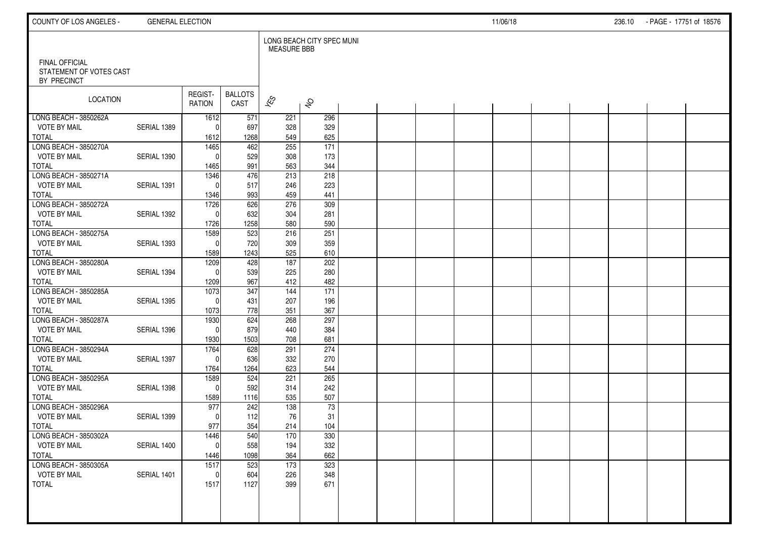COUNTY OF LOS ANGELES - GENERAL ELECTION 11/06/18

FINAL OFFICIAL
STATEMENT OF VOTES CAST
BY PRECINCT

LONG BEACH CITY SPEC MUNI
MEASURE BBB

| LOCATION | | REGISTRATION | BALLOTS CAST | YES | NO |
|---|---|---|---|---|---|
| LONG BEACH - 3850262A | | 1612 | 571 | 221 | 296 |
| VOTE BY MAIL | SERIAL 1389 | 0 | 697 | 328 | 329 |
| TOTAL | | 1612 | 1268 | 549 | 625 |
| LONG BEACH - 3850270A | | 1465 | 462 | 255 | 171 |
| VOTE BY MAIL | SERIAL 1390 | 0 | 529 | 308 | 173 |
| TOTAL | | 1465 | 991 | 563 | 344 |
| LONG BEACH - 3850271A | | 1346 | 476 | 213 | 218 |
| VOTE BY MAIL | SERIAL 1391 | 0 | 517 | 246 | 223 |
| TOTAL | | 1346 | 993 | 459 | 441 |
| LONG BEACH - 3850272A | | 1726 | 626 | 276 | 309 |
| VOTE BY MAIL | SERIAL 1392 | 0 | 632 | 304 | 281 |
| TOTAL | | 1726 | 1258 | 580 | 590 |
| LONG BEACH - 3850275A | | 1589 | 523 | 216 | 251 |
| VOTE BY MAIL | SERIAL 1393 | 0 | 720 | 309 | 359 |
| TOTAL | | 1589 | 1243 | 525 | 610 |
| LONG BEACH - 3850280A | | 1209 | 428 | 187 | 202 |
| VOTE BY MAIL | SERIAL 1394 | 0 | 539 | 225 | 280 |
| TOTAL | | 1209 | 967 | 412 | 482 |
| LONG BEACH - 3850285A | | 1073 | 347 | 144 | 171 |
| VOTE BY MAIL | SERIAL 1395 | 0 | 431 | 207 | 196 |
| TOTAL | | 1073 | 778 | 351 | 367 |
| LONG BEACH - 3850287A | | 1930 | 624 | 268 | 297 |
| VOTE BY MAIL | SERIAL 1396 | 0 | 879 | 440 | 384 |
| TOTAL | | 1930 | 1503 | 708 | 681 |
| LONG BEACH - 3850294A | | 1764 | 628 | 291 | 274 |
| VOTE BY MAIL | SERIAL 1397 | 0 | 636 | 332 | 270 |
| TOTAL | | 1764 | 1264 | 623 | 544 |
| LONG BEACH - 3850295A | | 1589 | 524 | 221 | 265 |
| VOTE BY MAIL | SERIAL 1398 | 0 | 592 | 314 | 242 |
| TOTAL | | 1589 | 1116 | 535 | 507 |
| LONG BEACH - 3850296A | | 977 | 242 | 138 | 73 |
| VOTE BY MAIL | SERIAL 1399 | 0 | 112 | 76 | 31 |
| TOTAL | | 977 | 354 | 214 | 104 |
| LONG BEACH - 3850302A | | 1446 | 540 | 170 | 330 |
| VOTE BY MAIL | SERIAL 1400 | 0 | 558 | 194 | 332 |
| TOTAL | | 1446 | 1098 | 364 | 662 |
| LONG BEACH - 3850305A | | 1517 | 523 | 173 | 323 |
| VOTE BY MAIL | SERIAL 1401 | 0 | 604 | 226 | 348 |
| TOTAL | | 1517 | 1127 | 399 | 671 |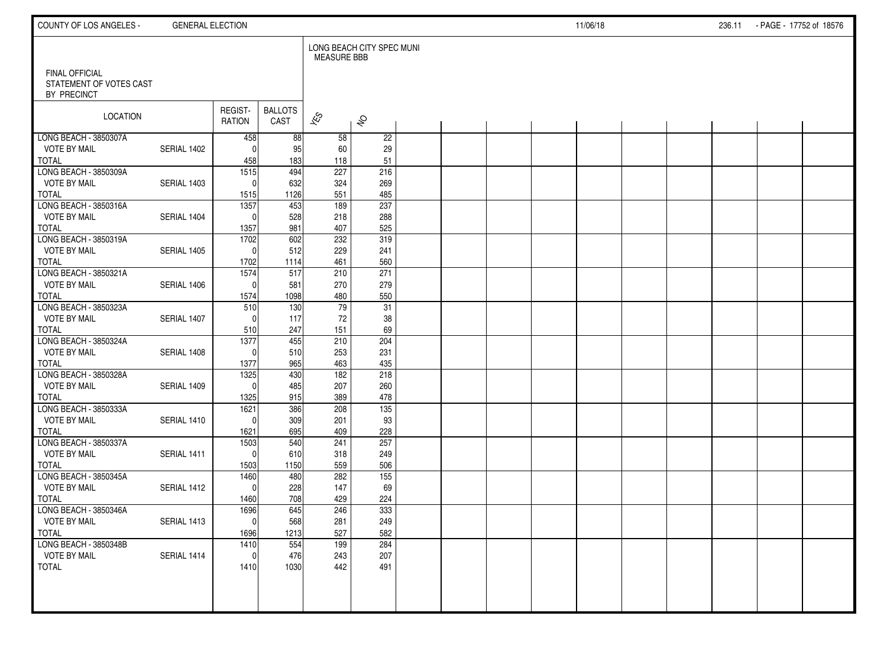FINAL OFFICIAL
STATEMENT OF VOTES CAST
BY PRECINCT

LONG BEACH CITY SPEC MUNI
MEASURE BBB

| LOCATION | | REGIST-RATION | BALLOTS CAST | YES | NO |
|---|---|---|---|---|---|
| LONG BEACH - 3850307A | | 458 | 88 | 58 | 22 |
| VOTE BY MAIL | SERIAL 1402 | 0 | 95 | 60 | 29 |
| TOTAL | | 458 | 183 | 118 | 51 |
| LONG BEACH - 3850309A | | 1515 | 494 | 227 | 216 |
| VOTE BY MAIL | SERIAL 1403 | 0 | 632 | 324 | 269 |
| TOTAL | | 1515 | 1126 | 551 | 485 |
| LONG BEACH - 3850316A | | 1357 | 453 | 189 | 237 |
| VOTE BY MAIL | SERIAL 1404 | 0 | 528 | 218 | 288 |
| TOTAL | | 1357 | 981 | 407 | 525 |
| LONG BEACH - 3850319A | | 1702 | 602 | 232 | 319 |
| VOTE BY MAIL | SERIAL 1405 | 0 | 512 | 229 | 241 |
| TOTAL | | 1702 | 1114 | 461 | 560 |
| LONG BEACH - 3850321A | | 1574 | 517 | 210 | 271 |
| VOTE BY MAIL | SERIAL 1406 | 0 | 581 | 270 | 279 |
| TOTAL | | 1574 | 1098 | 480 | 550 |
| LONG BEACH - 3850323A | | 510 | 130 | 79 | 31 |
| VOTE BY MAIL | SERIAL 1407 | 0 | 117 | 72 | 38 |
| TOTAL | | 510 | 247 | 151 | 69 |
| LONG BEACH - 3850324A | | 1377 | 455 | 210 | 204 |
| VOTE BY MAIL | SERIAL 1408 | 0 | 510 | 253 | 231 |
| TOTAL | | 1377 | 965 | 463 | 435 |
| LONG BEACH - 3850328A | | 1325 | 430 | 182 | 218 |
| VOTE BY MAIL | SERIAL 1409 | 0 | 485 | 207 | 260 |
| TOTAL | | 1325 | 915 | 389 | 478 |
| LONG BEACH - 3850333A | | 1621 | 386 | 208 | 135 |
| VOTE BY MAIL | SERIAL 1410 | 0 | 309 | 201 | 93 |
| TOTAL | | 1621 | 695 | 409 | 228 |
| LONG BEACH - 3850337A | | 1503 | 540 | 241 | 257 |
| VOTE BY MAIL | SERIAL 1411 | 0 | 610 | 318 | 249 |
| TOTAL | | 1503 | 1150 | 559 | 506 |
| LONG BEACH - 3850345A | | 1460 | 480 | 282 | 155 |
| VOTE BY MAIL | SERIAL 1412 | 0 | 228 | 147 | 69 |
| TOTAL | | 1460 | 708 | 429 | 224 |
| LONG BEACH - 3850346A | | 1696 | 645 | 246 | 333 |
| VOTE BY MAIL | SERIAL 1413 | 0 | 568 | 281 | 249 |
| TOTAL | | 1696 | 1213 | 527 | 582 |
| LONG BEACH - 3850348B | | 1410 | 554 | 199 | 284 |
| VOTE BY MAIL | SERIAL 1414 | 0 | 476 | 243 | 207 |
| TOTAL | | 1410 | 1030 | 442 | 491 |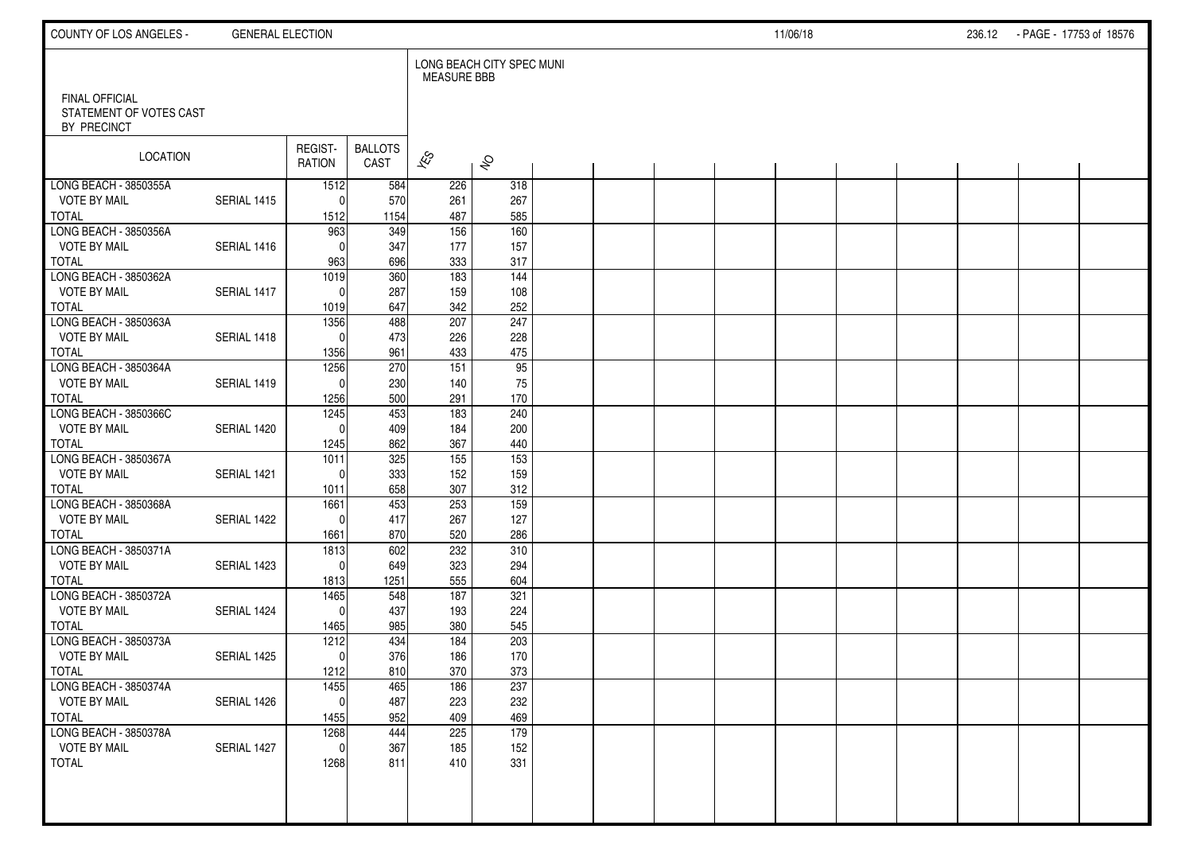FINAL OFFICIAL STATEMENT OF VOTES CAST BY PRECINCT

LONG BEACH CITY SPEC MUNI MEASURE BBB

| LOCATION | | REGISTRATION | BALLOTS CAST | YES | NO |
|---|---|---|---|---|---|
| LONG BEACH - 3850355A | | 1512 | 584 | 226 | 318 |
| VOTE BY MAIL | SERIAL 1415 | 0 | 570 | 261 | 267 |
| TOTAL | | 1512 | 1154 | 487 | 585 |
| LONG BEACH - 3850356A | | 963 | 349 | 156 | 160 |
| VOTE BY MAIL | SERIAL 1416 | 0 | 347 | 177 | 157 |
| TOTAL | | 963 | 696 | 333 | 317 |
| LONG BEACH - 3850362A | | 1019 | 360 | 183 | 144 |
| VOTE BY MAIL | SERIAL 1417 | 0 | 287 | 159 | 108 |
| TOTAL | | 1019 | 647 | 342 | 252 |
| LONG BEACH - 3850363A | | 1356 | 488 | 207 | 247 |
| VOTE BY MAIL | SERIAL 1418 | 0 | 473 | 226 | 228 |
| TOTAL | | 1356 | 961 | 433 | 475 |
| LONG BEACH - 3850364A | | 1256 | 270 | 151 | 95 |
| VOTE BY MAIL | SERIAL 1419 | 0 | 230 | 140 | 75 |
| TOTAL | | 1256 | 500 | 291 | 170 |
| LONG BEACH - 3850366C | | 1245 | 453 | 183 | 240 |
| VOTE BY MAIL | SERIAL 1420 | 0 | 409 | 184 | 200 |
| TOTAL | | 1245 | 862 | 367 | 440 |
| LONG BEACH - 3850367A | | 1011 | 325 | 155 | 153 |
| VOTE BY MAIL | SERIAL 1421 | 0 | 333 | 152 | 159 |
| TOTAL | | 1011 | 658 | 307 | 312 |
| LONG BEACH - 3850368A | | 1661 | 453 | 253 | 159 |
| VOTE BY MAIL | SERIAL 1422 | 0 | 417 | 267 | 127 |
| TOTAL | | 1661 | 870 | 520 | 286 |
| LONG BEACH - 3850371A | | 1813 | 602 | 232 | 310 |
| VOTE BY MAIL | SERIAL 1423 | 0 | 649 | 323 | 294 |
| TOTAL | | 1813 | 1251 | 555 | 604 |
| LONG BEACH - 3850372A | | 1465 | 548 | 187 | 321 |
| VOTE BY MAIL | SERIAL 1424 | 0 | 437 | 193 | 224 |
| TOTAL | | 1465 | 985 | 380 | 545 |
| LONG BEACH - 3850373A | | 1212 | 434 | 184 | 203 |
| VOTE BY MAIL | SERIAL 1425 | 0 | 376 | 186 | 170 |
| TOTAL | | 1212 | 810 | 370 | 373 |
| LONG BEACH - 3850374A | | 1455 | 465 | 186 | 237 |
| VOTE BY MAIL | SERIAL 1426 | 0 | 487 | 223 | 232 |
| TOTAL | | 1455 | 952 | 409 | 469 |
| LONG BEACH - 3850378A | | 1268 | 444 | 225 | 179 |
| VOTE BY MAIL | SERIAL 1427 | 0 | 367 | 185 | 152 |
| TOTAL | | 1268 | 811 | 410 | 331 |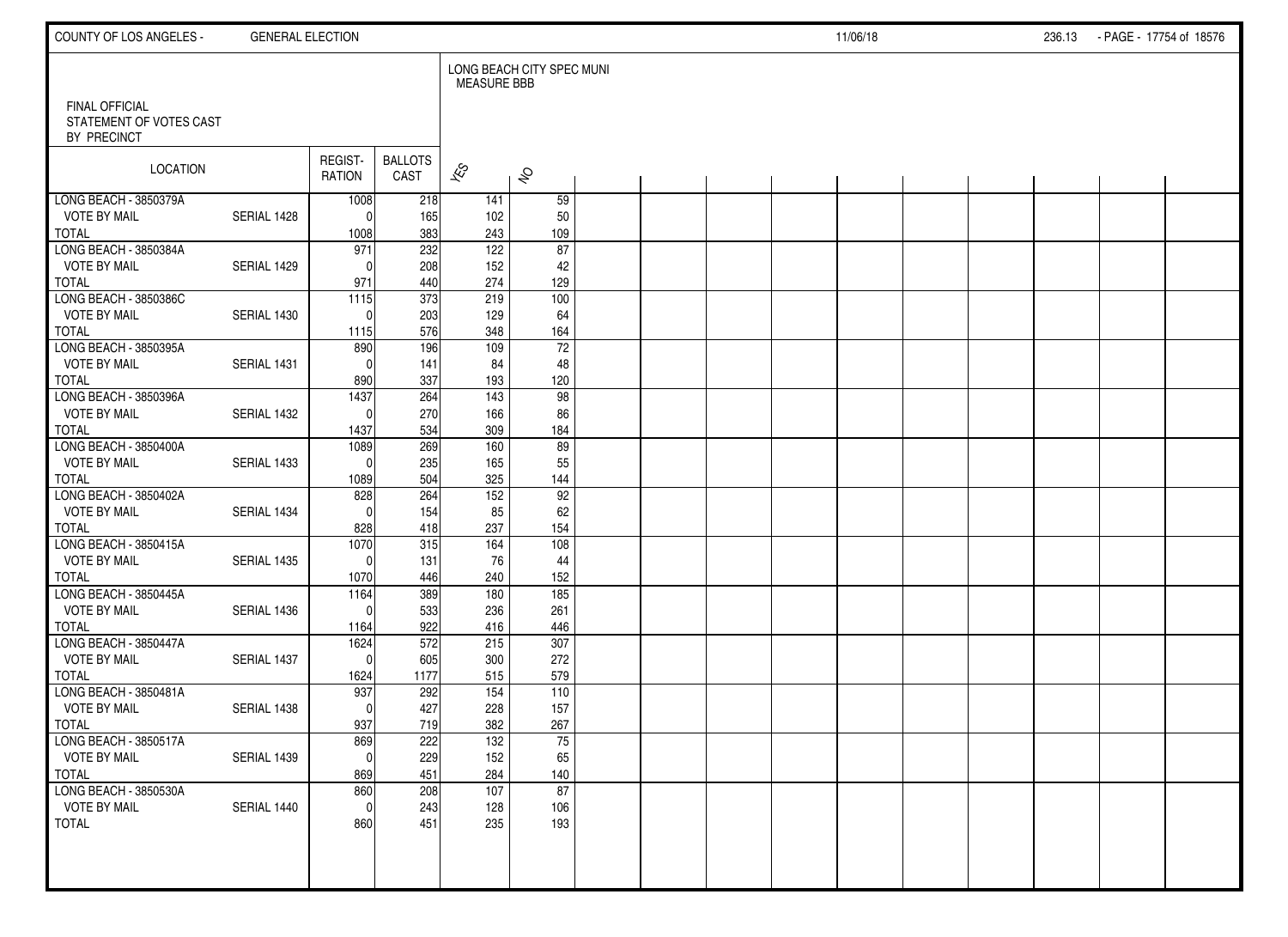FINAL OFFICIAL STATEMENT OF VOTES CAST BY PRECINCT

LONG BEACH CITY SPEC MUNI MEASURE BBB

| LOCATION | | REGIST-RATION | BALLOTS CAST | YES | NO |
|---|---|---|---|---|---|
| LONG BEACH - 3850379A | | 1008 | 218 | 141 | 59 |
| VOTE BY MAIL | SERIAL 1428 | 0 | 165 | 102 | 50 |
| TOTAL | | 1008 | 383 | 243 | 109 |
| LONG BEACH - 3850384A | | 971 | 232 | 122 | 87 |
| VOTE BY MAIL | SERIAL 1429 | 0 | 208 | 152 | 42 |
| TOTAL | | 971 | 440 | 274 | 129 |
| LONG BEACH - 3850386C | | 1115 | 373 | 219 | 100 |
| VOTE BY MAIL | SERIAL 1430 | 0 | 203 | 129 | 64 |
| TOTAL | | 1115 | 576 | 348 | 164 |
| LONG BEACH - 3850395A | | 890 | 196 | 109 | 72 |
| VOTE BY MAIL | SERIAL 1431 | 0 | 141 | 84 | 48 |
| TOTAL | | 890 | 337 | 193 | 120 |
| LONG BEACH - 3850396A | | 1437 | 264 | 143 | 98 |
| VOTE BY MAIL | SERIAL 1432 | 0 | 270 | 166 | 86 |
| TOTAL | | 1437 | 534 | 309 | 184 |
| LONG BEACH - 3850400A | | 1089 | 269 | 160 | 89 |
| VOTE BY MAIL | SERIAL 1433 | 0 | 235 | 165 | 55 |
| TOTAL | | 1089 | 504 | 325 | 144 |
| LONG BEACH - 3850402A | | 828 | 264 | 152 | 92 |
| VOTE BY MAIL | SERIAL 1434 | 0 | 154 | 85 | 62 |
| TOTAL | | 828 | 418 | 237 | 154 |
| LONG BEACH - 3850415A | | 1070 | 315 | 164 | 108 |
| VOTE BY MAIL | SERIAL 1435 | 0 | 131 | 76 | 44 |
| TOTAL | | 1070 | 446 | 240 | 152 |
| LONG BEACH - 3850445A | | 1164 | 389 | 180 | 185 |
| VOTE BY MAIL | SERIAL 1436 | 0 | 533 | 236 | 261 |
| TOTAL | | 1164 | 922 | 416 | 446 |
| LONG BEACH - 3850447A | | 1624 | 572 | 215 | 307 |
| VOTE BY MAIL | SERIAL 1437 | 0 | 605 | 300 | 272 |
| TOTAL | | 1624 | 1177 | 515 | 579 |
| LONG BEACH - 3850481A | | 937 | 292 | 154 | 110 |
| VOTE BY MAIL | SERIAL 1438 | 0 | 427 | 228 | 157 |
| TOTAL | | 937 | 719 | 382 | 267 |
| LONG BEACH - 3850517A | | 869 | 222 | 132 | 75 |
| VOTE BY MAIL | SERIAL 1439 | 0 | 229 | 152 | 65 |
| TOTAL | | 869 | 451 | 284 | 140 |
| LONG BEACH - 3850530A | | 860 | 208 | 107 | 87 |
| VOTE BY MAIL | SERIAL 1440 | 0 | 243 | 128 | 106 |
| TOTAL | | 860 | 451 | 235 | 193 |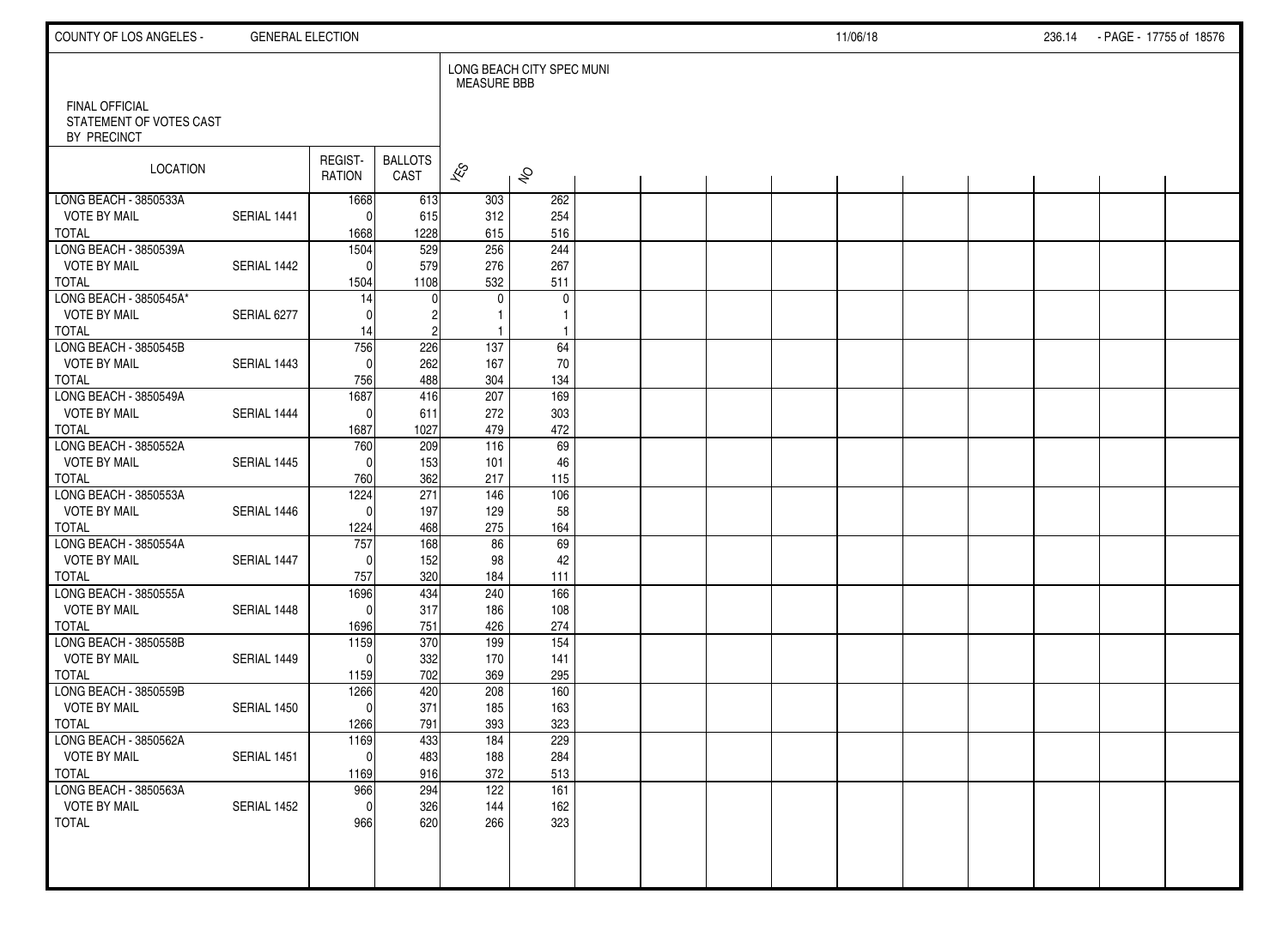FINAL OFFICIAL STATEMENT OF VOTES CAST BY PRECINCT

LONG BEACH CITY SPEC MUNI MEASURE BBB

| LOCATION | | REGIST-RATION | BALLOTS CAST | YES | NO |
|---|---|---|---|---|---|
| LONG BEACH - 3850533A | | 1668 | 613 | 303 | 262 |
| VOTE BY MAIL | SERIAL 1441 | 0 | 615 | 312 | 254 |
| TOTAL | | 1668 | 1228 | 615 | 516 |
| LONG BEACH - 3850539A | | 1504 | 529 | 256 | 244 |
| VOTE BY MAIL | SERIAL 1442 | 0 | 579 | 276 | 267 |
| TOTAL | | 1504 | 1108 | 532 | 511 |
| LONG BEACH - 3850545A* | | 14 | 0 | 0 | 0 |
| VOTE BY MAIL | SERIAL 6277 | 0 | 2 | 1 | 1 |
| TOTAL | | 14 | 2 | 1 | 1 |
| LONG BEACH - 3850545B | | 756 | 226 | 137 | 64 |
| VOTE BY MAIL | SERIAL 1443 | 0 | 262 | 167 | 70 |
| TOTAL | | 756 | 488 | 304 | 134 |
| LONG BEACH - 3850549A | | 1687 | 416 | 207 | 169 |
| VOTE BY MAIL | SERIAL 1444 | 0 | 611 | 272 | 303 |
| TOTAL | | 1687 | 1027 | 479 | 472 |
| LONG BEACH - 3850552A | | 760 | 209 | 116 | 69 |
| VOTE BY MAIL | SERIAL 1445 | 0 | 153 | 101 | 46 |
| TOTAL | | 760 | 362 | 217 | 115 |
| LONG BEACH - 3850553A | | 1224 | 271 | 146 | 106 |
| VOTE BY MAIL | SERIAL 1446 | 0 | 197 | 129 | 58 |
| TOTAL | | 1224 | 468 | 275 | 164 |
| LONG BEACH - 3850554A | | 757 | 168 | 86 | 69 |
| VOTE BY MAIL | SERIAL 1447 | 0 | 152 | 98 | 42 |
| TOTAL | | 757 | 320 | 184 | 111 |
| LONG BEACH - 3850555A | | 1696 | 434 | 240 | 166 |
| VOTE BY MAIL | SERIAL 1448 | 0 | 317 | 186 | 108 |
| TOTAL | | 1696 | 751 | 426 | 274 |
| LONG BEACH - 3850558B | | 1159 | 370 | 199 | 154 |
| VOTE BY MAIL | SERIAL 1449 | 0 | 332 | 170 | 141 |
| TOTAL | | 1159 | 702 | 369 | 295 |
| LONG BEACH - 3850559B | | 1266 | 420 | 208 | 160 |
| VOTE BY MAIL | SERIAL 1450 | 0 | 371 | 185 | 163 |
| TOTAL | | 1266 | 791 | 393 | 323 |
| LONG BEACH - 3850562A | | 1169 | 433 | 184 | 229 |
| VOTE BY MAIL | SERIAL 1451 | 0 | 483 | 188 | 284 |
| TOTAL | | 1169 | 916 | 372 | 513 |
| LONG BEACH - 3850563A | | 966 | 294 | 122 | 161 |
| VOTE BY MAIL | SERIAL 1452 | 0 | 326 | 144 | 162 |
| TOTAL | | 966 | 620 | 266 | 323 |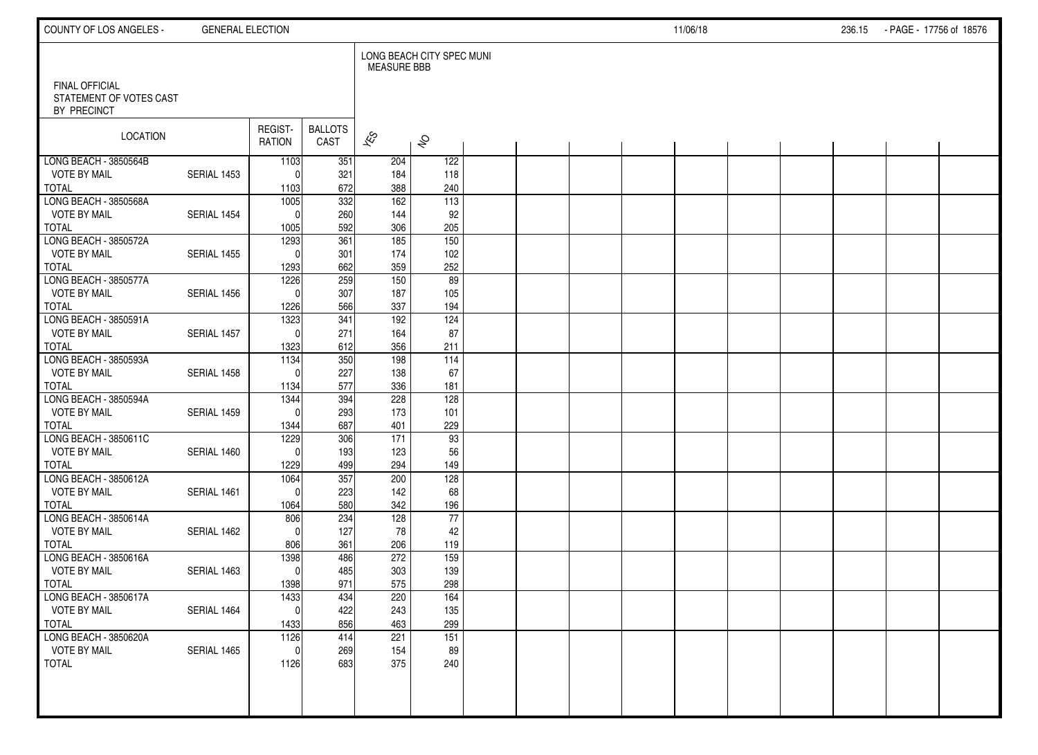FINAL OFFICIAL STATEMENT OF VOTES CAST BY PRECINCT

LONG BEACH CITY SPEC MUNI MEASURE BBB

| LOCATION | | REGISTRATION | BALLOTS CAST | YES | NO |
|---|---|---|---|---|---|
| LONG BEACH - 3850564B | | 1103 | 351 | 204 | 122 |
| VOTE BY MAIL | SERIAL 1453 | 0 | 321 | 184 | 118 |
| TOTAL | | 1103 | 672 | 388 | 240 |
| LONG BEACH - 3850568A | | 1005 | 332 | 162 | 113 |
| VOTE BY MAIL | SERIAL 1454 | 0 | 260 | 144 | 92 |
| TOTAL | | 1005 | 592 | 306 | 205 |
| LONG BEACH - 3850572A | | 1293 | 361 | 185 | 150 |
| VOTE BY MAIL | SERIAL 1455 | 0 | 301 | 174 | 102 |
| TOTAL | | 1293 | 662 | 359 | 252 |
| LONG BEACH - 3850577A | | 1226 | 259 | 150 | 89 |
| VOTE BY MAIL | SERIAL 1456 | 0 | 307 | 187 | 105 |
| TOTAL | | 1226 | 566 | 337 | 194 |
| LONG BEACH - 3850591A | | 1323 | 341 | 192 | 124 |
| VOTE BY MAIL | SERIAL 1457 | 0 | 271 | 164 | 87 |
| TOTAL | | 1323 | 612 | 356 | 211 |
| LONG BEACH - 3850593A | | 1134 | 350 | 198 | 114 |
| VOTE BY MAIL | SERIAL 1458 | 0 | 227 | 138 | 67 |
| TOTAL | | 1134 | 577 | 336 | 181 |
| LONG BEACH - 3850594A | | 1344 | 394 | 228 | 128 |
| VOTE BY MAIL | SERIAL 1459 | 0 | 293 | 173 | 101 |
| TOTAL | | 1344 | 687 | 401 | 229 |
| LONG BEACH - 3850611C | | 1229 | 306 | 171 | 93 |
| VOTE BY MAIL | SERIAL 1460 | 0 | 193 | 123 | 56 |
| TOTAL | | 1229 | 499 | 294 | 149 |
| LONG BEACH - 3850612A | | 1064 | 357 | 200 | 128 |
| VOTE BY MAIL | SERIAL 1461 | 0 | 223 | 142 | 68 |
| TOTAL | | 1064 | 580 | 342 | 196 |
| LONG BEACH - 3850614A | | 806 | 234 | 128 | 77 |
| VOTE BY MAIL | SERIAL 1462 | 0 | 127 | 78 | 42 |
| TOTAL | | 806 | 361 | 206 | 119 |
| LONG BEACH - 3850616A | | 1398 | 486 | 272 | 159 |
| VOTE BY MAIL | SERIAL 1463 | 0 | 485 | 303 | 139 |
| TOTAL | | 1398 | 971 | 575 | 298 |
| LONG BEACH - 3850617A | | 1433 | 434 | 220 | 164 |
| VOTE BY MAIL | SERIAL 1464 | 0 | 422 | 243 | 135 |
| TOTAL | | 1433 | 856 | 463 | 299 |
| LONG BEACH - 3850620A | | 1126 | 414 | 221 | 151 |
| VOTE BY MAIL | SERIAL 1465 | 0 | 269 | 154 | 89 |
| TOTAL | | 1126 | 683 | 375 | 240 |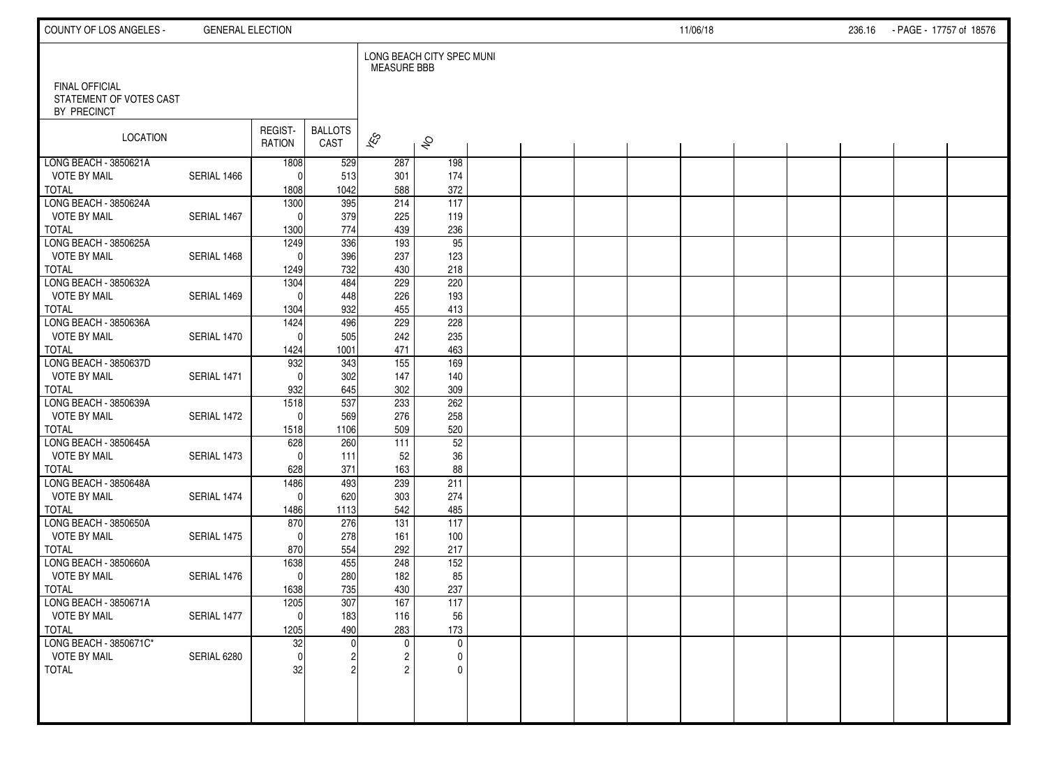FINAL OFFICIAL
STATEMENT OF VOTES CAST
BY PRECINCT

LONG BEACH CITY SPEC MUNI
MEASURE BBB

| LOCATION | | REGIST-RATION | BALLOTS CAST | YES | NO |
|---|---|---|---|---|---|
| LONG BEACH - 3850621A | | 1808 | 529 | 287 | 198 |
| VOTE BY MAIL | SERIAL 1466 | 0 | 513 | 301 | 174 |
| TOTAL | | 1808 | 1042 | 588 | 372 |
| LONG BEACH - 3850624A | | 1300 | 395 | 214 | 117 |
| VOTE BY MAIL | SERIAL 1467 | 0 | 379 | 225 | 119 |
| TOTAL | | 1300 | 774 | 439 | 236 |
| LONG BEACH - 3850625A | | 1249 | 336 | 193 | 95 |
| VOTE BY MAIL | SERIAL 1468 | 0 | 396 | 237 | 123 |
| TOTAL | | 1249 | 732 | 430 | 218 |
| LONG BEACH - 3850632A | | 1304 | 484 | 229 | 220 |
| VOTE BY MAIL | SERIAL 1469 | 0 | 448 | 226 | 193 |
| TOTAL | | 1304 | 932 | 455 | 413 |
| LONG BEACH - 3850636A | | 1424 | 496 | 229 | 228 |
| VOTE BY MAIL | SERIAL 1470 | 0 | 505 | 242 | 235 |
| TOTAL | | 1424 | 1001 | 471 | 463 |
| LONG BEACH - 3850637D | | 932 | 343 | 155 | 169 |
| VOTE BY MAIL | SERIAL 1471 | 0 | 302 | 147 | 140 |
| TOTAL | | 932 | 645 | 302 | 309 |
| LONG BEACH - 3850639A | | 1518 | 537 | 233 | 262 |
| VOTE BY MAIL | SERIAL 1472 | 0 | 569 | 276 | 258 |
| TOTAL | | 1518 | 1106 | 509 | 520 |
| LONG BEACH - 3850645A | | 628 | 260 | 111 | 52 |
| VOTE BY MAIL | SERIAL 1473 | 0 | 111 | 52 | 36 |
| TOTAL | | 628 | 371 | 163 | 88 |
| LONG BEACH - 3850648A | | 1486 | 493 | 239 | 211 |
| VOTE BY MAIL | SERIAL 1474 | 0 | 620 | 303 | 274 |
| TOTAL | | 1486 | 1113 | 542 | 485 |
| LONG BEACH - 3850650A | | 870 | 276 | 131 | 117 |
| VOTE BY MAIL | SERIAL 1475 | 0 | 278 | 161 | 100 |
| TOTAL | | 870 | 554 | 292 | 217 |
| LONG BEACH - 3850660A | | 1638 | 455 | 248 | 152 |
| VOTE BY MAIL | SERIAL 1476 | 0 | 280 | 182 | 85 |
| TOTAL | | 1638 | 735 | 430 | 237 |
| LONG BEACH - 3850671A | | 1205 | 307 | 167 | 117 |
| VOTE BY MAIL | SERIAL 1477 | 0 | 183 | 116 | 56 |
| TOTAL | | 1205 | 490 | 283 | 173 |
| LONG BEACH - 3850671C* | | 32 | 0 | 0 | 0 |
| VOTE BY MAIL | SERIAL 6280 | 0 | 2 | 2 | 0 |
| TOTAL | | 32 | 2 | 2 | 0 |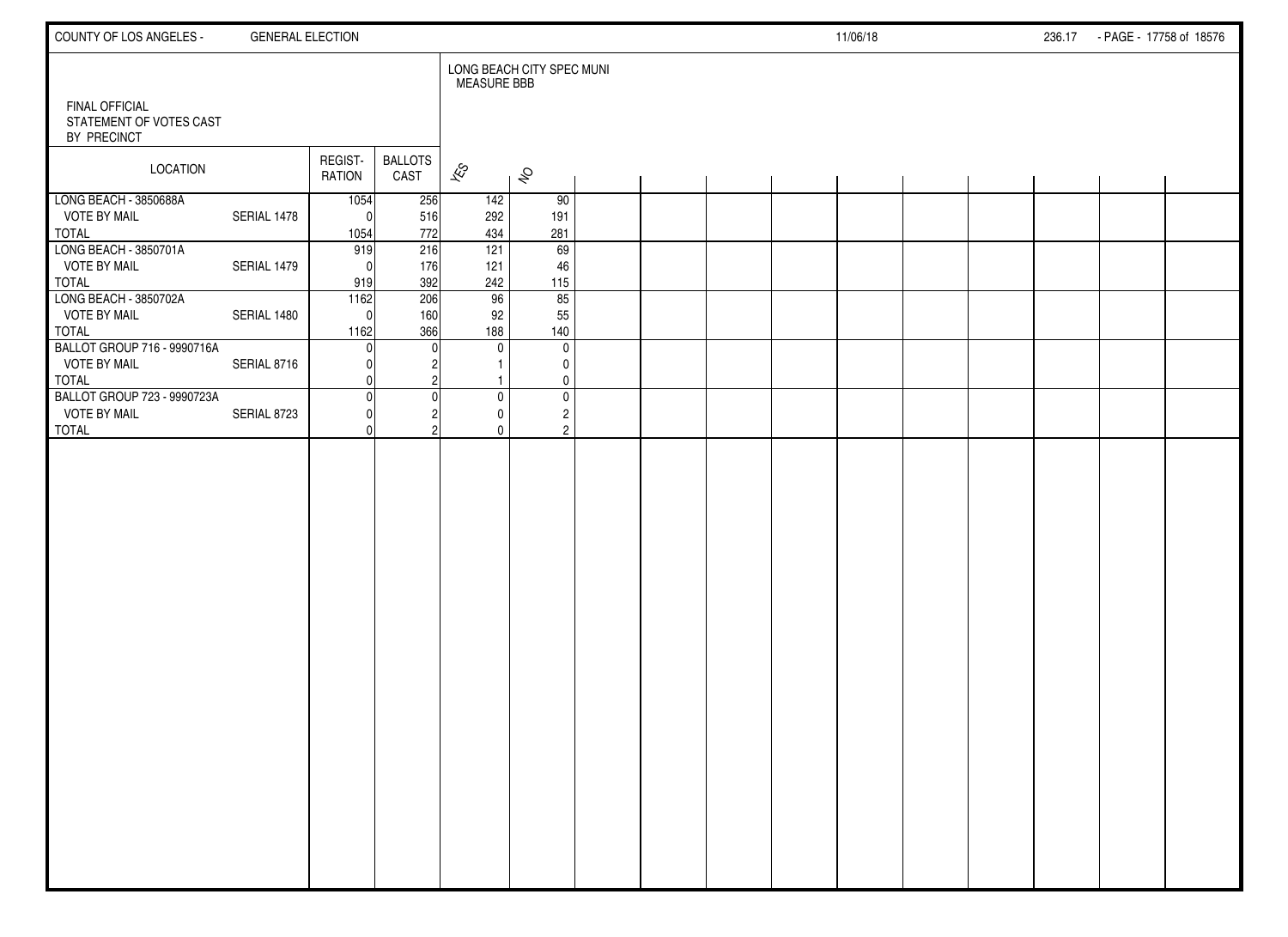FINAL OFFICIAL
STATEMENT OF VOTES CAST
BY PRECINCT

| LOCATION | | REGIST-RATION | BALLOTS CAST | LONG BEACH CITY SPEC MUNI MEASURE BBB | |
|---|---|---|---|---|---|
| | | | | YES | NO |
| LONG BEACH - 3850688A | | 1054 | 256 | 142 | 90 |
| VOTE BY MAIL | SERIAL 1478 | 0 | 516 | 292 | 191 |
| TOTAL | | 1054 | 772 | 434 | 281 |
| LONG BEACH - 3850701A | | 919 | 216 | 121 | 69 |
| VOTE BY MAIL | SERIAL 1479 | 0 | 176 | 121 | 46 |
| TOTAL | | 919 | 392 | 242 | 115 |
| LONG BEACH - 3850702A | | 1162 | 206 | 96 | 85 |
| VOTE BY MAIL | SERIAL 1480 | 0 | 160 | 92 | 55 |
| TOTAL | | 1162 | 366 | 188 | 140 |
| BALLOT GROUP 716 - 9990716A | | 0 | 0 | 0 | 0 |
| VOTE BY MAIL | SERIAL 8716 | 0 | 2 | 1 | 0 |
| TOTAL | | 0 | 2 | 1 | 0 |
| BALLOT GROUP 723 - 9990723A | | 0 | 0 | 0 | 0 |
| VOTE BY MAIL | SERIAL 8723 | 0 | 2 | 0 | 2 |
| TOTAL | | 0 | 2 | 0 | 2 |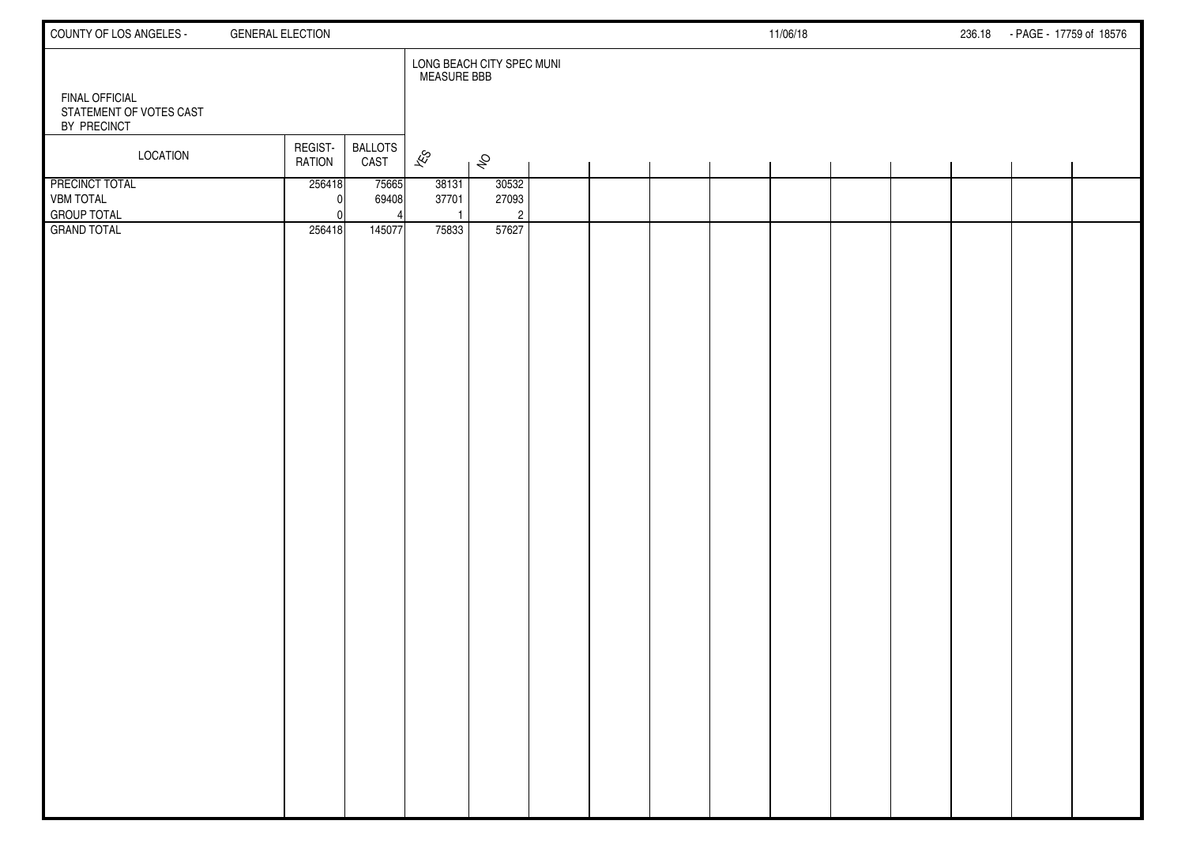FINAL OFFICIAL
STATEMENT OF VOTES CAST
BY PRECINCT

| LOCATION | REGISTRATION | BALLOTS CAST | LONG BEACH CITY SPEC MUNI MEASURE BBB | |
|---|---|---|---|---|
| | | | YES | NO |
| PRECINCT TOTAL | 256418 | 75665 | 38131 | 30532 |
| VBM TOTAL | 0 | 69408 | 37701 | 27093 |
| GROUP TOTAL | 0 | 4 | 1 | 2 |
| GRAND TOTAL | 256418 | 145077 | 75833 | 57627 |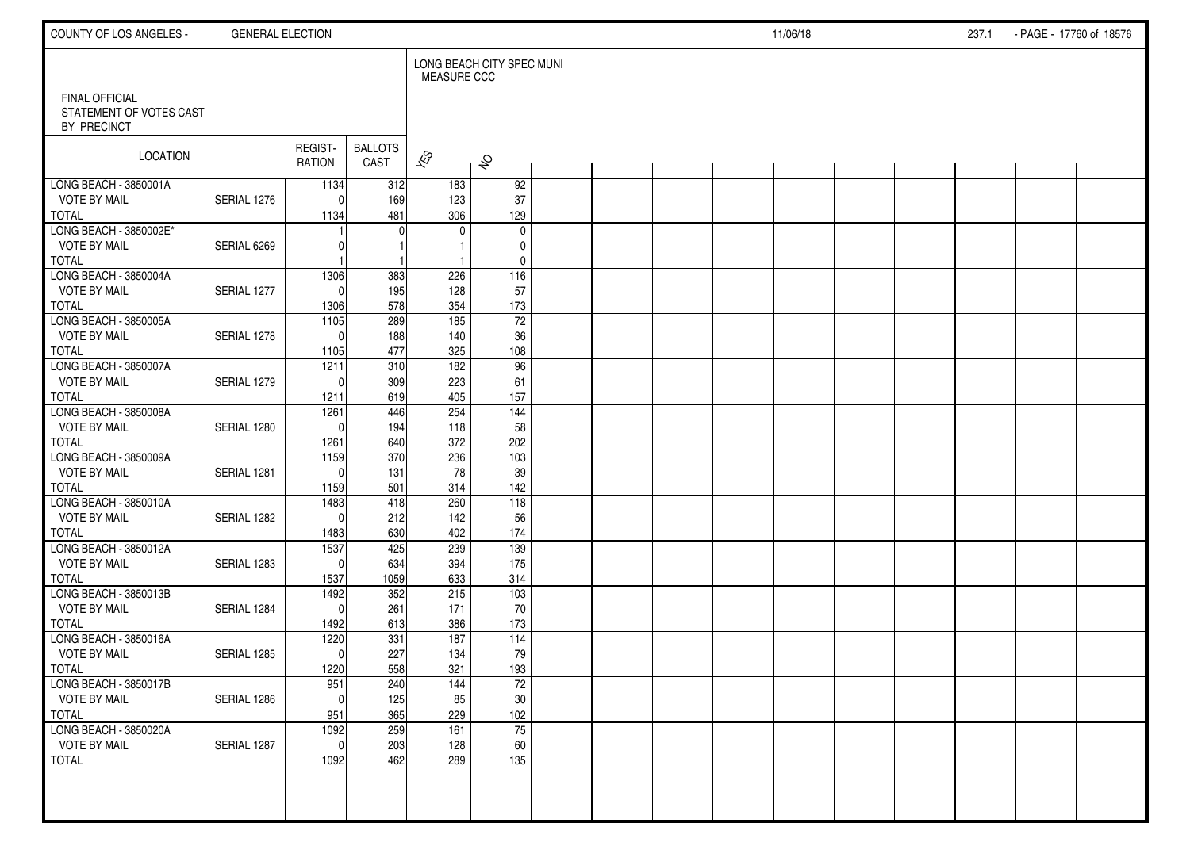FINAL OFFICIAL
STATEMENT OF VOTES CAST
BY PRECINCT

LONG BEACH CITY SPEC MUNI
MEASURE CCC

| LOCATION | | REGISTRATION | BALLOTS CAST | YES | NO |
|---|---|---|---|---|---|
| LONG BEACH - 3850001A | | 1134 | 312 | 183 | 92 |
| VOTE BY MAIL | SERIAL 1276 | 0 | 169 | 123 | 37 |
| TOTAL | | 1134 | 481 | 306 | 129 |
| LONG BEACH - 3850002E* | | 1 | 0 | 0 | 0 |
| VOTE BY MAIL | SERIAL 6269 | 0 | 1 | 1 | 0 |
| TOTAL | | 1 | 1 | 1 | 0 |
| LONG BEACH - 3850004A | | 1306 | 383 | 226 | 116 |
| VOTE BY MAIL | SERIAL 1277 | 0 | 195 | 128 | 57 |
| TOTAL | | 1306 | 578 | 354 | 173 |
| LONG BEACH - 3850005A | | 1105 | 289 | 185 | 72 |
| VOTE BY MAIL | SERIAL 1278 | 0 | 188 | 140 | 36 |
| TOTAL | | 1105 | 477 | 325 | 108 |
| LONG BEACH - 3850007A | | 1211 | 310 | 182 | 96 |
| VOTE BY MAIL | SERIAL 1279 | 0 | 309 | 223 | 61 |
| TOTAL | | 1211 | 619 | 405 | 157 |
| LONG BEACH - 3850008A | | 1261 | 446 | 254 | 144 |
| VOTE BY MAIL | SERIAL 1280 | 0 | 194 | 118 | 58 |
| TOTAL | | 1261 | 640 | 372 | 202 |
| LONG BEACH - 3850009A | | 1159 | 370 | 236 | 103 |
| VOTE BY MAIL | SERIAL 1281 | 0 | 131 | 78 | 39 |
| TOTAL | | 1159 | 501 | 314 | 142 |
| LONG BEACH - 3850010A | | 1483 | 418 | 260 | 118 |
| VOTE BY MAIL | SERIAL 1282 | 0 | 212 | 142 | 56 |
| TOTAL | | 1483 | 630 | 402 | 174 |
| LONG BEACH - 3850012A | | 1537 | 425 | 239 | 139 |
| VOTE BY MAIL | SERIAL 1283 | 0 | 634 | 394 | 175 |
| TOTAL | | 1537 | 1059 | 633 | 314 |
| LONG BEACH - 3850013B | | 1492 | 352 | 215 | 103 |
| VOTE BY MAIL | SERIAL 1284 | 0 | 261 | 171 | 70 |
| TOTAL | | 1492 | 613 | 386 | 173 |
| LONG BEACH - 3850016A | | 1220 | 331 | 187 | 114 |
| VOTE BY MAIL | SERIAL 1285 | 0 | 227 | 134 | 79 |
| TOTAL | | 1220 | 558 | 321 | 193 |
| LONG BEACH - 3850017B | | 951 | 240 | 144 | 72 |
| VOTE BY MAIL | SERIAL 1286 | 0 | 125 | 85 | 30 |
| TOTAL | | 951 | 365 | 229 | 102 |
| LONG BEACH - 3850020A | | 1092 | 259 | 161 | 75 |
| VOTE BY MAIL | SERIAL 1287 | 0 | 203 | 128 | 60 |
| TOTAL | | 1092 | 462 | 289 | 135 |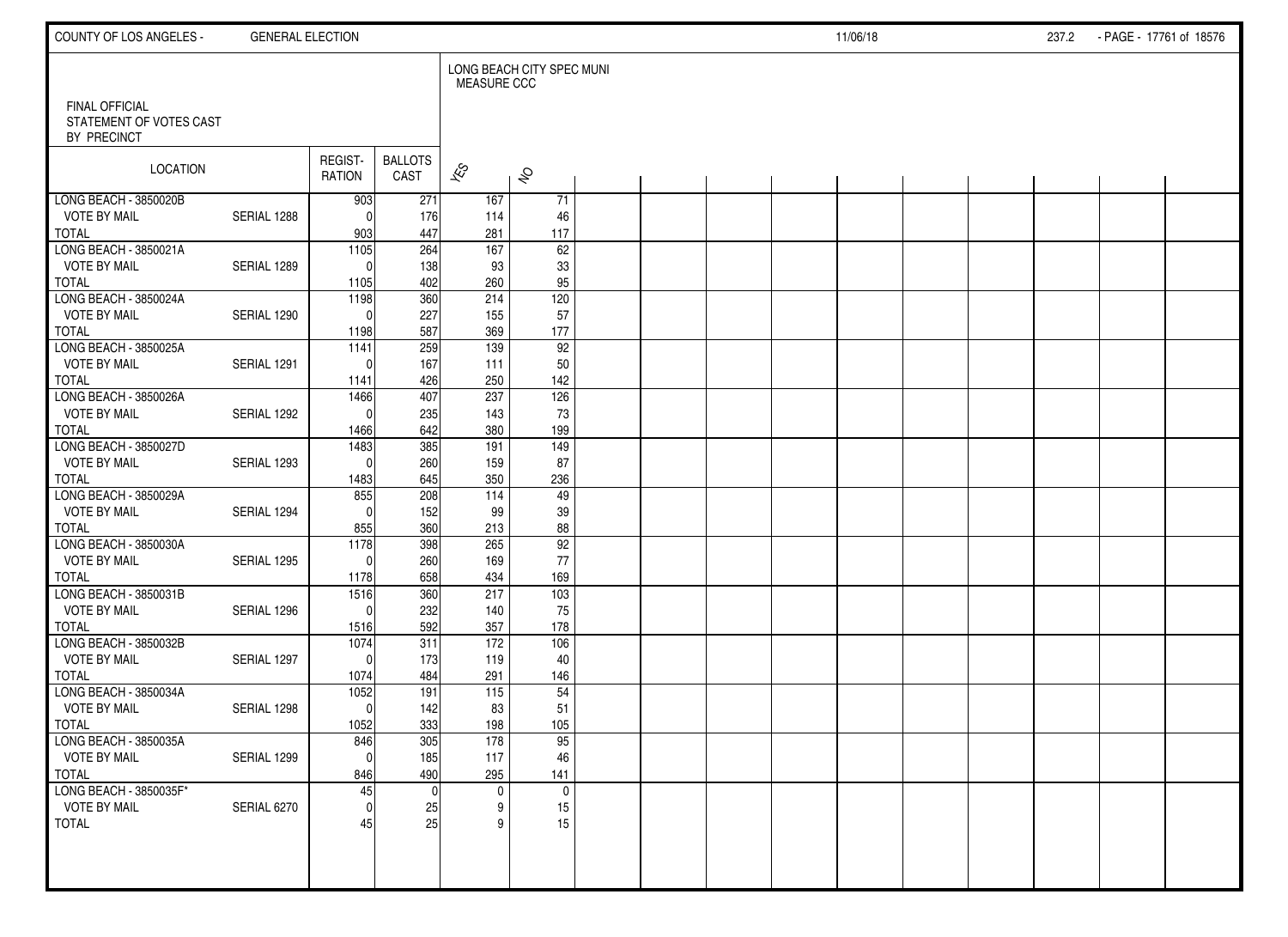FINAL OFFICIAL STATEMENT OF VOTES CAST BY PRECINCT

LONG BEACH CITY SPEC MUNI MEASURE CCC

| LOCATION | | REGISTRATION | BALLOTS CAST | YES | NO |
|---|---|---|---|---|---|
| LONG BEACH - 3850020B | | 903 | 271 | 167 | 71 |
| VOTE BY MAIL | SERIAL 1288 | 0 | 176 | 114 | 46 |
| TOTAL | | 903 | 447 | 281 | 117 |
| LONG BEACH - 3850021A | | 1105 | 264 | 167 | 62 |
| VOTE BY MAIL | SERIAL 1289 | 0 | 138 | 93 | 33 |
| TOTAL | | 1105 | 402 | 260 | 95 |
| LONG BEACH - 3850024A | | 1198 | 360 | 214 | 120 |
| VOTE BY MAIL | SERIAL 1290 | 0 | 227 | 155 | 57 |
| TOTAL | | 1198 | 587 | 369 | 177 |
| LONG BEACH - 3850025A | | 1141 | 259 | 139 | 92 |
| VOTE BY MAIL | SERIAL 1291 | 0 | 167 | 111 | 50 |
| TOTAL | | 1141 | 426 | 250 | 142 |
| LONG BEACH - 3850026A | | 1466 | 407 | 237 | 126 |
| VOTE BY MAIL | SERIAL 1292 | 0 | 235 | 143 | 73 |
| TOTAL | | 1466 | 642 | 380 | 199 |
| LONG BEACH - 3850027D | | 1483 | 385 | 191 | 149 |
| VOTE BY MAIL | SERIAL 1293 | 0 | 260 | 159 | 87 |
| TOTAL | | 1483 | 645 | 350 | 236 |
| LONG BEACH - 3850029A | | 855 | 208 | 114 | 49 |
| VOTE BY MAIL | SERIAL 1294 | 0 | 152 | 99 | 39 |
| TOTAL | | 855 | 360 | 213 | 88 |
| LONG BEACH - 3850030A | | 1178 | 398 | 265 | 92 |
| VOTE BY MAIL | SERIAL 1295 | 0 | 260 | 169 | 77 |
| TOTAL | | 1178 | 658 | 434 | 169 |
| LONG BEACH - 3850031B | | 1516 | 360 | 217 | 103 |
| VOTE BY MAIL | SERIAL 1296 | 0 | 232 | 140 | 75 |
| TOTAL | | 1516 | 592 | 357 | 178 |
| LONG BEACH - 3850032B | | 1074 | 311 | 172 | 106 |
| VOTE BY MAIL | SERIAL 1297 | 0 | 173 | 119 | 40 |
| TOTAL | | 1074 | 484 | 291 | 146 |
| LONG BEACH - 3850034A | | 1052 | 191 | 115 | 54 |
| VOTE BY MAIL | SERIAL 1298 | 0 | 142 | 83 | 51 |
| TOTAL | | 1052 | 333 | 198 | 105 |
| LONG BEACH - 3850035A | | 846 | 305 | 178 | 95 |
| VOTE BY MAIL | SERIAL 1299 | 0 | 185 | 117 | 46 |
| TOTAL | | 846 | 490 | 295 | 141 |
| LONG BEACH - 3850035F* | | 45 | 0 | 0 | 0 |
| VOTE BY MAIL | SERIAL 6270 | 0 | 25 | 9 | 15 |
| TOTAL | | 45 | 25 | 9 | 15 |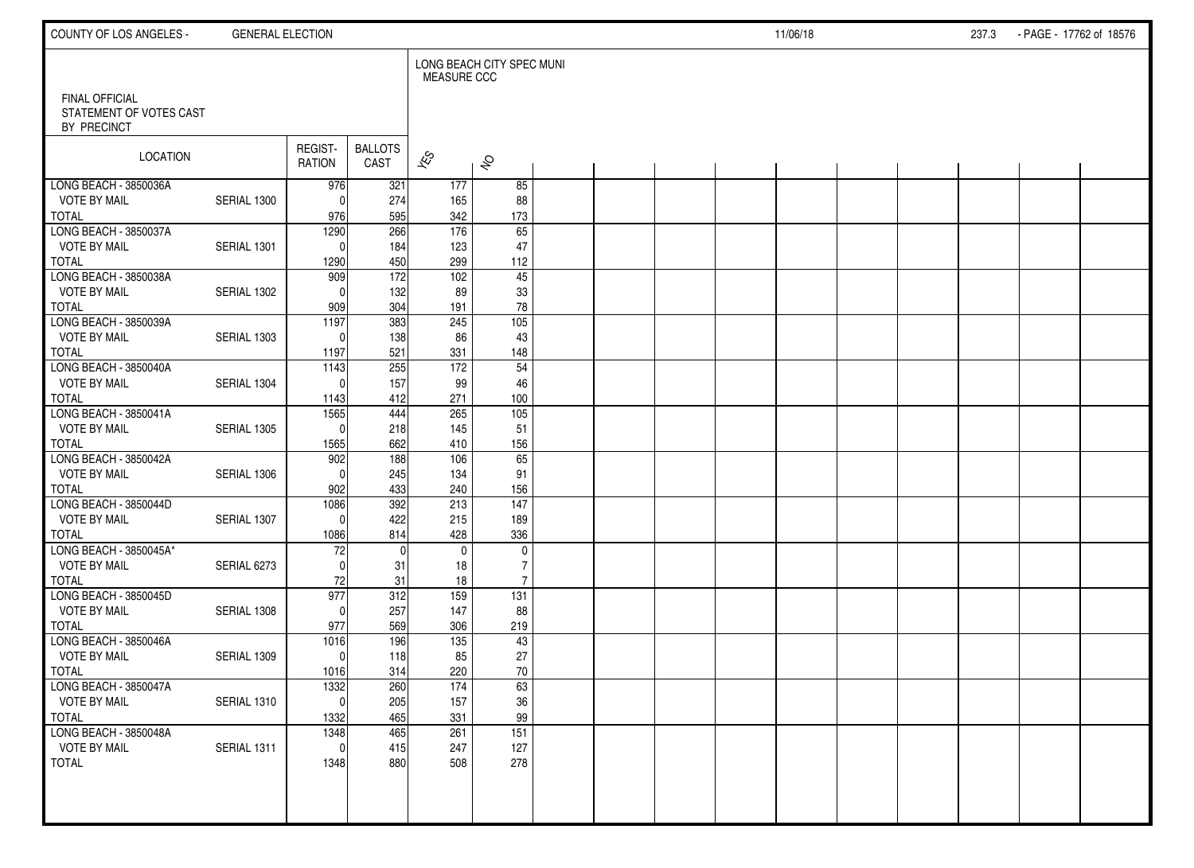FINAL OFFICIAL
STATEMENT OF VOTES CAST
BY PRECINCT

LONG BEACH CITY SPEC MUNI
MEASURE CCC

| LOCATION | | REGIST-RATION | BALLOTS CAST | YES | NO |
|---|---|---|---|---|---|
| LONG BEACH - 3850036A | | 976 | 321 | 177 | 85 |
| VOTE BY MAIL | SERIAL 1300 | 0 | 274 | 165 | 88 |
| TOTAL | | 976 | 595 | 342 | 173 |
| LONG BEACH - 3850037A | | 1290 | 266 | 176 | 65 |
| VOTE BY MAIL | SERIAL 1301 | 0 | 184 | 123 | 47 |
| TOTAL | | 1290 | 450 | 299 | 112 |
| LONG BEACH - 3850038A | | 909 | 172 | 102 | 45 |
| VOTE BY MAIL | SERIAL 1302 | 0 | 132 | 89 | 33 |
| TOTAL | | 909 | 304 | 191 | 78 |
| LONG BEACH - 3850039A | | 1197 | 383 | 245 | 105 |
| VOTE BY MAIL | SERIAL 1303 | 0 | 138 | 86 | 43 |
| TOTAL | | 1197 | 521 | 331 | 148 |
| LONG BEACH - 3850040A | | 1143 | 255 | 172 | 54 |
| VOTE BY MAIL | SERIAL 1304 | 0 | 157 | 99 | 46 |
| TOTAL | | 1143 | 412 | 271 | 100 |
| LONG BEACH - 3850041A | | 1565 | 444 | 265 | 105 |
| VOTE BY MAIL | SERIAL 1305 | 0 | 218 | 145 | 51 |
| TOTAL | | 1565 | 662 | 410 | 156 |
| LONG BEACH - 3850042A | | 902 | 188 | 106 | 65 |
| VOTE BY MAIL | SERIAL 1306 | 0 | 245 | 134 | 91 |
| TOTAL | | 902 | 433 | 240 | 156 |
| LONG BEACH - 3850044D | | 1086 | 392 | 213 | 147 |
| VOTE BY MAIL | SERIAL 1307 | 0 | 422 | 215 | 189 |
| TOTAL | | 1086 | 814 | 428 | 336 |
| LONG BEACH - 3850045A* | | 72 | 0 | 0 | 0 |
| VOTE BY MAIL | SERIAL 6273 | 0 | 31 | 18 | 7 |
| TOTAL | | 72 | 31 | 18 | 7 |
| LONG BEACH - 3850045D | | 977 | 312 | 159 | 131 |
| VOTE BY MAIL | SERIAL 1308 | 0 | 257 | 147 | 88 |
| TOTAL | | 977 | 569 | 306 | 219 |
| LONG BEACH - 3850046A | | 1016 | 196 | 135 | 43 |
| VOTE BY MAIL | SERIAL 1309 | 0 | 118 | 85 | 27 |
| TOTAL | | 1016 | 314 | 220 | 70 |
| LONG BEACH - 3850047A | | 1332 | 260 | 174 | 63 |
| VOTE BY MAIL | SERIAL 1310 | 0 | 205 | 157 | 36 |
| TOTAL | | 1332 | 465 | 331 | 99 |
| LONG BEACH - 3850048A | | 1348 | 465 | 261 | 151 |
| VOTE BY MAIL | SERIAL 1311 | 0 | 415 | 247 | 127 |
| TOTAL | | 1348 | 880 | 508 | 278 |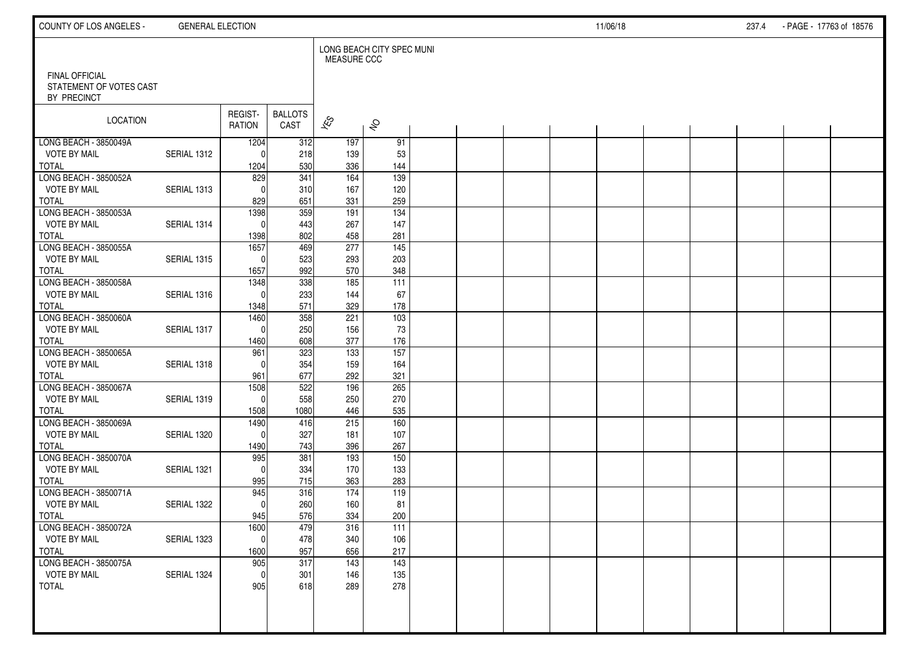FINAL OFFICIAL STATEMENT OF VOTES CAST BY PRECINCT

LONG BEACH CITY SPEC MUNI MEASURE CCC

| LOCATION | | REGISTRATION | BALLOTS CAST | YES | NO |
|---|---|---|---|---|---|
| LONG BEACH - 3850049A | | 1204 | 312 | 197 | 91 |
| VOTE BY MAIL | SERIAL 1312 | 0 | 218 | 139 | 53 |
| TOTAL | | 1204 | 530 | 336 | 144 |
| LONG BEACH - 3850052A | | 829 | 341 | 164 | 139 |
| VOTE BY MAIL | SERIAL 1313 | 0 | 310 | 167 | 120 |
| TOTAL | | 829 | 651 | 331 | 259 |
| LONG BEACH - 3850053A | | 1398 | 359 | 191 | 134 |
| VOTE BY MAIL | SERIAL 1314 | 0 | 443 | 267 | 147 |
| TOTAL | | 1398 | 802 | 458 | 281 |
| LONG BEACH - 3850055A | | 1657 | 469 | 277 | 145 |
| VOTE BY MAIL | SERIAL 1315 | 0 | 523 | 293 | 203 |
| TOTAL | | 1657 | 992 | 570 | 348 |
| LONG BEACH - 3850058A | | 1348 | 338 | 185 | 111 |
| VOTE BY MAIL | SERIAL 1316 | 0 | 233 | 144 | 67 |
| TOTAL | | 1348 | 571 | 329 | 178 |
| LONG BEACH - 3850060A | | 1460 | 358 | 221 | 103 |
| VOTE BY MAIL | SERIAL 1317 | 0 | 250 | 156 | 73 |
| TOTAL | | 1460 | 608 | 377 | 176 |
| LONG BEACH - 3850065A | | 961 | 323 | 133 | 157 |
| VOTE BY MAIL | SERIAL 1318 | 0 | 354 | 159 | 164 |
| TOTAL | | 961 | 677 | 292 | 321 |
| LONG BEACH - 3850067A | | 1508 | 522 | 196 | 265 |
| VOTE BY MAIL | SERIAL 1319 | 0 | 558 | 250 | 270 |
| TOTAL | | 1508 | 1080 | 446 | 535 |
| LONG BEACH - 3850069A | | 1490 | 416 | 215 | 160 |
| VOTE BY MAIL | SERIAL 1320 | 0 | 327 | 181 | 107 |
| TOTAL | | 1490 | 743 | 396 | 267 |
| LONG BEACH - 3850070A | | 995 | 381 | 193 | 150 |
| VOTE BY MAIL | SERIAL 1321 | 0 | 334 | 170 | 133 |
| TOTAL | | 995 | 715 | 363 | 283 |
| LONG BEACH - 3850071A | | 945 | 316 | 174 | 119 |
| VOTE BY MAIL | SERIAL 1322 | 0 | 260 | 160 | 81 |
| TOTAL | | 945 | 576 | 334 | 200 |
| LONG BEACH - 3850072A | | 1600 | 479 | 316 | 111 |
| VOTE BY MAIL | SERIAL 1323 | 0 | 478 | 340 | 106 |
| TOTAL | | 1600 | 957 | 656 | 217 |
| LONG BEACH - 3850075A | | 905 | 317 | 143 | 143 |
| VOTE BY MAIL | SERIAL 1324 | 0 | 301 | 146 | 135 |
| TOTAL | | 905 | 618 | 289 | 278 |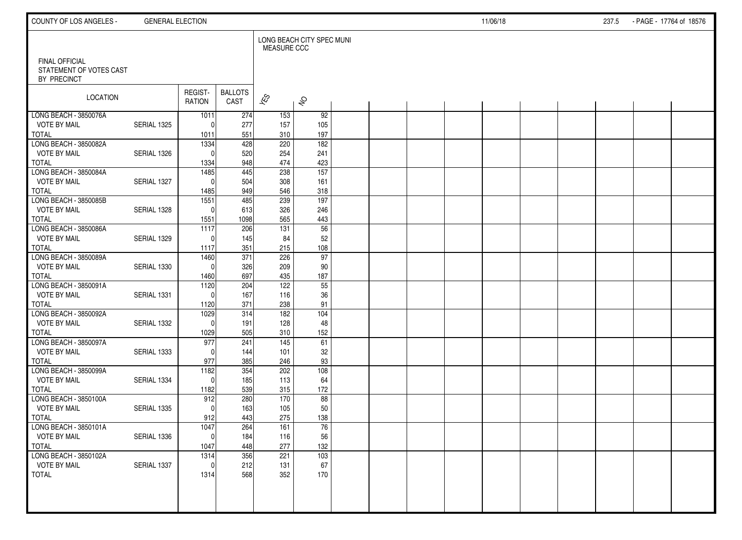FINAL OFFICIAL STATEMENT OF VOTES CAST BY PRECINCT

LONG BEACH CITY SPEC MUNI MEASURE CCC

| LOCATION | | REGISTRATION | BALLOTS CAST | YES | NO |
|---|---|---|---|---|---|
| LONG BEACH - 3850076A | | 1011 | 274 | 153 | 92 |
| VOTE BY MAIL | SERIAL 1325 | 0 | 277 | 157 | 105 |
| TOTAL | | 1011 | 551 | 310 | 197 |
| LONG BEACH - 3850082A | | 1334 | 428 | 220 | 182 |
| VOTE BY MAIL | SERIAL 1326 | 0 | 520 | 254 | 241 |
| TOTAL | | 1334 | 948 | 474 | 423 |
| LONG BEACH - 3850084A | | 1485 | 445 | 238 | 157 |
| VOTE BY MAIL | SERIAL 1327 | 0 | 504 | 308 | 161 |
| TOTAL | | 1485 | 949 | 546 | 318 |
| LONG BEACH - 3850085B | | 1551 | 485 | 239 | 197 |
| VOTE BY MAIL | SERIAL 1328 | 0 | 613 | 326 | 246 |
| TOTAL | | 1551 | 1098 | 565 | 443 |
| LONG BEACH - 3850086A | | 1117 | 206 | 131 | 56 |
| VOTE BY MAIL | SERIAL 1329 | 0 | 145 | 84 | 52 |
| TOTAL | | 1117 | 351 | 215 | 108 |
| LONG BEACH - 3850089A | | 1460 | 371 | 226 | 97 |
| VOTE BY MAIL | SERIAL 1330 | 0 | 326 | 209 | 90 |
| TOTAL | | 1460 | 697 | 435 | 187 |
| LONG BEACH - 3850091A | | 1120 | 204 | 122 | 55 |
| VOTE BY MAIL | SERIAL 1331 | 0 | 167 | 116 | 36 |
| TOTAL | | 1120 | 371 | 238 | 91 |
| LONG BEACH - 3850092A | | 1029 | 314 | 182 | 104 |
| VOTE BY MAIL | SERIAL 1332 | 0 | 191 | 128 | 48 |
| TOTAL | | 1029 | 505 | 310 | 152 |
| LONG BEACH - 3850097A | | 977 | 241 | 145 | 61 |
| VOTE BY MAIL | SERIAL 1333 | 0 | 144 | 101 | 32 |
| TOTAL | | 977 | 385 | 246 | 93 |
| LONG BEACH - 3850099A | | 1182 | 354 | 202 | 108 |
| VOTE BY MAIL | SERIAL 1334 | 0 | 185 | 113 | 64 |
| TOTAL | | 1182 | 539 | 315 | 172 |
| LONG BEACH - 3850100A | | 912 | 280 | 170 | 88 |
| VOTE BY MAIL | SERIAL 1335 | 0 | 163 | 105 | 50 |
| TOTAL | | 912 | 443 | 275 | 138 |
| LONG BEACH - 3850101A | | 1047 | 264 | 161 | 76 |
| VOTE BY MAIL | SERIAL 1336 | 0 | 184 | 116 | 56 |
| TOTAL | | 1047 | 448 | 277 | 132 |
| LONG BEACH - 3850102A | | 1314 | 356 | 221 | 103 |
| VOTE BY MAIL | SERIAL 1337 | 0 | 212 | 131 | 67 |
| TOTAL | | 1314 | 568 | 352 | 170 |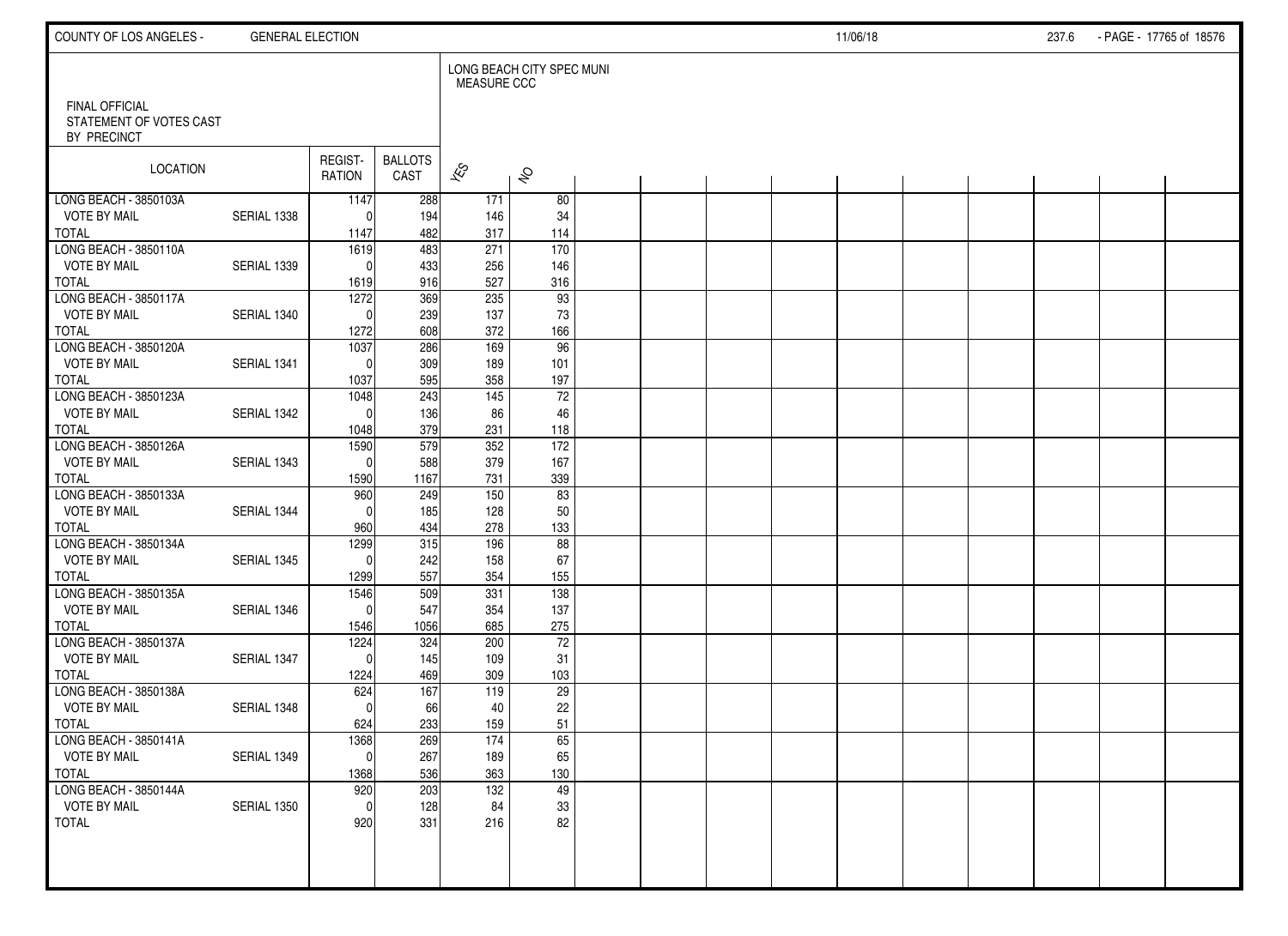FINAL OFFICIAL
STATEMENT OF VOTES CAST
BY PRECINCT

| LOCATION | | REGIST-RATION | BALLOTS CAST | LONG BEACH CITY SPEC MUNI MEASURE CCC | |
|---|---|---|---|---|---|
| | | | | YES | NO |
| LONG BEACH - 3850103A | | 1147 | 288 | 171 | 80 |
| VOTE BY MAIL | SERIAL 1338 | 0 | 194 | 146 | 34 |
| TOTAL | | 1147 | 482 | 317 | 114 |
| LONG BEACH - 3850110A | | 1619 | 483 | 271 | 170 |
| VOTE BY MAIL | SERIAL 1339 | 0 | 433 | 256 | 146 |
| TOTAL | | 1619 | 916 | 527 | 316 |
| LONG BEACH - 3850117A | | 1272 | 369 | 235 | 93 |
| VOTE BY MAIL | SERIAL 1340 | 0 | 239 | 137 | 73 |
| TOTAL | | 1272 | 608 | 372 | 166 |
| LONG BEACH - 3850120A | | 1037 | 286 | 169 | 96 |
| VOTE BY MAIL | SERIAL 1341 | 0 | 309 | 189 | 101 |
| TOTAL | | 1037 | 595 | 358 | 197 |
| LONG BEACH - 3850123A | | 1048 | 243 | 145 | 72 |
| VOTE BY MAIL | SERIAL 1342 | 0 | 136 | 86 | 46 |
| TOTAL | | 1048 | 379 | 231 | 118 |
| LONG BEACH - 3850126A | | 1590 | 579 | 352 | 172 |
| VOTE BY MAIL | SERIAL 1343 | 0 | 588 | 379 | 167 |
| TOTAL | | 1590 | 1167 | 731 | 339 |
| LONG BEACH - 3850133A | | 960 | 249 | 150 | 83 |
| VOTE BY MAIL | SERIAL 1344 | 0 | 185 | 128 | 50 |
| TOTAL | | 960 | 434 | 278 | 133 |
| LONG BEACH - 3850134A | | 1299 | 315 | 196 | 88 |
| VOTE BY MAIL | SERIAL 1345 | 0 | 242 | 158 | 67 |
| TOTAL | | 1299 | 557 | 354 | 155 |
| LONG BEACH - 3850135A | | 1546 | 509 | 331 | 138 |
| VOTE BY MAIL | SERIAL 1346 | 0 | 547 | 354 | 137 |
| TOTAL | | 1546 | 1056 | 685 | 275 |
| LONG BEACH - 3850137A | | 1224 | 324 | 200 | 72 |
| VOTE BY MAIL | SERIAL 1347 | 0 | 145 | 109 | 31 |
| TOTAL | | 1224 | 469 | 309 | 103 |
| LONG BEACH - 3850138A | | 624 | 167 | 119 | 29 |
| VOTE BY MAIL | SERIAL 1348 | 0 | 66 | 40 | 22 |
| TOTAL | | 624 | 233 | 159 | 51 |
| LONG BEACH - 3850141A | | 1368 | 269 | 174 | 65 |
| VOTE BY MAIL | SERIAL 1349 | 0 | 267 | 189 | 65 |
| TOTAL | | 1368 | 536 | 363 | 130 |
| LONG BEACH - 3850144A | | 920 | 203 | 132 | 49 |
| VOTE BY MAIL | SERIAL 1350 | 0 | 128 | 84 | 33 |
| TOTAL | | 920 | 331 | 216 | 82 |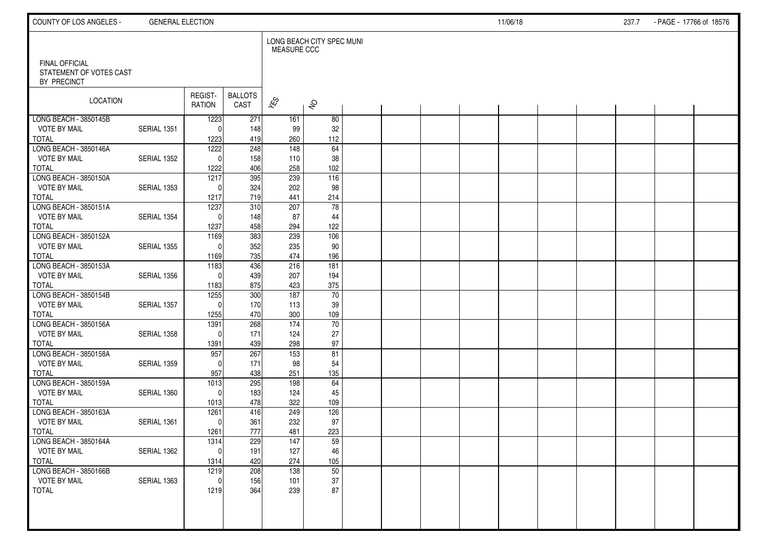FINAL OFFICIAL STATEMENT OF VOTES CAST BY PRECINCT

LONG BEACH CITY SPEC MUNI MEASURE CCC

| LOCATION | | REGISTRATION | BALLOTS CAST | YES | NO |
|---|---|---|---|---|---|
| LONG BEACH - 3850145B | | 1223 | 271 | 161 | 80 |
| VOTE BY MAIL | SERIAL 1351 | 0 | 148 | 99 | 32 |
| TOTAL | | 1223 | 419 | 260 | 112 |
| LONG BEACH - 3850146A | | 1222 | 248 | 148 | 64 |
| VOTE BY MAIL | SERIAL 1352 | 0 | 158 | 110 | 38 |
| TOTAL | | 1222 | 406 | 258 | 102 |
| LONG BEACH - 3850150A | | 1217 | 395 | 239 | 116 |
| VOTE BY MAIL | SERIAL 1353 | 0 | 324 | 202 | 98 |
| TOTAL | | 1217 | 719 | 441 | 214 |
| LONG BEACH - 3850151A | | 1237 | 310 | 207 | 78 |
| VOTE BY MAIL | SERIAL 1354 | 0 | 148 | 87 | 44 |
| TOTAL | | 1237 | 458 | 294 | 122 |
| LONG BEACH - 3850152A | | 1169 | 383 | 239 | 106 |
| VOTE BY MAIL | SERIAL 1355 | 0 | 352 | 235 | 90 |
| TOTAL | | 1169 | 735 | 474 | 196 |
| LONG BEACH - 3850153A | | 1183 | 436 | 216 | 181 |
| VOTE BY MAIL | SERIAL 1356 | 0 | 439 | 207 | 194 |
| TOTAL | | 1183 | 875 | 423 | 375 |
| LONG BEACH - 3850154B | | 1255 | 300 | 187 | 70 |
| VOTE BY MAIL | SERIAL 1357 | 0 | 170 | 113 | 39 |
| TOTAL | | 1255 | 470 | 300 | 109 |
| LONG BEACH - 3850156A | | 1391 | 268 | 174 | 70 |
| VOTE BY MAIL | SERIAL 1358 | 0 | 171 | 124 | 27 |
| TOTAL | | 1391 | 439 | 298 | 97 |
| LONG BEACH - 3850158A | | 957 | 267 | 153 | 81 |
| VOTE BY MAIL | SERIAL 1359 | 0 | 171 | 98 | 54 |
| TOTAL | | 957 | 438 | 251 | 135 |
| LONG BEACH - 3850159A | | 1013 | 295 | 198 | 64 |
| VOTE BY MAIL | SERIAL 1360 | 0 | 183 | 124 | 45 |
| TOTAL | | 1013 | 478 | 322 | 109 |
| LONG BEACH - 3850163A | | 1261 | 416 | 249 | 126 |
| VOTE BY MAIL | SERIAL 1361 | 0 | 361 | 232 | 97 |
| TOTAL | | 1261 | 777 | 481 | 223 |
| LONG BEACH - 3850164A | | 1314 | 229 | 147 | 59 |
| VOTE BY MAIL | SERIAL 1362 | 0 | 191 | 127 | 46 |
| TOTAL | | 1314 | 420 | 274 | 105 |
| LONG BEACH - 3850166B | | 1219 | 208 | 138 | 50 |
| VOTE BY MAIL | SERIAL 1363 | 0 | 156 | 101 | 37 |
| TOTAL | | 1219 | 364 | 239 | 87 |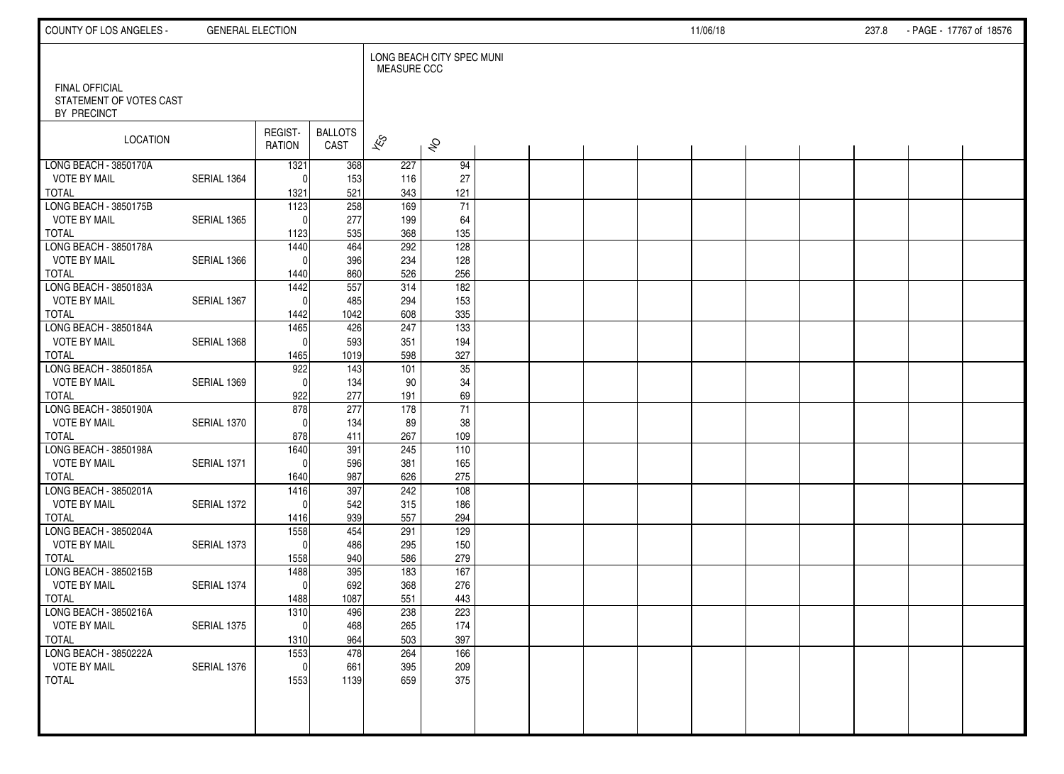FINAL OFFICIAL
STATEMENT OF VOTES CAST
BY PRECINCT

LONG BEACH CITY SPEC MUNI
MEASURE CCC

| LOCATION | | REGISTRATION | BALLOTS CAST | YES | NO |
|---|---|---|---|---|---|
| LONG BEACH - 3850170A | | 1321 | 368 | 227 | 94 |
| VOTE BY MAIL | SERIAL 1364 | 0 | 153 | 116 | 27 |
| TOTAL | | 1321 | 521 | 343 | 121 |
| LONG BEACH - 3850175B | | 1123 | 258 | 169 | 71 |
| VOTE BY MAIL | SERIAL 1365 | 0 | 277 | 199 | 64 |
| TOTAL | | 1123 | 535 | 368 | 135 |
| LONG BEACH - 3850178A | | 1440 | 464 | 292 | 128 |
| VOTE BY MAIL | SERIAL 1366 | 0 | 396 | 234 | 128 |
| TOTAL | | 1440 | 860 | 526 | 256 |
| LONG BEACH - 3850183A | | 1442 | 557 | 314 | 182 |
| VOTE BY MAIL | SERIAL 1367 | 0 | 485 | 294 | 153 |
| TOTAL | | 1442 | 1042 | 608 | 335 |
| LONG BEACH - 3850184A | | 1465 | 426 | 247 | 133 |
| VOTE BY MAIL | SERIAL 1368 | 0 | 593 | 351 | 194 |
| TOTAL | | 1465 | 1019 | 598 | 327 |
| LONG BEACH - 3850185A | | 922 | 143 | 101 | 35 |
| VOTE BY MAIL | SERIAL 1369 | 0 | 134 | 90 | 34 |
| TOTAL | | 922 | 277 | 191 | 69 |
| LONG BEACH - 3850190A | | 878 | 277 | 178 | 71 |
| VOTE BY MAIL | SERIAL 1370 | 0 | 134 | 89 | 38 |
| TOTAL | | 878 | 411 | 267 | 109 |
| LONG BEACH - 3850198A | | 1640 | 391 | 245 | 110 |
| VOTE BY MAIL | SERIAL 1371 | 0 | 596 | 381 | 165 |
| TOTAL | | 1640 | 987 | 626 | 275 |
| LONG BEACH - 3850201A | | 1416 | 397 | 242 | 108 |
| VOTE BY MAIL | SERIAL 1372 | 0 | 542 | 315 | 186 |
| TOTAL | | 1416 | 939 | 557 | 294 |
| LONG BEACH - 3850204A | | 1558 | 454 | 291 | 129 |
| VOTE BY MAIL | SERIAL 1373 | 0 | 486 | 295 | 150 |
| TOTAL | | 1558 | 940 | 586 | 279 |
| LONG BEACH - 3850215B | | 1488 | 395 | 183 | 167 |
| VOTE BY MAIL | SERIAL 1374 | 0 | 692 | 368 | 276 |
| TOTAL | | 1488 | 1087 | 551 | 443 |
| LONG BEACH - 3850216A | | 1310 | 496 | 238 | 223 |
| VOTE BY MAIL | SERIAL 1375 | 0 | 468 | 265 | 174 |
| TOTAL | | 1310 | 964 | 503 | 397 |
| LONG BEACH - 3850222A | | 1553 | 478 | 264 | 166 |
| VOTE BY MAIL | SERIAL 1376 | 0 | 661 | 395 | 209 |
| TOTAL | | 1553 | 1139 | 659 | 375 |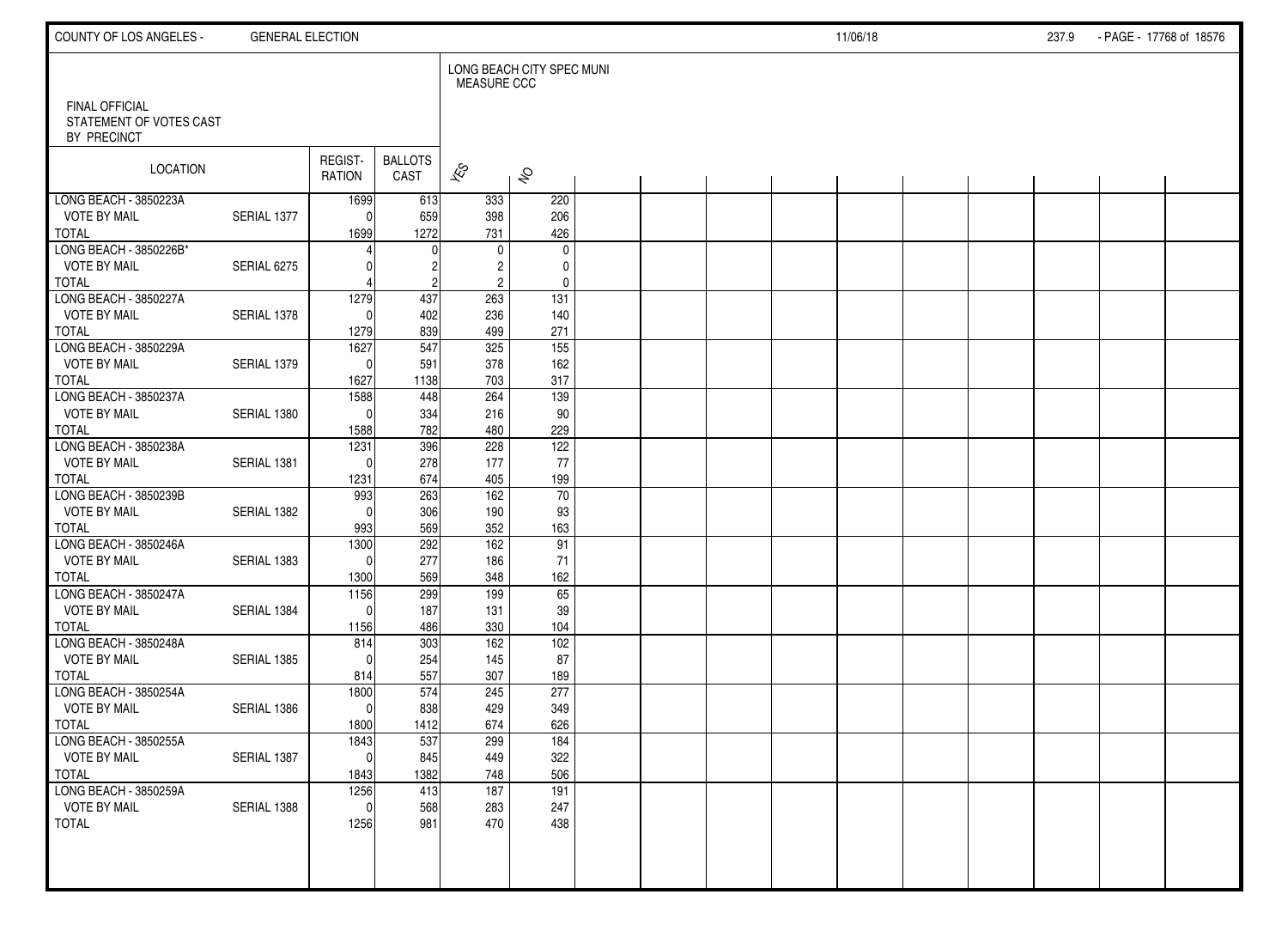COUNTY OF LOS ANGELES - GENERAL ELECTION 11/06/18

FINAL OFFICIAL
STATEMENT OF VOTES CAST
BY PRECINCT

| LOCATION | | REGIST-RATION | BALLOTS CAST | LONG BEACH CITY SPEC MUNI MEASURE CCC | |
|---|---|---|---|---|---|
| | | | | YES | NO |
| LONG BEACH - 3850223A | | 1699 | 613 | 333 | 220 |
| VOTE BY MAIL | SERIAL 1377 | 0 | 659 | 398 | 206 |
| TOTAL | | 1699 | 1272 | 731 | 426 |
| LONG BEACH - 3850226B* | | 4 | 0 | 0 | 0 |
| VOTE BY MAIL | SERIAL 6275 | 0 | 2 | 2 | 0 |
| TOTAL | | 4 | 2 | 2 | 0 |
| LONG BEACH - 3850227A | | 1279 | 437 | 263 | 131 |
| VOTE BY MAIL | SERIAL 1378 | 0 | 402 | 236 | 140 |
| TOTAL | | 1279 | 839 | 499 | 271 |
| LONG BEACH - 3850229A | | 1627 | 547 | 325 | 155 |
| VOTE BY MAIL | SERIAL 1379 | 0 | 591 | 378 | 162 |
| TOTAL | | 1627 | 1138 | 703 | 317 |
| LONG BEACH - 3850237A | | 1588 | 448 | 264 | 139 |
| VOTE BY MAIL | SERIAL 1380 | 0 | 334 | 216 | 90 |
| TOTAL | | 1588 | 782 | 480 | 229 |
| LONG BEACH - 3850238A | | 1231 | 396 | 228 | 122 |
| VOTE BY MAIL | SERIAL 1381 | 0 | 278 | 177 | 77 |
| TOTAL | | 1231 | 674 | 405 | 199 |
| LONG BEACH - 3850239B | | 993 | 263 | 162 | 70 |
| VOTE BY MAIL | SERIAL 1382 | 0 | 306 | 190 | 93 |
| TOTAL | | 993 | 569 | 352 | 163 |
| LONG BEACH - 3850246A | | 1300 | 292 | 162 | 91 |
| VOTE BY MAIL | SERIAL 1383 | 0 | 277 | 186 | 71 |
| TOTAL | | 1300 | 569 | 348 | 162 |
| LONG BEACH - 3850247A | | 1156 | 299 | 199 | 65 |
| VOTE BY MAIL | SERIAL 1384 | 0 | 187 | 131 | 39 |
| TOTAL | | 1156 | 486 | 330 | 104 |
| LONG BEACH - 3850248A | | 814 | 303 | 162 | 102 |
| VOTE BY MAIL | SERIAL 1385 | 0 | 254 | 145 | 87 |
| TOTAL | | 814 | 557 | 307 | 189 |
| LONG BEACH - 3850254A | | 1800 | 574 | 245 | 277 |
| VOTE BY MAIL | SERIAL 1386 | 0 | 838 | 429 | 349 |
| TOTAL | | 1800 | 1412 | 674 | 626 |
| LONG BEACH - 3850255A | | 1843 | 537 | 299 | 184 |
| VOTE BY MAIL | SERIAL 1387 | 0 | 845 | 449 | 322 |
| TOTAL | | 1843 | 1382 | 748 | 506 |
| LONG BEACH - 3850259A | | 1256 | 413 | 187 | 191 |
| VOTE BY MAIL | SERIAL 1388 | 0 | 568 | 283 | 247 |
| TOTAL | | 1256 | 981 | 470 | 438 |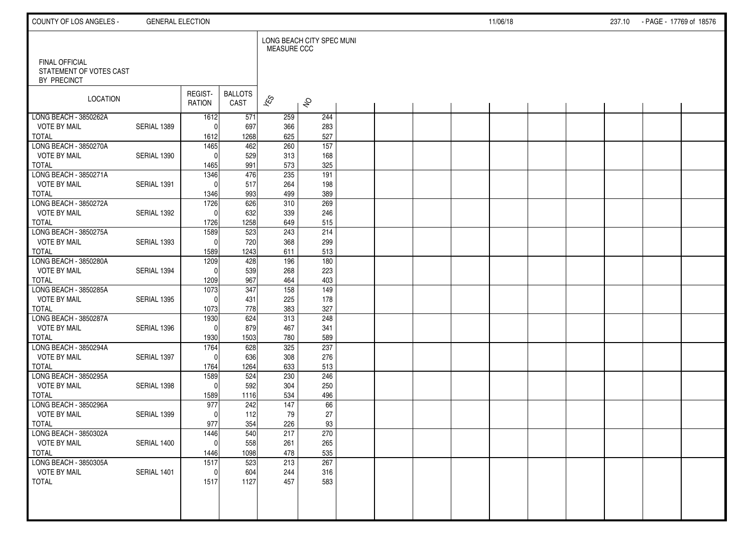FINAL OFFICIAL STATEMENT OF VOTES CAST BY PRECINCT

LONG BEACH CITY SPEC MUNI MEASURE CCC

| LOCATION | | REGIST-RATION | BALLOTS CAST | YES | NO |
|---|---|---|---|---|---|
| LONG BEACH - 3850262A | | 1612 | 571 | 259 | 244 |
| VOTE BY MAIL | SERIAL 1389 | 0 | 697 | 366 | 283 |
| TOTAL | | 1612 | 1268 | 625 | 527 |
| LONG BEACH - 3850270A | | 1465 | 462 | 260 | 157 |
| VOTE BY MAIL | SERIAL 1390 | 0 | 529 | 313 | 168 |
| TOTAL | | 1465 | 991 | 573 | 325 |
| LONG BEACH - 3850271A | | 1346 | 476 | 235 | 191 |
| VOTE BY MAIL | SERIAL 1391 | 0 | 517 | 264 | 198 |
| TOTAL | | 1346 | 993 | 499 | 389 |
| LONG BEACH - 3850272A | | 1726 | 626 | 310 | 269 |
| VOTE BY MAIL | SERIAL 1392 | 0 | 632 | 339 | 246 |
| TOTAL | | 1726 | 1258 | 649 | 515 |
| LONG BEACH - 3850275A | | 1589 | 523 | 243 | 214 |
| VOTE BY MAIL | SERIAL 1393 | 0 | 720 | 368 | 299 |
| TOTAL | | 1589 | 1243 | 611 | 513 |
| LONG BEACH - 3850280A | | 1209 | 428 | 196 | 180 |
| VOTE BY MAIL | SERIAL 1394 | 0 | 539 | 268 | 223 |
| TOTAL | | 1209 | 967 | 464 | 403 |
| LONG BEACH - 3850285A | | 1073 | 347 | 158 | 149 |
| VOTE BY MAIL | SERIAL 1395 | 0 | 431 | 225 | 178 |
| TOTAL | | 1073 | 778 | 383 | 327 |
| LONG BEACH - 3850287A | | 1930 | 624 | 313 | 248 |
| VOTE BY MAIL | SERIAL 1396 | 0 | 879 | 467 | 341 |
| TOTAL | | 1930 | 1503 | 780 | 589 |
| LONG BEACH - 3850294A | | 1764 | 628 | 325 | 237 |
| VOTE BY MAIL | SERIAL 1397 | 0 | 636 | 308 | 276 |
| TOTAL | | 1764 | 1264 | 633 | 513 |
| LONG BEACH - 3850295A | | 1589 | 524 | 230 | 246 |
| VOTE BY MAIL | SERIAL 1398 | 0 | 592 | 304 | 250 |
| TOTAL | | 1589 | 1116 | 534 | 496 |
| LONG BEACH - 3850296A | | 977 | 242 | 147 | 66 |
| VOTE BY MAIL | SERIAL 1399 | 0 | 112 | 79 | 27 |
| TOTAL | | 977 | 354 | 226 | 93 |
| LONG BEACH - 3850302A | | 1446 | 540 | 217 | 270 |
| VOTE BY MAIL | SERIAL 1400 | 0 | 558 | 261 | 265 |
| TOTAL | | 1446 | 1098 | 478 | 535 |
| LONG BEACH - 3850305A | | 1517 | 523 | 213 | 267 |
| VOTE BY MAIL | SERIAL 1401 | 0 | 604 | 244 | 316 |
| TOTAL | | 1517 | 1127 | 457 | 583 |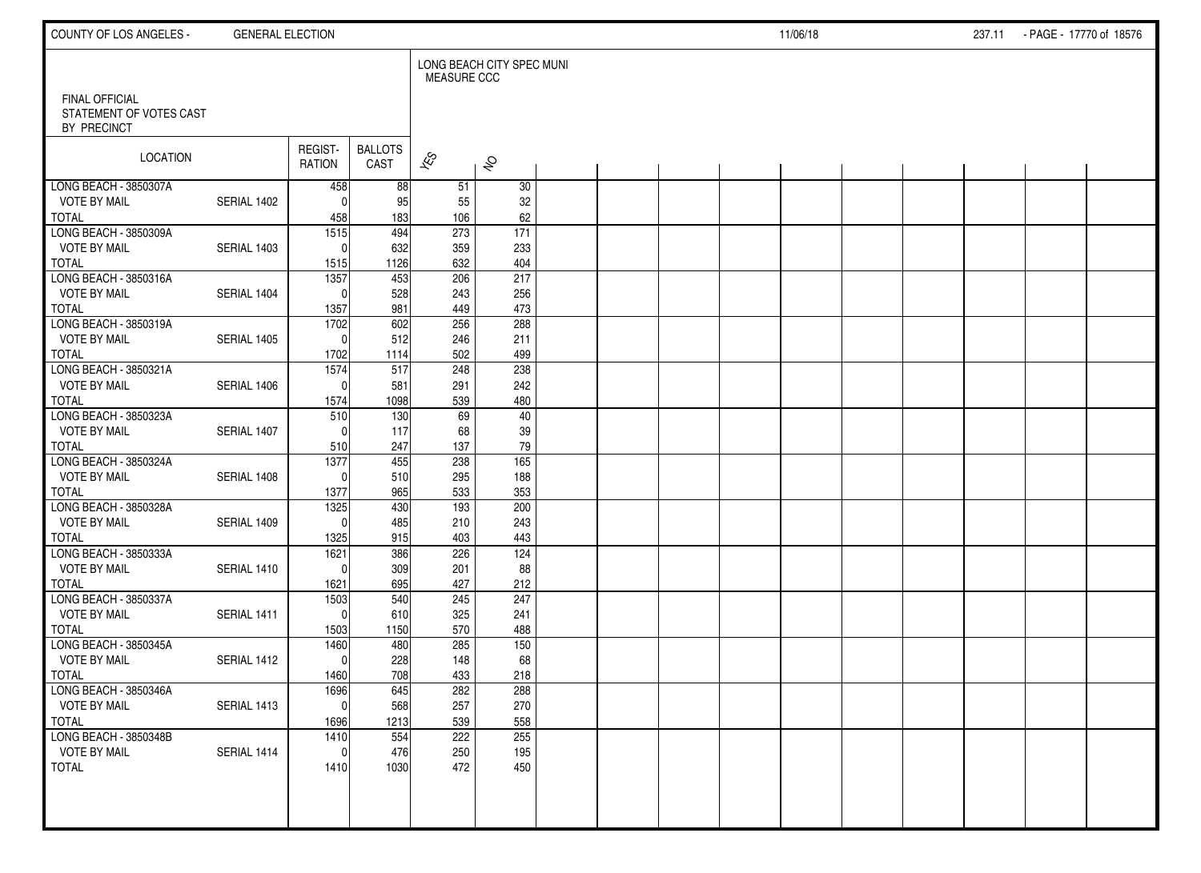FINAL OFFICIAL
STATEMENT OF VOTES CAST
BY PRECINCT

| LOCATION | | REGIST-RATION | BALLOTS CAST | LONG BEACH CITY SPEC MUNI MEASURE CCC | |
|---|---|---|---|---|---|
| | | | | YES | NO |
| LONG BEACH - 3850307A | | 458 | 88 | 51 | 30 |
| VOTE BY MAIL | SERIAL 1402 | 0 | 95 | 55 | 32 |
| TOTAL | | 458 | 183 | 106 | 62 |
| LONG BEACH - 3850309A | | 1515 | 494 | 273 | 171 |
| VOTE BY MAIL | SERIAL 1403 | 0 | 632 | 359 | 233 |
| TOTAL | | 1515 | 1126 | 632 | 404 |
| LONG BEACH - 3850316A | | 1357 | 453 | 206 | 217 |
| VOTE BY MAIL | SERIAL 1404 | 0 | 528 | 243 | 256 |
| TOTAL | | 1357 | 981 | 449 | 473 |
| LONG BEACH - 3850319A | | 1702 | 602 | 256 | 288 |
| VOTE BY MAIL | SERIAL 1405 | 0 | 512 | 246 | 211 |
| TOTAL | | 1702 | 1114 | 502 | 499 |
| LONG BEACH - 3850321A | | 1574 | 517 | 248 | 238 |
| VOTE BY MAIL | SERIAL 1406 | 0 | 581 | 291 | 242 |
| TOTAL | | 1574 | 1098 | 539 | 480 |
| LONG BEACH - 3850323A | | 510 | 130 | 69 | 40 |
| VOTE BY MAIL | SERIAL 1407 | 0 | 117 | 68 | 39 |
| TOTAL | | 510 | 247 | 137 | 79 |
| LONG BEACH - 3850324A | | 1377 | 455 | 238 | 165 |
| VOTE BY MAIL | SERIAL 1408 | 0 | 510 | 295 | 188 |
| TOTAL | | 1377 | 965 | 533 | 353 |
| LONG BEACH - 3850328A | | 1325 | 430 | 193 | 200 |
| VOTE BY MAIL | SERIAL 1409 | 0 | 485 | 210 | 243 |
| TOTAL | | 1325 | 915 | 403 | 443 |
| LONG BEACH - 3850333A | | 1621 | 386 | 226 | 124 |
| VOTE BY MAIL | SERIAL 1410 | 0 | 309 | 201 | 88 |
| TOTAL | | 1621 | 695 | 427 | 212 |
| LONG BEACH - 3850337A | | 1503 | 540 | 245 | 247 |
| VOTE BY MAIL | SERIAL 1411 | 0 | 610 | 325 | 241 |
| TOTAL | | 1503 | 1150 | 570 | 488 |
| LONG BEACH - 3850345A | | 1460 | 480 | 285 | 150 |
| VOTE BY MAIL | SERIAL 1412 | 0 | 228 | 148 | 68 |
| TOTAL | | 1460 | 708 | 433 | 218 |
| LONG BEACH - 3850346A | | 1696 | 645 | 282 | 288 |
| VOTE BY MAIL | SERIAL 1413 | 0 | 568 | 257 | 270 |
| TOTAL | | 1696 | 1213 | 539 | 558 |
| LONG BEACH - 3850348B | | 1410 | 554 | 222 | 255 |
| VOTE BY MAIL | SERIAL 1414 | 0 | 476 | 250 | 195 |
| TOTAL | | 1410 | 1030 | 472 | 450 |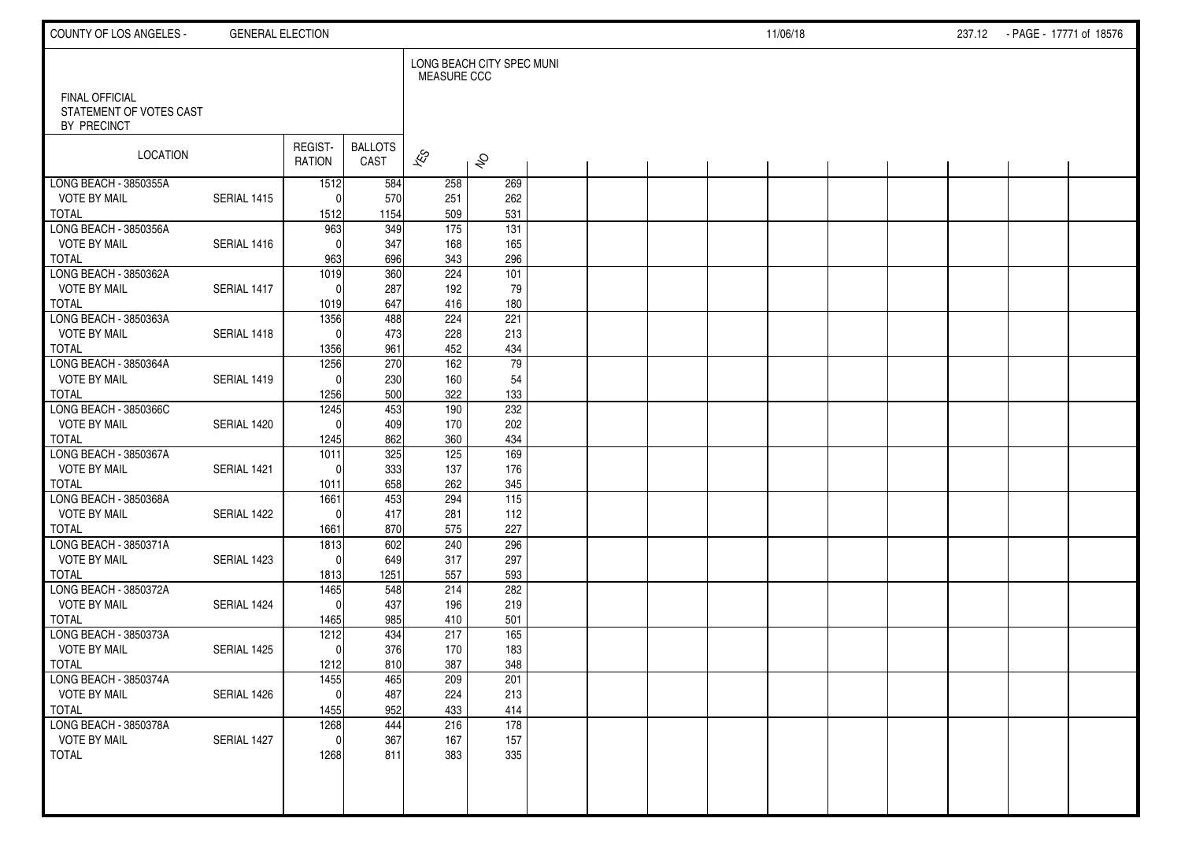FINAL OFFICIAL
STATEMENT OF VOTES CAST
BY PRECINCT

LONG BEACH CITY SPEC MUNI
MEASURE CCC

| LOCATION | | REGIST-RATION | BALLOTS CAST | YES | NO |
|---|---|---|---|---|---|
| LONG BEACH - 3850355A | | 1512 | 584 | 258 | 269 |
| VOTE BY MAIL | SERIAL 1415 | 0 | 570 | 251 | 262 |
| TOTAL | | 1512 | 1154 | 509 | 531 |
| LONG BEACH - 3850356A | | 963 | 349 | 175 | 131 |
| VOTE BY MAIL | SERIAL 1416 | 0 | 347 | 168 | 165 |
| TOTAL | | 963 | 696 | 343 | 296 |
| LONG BEACH - 3850362A | | 1019 | 360 | 224 | 101 |
| VOTE BY MAIL | SERIAL 1417 | 0 | 287 | 192 | 79 |
| TOTAL | | 1019 | 647 | 416 | 180 |
| LONG BEACH - 3850363A | | 1356 | 488 | 224 | 221 |
| VOTE BY MAIL | SERIAL 1418 | 0 | 473 | 228 | 213 |
| TOTAL | | 1356 | 961 | 452 | 434 |
| LONG BEACH - 3850364A | | 1256 | 270 | 162 | 79 |
| VOTE BY MAIL | SERIAL 1419 | 0 | 230 | 160 | 54 |
| TOTAL | | 1256 | 500 | 322 | 133 |
| LONG BEACH - 3850366C | | 1245 | 453 | 190 | 232 |
| VOTE BY MAIL | SERIAL 1420 | 0 | 409 | 170 | 202 |
| TOTAL | | 1245 | 862 | 360 | 434 |
| LONG BEACH - 3850367A | | 1011 | 325 | 125 | 169 |
| VOTE BY MAIL | SERIAL 1421 | 0 | 333 | 137 | 176 |
| TOTAL | | 1011 | 658 | 262 | 345 |
| LONG BEACH - 3850368A | | 1661 | 453 | 294 | 115 |
| VOTE BY MAIL | SERIAL 1422 | 0 | 417 | 281 | 112 |
| TOTAL | | 1661 | 870 | 575 | 227 |
| LONG BEACH - 3850371A | | 1813 | 602 | 240 | 296 |
| VOTE BY MAIL | SERIAL 1423 | 0 | 649 | 317 | 297 |
| TOTAL | | 1813 | 1251 | 557 | 593 |
| LONG BEACH - 3850372A | | 1465 | 548 | 214 | 282 |
| VOTE BY MAIL | SERIAL 1424 | 0 | 437 | 196 | 219 |
| TOTAL | | 1465 | 985 | 410 | 501 |
| LONG BEACH - 3850373A | | 1212 | 434 | 217 | 165 |
| VOTE BY MAIL | SERIAL 1425 | 0 | 376 | 170 | 183 |
| TOTAL | | 1212 | 810 | 387 | 348 |
| LONG BEACH - 3850374A | | 1455 | 465 | 209 | 201 |
| VOTE BY MAIL | SERIAL 1426 | 0 | 487 | 224 | 213 |
| TOTAL | | 1455 | 952 | 433 | 414 |
| LONG BEACH - 3850378A | | 1268 | 444 | 216 | 178 |
| VOTE BY MAIL | SERIAL 1427 | 0 | 367 | 167 | 157 |
| TOTAL | | 1268 | 811 | 383 | 335 |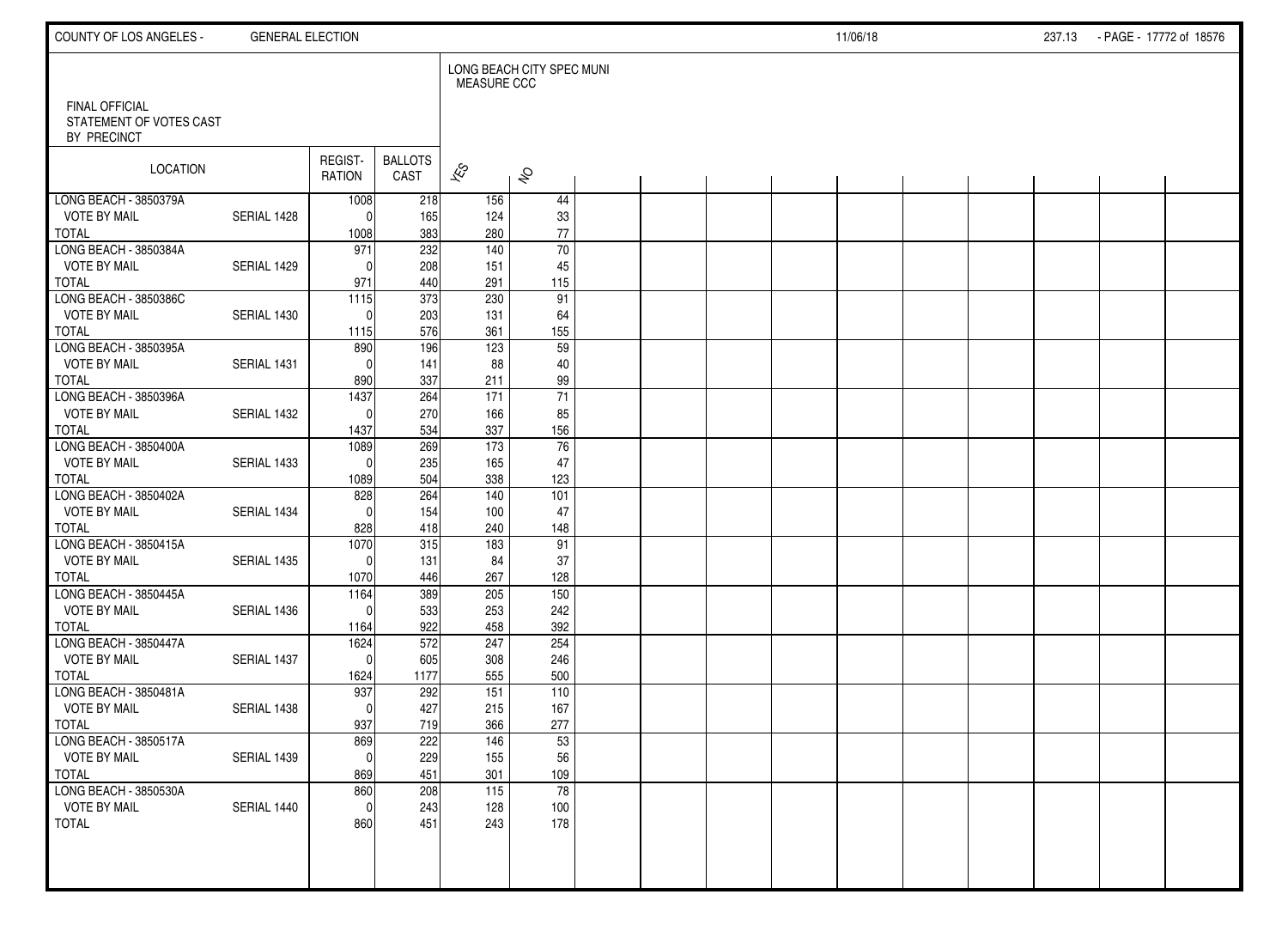FINAL OFFICIAL STATEMENT OF VOTES CAST BY PRECINCT

LONG BEACH CITY SPEC MUNI MEASURE CCC

| LOCATION | | REGISTRATION | BALLOTS CAST | YES | NO |
|---|---|---|---|---|---|
| LONG BEACH - 3850379A | | 1008 | 218 | 156 | 44 |
| VOTE BY MAIL | SERIAL 1428 | 0 | 165 | 124 | 33 |
| TOTAL | | 1008 | 383 | 280 | 77 |
| LONG BEACH - 3850384A | | 971 | 232 | 140 | 70 |
| VOTE BY MAIL | SERIAL 1429 | 0 | 208 | 151 | 45 |
| TOTAL | | 971 | 440 | 291 | 115 |
| LONG BEACH - 3850386C | | 1115 | 373 | 230 | 91 |
| VOTE BY MAIL | SERIAL 1430 | 0 | 203 | 131 | 64 |
| TOTAL | | 1115 | 576 | 361 | 155 |
| LONG BEACH - 3850395A | | 890 | 196 | 123 | 59 |
| VOTE BY MAIL | SERIAL 1431 | 0 | 141 | 88 | 40 |
| TOTAL | | 890 | 337 | 211 | 99 |
| LONG BEACH - 3850396A | | 1437 | 264 | 171 | 71 |
| VOTE BY MAIL | SERIAL 1432 | 0 | 270 | 166 | 85 |
| TOTAL | | 1437 | 534 | 337 | 156 |
| LONG BEACH - 3850400A | | 1089 | 269 | 173 | 76 |
| VOTE BY MAIL | SERIAL 1433 | 0 | 235 | 165 | 47 |
| TOTAL | | 1089 | 504 | 338 | 123 |
| LONG BEACH - 3850402A | | 828 | 264 | 140 | 101 |
| VOTE BY MAIL | SERIAL 1434 | 0 | 154 | 100 | 47 |
| TOTAL | | 828 | 418 | 240 | 148 |
| LONG BEACH - 3850415A | | 1070 | 315 | 183 | 91 |
| VOTE BY MAIL | SERIAL 1435 | 0 | 131 | 84 | 37 |
| TOTAL | | 1070 | 446 | 267 | 128 |
| LONG BEACH - 3850445A | | 1164 | 389 | 205 | 150 |
| VOTE BY MAIL | SERIAL 1436 | 0 | 533 | 253 | 242 |
| TOTAL | | 1164 | 922 | 458 | 392 |
| LONG BEACH - 3850447A | | 1624 | 572 | 247 | 254 |
| VOTE BY MAIL | SERIAL 1437 | 0 | 605 | 308 | 246 |
| TOTAL | | 1624 | 1177 | 555 | 500 |
| LONG BEACH - 3850481A | | 937 | 292 | 151 | 110 |
| VOTE BY MAIL | SERIAL 1438 | 0 | 427 | 215 | 167 |
| TOTAL | | 937 | 719 | 366 | 277 |
| LONG BEACH - 3850517A | | 869 | 222 | 146 | 53 |
| VOTE BY MAIL | SERIAL 1439 | 0 | 229 | 155 | 56 |
| TOTAL | | 869 | 451 | 301 | 109 |
| LONG BEACH - 3850530A | | 860 | 208 | 115 | 78 |
| VOTE BY MAIL | SERIAL 1440 | 0 | 243 | 128 | 100 |
| TOTAL | | 860 | 451 | 243 | 178 |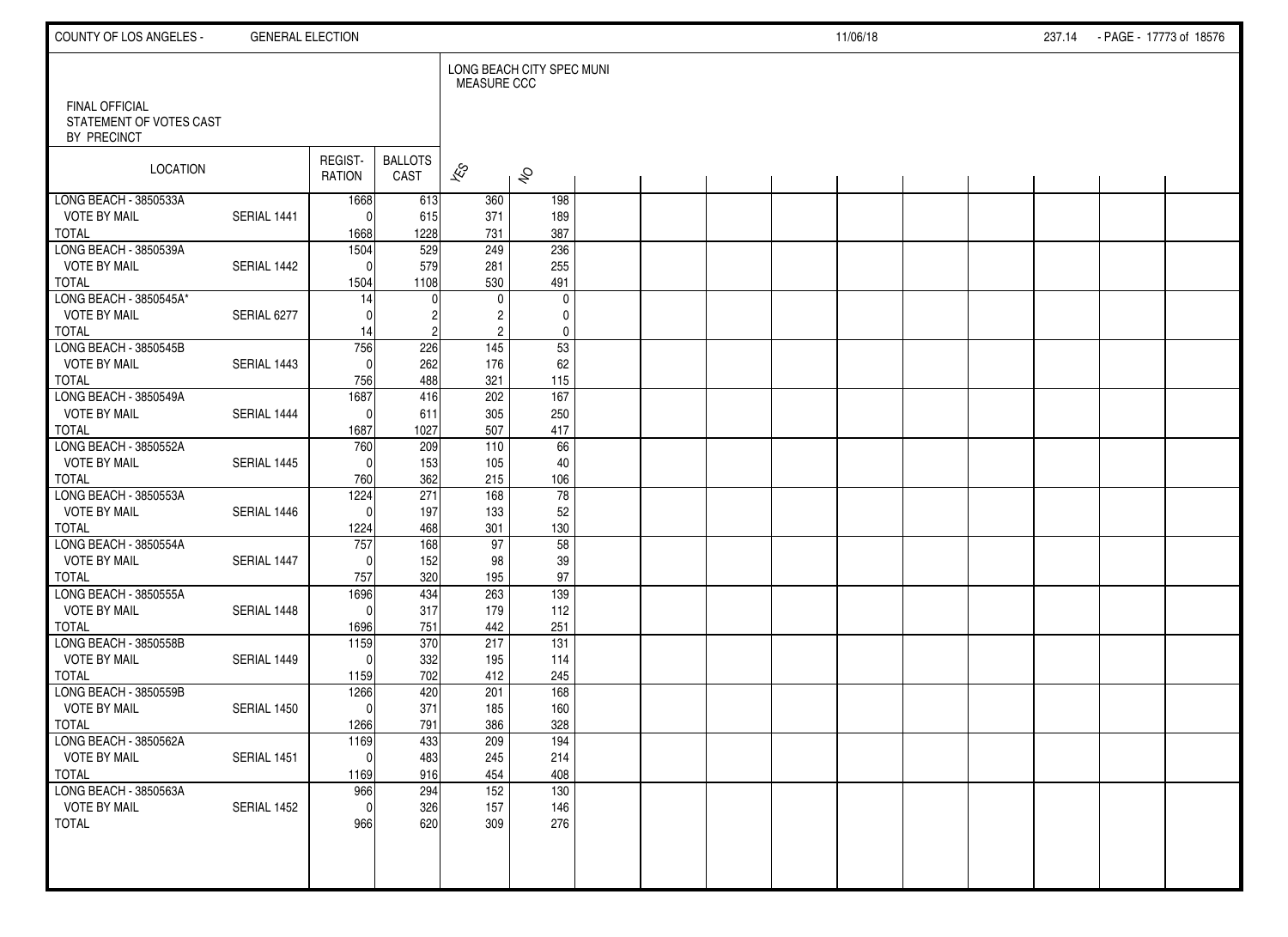COUNTY OF LOS ANGELES - GENERAL ELECTION 11/06/18

FINAL OFFICIAL
STATEMENT OF VOTES CAST
BY PRECINCT

LONG BEACH CITY SPEC MUNI
MEASURE CCC

| LOCATION | | REGIST-RATION | BALLOTS CAST | YES | NO |
|---|---|---|---|---|---|
| LONG BEACH - 3850533A | | 1668 | 613 | 360 | 198 |
| VOTE BY MAIL | SERIAL 1441 | 0 | 615 | 371 | 189 |
| TOTAL | | 1668 | 1228 | 731 | 387 |
| LONG BEACH - 3850539A | | 1504 | 529 | 249 | 236 |
| VOTE BY MAIL | SERIAL 1442 | 0 | 579 | 281 | 255 |
| TOTAL | | 1504 | 1108 | 530 | 491 |
| LONG BEACH - 3850545A* | | 14 | 0 | 0 | 0 |
| VOTE BY MAIL | SERIAL 6277 | 0 | 2 | 2 | 0 |
| TOTAL | | 14 | 2 | 2 | 0 |
| LONG BEACH - 3850545B | | 756 | 226 | 145 | 53 |
| VOTE BY MAIL | SERIAL 1443 | 0 | 262 | 176 | 62 |
| TOTAL | | 756 | 488 | 321 | 115 |
| LONG BEACH - 3850549A | | 1687 | 416 | 202 | 167 |
| VOTE BY MAIL | SERIAL 1444 | 0 | 611 | 305 | 250 |
| TOTAL | | 1687 | 1027 | 507 | 417 |
| LONG BEACH - 3850552A | | 760 | 209 | 110 | 66 |
| VOTE BY MAIL | SERIAL 1445 | 0 | 153 | 105 | 40 |
| TOTAL | | 760 | 362 | 215 | 106 |
| LONG BEACH - 3850553A | | 1224 | 271 | 168 | 78 |
| VOTE BY MAIL | SERIAL 1446 | 0 | 197 | 133 | 52 |
| TOTAL | | 1224 | 468 | 301 | 130 |
| LONG BEACH - 3850554A | | 757 | 168 | 97 | 58 |
| VOTE BY MAIL | SERIAL 1447 | 0 | 152 | 98 | 39 |
| TOTAL | | 757 | 320 | 195 | 97 |
| LONG BEACH - 3850555A | | 1696 | 434 | 263 | 139 |
| VOTE BY MAIL | SERIAL 1448 | 0 | 317 | 179 | 112 |
| TOTAL | | 1696 | 751 | 442 | 251 |
| LONG BEACH - 3850558B | | 1159 | 370 | 217 | 131 |
| VOTE BY MAIL | SERIAL 1449 | 0 | 332 | 195 | 114 |
| TOTAL | | 1159 | 702 | 412 | 245 |
| LONG BEACH - 3850559B | | 1266 | 420 | 201 | 168 |
| VOTE BY MAIL | SERIAL 1450 | 0 | 371 | 185 | 160 |
| TOTAL | | 1266 | 791 | 386 | 328 |
| LONG BEACH - 3850562A | | 1169 | 433 | 209 | 194 |
| VOTE BY MAIL | SERIAL 1451 | 0 | 483 | 245 | 214 |
| TOTAL | | 1169 | 916 | 454 | 408 |
| LONG BEACH - 3850563A | | 966 | 294 | 152 | 130 |
| VOTE BY MAIL | SERIAL 1452 | 0 | 326 | 157 | 146 |
| TOTAL | | 966 | 620 | 309 | 276 |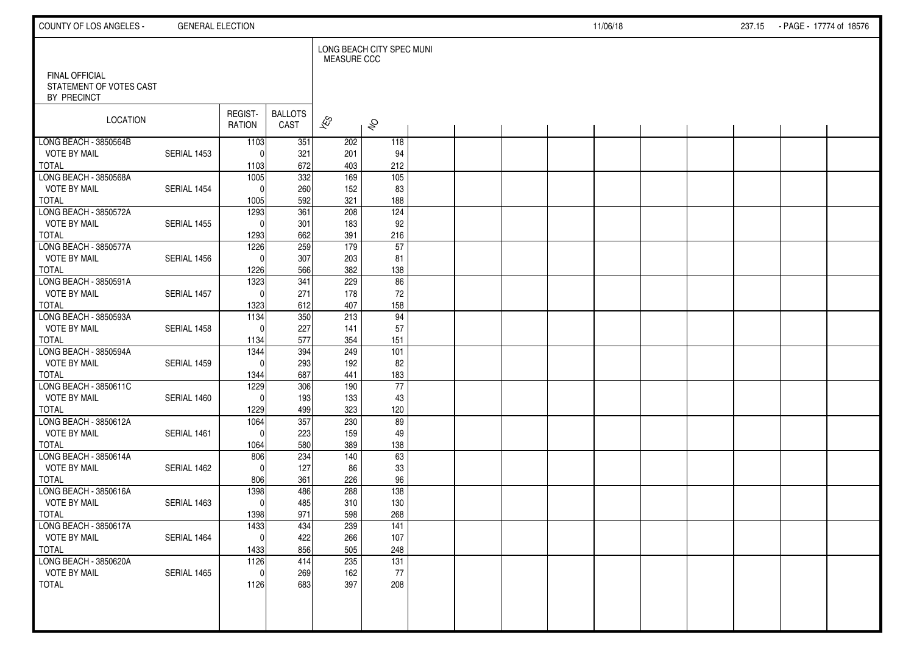FINAL OFFICIAL
STATEMENT OF VOTES CAST
BY PRECINCT

| LOCATION | | REGIST-RATION | BALLOTS CAST | LONG BEACH CITY SPEC MUNI MEASURE CCC | |
|---|---|---|---|---|---|
| | | | | YES | NO |
| LONG BEACH - 3850564B | | 1103 | 351 | 202 | 118 |
| VOTE BY MAIL | SERIAL 1453 | 0 | 321 | 201 | 94 |
| TOTAL | | 1103 | 672 | 403 | 212 |
| LONG BEACH - 3850568A | | 1005 | 332 | 169 | 105 |
| VOTE BY MAIL | SERIAL 1454 | 0 | 260 | 152 | 83 |
| TOTAL | | 1005 | 592 | 321 | 188 |
| LONG BEACH - 3850572A | | 1293 | 361 | 208 | 124 |
| VOTE BY MAIL | SERIAL 1455 | 0 | 301 | 183 | 92 |
| TOTAL | | 1293 | 662 | 391 | 216 |
| LONG BEACH - 3850577A | | 1226 | 259 | 179 | 57 |
| VOTE BY MAIL | SERIAL 1456 | 0 | 307 | 203 | 81 |
| TOTAL | | 1226 | 566 | 382 | 138 |
| LONG BEACH - 3850591A | | 1323 | 341 | 229 | 86 |
| VOTE BY MAIL | SERIAL 1457 | 0 | 271 | 178 | 72 |
| TOTAL | | 1323 | 612 | 407 | 158 |
| LONG BEACH - 3850593A | | 1134 | 350 | 213 | 94 |
| VOTE BY MAIL | SERIAL 1458 | 0 | 227 | 141 | 57 |
| TOTAL | | 1134 | 577 | 354 | 151 |
| LONG BEACH - 3850594A | | 1344 | 394 | 249 | 101 |
| VOTE BY MAIL | SERIAL 1459 | 0 | 293 | 192 | 82 |
| TOTAL | | 1344 | 687 | 441 | 183 |
| LONG BEACH - 3850611C | | 1229 | 306 | 190 | 77 |
| VOTE BY MAIL | SERIAL 1460 | 0 | 193 | 133 | 43 |
| TOTAL | | 1229 | 499 | 323 | 120 |
| LONG BEACH - 3850612A | | 1064 | 357 | 230 | 89 |
| VOTE BY MAIL | SERIAL 1461 | 0 | 223 | 159 | 49 |
| TOTAL | | 1064 | 580 | 389 | 138 |
| LONG BEACH - 3850614A | | 806 | 234 | 140 | 63 |
| VOTE BY MAIL | SERIAL 1462 | 0 | 127 | 86 | 33 |
| TOTAL | | 806 | 361 | 226 | 96 |
| LONG BEACH - 3850616A | | 1398 | 486 | 288 | 138 |
| VOTE BY MAIL | SERIAL 1463 | 0 | 485 | 310 | 130 |
| TOTAL | | 1398 | 971 | 598 | 268 |
| LONG BEACH - 3850617A | | 1433 | 434 | 239 | 141 |
| VOTE BY MAIL | SERIAL 1464 | 0 | 422 | 266 | 107 |
| TOTAL | | 1433 | 856 | 505 | 248 |
| LONG BEACH - 3850620A | | 1126 | 414 | 235 | 131 |
| VOTE BY MAIL | SERIAL 1465 | 0 | 269 | 162 | 77 |
| TOTAL | | 1126 | 683 | 397 | 208 |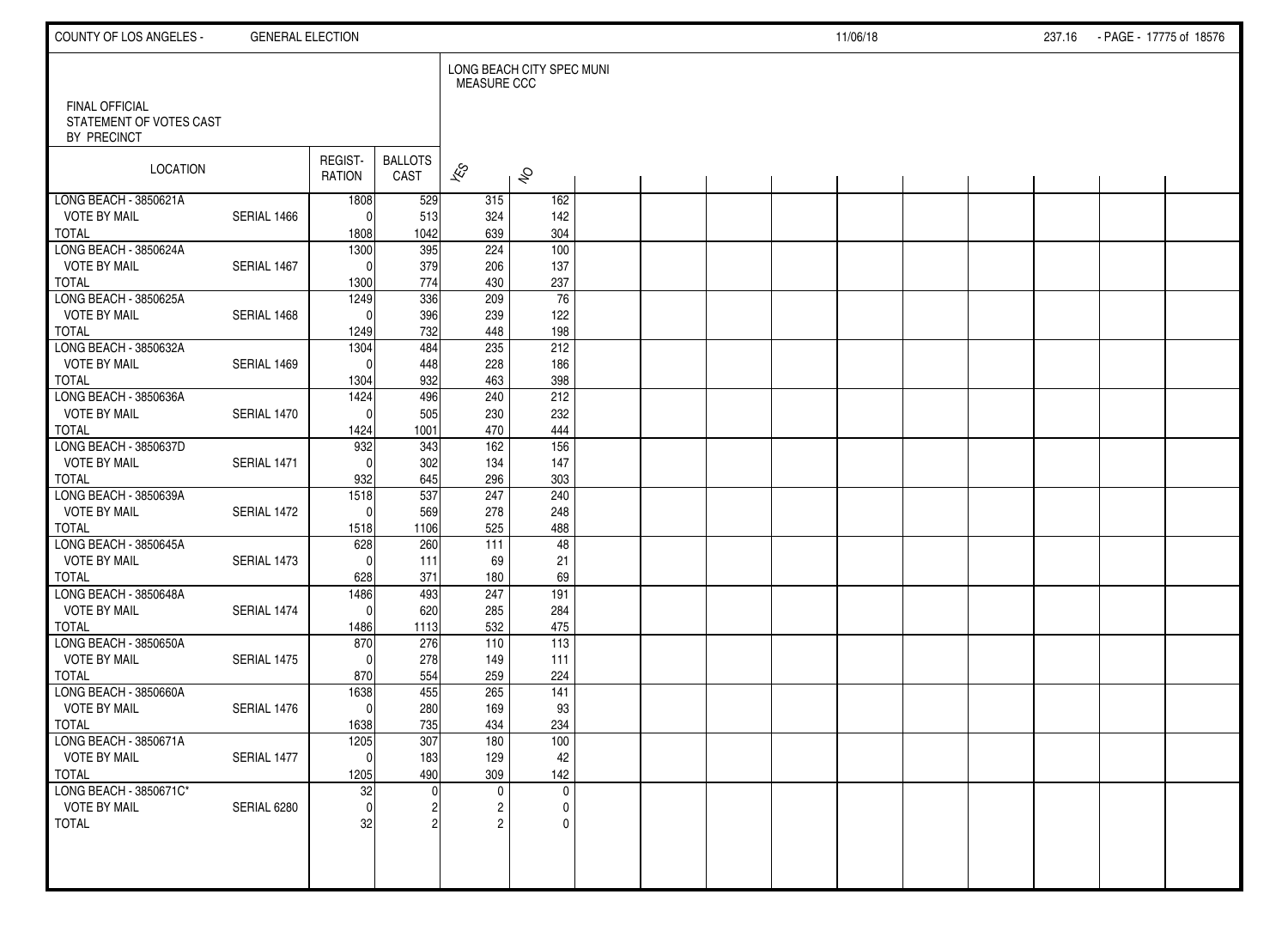FINAL OFFICIAL
STATEMENT OF VOTES CAST
BY PRECINCT

LONG BEACH CITY SPEC MUNI
MEASURE CCC

| LOCATION | | REGIST-RATION | BALLOTS CAST | YES | NO |
|---|---|---|---|---|---|
| LONG BEACH - 3850621A | | 1808 | 529 | 315 | 162 |
| VOTE BY MAIL | SERIAL 1466 | 0 | 513 | 324 | 142 |
| TOTAL | | 1808 | 1042 | 639 | 304 |
| LONG BEACH - 3850624A | | 1300 | 395 | 224 | 100 |
| VOTE BY MAIL | SERIAL 1467 | 0 | 379 | 206 | 137 |
| TOTAL | | 1300 | 774 | 430 | 237 |
| LONG BEACH - 3850625A | | 1249 | 336 | 209 | 76 |
| VOTE BY MAIL | SERIAL 1468 | 0 | 396 | 239 | 122 |
| TOTAL | | 1249 | 732 | 448 | 198 |
| LONG BEACH - 3850632A | | 1304 | 484 | 235 | 212 |
| VOTE BY MAIL | SERIAL 1469 | 0 | 448 | 228 | 186 |
| TOTAL | | 1304 | 932 | 463 | 398 |
| LONG BEACH - 3850636A | | 1424 | 496 | 240 | 212 |
| VOTE BY MAIL | SERIAL 1470 | 0 | 505 | 230 | 232 |
| TOTAL | | 1424 | 1001 | 470 | 444 |
| LONG BEACH - 3850637D | | 932 | 343 | 162 | 156 |
| VOTE BY MAIL | SERIAL 1471 | 0 | 302 | 134 | 147 |
| TOTAL | | 932 | 645 | 296 | 303 |
| LONG BEACH - 3850639A | | 1518 | 537 | 247 | 240 |
| VOTE BY MAIL | SERIAL 1472 | 0 | 569 | 278 | 248 |
| TOTAL | | 1518 | 1106 | 525 | 488 |
| LONG BEACH - 3850645A | | 628 | 260 | 111 | 48 |
| VOTE BY MAIL | SERIAL 1473 | 0 | 111 | 69 | 21 |
| TOTAL | | 628 | 371 | 180 | 69 |
| LONG BEACH - 3850648A | | 1486 | 493 | 247 | 191 |
| VOTE BY MAIL | SERIAL 1474 | 0 | 620 | 285 | 284 |
| TOTAL | | 1486 | 1113 | 532 | 475 |
| LONG BEACH - 3850650A | | 870 | 276 | 110 | 113 |
| VOTE BY MAIL | SERIAL 1475 | 0 | 278 | 149 | 111 |
| TOTAL | | 870 | 554 | 259 | 224 |
| LONG BEACH - 3850660A | | 1638 | 455 | 265 | 141 |
| VOTE BY MAIL | SERIAL 1476 | 0 | 280 | 169 | 93 |
| TOTAL | | 1638 | 735 | 434 | 234 |
| LONG BEACH - 3850671A | | 1205 | 307 | 180 | 100 |
| VOTE BY MAIL | SERIAL 1477 | 0 | 183 | 129 | 42 |
| TOTAL | | 1205 | 490 | 309 | 142 |
| LONG BEACH - 3850671C* | | 32 | 0 | 0 | 0 |
| VOTE BY MAIL | SERIAL 6280 | 0 | 2 | 2 | 0 |
| TOTAL | | 32 | 2 | 2 | 0 |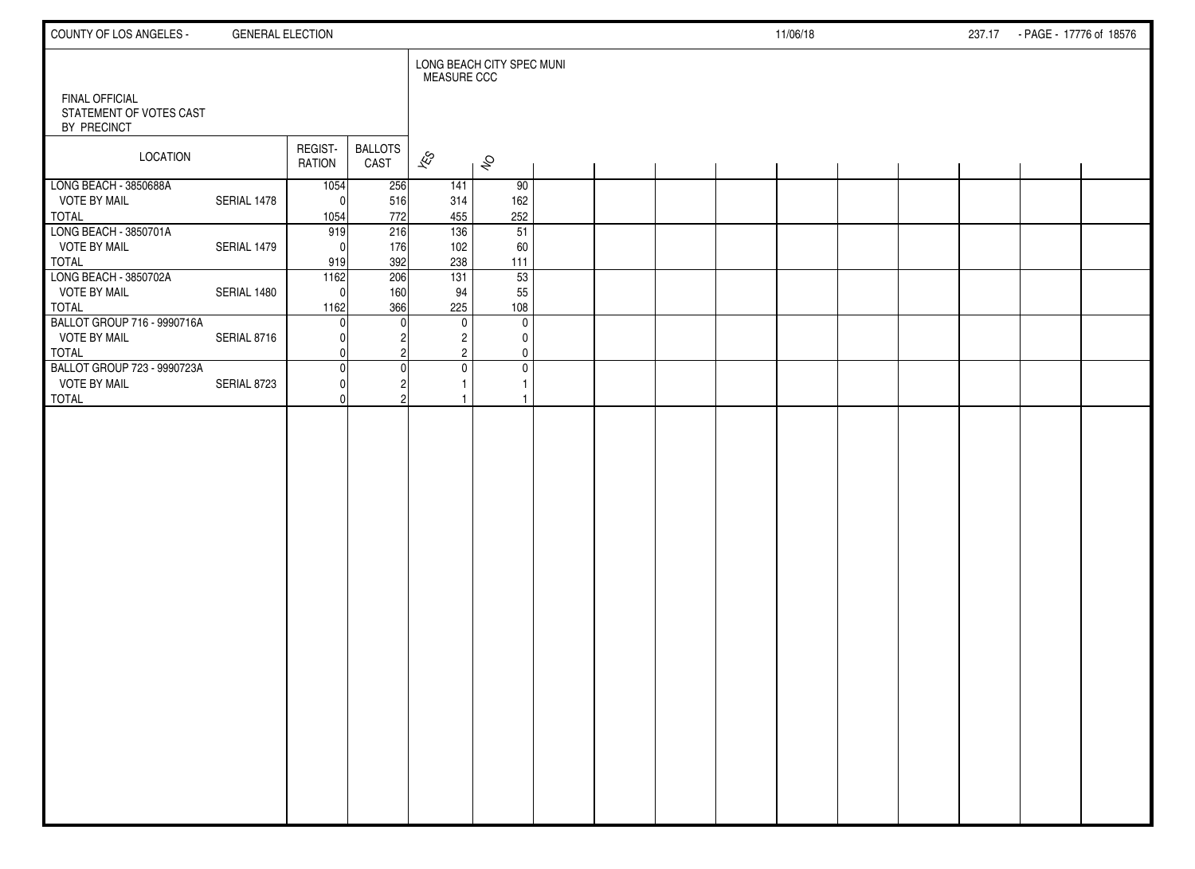FINAL OFFICIAL STATEMENT OF VOTES CAST BY PRECINCT

LONG BEACH CITY SPEC MUNI MEASURE CCC

| LOCATION | | REGISTRATION | BALLOTS CAST | YES | NO |
|---|---|---|---|---|---|
| LONG BEACH - 3850688A | | 1054 | 256 | 141 | 90 |
| VOTE BY MAIL | SERIAL 1478 | 0 | 516 | 314 | 162 |
| TOTAL | | 1054 | 772 | 455 | 252 |
| LONG BEACH - 3850701A | | 919 | 216 | 136 | 51 |
| VOTE BY MAIL | SERIAL 1479 | 0 | 176 | 102 | 60 |
| TOTAL | | 919 | 392 | 238 | 111 |
| LONG BEACH - 3850702A | | 1162 | 206 | 131 | 53 |
| VOTE BY MAIL | SERIAL 1480 | 0 | 160 | 94 | 55 |
| TOTAL | | 1162 | 366 | 225 | 108 |
| BALLOT GROUP 716 - 9990716A | | 0 | 0 | 0 | 0 |
| VOTE BY MAIL | SERIAL 8716 | 0 | 2 | 2 | 0 |
| TOTAL | | 0 | 2 | 2 | 0 |
| BALLOT GROUP 723 - 9990723A | | 0 | 0 | 0 | 0 |
| VOTE BY MAIL | SERIAL 8723 | 0 | 2 | 1 | 1 |
| TOTAL | | 0 | 2 | 1 | 1 |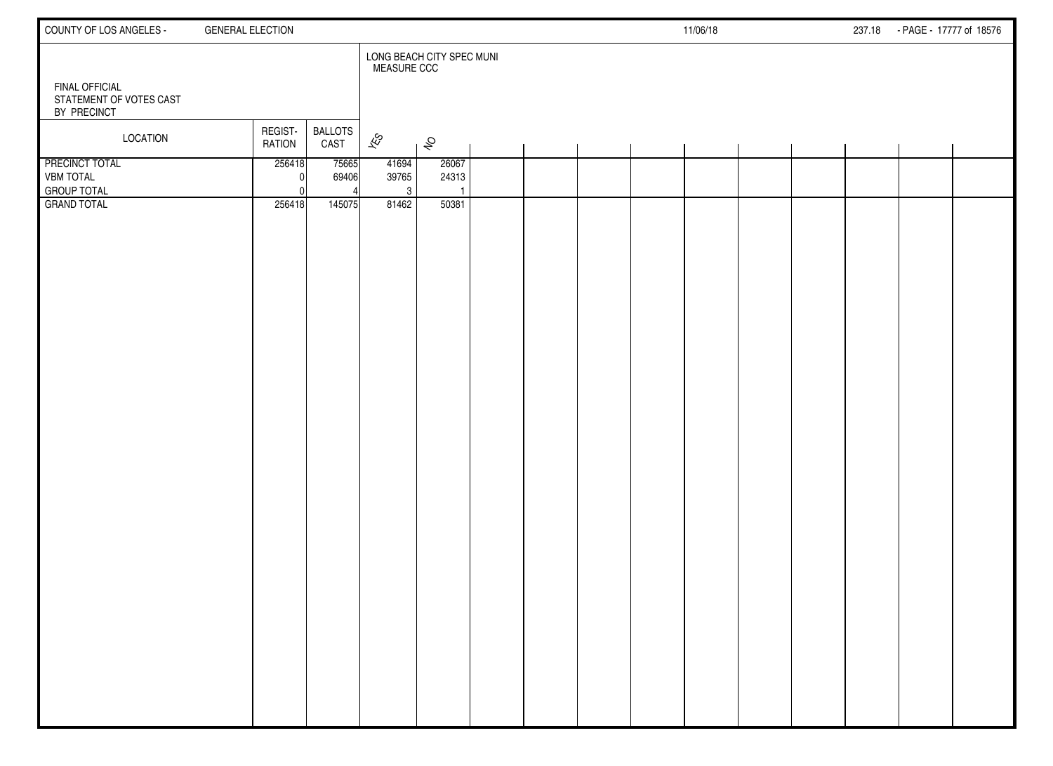FINAL OFFICIAL
STATEMENT OF VOTES CAST
BY PRECINCT

| LOCATION | REGISTRATION | BALLOTS CAST | LONG BEACH CITY SPEC MUNI MEASURE CCC | |
|---|---|---|---|---|
| | | | YES | NO |
| PRECINCT TOTAL | 256418 | 75665 | 41694 | 26067 |
| VBM TOTAL | 0 | 69406 | 39765 | 24313 |
| GROUP TOTAL | 0 | 4 | 3 | 1 |
| GRAND TOTAL | 256418 | 145075 | 81462 | 50381 |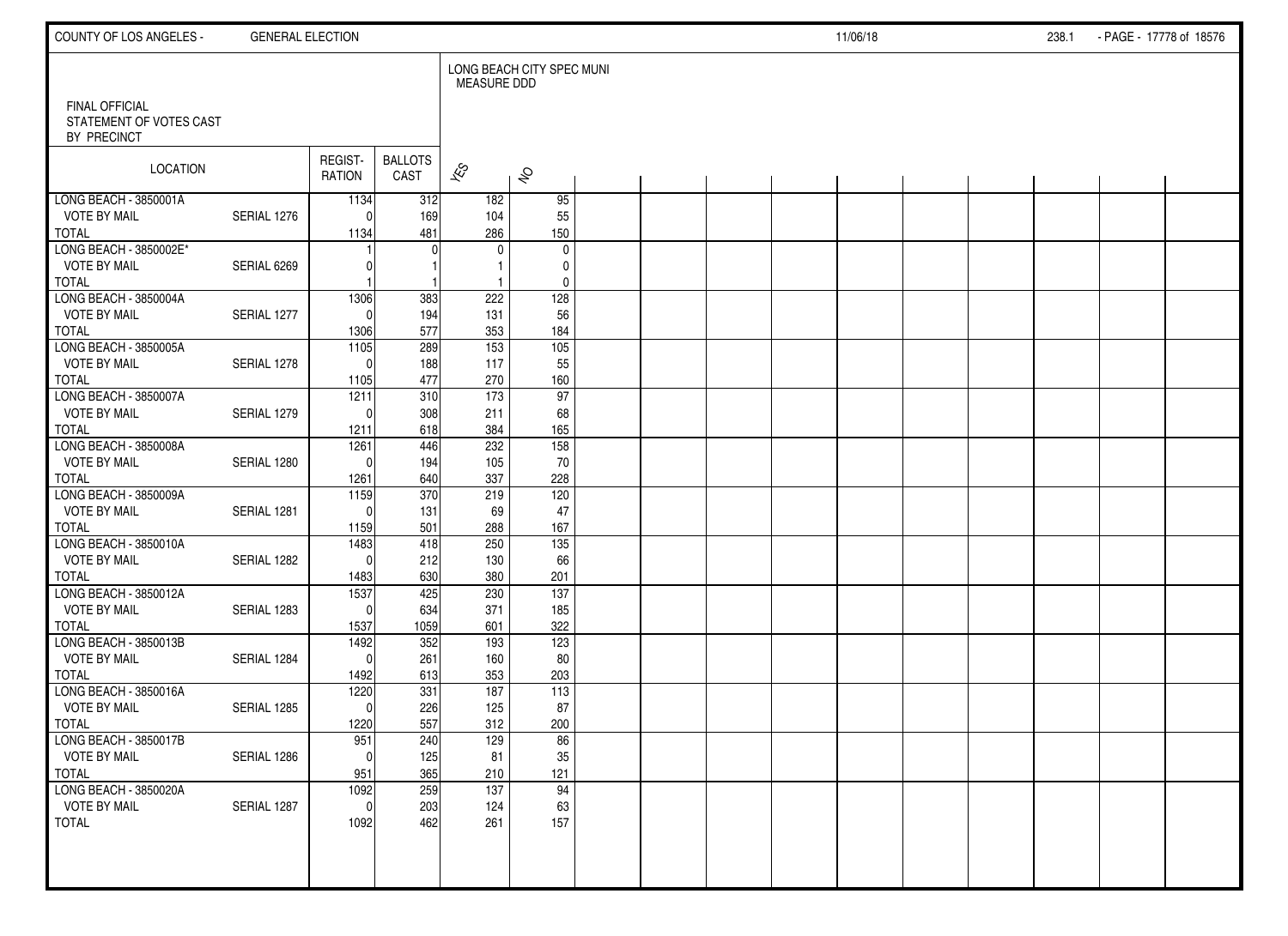FINAL OFFICIAL
STATEMENT OF VOTES CAST
BY PRECINCT

LONG BEACH CITY SPEC MUNI
MEASURE DDD

| LOCATION | | REGISTRATION | BALLOTS CAST | YES | NO |
|---|---|---|---|---|---|
| LONG BEACH - 3850001A | | 1134 | 312 | 182 | 95 |
| VOTE BY MAIL | SERIAL 1276 | 0 | 169 | 104 | 55 |
| TOTAL | | 1134 | 481 | 286 | 150 |
| LONG BEACH - 3850002E* | | 1 | 0 | 0 | 0 |
| VOTE BY MAIL | SERIAL 6269 | 0 | 1 | 1 | 0 |
| TOTAL | | 1 | 1 | 1 | 0 |
| LONG BEACH - 3850004A | | 1306 | 383 | 222 | 128 |
| VOTE BY MAIL | SERIAL 1277 | 0 | 194 | 131 | 56 |
| TOTAL | | 1306 | 577 | 353 | 184 |
| LONG BEACH - 3850005A | | 1105 | 289 | 153 | 105 |
| VOTE BY MAIL | SERIAL 1278 | 0 | 188 | 117 | 55 |
| TOTAL | | 1105 | 477 | 270 | 160 |
| LONG BEACH - 3850007A | | 1211 | 310 | 173 | 97 |
| VOTE BY MAIL | SERIAL 1279 | 0 | 308 | 211 | 68 |
| TOTAL | | 1211 | 618 | 384 | 165 |
| LONG BEACH - 3850008A | | 1261 | 446 | 232 | 158 |
| VOTE BY MAIL | SERIAL 1280 | 0 | 194 | 105 | 70 |
| TOTAL | | 1261 | 640 | 337 | 228 |
| LONG BEACH - 3850009A | | 1159 | 370 | 219 | 120 |
| VOTE BY MAIL | SERIAL 1281 | 0 | 131 | 69 | 47 |
| TOTAL | | 1159 | 501 | 288 | 167 |
| LONG BEACH - 3850010A | | 1483 | 418 | 250 | 135 |
| VOTE BY MAIL | SERIAL 1282 | 0 | 212 | 130 | 66 |
| TOTAL | | 1483 | 630 | 380 | 201 |
| LONG BEACH - 3850012A | | 1537 | 425 | 230 | 137 |
| VOTE BY MAIL | SERIAL 1283 | 0 | 634 | 371 | 185 |
| TOTAL | | 1537 | 1059 | 601 | 322 |
| LONG BEACH - 3850013B | | 1492 | 352 | 193 | 123 |
| VOTE BY MAIL | SERIAL 1284 | 0 | 261 | 160 | 80 |
| TOTAL | | 1492 | 613 | 353 | 203 |
| LONG BEACH - 3850016A | | 1220 | 331 | 187 | 113 |
| VOTE BY MAIL | SERIAL 1285 | 0 | 226 | 125 | 87 |
| TOTAL | | 1220 | 557 | 312 | 200 |
| LONG BEACH - 3850017B | | 951 | 240 | 129 | 86 |
| VOTE BY MAIL | SERIAL 1286 | 0 | 125 | 81 | 35 |
| TOTAL | | 951 | 365 | 210 | 121 |
| LONG BEACH - 3850020A | | 1092 | 259 | 137 | 94 |
| VOTE BY MAIL | SERIAL 1287 | 0 | 203 | 124 | 63 |
| TOTAL | | 1092 | 462 | 261 | 157 |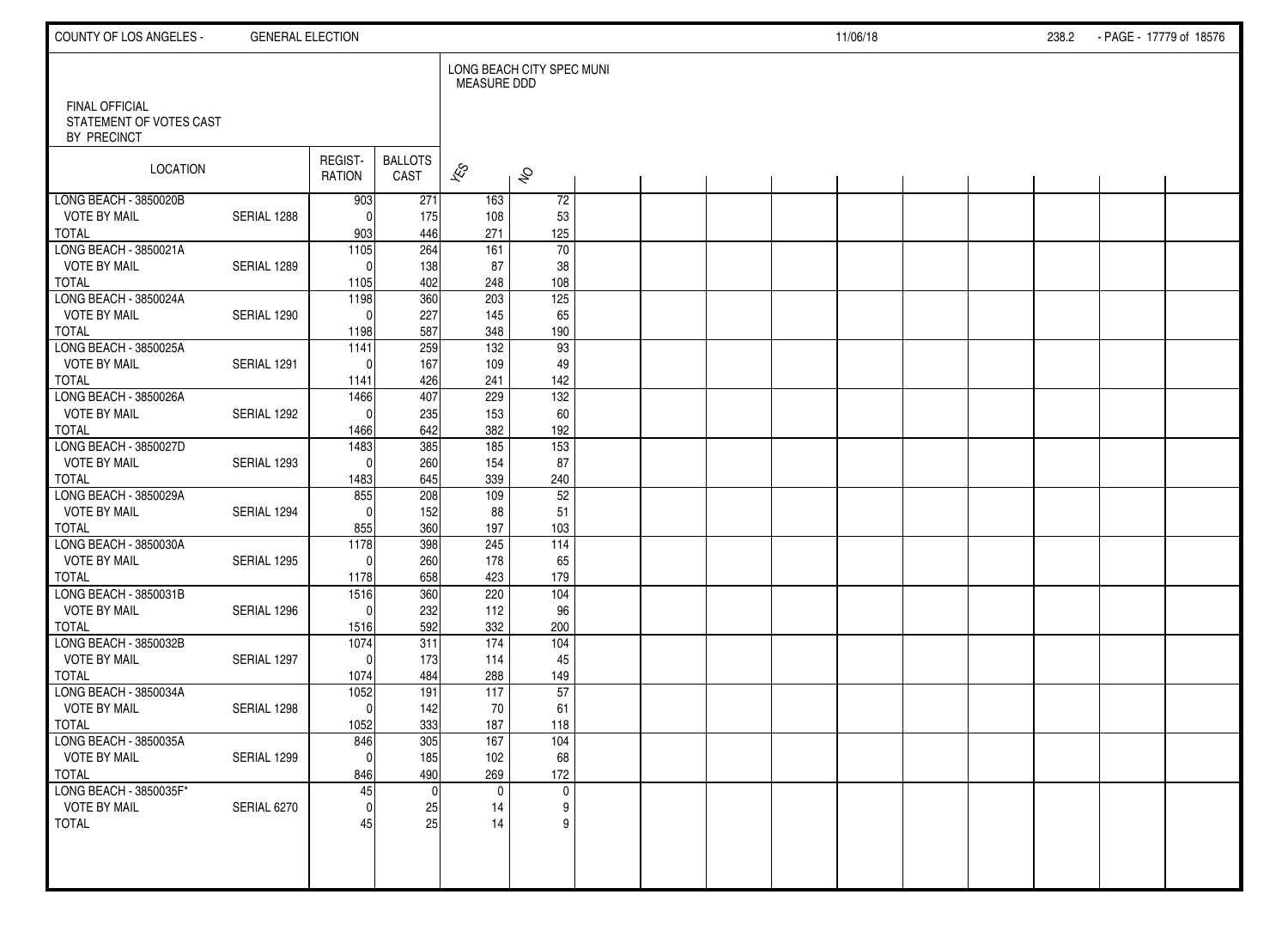FINAL OFFICIAL
STATEMENT OF VOTES CAST
BY PRECINCT

LONG BEACH CITY SPEC MUNI
MEASURE DDD

| LOCATION | | REGIST-RATION | BALLOTS CAST | YES | NO |
|---|---|---|---|---|---|
| LONG BEACH - 3850020B | | 903 | 271 | 163 | 72 |
| VOTE BY MAIL | SERIAL 1288 | 0 | 175 | 108 | 53 |
| TOTAL | | 903 | 446 | 271 | 125 |
| LONG BEACH - 3850021A | | 1105 | 264 | 161 | 70 |
| VOTE BY MAIL | SERIAL 1289 | 0 | 138 | 87 | 38 |
| TOTAL | | 1105 | 402 | 248 | 108 |
| LONG BEACH - 3850024A | | 1198 | 360 | 203 | 125 |
| VOTE BY MAIL | SERIAL 1290 | 0 | 227 | 145 | 65 |
| TOTAL | | 1198 | 587 | 348 | 190 |
| LONG BEACH - 3850025A | | 1141 | 259 | 132 | 93 |
| VOTE BY MAIL | SERIAL 1291 | 0 | 167 | 109 | 49 |
| TOTAL | | 1141 | 426 | 241 | 142 |
| LONG BEACH - 3850026A | | 1466 | 407 | 229 | 132 |
| VOTE BY MAIL | SERIAL 1292 | 0 | 235 | 153 | 60 |
| TOTAL | | 1466 | 642 | 382 | 192 |
| LONG BEACH - 3850027D | | 1483 | 385 | 185 | 153 |
| VOTE BY MAIL | SERIAL 1293 | 0 | 260 | 154 | 87 |
| TOTAL | | 1483 | 645 | 339 | 240 |
| LONG BEACH - 3850029A | | 855 | 208 | 109 | 52 |
| VOTE BY MAIL | SERIAL 1294 | 0 | 152 | 88 | 51 |
| TOTAL | | 855 | 360 | 197 | 103 |
| LONG BEACH - 3850030A | | 1178 | 398 | 245 | 114 |
| VOTE BY MAIL | SERIAL 1295 | 0 | 260 | 178 | 65 |
| TOTAL | | 1178 | 658 | 423 | 179 |
| LONG BEACH - 3850031B | | 1516 | 360 | 220 | 104 |
| VOTE BY MAIL | SERIAL 1296 | 0 | 232 | 112 | 96 |
| TOTAL | | 1516 | 592 | 332 | 200 |
| LONG BEACH - 3850032B | | 1074 | 311 | 174 | 104 |
| VOTE BY MAIL | SERIAL 1297 | 0 | 173 | 114 | 45 |
| TOTAL | | 1074 | 484 | 288 | 149 |
| LONG BEACH - 3850034A | | 1052 | 191 | 117 | 57 |
| VOTE BY MAIL | SERIAL 1298 | 0 | 142 | 70 | 61 |
| TOTAL | | 1052 | 333 | 187 | 118 |
| LONG BEACH - 3850035A | | 846 | 305 | 167 | 104 |
| VOTE BY MAIL | SERIAL 1299 | 0 | 185 | 102 | 68 |
| TOTAL | | 846 | 490 | 269 | 172 |
| LONG BEACH - 3850035F* | | 45 | 0 | 0 | 0 |
| VOTE BY MAIL | SERIAL 6270 | 0 | 25 | 14 | 9 |
| TOTAL | | 45 | 25 | 14 | 9 |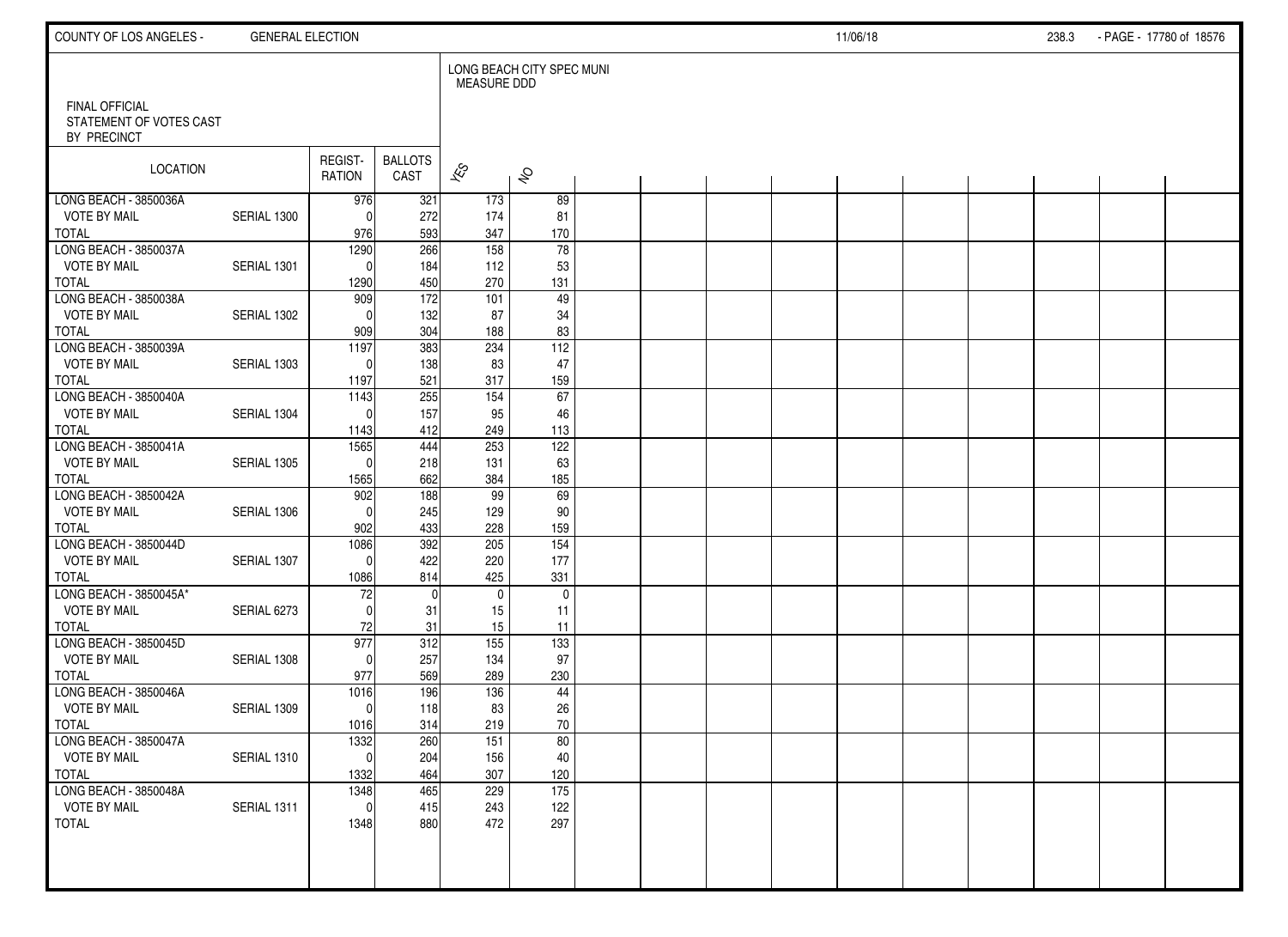FINAL OFFICIAL
STATEMENT OF VOTES CAST
BY PRECINCT

LONG BEACH CITY SPEC MUNI
MEASURE DDD

| LOCATION | | REGIST-RATION | BALLOTS CAST | YES | NO |
|---|---|---|---|---|---|
| LONG BEACH - 3850036A | | 976 | 321 | 173 | 89 |
| VOTE BY MAIL | SERIAL 1300 | 0 | 272 | 174 | 81 |
| TOTAL | | 976 | 593 | 347 | 170 |
| LONG BEACH - 3850037A | | 1290 | 266 | 158 | 78 |
| VOTE BY MAIL | SERIAL 1301 | 0 | 184 | 112 | 53 |
| TOTAL | | 1290 | 450 | 270 | 131 |
| LONG BEACH - 3850038A | | 909 | 172 | 101 | 49 |
| VOTE BY MAIL | SERIAL 1302 | 0 | 132 | 87 | 34 |
| TOTAL | | 909 | 304 | 188 | 83 |
| LONG BEACH - 3850039A | | 1197 | 383 | 234 | 112 |
| VOTE BY MAIL | SERIAL 1303 | 0 | 138 | 83 | 47 |
| TOTAL | | 1197 | 521 | 317 | 159 |
| LONG BEACH - 3850040A | | 1143 | 255 | 154 | 67 |
| VOTE BY MAIL | SERIAL 1304 | 0 | 157 | 95 | 46 |
| TOTAL | | 1143 | 412 | 249 | 113 |
| LONG BEACH - 3850041A | | 1565 | 444 | 253 | 122 |
| VOTE BY MAIL | SERIAL 1305 | 0 | 218 | 131 | 63 |
| TOTAL | | 1565 | 662 | 384 | 185 |
| LONG BEACH - 3850042A | | 902 | 188 | 99 | 69 |
| VOTE BY MAIL | SERIAL 1306 | 0 | 245 | 129 | 90 |
| TOTAL | | 902 | 433 | 228 | 159 |
| LONG BEACH - 3850044D | | 1086 | 392 | 205 | 154 |
| VOTE BY MAIL | SERIAL 1307 | 0 | 422 | 220 | 177 |
| TOTAL | | 1086 | 814 | 425 | 331 |
| LONG BEACH - 3850045A* | | 72 | 0 | 0 | 0 |
| VOTE BY MAIL | SERIAL 6273 | 0 | 31 | 15 | 11 |
| TOTAL | | 72 | 31 | 15 | 11 |
| LONG BEACH - 3850045D | | 977 | 312 | 155 | 133 |
| VOTE BY MAIL | SERIAL 1308 | 0 | 257 | 134 | 97 |
| TOTAL | | 977 | 569 | 289 | 230 |
| LONG BEACH - 3850046A | | 1016 | 196 | 136 | 44 |
| VOTE BY MAIL | SERIAL 1309 | 0 | 118 | 83 | 26 |
| TOTAL | | 1016 | 314 | 219 | 70 |
| LONG BEACH - 3850047A | | 1332 | 260 | 151 | 80 |
| VOTE BY MAIL | SERIAL 1310 | 0 | 204 | 156 | 40 |
| TOTAL | | 1332 | 464 | 307 | 120 |
| LONG BEACH - 3850048A | | 1348 | 465 | 229 | 175 |
| VOTE BY MAIL | SERIAL 1311 | 0 | 415 | 243 | 122 |
| TOTAL | | 1348 | 880 | 472 | 297 |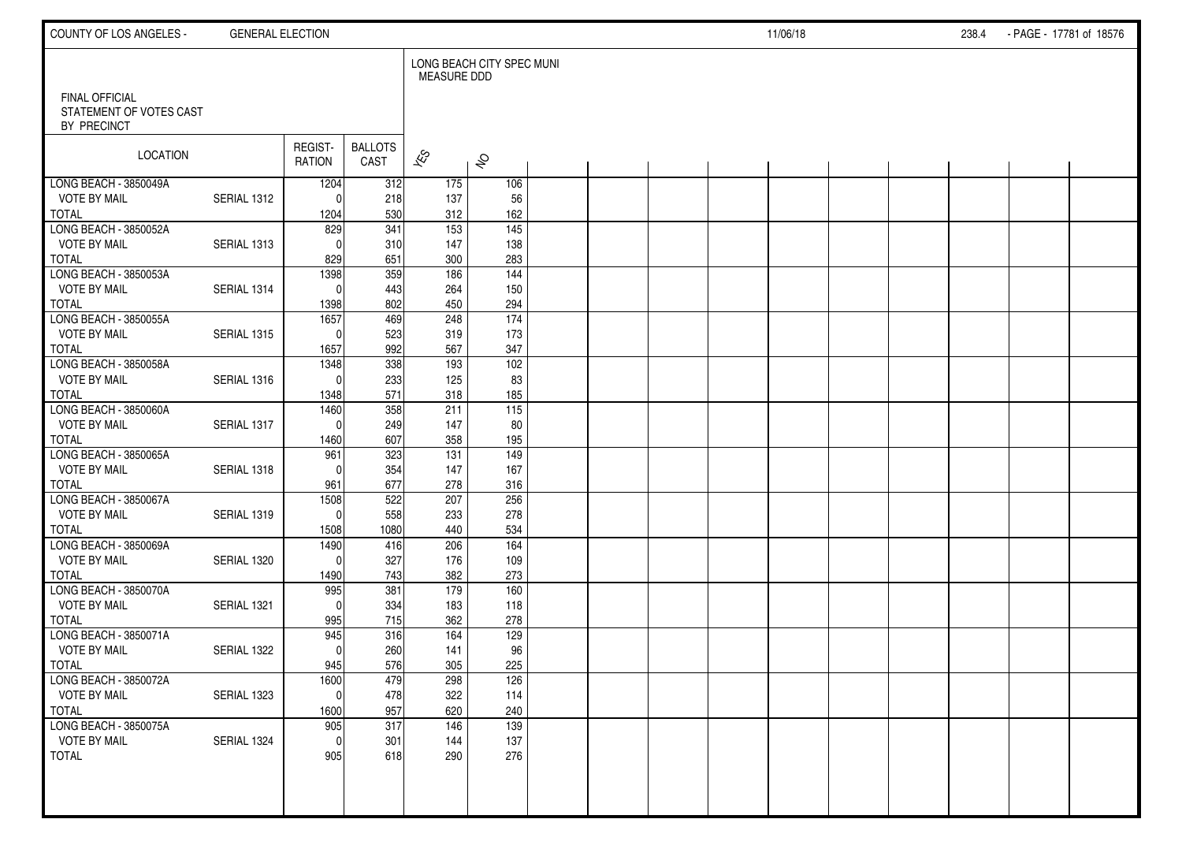FINAL OFFICIAL
STATEMENT OF VOTES CAST
BY PRECINCT

LONG BEACH CITY SPEC MUNI
MEASURE DDD

| LOCATION | | REGIST-RATION | BALLOTS CAST | YES | NO |
|---|---|---|---|---|---|
| LONG BEACH - 3850049A | | 1204 | 312 | 175 | 106 |
| VOTE BY MAIL | SERIAL 1312 | 0 | 218 | 137 | 56 |
| TOTAL | | 1204 | 530 | 312 | 162 |
| LONG BEACH - 3850052A | | 829 | 341 | 153 | 145 |
| VOTE BY MAIL | SERIAL 1313 | 0 | 310 | 147 | 138 |
| TOTAL | | 829 | 651 | 300 | 283 |
| LONG BEACH - 3850053A | | 1398 | 359 | 186 | 144 |
| VOTE BY MAIL | SERIAL 1314 | 0 | 443 | 264 | 150 |
| TOTAL | | 1398 | 802 | 450 | 294 |
| LONG BEACH - 3850055A | | 1657 | 469 | 248 | 174 |
| VOTE BY MAIL | SERIAL 1315 | 0 | 523 | 319 | 173 |
| TOTAL | | 1657 | 992 | 567 | 347 |
| LONG BEACH - 3850058A | | 1348 | 338 | 193 | 102 |
| VOTE BY MAIL | SERIAL 1316 | 0 | 233 | 125 | 83 |
| TOTAL | | 1348 | 571 | 318 | 185 |
| LONG BEACH - 3850060A | | 1460 | 358 | 211 | 115 |
| VOTE BY MAIL | SERIAL 1317 | 0 | 249 | 147 | 80 |
| TOTAL | | 1460 | 607 | 358 | 195 |
| LONG BEACH - 3850065A | | 961 | 323 | 131 | 149 |
| VOTE BY MAIL | SERIAL 1318 | 0 | 354 | 147 | 167 |
| TOTAL | | 961 | 677 | 278 | 316 |
| LONG BEACH - 3850067A | | 1508 | 522 | 207 | 256 |
| VOTE BY MAIL | SERIAL 1319 | 0 | 558 | 233 | 278 |
| TOTAL | | 1508 | 1080 | 440 | 534 |
| LONG BEACH - 3850069A | | 1490 | 416 | 206 | 164 |
| VOTE BY MAIL | SERIAL 1320 | 0 | 327 | 176 | 109 |
| TOTAL | | 1490 | 743 | 382 | 273 |
| LONG BEACH - 3850070A | | 995 | 381 | 179 | 160 |
| VOTE BY MAIL | SERIAL 1321 | 0 | 334 | 183 | 118 |
| TOTAL | | 995 | 715 | 362 | 278 |
| LONG BEACH - 3850071A | | 945 | 316 | 164 | 129 |
| VOTE BY MAIL | SERIAL 1322 | 0 | 260 | 141 | 96 |
| TOTAL | | 945 | 576 | 305 | 225 |
| LONG BEACH - 3850072A | | 1600 | 479 | 298 | 126 |
| VOTE BY MAIL | SERIAL 1323 | 0 | 478 | 322 | 114 |
| TOTAL | | 1600 | 957 | 620 | 240 |
| LONG BEACH - 3850075A | | 905 | 317 | 146 | 139 |
| VOTE BY MAIL | SERIAL 1324 | 0 | 301 | 144 | 137 |
| TOTAL | | 905 | 618 | 290 | 276 |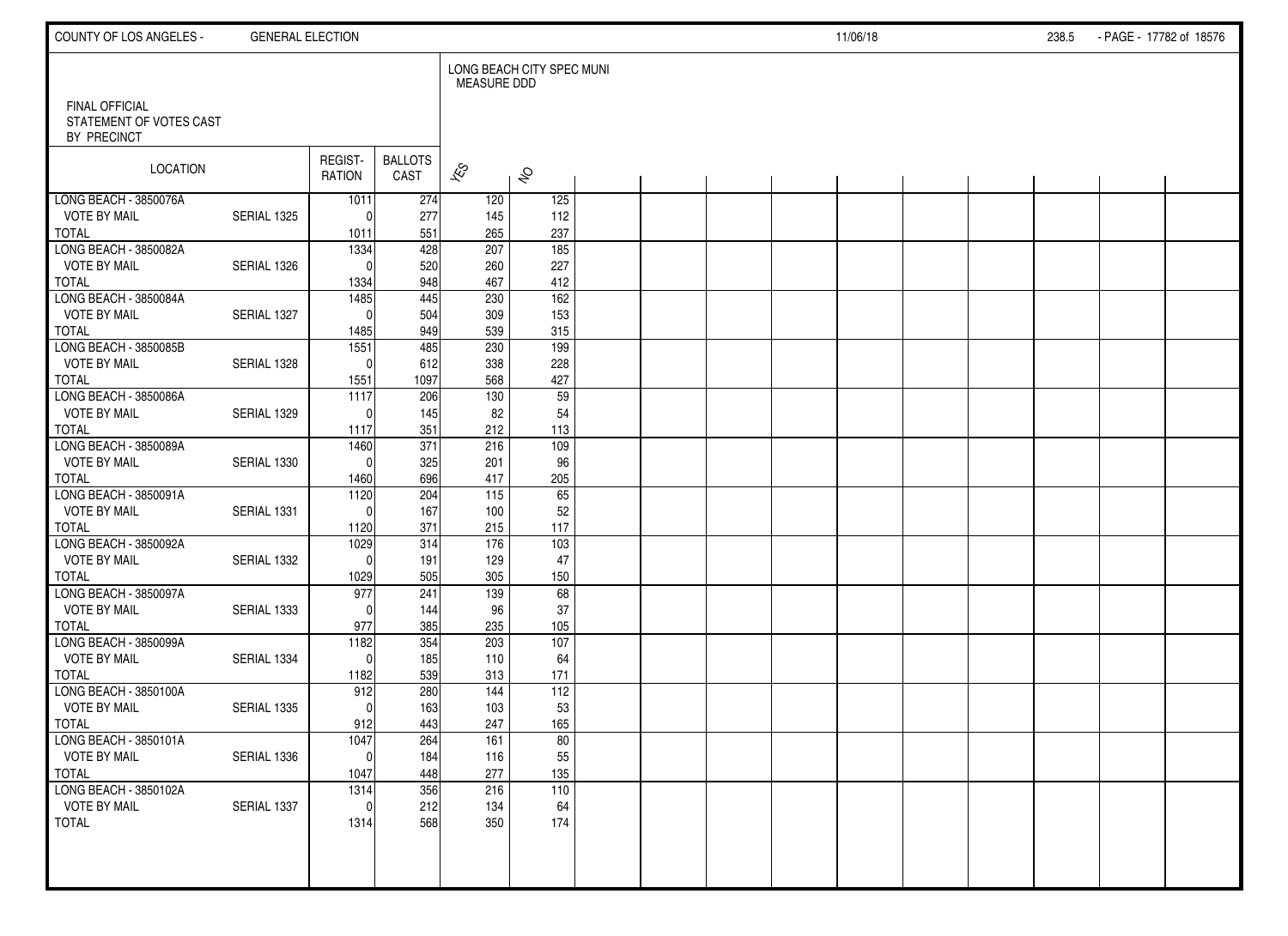FINAL OFFICIAL
STATEMENT OF VOTES CAST
BY PRECINCT

| LOCATION | | REGIST-RATION | BALLOTS CAST | LONG BEACH CITY SPEC MUNI MEASURE DDD | |
|---|---|---|---|---|---|
| | | | | YES | NO |
| LONG BEACH - 3850076A | | 1011 | 274 | 120 | 125 |
| VOTE BY MAIL | SERIAL 1325 | 0 | 277 | 145 | 112 |
| TOTAL | | 1011 | 551 | 265 | 237 |
| LONG BEACH - 3850082A | | 1334 | 428 | 207 | 185 |
| VOTE BY MAIL | SERIAL 1326 | 0 | 520 | 260 | 227 |
| TOTAL | | 1334 | 948 | 467 | 412 |
| LONG BEACH - 3850084A | | 1485 | 445 | 230 | 162 |
| VOTE BY MAIL | SERIAL 1327 | 0 | 504 | 309 | 153 |
| TOTAL | | 1485 | 949 | 539 | 315 |
| LONG BEACH - 3850085B | | 1551 | 485 | 230 | 199 |
| VOTE BY MAIL | SERIAL 1328 | 0 | 612 | 338 | 228 |
| TOTAL | | 1551 | 1097 | 568 | 427 |
| LONG BEACH - 3850086A | | 1117 | 206 | 130 | 59 |
| VOTE BY MAIL | SERIAL 1329 | 0 | 145 | 82 | 54 |
| TOTAL | | 1117 | 351 | 212 | 113 |
| LONG BEACH - 3850089A | | 1460 | 371 | 216 | 109 |
| VOTE BY MAIL | SERIAL 1330 | 0 | 325 | 201 | 96 |
| TOTAL | | 1460 | 696 | 417 | 205 |
| LONG BEACH - 3850091A | | 1120 | 204 | 115 | 65 |
| VOTE BY MAIL | SERIAL 1331 | 0 | 167 | 100 | 52 |
| TOTAL | | 1120 | 371 | 215 | 117 |
| LONG BEACH - 3850092A | | 1029 | 314 | 176 | 103 |
| VOTE BY MAIL | SERIAL 1332 | 0 | 191 | 129 | 47 |
| TOTAL | | 1029 | 505 | 305 | 150 |
| LONG BEACH - 3850097A | | 977 | 241 | 139 | 68 |
| VOTE BY MAIL | SERIAL 1333 | 0 | 144 | 96 | 37 |
| TOTAL | | 977 | 385 | 235 | 105 |
| LONG BEACH - 3850099A | | 1182 | 354 | 203 | 107 |
| VOTE BY MAIL | SERIAL 1334 | 0 | 185 | 110 | 64 |
| TOTAL | | 1182 | 539 | 313 | 171 |
| LONG BEACH - 3850100A | | 912 | 280 | 144 | 112 |
| VOTE BY MAIL | SERIAL 1335 | 0 | 163 | 103 | 53 |
| TOTAL | | 912 | 443 | 247 | 165 |
| LONG BEACH - 3850101A | | 1047 | 264 | 161 | 80 |
| VOTE BY MAIL | SERIAL 1336 | 0 | 184 | 116 | 55 |
| TOTAL | | 1047 | 448 | 277 | 135 |
| LONG BEACH - 3850102A | | 1314 | 356 | 216 | 110 |
| VOTE BY MAIL | SERIAL 1337 | 0 | 212 | 134 | 64 |
| TOTAL | | 1314 | 568 | 350 | 174 |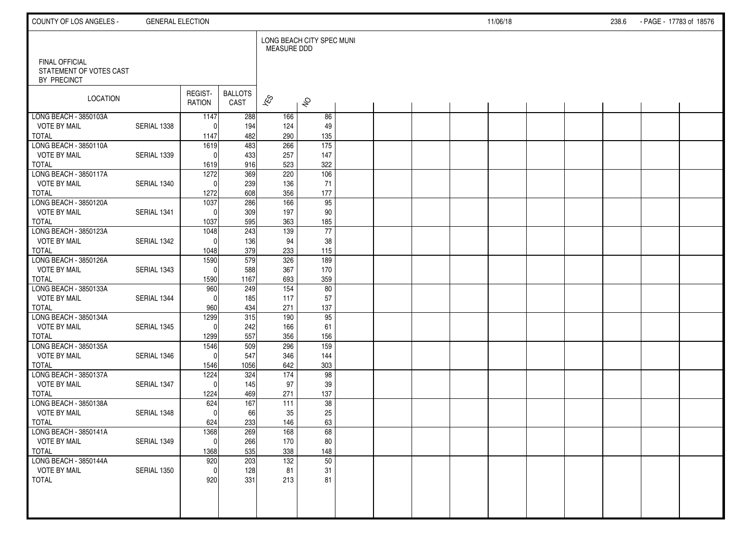FINAL OFFICIAL
STATEMENT OF VOTES CAST
BY PRECINCT

LONG BEACH CITY SPEC MUNI
MEASURE DDD

| LOCATION | | REGISTRATION | BALLOTS CAST | YES | NO |
|---|---|---|---|---|---|
| LONG BEACH - 3850103A | | 1147 | 288 | 166 | 86 |
| VOTE BY MAIL | SERIAL 1338 | 0 | 194 | 124 | 49 |
| TOTAL | | 1147 | 482 | 290 | 135 |
| LONG BEACH - 3850110A | | 1619 | 483 | 266 | 175 |
| VOTE BY MAIL | SERIAL 1339 | 0 | 433 | 257 | 147 |
| TOTAL | | 1619 | 916 | 523 | 322 |
| LONG BEACH - 3850117A | | 1272 | 369 | 220 | 106 |
| VOTE BY MAIL | SERIAL 1340 | 0 | 239 | 136 | 71 |
| TOTAL | | 1272 | 608 | 356 | 177 |
| LONG BEACH - 3850120A | | 1037 | 286 | 166 | 95 |
| VOTE BY MAIL | SERIAL 1341 | 0 | 309 | 197 | 90 |
| TOTAL | | 1037 | 595 | 363 | 185 |
| LONG BEACH - 3850123A | | 1048 | 243 | 139 | 77 |
| VOTE BY MAIL | SERIAL 1342 | 0 | 136 | 94 | 38 |
| TOTAL | | 1048 | 379 | 233 | 115 |
| LONG BEACH - 3850126A | | 1590 | 579 | 326 | 189 |
| VOTE BY MAIL | SERIAL 1343 | 0 | 588 | 367 | 170 |
| TOTAL | | 1590 | 1167 | 693 | 359 |
| LONG BEACH - 3850133A | | 960 | 249 | 154 | 80 |
| VOTE BY MAIL | SERIAL 1344 | 0 | 185 | 117 | 57 |
| TOTAL | | 960 | 434 | 271 | 137 |
| LONG BEACH - 3850134A | | 1299 | 315 | 190 | 95 |
| VOTE BY MAIL | SERIAL 1345 | 0 | 242 | 166 | 61 |
| TOTAL | | 1299 | 557 | 356 | 156 |
| LONG BEACH - 3850135A | | 1546 | 509 | 296 | 159 |
| VOTE BY MAIL | SERIAL 1346 | 0 | 547 | 346 | 144 |
| TOTAL | | 1546 | 1056 | 642 | 303 |
| LONG BEACH - 3850137A | | 1224 | 324 | 174 | 98 |
| VOTE BY MAIL | SERIAL 1347 | 0 | 145 | 97 | 39 |
| TOTAL | | 1224 | 469 | 271 | 137 |
| LONG BEACH - 3850138A | | 624 | 167 | 111 | 38 |
| VOTE BY MAIL | SERIAL 1348 | 0 | 66 | 35 | 25 |
| TOTAL | | 624 | 233 | 146 | 63 |
| LONG BEACH - 3850141A | | 1368 | 269 | 168 | 68 |
| VOTE BY MAIL | SERIAL 1349 | 0 | 266 | 170 | 80 |
| TOTAL | | 1368 | 535 | 338 | 148 |
| LONG BEACH - 3850144A | | 920 | 203 | 132 | 50 |
| VOTE BY MAIL | SERIAL 1350 | 0 | 128 | 81 | 31 |
| TOTAL | | 920 | 331 | 213 | 81 |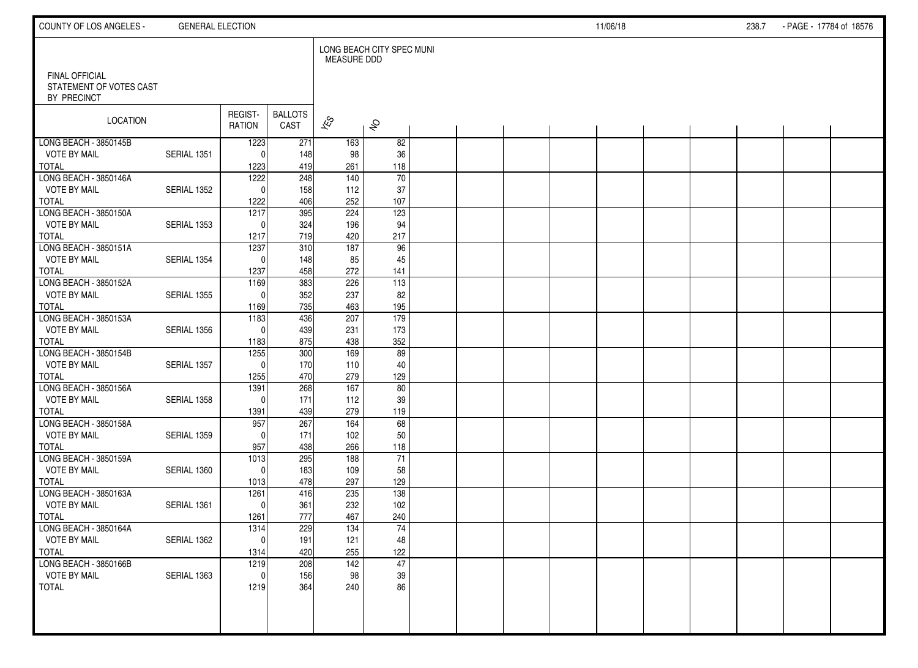FINAL OFFICIAL STATEMENT OF VOTES CAST BY PRECINCT

LONG BEACH CITY SPEC MUNI MEASURE DDD

| LOCATION | | REGIST-RATION | BALLOTS CAST | YES | NO |
|---|---|---|---|---|---|
| LONG BEACH - 3850145B | | 1223 | 271 | 163 | 82 |
| VOTE BY MAIL | SERIAL 1351 | 0 | 148 | 98 | 36 |
| TOTAL | | 1223 | 419 | 261 | 118 |
| LONG BEACH - 3850146A | | 1222 | 248 | 140 | 70 |
| VOTE BY MAIL | SERIAL 1352 | 0 | 158 | 112 | 37 |
| TOTAL | | 1222 | 406 | 252 | 107 |
| LONG BEACH - 3850150A | | 1217 | 395 | 224 | 123 |
| VOTE BY MAIL | SERIAL 1353 | 0 | 324 | 196 | 94 |
| TOTAL | | 1217 | 719 | 420 | 217 |
| LONG BEACH - 3850151A | | 1237 | 310 | 187 | 96 |
| VOTE BY MAIL | SERIAL 1354 | 0 | 148 | 85 | 45 |
| TOTAL | | 1237 | 458 | 272 | 141 |
| LONG BEACH - 3850152A | | 1169 | 383 | 226 | 113 |
| VOTE BY MAIL | SERIAL 1355 | 0 | 352 | 237 | 82 |
| TOTAL | | 1169 | 735 | 463 | 195 |
| LONG BEACH - 3850153A | | 1183 | 436 | 207 | 179 |
| VOTE BY MAIL | SERIAL 1356 | 0 | 439 | 231 | 173 |
| TOTAL | | 1183 | 875 | 438 | 352 |
| LONG BEACH - 3850154B | | 1255 | 300 | 169 | 89 |
| VOTE BY MAIL | SERIAL 1357 | 0 | 170 | 110 | 40 |
| TOTAL | | 1255 | 470 | 279 | 129 |
| LONG BEACH - 3850156A | | 1391 | 268 | 167 | 80 |
| VOTE BY MAIL | SERIAL 1358 | 0 | 171 | 112 | 39 |
| TOTAL | | 1391 | 439 | 279 | 119 |
| LONG BEACH - 3850158A | | 957 | 267 | 164 | 68 |
| VOTE BY MAIL | SERIAL 1359 | 0 | 171 | 102 | 50 |
| TOTAL | | 957 | 438 | 266 | 118 |
| LONG BEACH - 3850159A | | 1013 | 295 | 188 | 71 |
| VOTE BY MAIL | SERIAL 1360 | 0 | 183 | 109 | 58 |
| TOTAL | | 1013 | 478 | 297 | 129 |
| LONG BEACH - 3850163A | | 1261 | 416 | 235 | 138 |
| VOTE BY MAIL | SERIAL 1361 | 0 | 361 | 232 | 102 |
| TOTAL | | 1261 | 777 | 467 | 240 |
| LONG BEACH - 3850164A | | 1314 | 229 | 134 | 74 |
| VOTE BY MAIL | SERIAL 1362 | 0 | 191 | 121 | 48 |
| TOTAL | | 1314 | 420 | 255 | 122 |
| LONG BEACH - 3850166B | | 1219 | 208 | 142 | 47 |
| VOTE BY MAIL | SERIAL 1363 | 0 | 156 | 98 | 39 |
| TOTAL | | 1219 | 364 | 240 | 86 |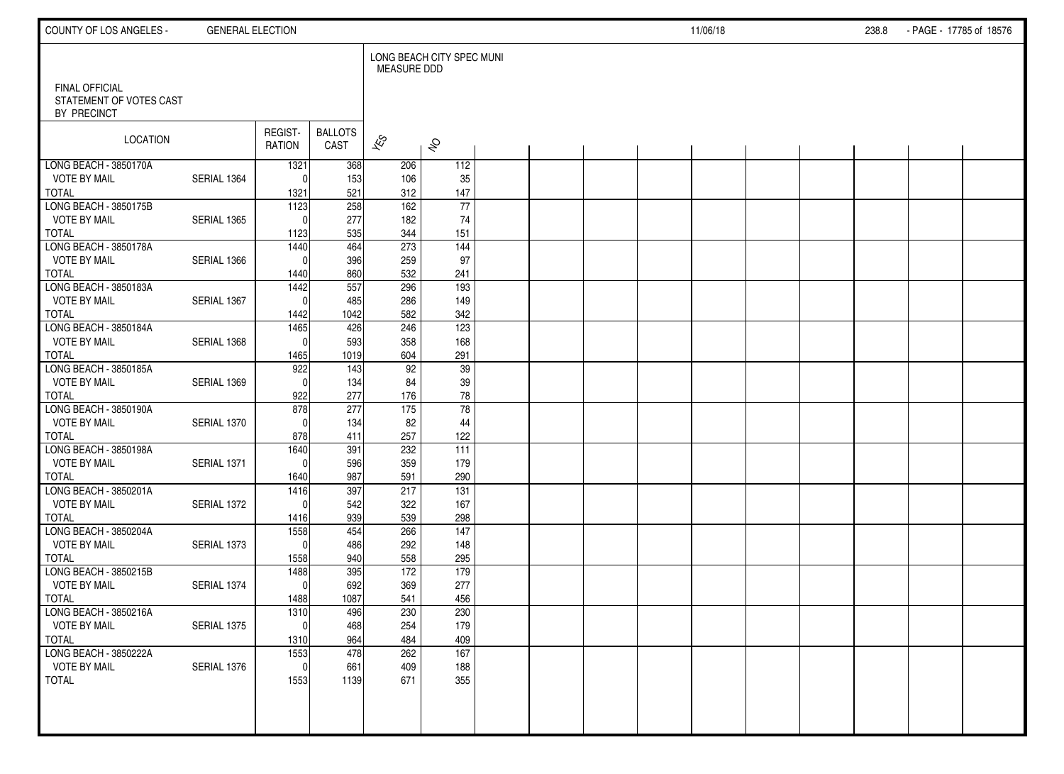FINAL OFFICIAL STATEMENT OF VOTES CAST BY PRECINCT

| LOCATION | | REGIST-RATION | BALLOTS CAST | LONG BEACH CITY SPEC MUNI MEASURE DDD | |
|---|---|---|---|---|---|
| | | | | YES | NO |
| LONG BEACH - 3850170A | | 1321 | 368 | 206 | 112 |
| VOTE BY MAIL | SERIAL 1364 | 0 | 153 | 106 | 35 |
| TOTAL | | 1321 | 521 | 312 | 147 |
| LONG BEACH - 3850175B | | 1123 | 258 | 162 | 77 |
| VOTE BY MAIL | SERIAL 1365 | 0 | 277 | 182 | 74 |
| TOTAL | | 1123 | 535 | 344 | 151 |
| LONG BEACH - 3850178A | | 1440 | 464 | 273 | 144 |
| VOTE BY MAIL | SERIAL 1366 | 0 | 396 | 259 | 97 |
| TOTAL | | 1440 | 860 | 532 | 241 |
| LONG BEACH - 3850183A | | 1442 | 557 | 296 | 193 |
| VOTE BY MAIL | SERIAL 1367 | 0 | 485 | 286 | 149 |
| TOTAL | | 1442 | 1042 | 582 | 342 |
| LONG BEACH - 3850184A | | 1465 | 426 | 246 | 123 |
| VOTE BY MAIL | SERIAL 1368 | 0 | 593 | 358 | 168 |
| TOTAL | | 1465 | 1019 | 604 | 291 |
| LONG BEACH - 3850185A | | 922 | 143 | 92 | 39 |
| VOTE BY MAIL | SERIAL 1369 | 0 | 134 | 84 | 39 |
| TOTAL | | 922 | 277 | 176 | 78 |
| LONG BEACH - 3850190A | | 878 | 277 | 175 | 78 |
| VOTE BY MAIL | SERIAL 1370 | 0 | 134 | 82 | 44 |
| TOTAL | | 878 | 411 | 257 | 122 |
| LONG BEACH - 3850198A | | 1640 | 391 | 232 | 111 |
| VOTE BY MAIL | SERIAL 1371 | 0 | 596 | 359 | 179 |
| TOTAL | | 1640 | 987 | 591 | 290 |
| LONG BEACH - 3850201A | | 1416 | 397 | 217 | 131 |
| VOTE BY MAIL | SERIAL 1372 | 0 | 542 | 322 | 167 |
| TOTAL | | 1416 | 939 | 539 | 298 |
| LONG BEACH - 3850204A | | 1558 | 454 | 266 | 147 |
| VOTE BY MAIL | SERIAL 1373 | 0 | 486 | 292 | 148 |
| TOTAL | | 1558 | 940 | 558 | 295 |
| LONG BEACH - 3850215B | | 1488 | 395 | 172 | 179 |
| VOTE BY MAIL | SERIAL 1374 | 0 | 692 | 369 | 277 |
| TOTAL | | 1488 | 1087 | 541 | 456 |
| LONG BEACH - 3850216A | | 1310 | 496 | 230 | 230 |
| VOTE BY MAIL | SERIAL 1375 | 0 | 468 | 254 | 179 |
| TOTAL | | 1310 | 964 | 484 | 409 |
| LONG BEACH - 3850222A | | 1553 | 478 | 262 | 167 |
| VOTE BY MAIL | SERIAL 1376 | 0 | 661 | 409 | 188 |
| TOTAL | | 1553 | 1139 | 671 | 355 |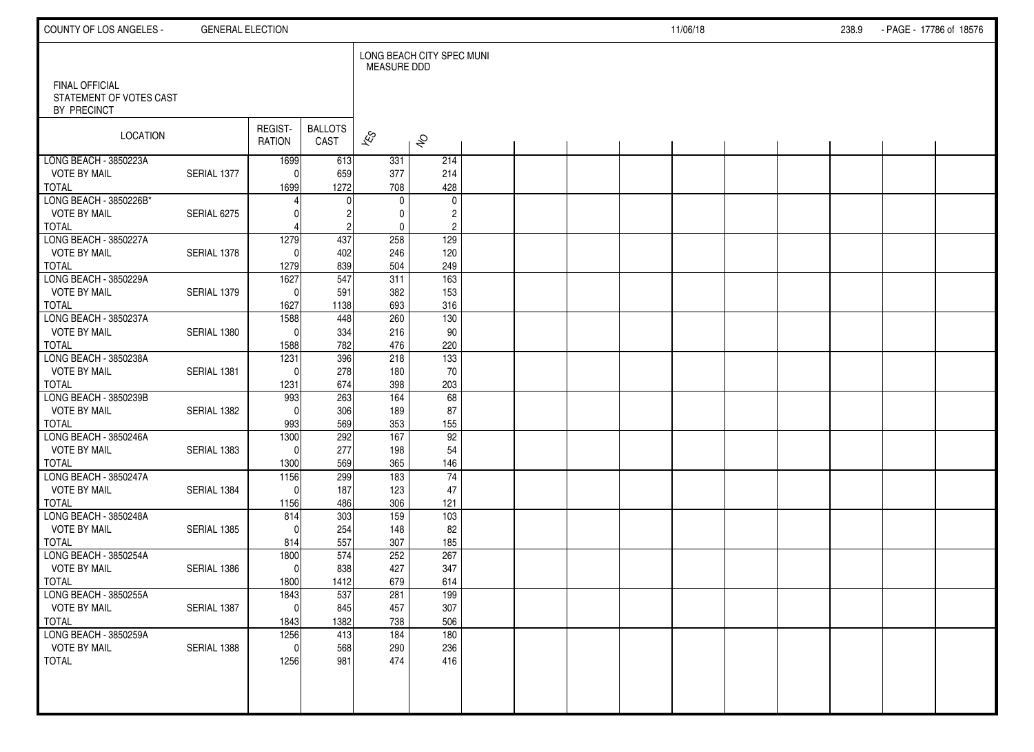FINAL OFFICIAL
STATEMENT OF VOTES CAST
BY PRECINCT

LONG BEACH CITY SPEC MUNI
MEASURE DDD

| LOCATION | | REGIST-RATION | BALLOTS CAST | YES | NO |
|---|---|---|---|---|---|
| LONG BEACH - 3850223A | | 1699 | 613 | 331 | 214 |
| VOTE BY MAIL | SERIAL 1377 | 0 | 659 | 377 | 214 |
| TOTAL | | 1699 | 1272 | 708 | 428 |
| LONG BEACH - 3850226B* | | 4 | 0 | 0 | 0 |
| VOTE BY MAIL | SERIAL 6275 | 0 | 2 | 0 | 2 |
| TOTAL | | 4 | 2 | 0 | 2 |
| LONG BEACH - 3850227A | | 1279 | 437 | 258 | 129 |
| VOTE BY MAIL | SERIAL 1378 | 0 | 402 | 246 | 120 |
| TOTAL | | 1279 | 839 | 504 | 249 |
| LONG BEACH - 3850229A | | 1627 | 547 | 311 | 163 |
| VOTE BY MAIL | SERIAL 1379 | 0 | 591 | 382 | 153 |
| TOTAL | | 1627 | 1138 | 693 | 316 |
| LONG BEACH - 3850237A | | 1588 | 448 | 260 | 130 |
| VOTE BY MAIL | SERIAL 1380 | 0 | 334 | 216 | 90 |
| TOTAL | | 1588 | 782 | 476 | 220 |
| LONG BEACH - 3850238A | | 1231 | 396 | 218 | 133 |
| VOTE BY MAIL | SERIAL 1381 | 0 | 278 | 180 | 70 |
| TOTAL | | 1231 | 674 | 398 | 203 |
| LONG BEACH - 3850239B | | 993 | 263 | 164 | 68 |
| VOTE BY MAIL | SERIAL 1382 | 0 | 306 | 189 | 87 |
| TOTAL | | 993 | 569 | 353 | 155 |
| LONG BEACH - 3850246A | | 1300 | 292 | 167 | 92 |
| VOTE BY MAIL | SERIAL 1383 | 0 | 277 | 198 | 54 |
| TOTAL | | 1300 | 569 | 365 | 146 |
| LONG BEACH - 3850247A | | 1156 | 299 | 183 | 74 |
| VOTE BY MAIL | SERIAL 1384 | 0 | 187 | 123 | 47 |
| TOTAL | | 1156 | 486 | 306 | 121 |
| LONG BEACH - 3850248A | | 814 | 303 | 159 | 103 |
| VOTE BY MAIL | SERIAL 1385 | 0 | 254 | 148 | 82 |
| TOTAL | | 814 | 557 | 307 | 185 |
| LONG BEACH - 3850254A | | 1800 | 574 | 252 | 267 |
| VOTE BY MAIL | SERIAL 1386 | 0 | 838 | 427 | 347 |
| TOTAL | | 1800 | 1412 | 679 | 614 |
| LONG BEACH - 3850255A | | 1843 | 537 | 281 | 199 |
| VOTE BY MAIL | SERIAL 1387 | 0 | 845 | 457 | 307 |
| TOTAL | | 1843 | 1382 | 738 | 506 |
| LONG BEACH - 3850259A | | 1256 | 413 | 184 | 180 |
| VOTE BY MAIL | SERIAL 1388 | 0 | 568 | 290 | 236 |
| TOTAL | | 1256 | 981 | 474 | 416 |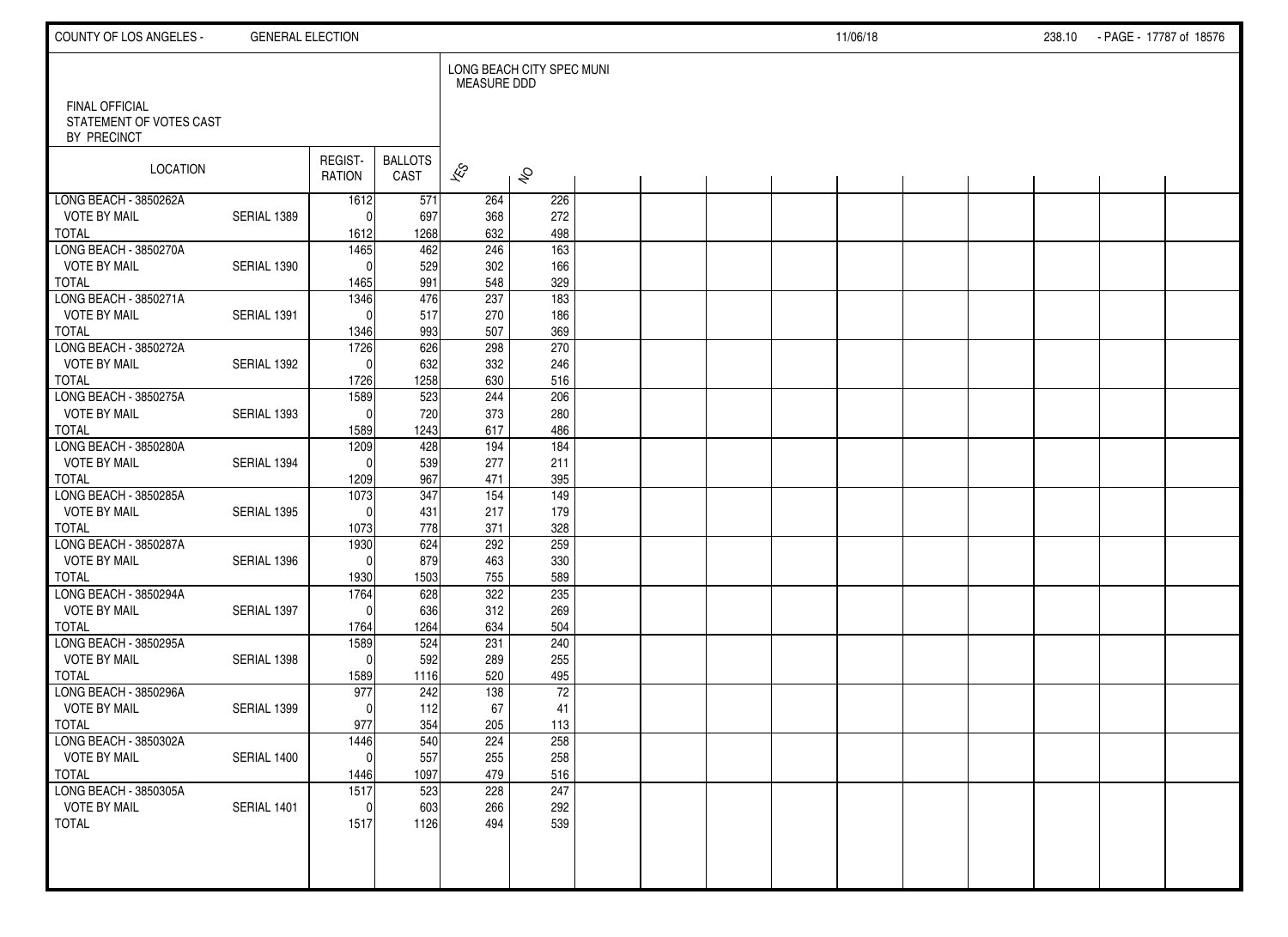FINAL OFFICIAL
STATEMENT OF VOTES CAST
BY PRECINCT

LONG BEACH CITY SPEC MUNI
MEASURE DDD

| LOCATION | | REGIST-RATION | BALLOTS CAST | YES | NO |
|---|---|---|---|---|---|
| LONG BEACH - 3850262A | | 1612 | 571 | 264 | 226 |
| VOTE BY MAIL | SERIAL 1389 | 0 | 697 | 368 | 272 |
| TOTAL | | 1612 | 1268 | 632 | 498 |
| LONG BEACH - 3850270A | | 1465 | 462 | 246 | 163 |
| VOTE BY MAIL | SERIAL 1390 | 0 | 529 | 302 | 166 |
| TOTAL | | 1465 | 991 | 548 | 329 |
| LONG BEACH - 3850271A | | 1346 | 476 | 237 | 183 |
| VOTE BY MAIL | SERIAL 1391 | 0 | 517 | 270 | 186 |
| TOTAL | | 1346 | 993 | 507 | 369 |
| LONG BEACH - 3850272A | | 1726 | 626 | 298 | 270 |
| VOTE BY MAIL | SERIAL 1392 | 0 | 632 | 332 | 246 |
| TOTAL | | 1726 | 1258 | 630 | 516 |
| LONG BEACH - 3850275A | | 1589 | 523 | 244 | 206 |
| VOTE BY MAIL | SERIAL 1393 | 0 | 720 | 373 | 280 |
| TOTAL | | 1589 | 1243 | 617 | 486 |
| LONG BEACH - 3850280A | | 1209 | 428 | 194 | 184 |
| VOTE BY MAIL | SERIAL 1394 | 0 | 539 | 277 | 211 |
| TOTAL | | 1209 | 967 | 471 | 395 |
| LONG BEACH - 3850285A | | 1073 | 347 | 154 | 149 |
| VOTE BY MAIL | SERIAL 1395 | 0 | 431 | 217 | 179 |
| TOTAL | | 1073 | 778 | 371 | 328 |
| LONG BEACH - 3850287A | | 1930 | 624 | 292 | 259 |
| VOTE BY MAIL | SERIAL 1396 | 0 | 879 | 463 | 330 |
| TOTAL | | 1930 | 1503 | 755 | 589 |
| LONG BEACH - 3850294A | | 1764 | 628 | 322 | 235 |
| VOTE BY MAIL | SERIAL 1397 | 0 | 636 | 312 | 269 |
| TOTAL | | 1764 | 1264 | 634 | 504 |
| LONG BEACH - 3850295A | | 1589 | 524 | 231 | 240 |
| VOTE BY MAIL | SERIAL 1398 | 0 | 592 | 289 | 255 |
| TOTAL | | 1589 | 1116 | 520 | 495 |
| LONG BEACH - 3850296A | | 977 | 242 | 138 | 72 |
| VOTE BY MAIL | SERIAL 1399 | 0 | 112 | 67 | 41 |
| TOTAL | | 977 | 354 | 205 | 113 |
| LONG BEACH - 3850302A | | 1446 | 540 | 224 | 258 |
| VOTE BY MAIL | SERIAL 1400 | 0 | 557 | 255 | 258 |
| TOTAL | | 1446 | 1097 | 479 | 516 |
| LONG BEACH - 3850305A | | 1517 | 523 | 228 | 247 |
| VOTE BY MAIL | SERIAL 1401 | 0 | 603 | 266 | 292 |
| TOTAL | | 1517 | 1126 | 494 | 539 |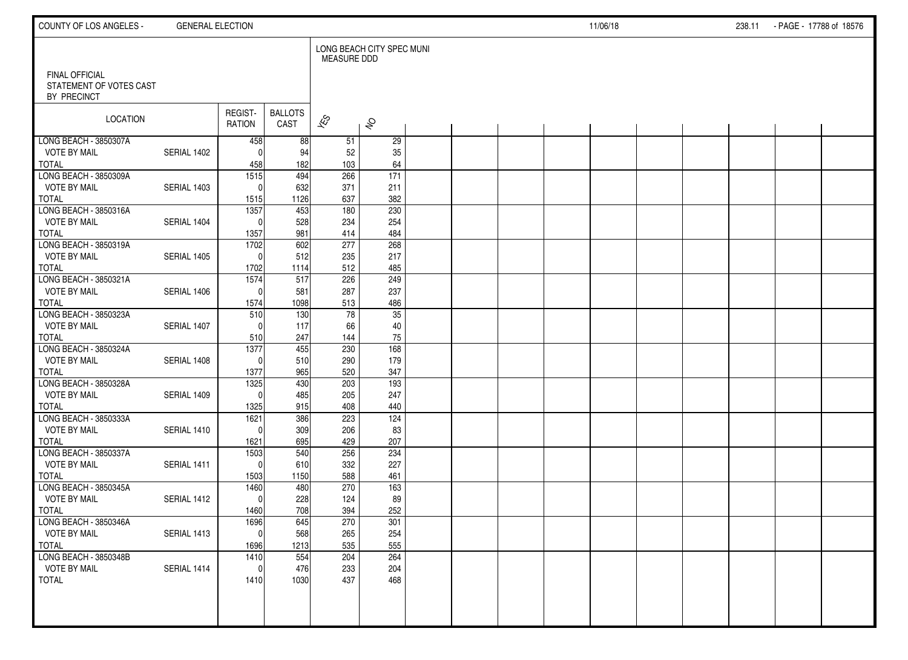FINAL OFFICIAL
STATEMENT OF VOTES CAST
BY PRECINCT

LONG BEACH CITY SPEC MUNI MEASURE DDD

| LOCATION | | REGIST-RATION | BALLOTS CAST | YES | NO |
|---|---|---|---|---|---|
| LONG BEACH - 3850307A | | 458 | 88 | 51 | 29 |
| VOTE BY MAIL | SERIAL 1402 | 0 | 94 | 52 | 35 |
| TOTAL | | 458 | 182 | 103 | 64 |
| LONG BEACH - 3850309A | | 1515 | 494 | 266 | 171 |
| VOTE BY MAIL | SERIAL 1403 | 0 | 632 | 371 | 211 |
| TOTAL | | 1515 | 1126 | 637 | 382 |
| LONG BEACH - 3850316A | | 1357 | 453 | 180 | 230 |
| VOTE BY MAIL | SERIAL 1404 | 0 | 528 | 234 | 254 |
| TOTAL | | 1357 | 981 | 414 | 484 |
| LONG BEACH - 3850319A | | 1702 | 602 | 277 | 268 |
| VOTE BY MAIL | SERIAL 1405 | 0 | 512 | 235 | 217 |
| TOTAL | | 1702 | 1114 | 512 | 485 |
| LONG BEACH - 3850321A | | 1574 | 517 | 226 | 249 |
| VOTE BY MAIL | SERIAL 1406 | 0 | 581 | 287 | 237 |
| TOTAL | | 1574 | 1098 | 513 | 486 |
| LONG BEACH - 3850323A | | 510 | 130 | 78 | 35 |
| VOTE BY MAIL | SERIAL 1407 | 0 | 117 | 66 | 40 |
| TOTAL | | 510 | 247 | 144 | 75 |
| LONG BEACH - 3850324A | | 1377 | 455 | 230 | 168 |
| VOTE BY MAIL | SERIAL 1408 | 0 | 510 | 290 | 179 |
| TOTAL | | 1377 | 965 | 520 | 347 |
| LONG BEACH - 3850328A | | 1325 | 430 | 203 | 193 |
| VOTE BY MAIL | SERIAL 1409 | 0 | 485 | 205 | 247 |
| TOTAL | | 1325 | 915 | 408 | 440 |
| LONG BEACH - 3850333A | | 1621 | 386 | 223 | 124 |
| VOTE BY MAIL | SERIAL 1410 | 0 | 309 | 206 | 83 |
| TOTAL | | 1621 | 695 | 429 | 207 |
| LONG BEACH - 3850337A | | 1503 | 540 | 256 | 234 |
| VOTE BY MAIL | SERIAL 1411 | 0 | 610 | 332 | 227 |
| TOTAL | | 1503 | 1150 | 588 | 461 |
| LONG BEACH - 3850345A | | 1460 | 480 | 270 | 163 |
| VOTE BY MAIL | SERIAL 1412 | 0 | 228 | 124 | 89 |
| TOTAL | | 1460 | 708 | 394 | 252 |
| LONG BEACH - 3850346A | | 1696 | 645 | 270 | 301 |
| VOTE BY MAIL | SERIAL 1413 | 0 | 568 | 265 | 254 |
| TOTAL | | 1696 | 1213 | 535 | 555 |
| LONG BEACH - 3850348B | | 1410 | 554 | 204 | 264 |
| VOTE BY MAIL | SERIAL 1414 | 0 | 476 | 233 | 204 |
| TOTAL | | 1410 | 1030 | 437 | 468 |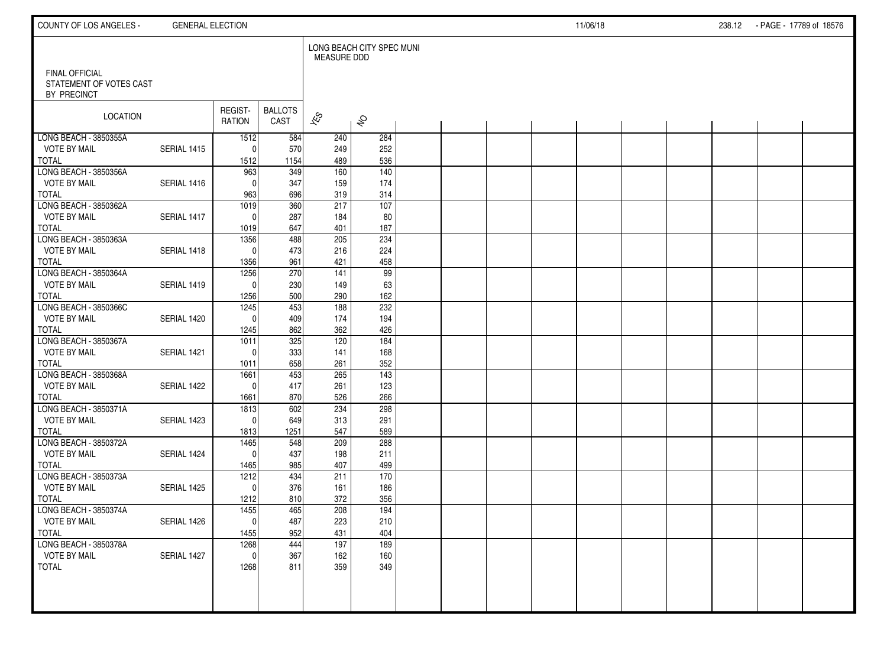FINAL OFFICIAL
STATEMENT OF VOTES CAST
BY PRECINCT

LONG BEACH CITY SPEC MUNI
MEASURE DDD

| LOCATION | | REGIST-RATION | BALLOTS CAST | YES | NO |
|---|---|---|---|---|---|
| LONG BEACH - 3850355A | | 1512 | 584 | 240 | 284 |
| VOTE BY MAIL | SERIAL 1415 | 0 | 570 | 249 | 252 |
| TOTAL | | 1512 | 1154 | 489 | 536 |
| LONG BEACH - 3850356A | | 963 | 349 | 160 | 140 |
| VOTE BY MAIL | SERIAL 1416 | 0 | 347 | 159 | 174 |
| TOTAL | | 963 | 696 | 319 | 314 |
| LONG BEACH - 3850362A | | 1019 | 360 | 217 | 107 |
| VOTE BY MAIL | SERIAL 1417 | 0 | 287 | 184 | 80 |
| TOTAL | | 1019 | 647 | 401 | 187 |
| LONG BEACH - 3850363A | | 1356 | 488 | 205 | 234 |
| VOTE BY MAIL | SERIAL 1418 | 0 | 473 | 216 | 224 |
| TOTAL | | 1356 | 961 | 421 | 458 |
| LONG BEACH - 3850364A | | 1256 | 270 | 141 | 99 |
| VOTE BY MAIL | SERIAL 1419 | 0 | 230 | 149 | 63 |
| TOTAL | | 1256 | 500 | 290 | 162 |
| LONG BEACH - 3850366C | | 1245 | 453 | 188 | 232 |
| VOTE BY MAIL | SERIAL 1420 | 0 | 409 | 174 | 194 |
| TOTAL | | 1245 | 862 | 362 | 426 |
| LONG BEACH - 3850367A | | 1011 | 325 | 120 | 184 |
| VOTE BY MAIL | SERIAL 1421 | 0 | 333 | 141 | 168 |
| TOTAL | | 1011 | 658 | 261 | 352 |
| LONG BEACH - 3850368A | | 1661 | 453 | 265 | 143 |
| VOTE BY MAIL | SERIAL 1422 | 0 | 417 | 261 | 123 |
| TOTAL | | 1661 | 870 | 526 | 266 |
| LONG BEACH - 3850371A | | 1813 | 602 | 234 | 298 |
| VOTE BY MAIL | SERIAL 1423 | 0 | 649 | 313 | 291 |
| TOTAL | | 1813 | 1251 | 547 | 589 |
| LONG BEACH - 3850372A | | 1465 | 548 | 209 | 288 |
| VOTE BY MAIL | SERIAL 1424 | 0 | 437 | 198 | 211 |
| TOTAL | | 1465 | 985 | 407 | 499 |
| LONG BEACH - 3850373A | | 1212 | 434 | 211 | 170 |
| VOTE BY MAIL | SERIAL 1425 | 0 | 376 | 161 | 186 |
| TOTAL | | 1212 | 810 | 372 | 356 |
| LONG BEACH - 3850374A | | 1455 | 465 | 208 | 194 |
| VOTE BY MAIL | SERIAL 1426 | 0 | 487 | 223 | 210 |
| TOTAL | | 1455 | 952 | 431 | 404 |
| LONG BEACH - 3850378A | | 1268 | 444 | 197 | 189 |
| VOTE BY MAIL | SERIAL 1427 | 0 | 367 | 162 | 160 |
| TOTAL | | 1268 | 811 | 359 | 349 |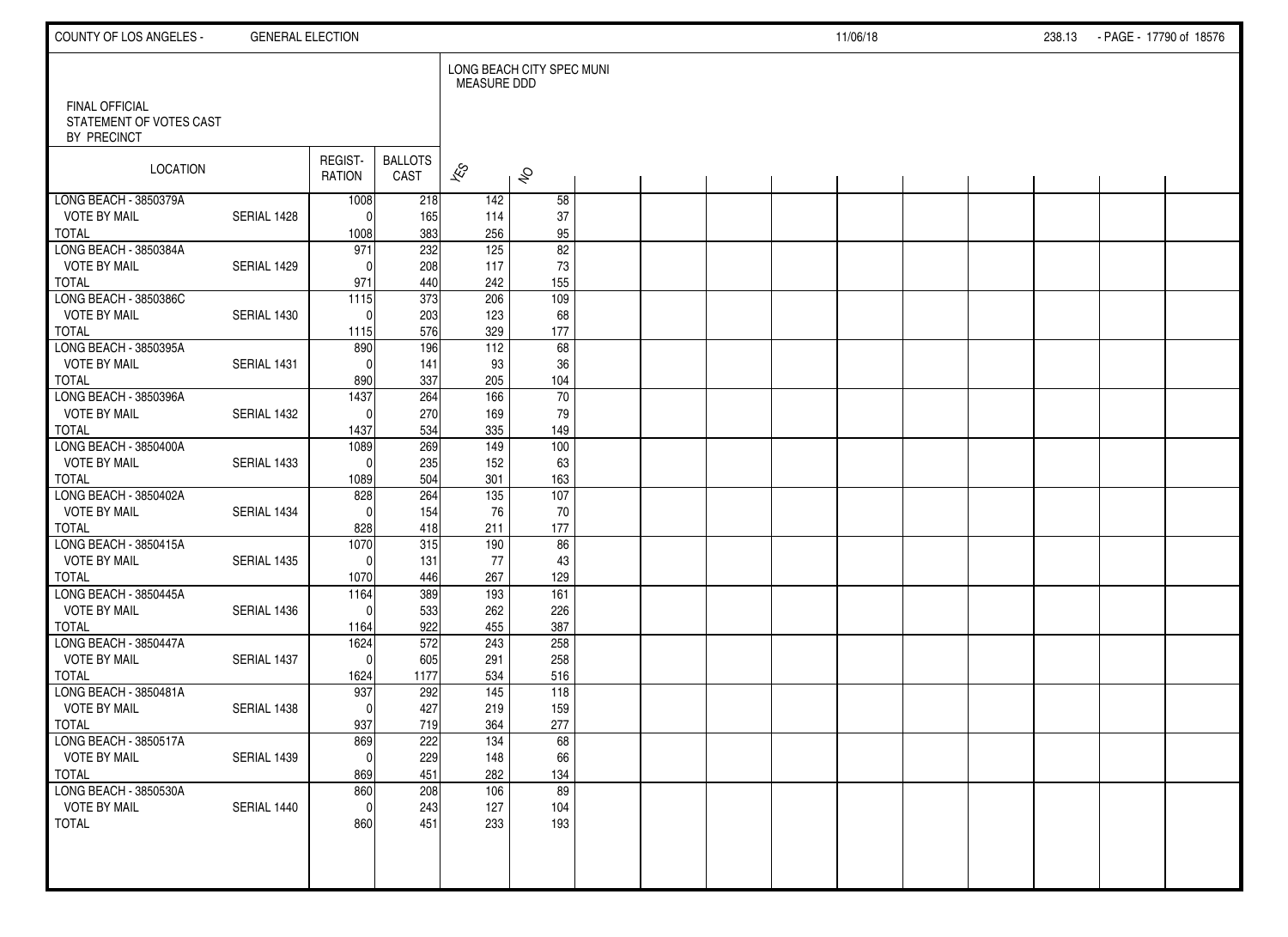FINAL OFFICIAL
STATEMENT OF VOTES CAST
BY PRECINCT

LONG BEACH CITY SPEC MUNI
MEASURE DDD

| LOCATION | | REGIST-RATION | BALLOTS CAST | YES | NO |
|---|---|---|---|---|---|
| LONG BEACH - 3850379A | | 1008 | 218 | 142 | 58 |
| VOTE BY MAIL | SERIAL 1428 | 0 | 165 | 114 | 37 |
| TOTAL | | 1008 | 383 | 256 | 95 |
| LONG BEACH - 3850384A | | 971 | 232 | 125 | 82 |
| VOTE BY MAIL | SERIAL 1429 | 0 | 208 | 117 | 73 |
| TOTAL | | 971 | 440 | 242 | 155 |
| LONG BEACH - 3850386C | | 1115 | 373 | 206 | 109 |
| VOTE BY MAIL | SERIAL 1430 | 0 | 203 | 123 | 68 |
| TOTAL | | 1115 | 576 | 329 | 177 |
| LONG BEACH - 3850395A | | 890 | 196 | 112 | 68 |
| VOTE BY MAIL | SERIAL 1431 | 0 | 141 | 93 | 36 |
| TOTAL | | 890 | 337 | 205 | 104 |
| LONG BEACH - 3850396A | | 1437 | 264 | 166 | 70 |
| VOTE BY MAIL | SERIAL 1432 | 0 | 270 | 169 | 79 |
| TOTAL | | 1437 | 534 | 335 | 149 |
| LONG BEACH - 3850400A | | 1089 | 269 | 149 | 100 |
| VOTE BY MAIL | SERIAL 1433 | 0 | 235 | 152 | 63 |
| TOTAL | | 1089 | 504 | 301 | 163 |
| LONG BEACH - 3850402A | | 828 | 264 | 135 | 107 |
| VOTE BY MAIL | SERIAL 1434 | 0 | 154 | 76 | 70 |
| TOTAL | | 828 | 418 | 211 | 177 |
| LONG BEACH - 3850415A | | 1070 | 315 | 190 | 86 |
| VOTE BY MAIL | SERIAL 1435 | 0 | 131 | 77 | 43 |
| TOTAL | | 1070 | 446 | 267 | 129 |
| LONG BEACH - 3850445A | | 1164 | 389 | 193 | 161 |
| VOTE BY MAIL | SERIAL 1436 | 0 | 533 | 262 | 226 |
| TOTAL | | 1164 | 922 | 455 | 387 |
| LONG BEACH - 3850447A | | 1624 | 572 | 243 | 258 |
| VOTE BY MAIL | SERIAL 1437 | 0 | 605 | 291 | 258 |
| TOTAL | | 1624 | 1177 | 534 | 516 |
| LONG BEACH - 3850481A | | 937 | 292 | 145 | 118 |
| VOTE BY MAIL | SERIAL 1438 | 0 | 427 | 219 | 159 |
| TOTAL | | 937 | 719 | 364 | 277 |
| LONG BEACH - 3850517A | | 869 | 222 | 134 | 68 |
| VOTE BY MAIL | SERIAL 1439 | 0 | 229 | 148 | 66 |
| TOTAL | | 869 | 451 | 282 | 134 |
| LONG BEACH - 3850530A | | 860 | 208 | 106 | 89 |
| VOTE BY MAIL | SERIAL 1440 | 0 | 243 | 127 | 104 |
| TOTAL | | 860 | 451 | 233 | 193 |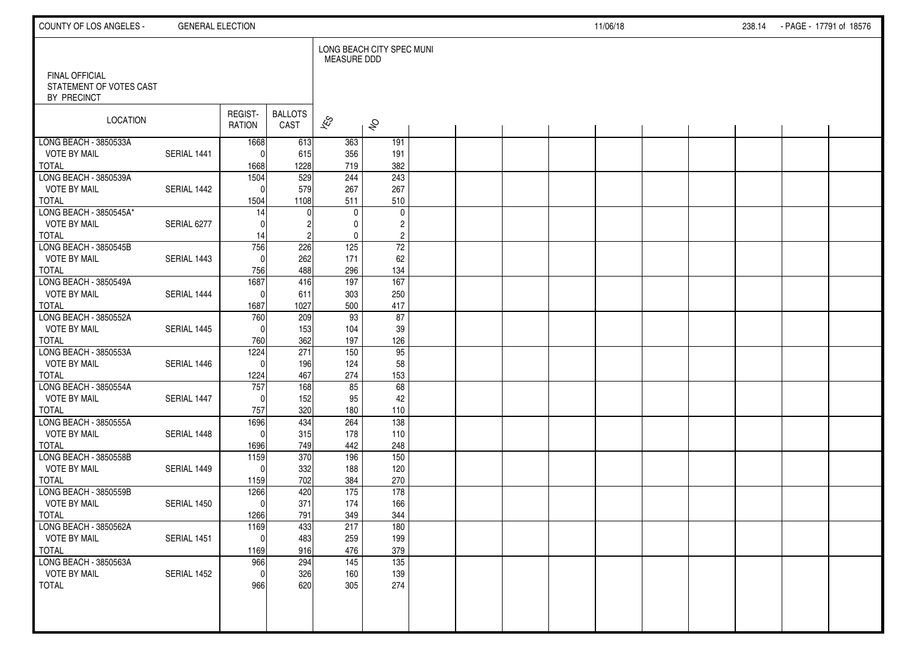FINAL OFFICIAL
STATEMENT OF VOTES CAST
BY PRECINCT

LONG BEACH CITY SPEC MUNI
MEASURE DDD

| LOCATION | | REGIST-RATION | BALLOTS CAST | YES | NO |
|---|---|---|---|---|---|
| LONG BEACH - 3850533A | | 1668 | 613 | 363 | 191 |
| VOTE BY MAIL | SERIAL 1441 | 0 | 615 | 356 | 191 |
| TOTAL | | 1668 | 1228 | 719 | 382 |
| LONG BEACH - 3850539A | | 1504 | 529 | 244 | 243 |
| VOTE BY MAIL | SERIAL 1442 | 0 | 579 | 267 | 267 |
| TOTAL | | 1504 | 1108 | 511 | 510 |
| LONG BEACH - 3850545A* | | 14 | 0 | 0 | 0 |
| VOTE BY MAIL | SERIAL 6277 | 0 | 2 | 0 | 2 |
| TOTAL | | 14 | 2 | 0 | 2 |
| LONG BEACH - 3850545B | | 756 | 226 | 125 | 72 |
| VOTE BY MAIL | SERIAL 1443 | 0 | 262 | 171 | 62 |
| TOTAL | | 756 | 488 | 296 | 134 |
| LONG BEACH - 3850549A | | 1687 | 416 | 197 | 167 |
| VOTE BY MAIL | SERIAL 1444 | 0 | 611 | 303 | 250 |
| TOTAL | | 1687 | 1027 | 500 | 417 |
| LONG BEACH - 3850552A | | 760 | 209 | 93 | 87 |
| VOTE BY MAIL | SERIAL 1445 | 0 | 153 | 104 | 39 |
| TOTAL | | 760 | 362 | 197 | 126 |
| LONG BEACH - 3850553A | | 1224 | 271 | 150 | 95 |
| VOTE BY MAIL | SERIAL 1446 | 0 | 196 | 124 | 58 |
| TOTAL | | 1224 | 467 | 274 | 153 |
| LONG BEACH - 3850554A | | 757 | 168 | 85 | 68 |
| VOTE BY MAIL | SERIAL 1447 | 0 | 152 | 95 | 42 |
| TOTAL | | 757 | 320 | 180 | 110 |
| LONG BEACH - 3850555A | | 1696 | 434 | 264 | 138 |
| VOTE BY MAIL | SERIAL 1448 | 0 | 315 | 178 | 110 |
| TOTAL | | 1696 | 749 | 442 | 248 |
| LONG BEACH - 3850558B | | 1159 | 370 | 196 | 150 |
| VOTE BY MAIL | SERIAL 1449 | 0 | 332 | 188 | 120 |
| TOTAL | | 1159 | 702 | 384 | 270 |
| LONG BEACH - 3850559B | | 1266 | 420 | 175 | 178 |
| VOTE BY MAIL | SERIAL 1450 | 0 | 371 | 174 | 166 |
| TOTAL | | 1266 | 791 | 349 | 344 |
| LONG BEACH - 3850562A | | 1169 | 433 | 217 | 180 |
| VOTE BY MAIL | SERIAL 1451 | 0 | 483 | 259 | 199 |
| TOTAL | | 1169 | 916 | 476 | 379 |
| LONG BEACH - 3850563A | | 966 | 294 | 145 | 135 |
| VOTE BY MAIL | SERIAL 1452 | 0 | 326 | 160 | 139 |
| TOTAL | | 966 | 620 | 305 | 274 |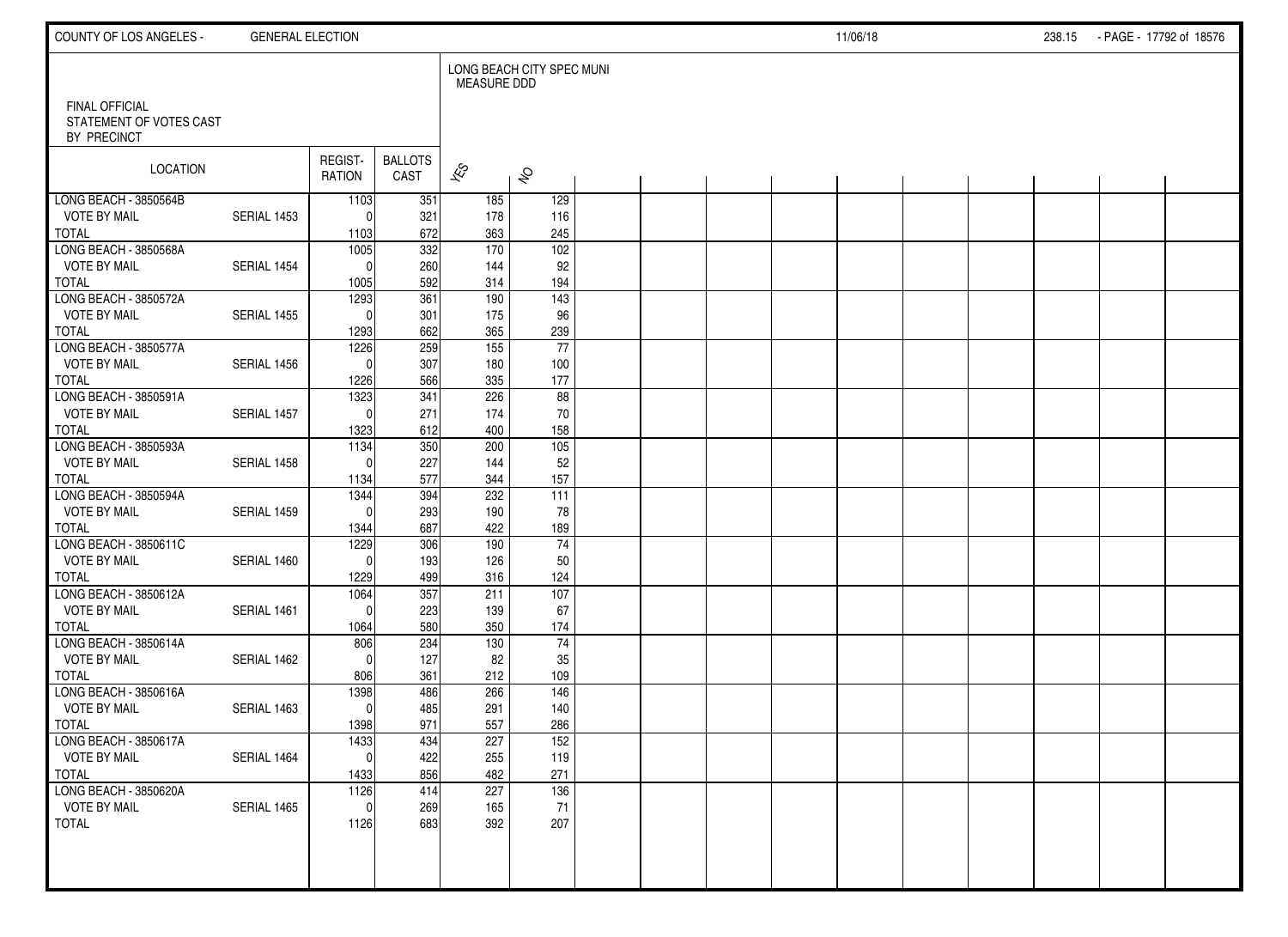FINAL OFFICIAL
STATEMENT OF VOTES CAST
BY PRECINCT

LONG BEACH CITY SPEC MUNI
MEASURE DDD

| LOCATION | | REGIST-RATION | BALLOTS CAST | YES | NO |
|---|---|---|---|---|---|
| LONG BEACH - 3850564B | | 1103 | 351 | 185 | 129 |
| VOTE BY MAIL | SERIAL 1453 | 0 | 321 | 178 | 116 |
| TOTAL | | 1103 | 672 | 363 | 245 |
| LONG BEACH - 3850568A | | 1005 | 332 | 170 | 102 |
| VOTE BY MAIL | SERIAL 1454 | 0 | 260 | 144 | 92 |
| TOTAL | | 1005 | 592 | 314 | 194 |
| LONG BEACH - 3850572A | | 1293 | 361 | 190 | 143 |
| VOTE BY MAIL | SERIAL 1455 | 0 | 301 | 175 | 96 |
| TOTAL | | 1293 | 662 | 365 | 239 |
| LONG BEACH - 3850577A | | 1226 | 259 | 155 | 77 |
| VOTE BY MAIL | SERIAL 1456 | 0 | 307 | 180 | 100 |
| TOTAL | | 1226 | 566 | 335 | 177 |
| LONG BEACH - 3850591A | | 1323 | 341 | 226 | 88 |
| VOTE BY MAIL | SERIAL 1457 | 0 | 271 | 174 | 70 |
| TOTAL | | 1323 | 612 | 400 | 158 |
| LONG BEACH - 3850593A | | 1134 | 350 | 200 | 105 |
| VOTE BY MAIL | SERIAL 1458 | 0 | 227 | 144 | 52 |
| TOTAL | | 1134 | 577 | 344 | 157 |
| LONG BEACH - 3850594A | | 1344 | 394 | 232 | 111 |
| VOTE BY MAIL | SERIAL 1459 | 0 | 293 | 190 | 78 |
| TOTAL | | 1344 | 687 | 422 | 189 |
| LONG BEACH - 3850611C | | 1229 | 306 | 190 | 74 |
| VOTE BY MAIL | SERIAL 1460 | 0 | 193 | 126 | 50 |
| TOTAL | | 1229 | 499 | 316 | 124 |
| LONG BEACH - 3850612A | | 1064 | 357 | 211 | 107 |
| VOTE BY MAIL | SERIAL 1461 | 0 | 223 | 139 | 67 |
| TOTAL | | 1064 | 580 | 350 | 174 |
| LONG BEACH - 3850614A | | 806 | 234 | 130 | 74 |
| VOTE BY MAIL | SERIAL 1462 | 0 | 127 | 82 | 35 |
| TOTAL | | 806 | 361 | 212 | 109 |
| LONG BEACH - 3850616A | | 1398 | 486 | 266 | 146 |
| VOTE BY MAIL | SERIAL 1463 | 0 | 485 | 291 | 140 |
| TOTAL | | 1398 | 971 | 557 | 286 |
| LONG BEACH - 3850617A | | 1433 | 434 | 227 | 152 |
| VOTE BY MAIL | SERIAL 1464 | 0 | 422 | 255 | 119 |
| TOTAL | | 1433 | 856 | 482 | 271 |
| LONG BEACH - 3850620A | | 1126 | 414 | 227 | 136 |
| VOTE BY MAIL | SERIAL 1465 | 0 | 269 | 165 | 71 |
| TOTAL | | 1126 | 683 | 392 | 207 |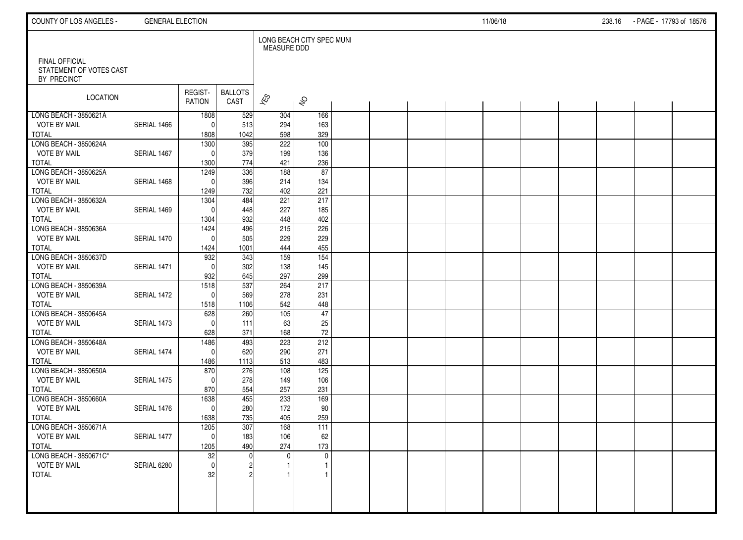FINAL OFFICIAL STATEMENT OF VOTES CAST BY PRECINCT

LONG BEACH CITY SPEC MUNI MEASURE DDD

| LOCATION | | REGISTRATION | BALLOTS CAST | YES | NO |
|---|---|---|---|---|---|
| LONG BEACH - 3850621A | | 1808 | 529 | 304 | 166 |
| VOTE BY MAIL | SERIAL 1466 | 0 | 513 | 294 | 163 |
| TOTAL | | 1808 | 1042 | 598 | 329 |
| LONG BEACH - 3850624A | | 1300 | 395 | 222 | 100 |
| VOTE BY MAIL | SERIAL 1467 | 0 | 379 | 199 | 136 |
| TOTAL | | 1300 | 774 | 421 | 236 |
| LONG BEACH - 3850625A | | 1249 | 336 | 188 | 87 |
| VOTE BY MAIL | SERIAL 1468 | 0 | 396 | 214 | 134 |
| TOTAL | | 1249 | 732 | 402 | 221 |
| LONG BEACH - 3850632A | | 1304 | 484 | 221 | 217 |
| VOTE BY MAIL | SERIAL 1469 | 0 | 448 | 227 | 185 |
| TOTAL | | 1304 | 932 | 448 | 402 |
| LONG BEACH - 3850636A | | 1424 | 496 | 215 | 226 |
| VOTE BY MAIL | SERIAL 1470 | 0 | 505 | 229 | 229 |
| TOTAL | | 1424 | 1001 | 444 | 455 |
| LONG BEACH - 3850637D | | 932 | 343 | 159 | 154 |
| VOTE BY MAIL | SERIAL 1471 | 0 | 302 | 138 | 145 |
| TOTAL | | 932 | 645 | 297 | 299 |
| LONG BEACH - 3850639A | | 1518 | 537 | 264 | 217 |
| VOTE BY MAIL | SERIAL 1472 | 0 | 569 | 278 | 231 |
| TOTAL | | 1518 | 1106 | 542 | 448 |
| LONG BEACH - 3850645A | | 628 | 260 | 105 | 47 |
| VOTE BY MAIL | SERIAL 1473 | 0 | 111 | 63 | 25 |
| TOTAL | | 628 | 371 | 168 | 72 |
| LONG BEACH - 3850648A | | 1486 | 493 | 223 | 212 |
| VOTE BY MAIL | SERIAL 1474 | 0 | 620 | 290 | 271 |
| TOTAL | | 1486 | 1113 | 513 | 483 |
| LONG BEACH - 3850650A | | 870 | 276 | 108 | 125 |
| VOTE BY MAIL | SERIAL 1475 | 0 | 278 | 149 | 106 |
| TOTAL | | 870 | 554 | 257 | 231 |
| LONG BEACH - 3850660A | | 1638 | 455 | 233 | 169 |
| VOTE BY MAIL | SERIAL 1476 | 0 | 280 | 172 | 90 |
| TOTAL | | 1638 | 735 | 405 | 259 |
| LONG BEACH - 3850671A | | 1205 | 307 | 168 | 111 |
| VOTE BY MAIL | SERIAL 1477 | 0 | 183 | 106 | 62 |
| TOTAL | | 1205 | 490 | 274 | 173 |
| LONG BEACH - 3850671C* | | 32 | 0 | 0 | 0 |
| VOTE BY MAIL | SERIAL 6280 | 0 | 2 | 1 | 1 |
| TOTAL | | 32 | 2 | 1 | 1 |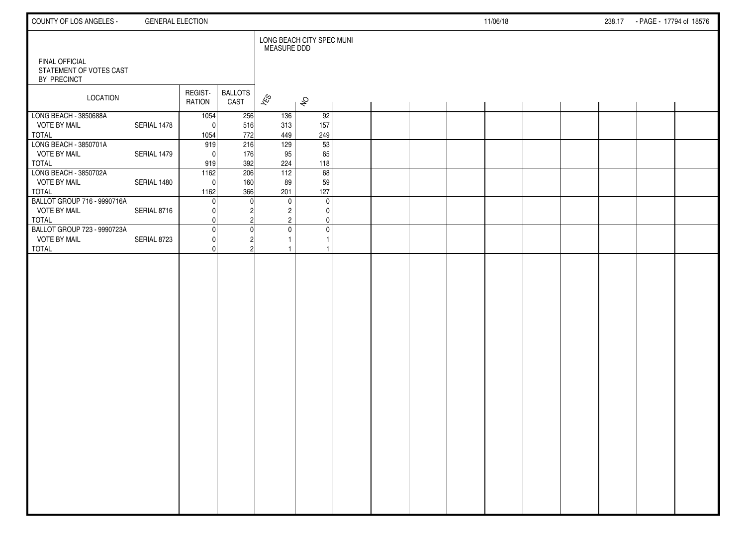FINAL OFFICIAL
STATEMENT OF VOTES CAST
BY PRECINCT

LONG BEACH CITY SPEC MUNI
MEASURE DDD

| LOCATION | | REGISTRATION | BALLOTS CAST | YES | NO |
|---|---|---|---|---|---|
| LONG BEACH - 3850688A | | 1054 | 256 | 136 | 92 |
| VOTE BY MAIL | SERIAL 1478 | 0 | 516 | 313 | 157 |
| TOTAL | | 1054 | 772 | 449 | 249 |
| LONG BEACH - 3850701A | | 919 | 216 | 129 | 53 |
| VOTE BY MAIL | SERIAL 1479 | 0 | 176 | 95 | 65 |
| TOTAL | | 919 | 392 | 224 | 118 |
| LONG BEACH - 3850702A | | 1162 | 206 | 112 | 68 |
| VOTE BY MAIL | SERIAL 1480 | 0 | 160 | 89 | 59 |
| TOTAL | | 1162 | 366 | 201 | 127 |
| BALLOT GROUP 716 - 9990716A | | 0 | 0 | 0 | 0 |
| VOTE BY MAIL | SERIAL 8716 | 0 | 2 | 2 | 0 |
| TOTAL | | 0 | 2 | 2 | 0 |
| BALLOT GROUP 723 - 9990723A | | 0 | 0 | 0 | 0 |
| VOTE BY MAIL | SERIAL 8723 | 0 | 2 | 1 | 1 |
| TOTAL | | 0 | 2 | 1 | 1 |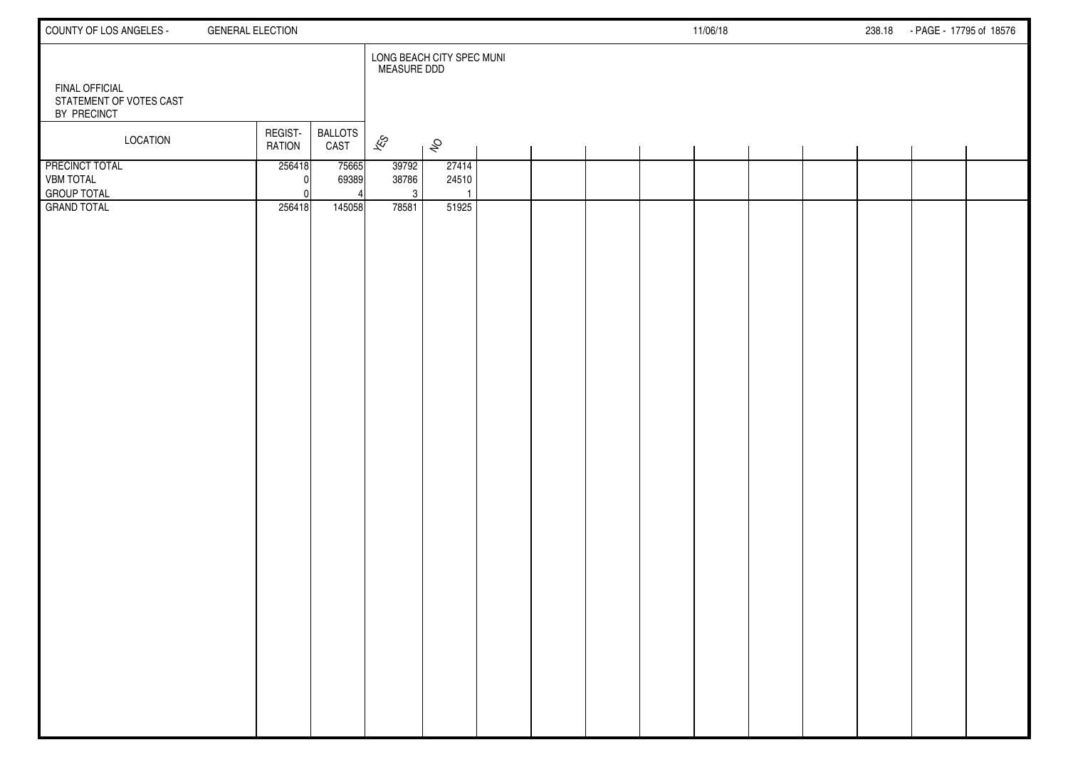FINAL OFFICIAL
STATEMENT OF VOTES CAST
BY PRECINCT

| LOCATION | REGIST-RATION | BALLOTS CAST | LONG BEACH CITY SPEC MUNI MEASURE DDD | |
|---|---|---|---|---|
| | | | YES | NO |
| PRECINCT TOTAL | 256418 | 75665 | 39792 | 27414 |
| VBM TOTAL | 0 | 69389 | 38786 | 24510 |
| GROUP TOTAL | 0 | 4 | 3 | 1 |
| GRAND TOTAL | 256418 | 145058 | 78581 | 51925 |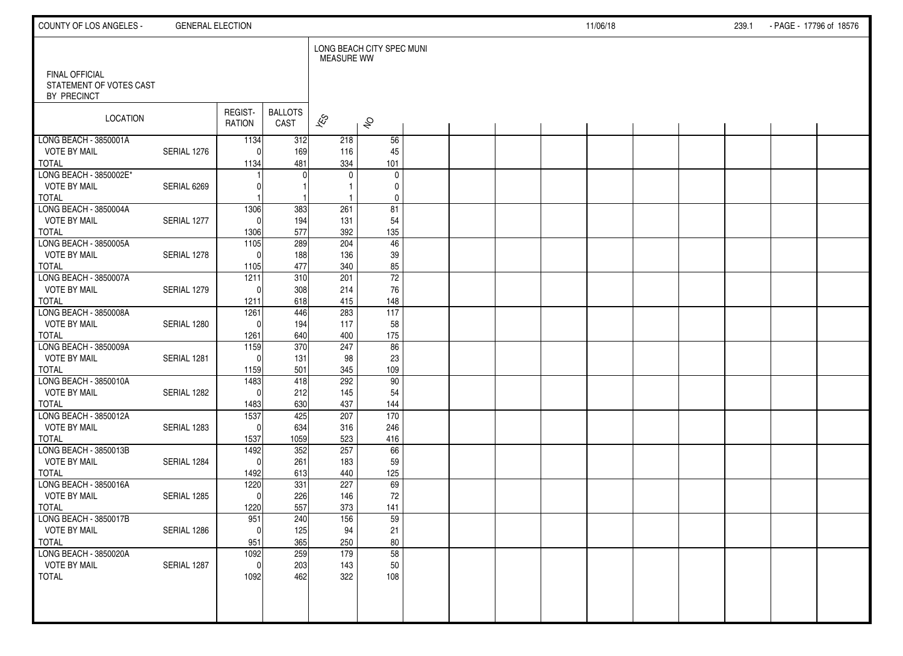FINAL OFFICIAL
STATEMENT OF VOTES CAST
BY PRECINCT

| LOCATION | | REGIST-RATION | BALLOTS CAST | LONG BEACH CITY SPEC MUNI MEASURE WW | |
|---|---|---|---|---|---|
| | | | | YES | NO |
| LONG BEACH - 3850001A | | 1134 | 312 | 218 | 56 |
| VOTE BY MAIL | SERIAL 1276 | 0 | 169 | 116 | 45 |
| TOTAL | | 1134 | 481 | 334 | 101 |
| LONG BEACH - 3850002E* | | 1 | 0 | 0 | 0 |
| VOTE BY MAIL | SERIAL 6269 | 0 | 1 | 1 | 0 |
| TOTAL | | 1 | 1 | 1 | 0 |
| LONG BEACH - 3850004A | | 1306 | 383 | 261 | 81 |
| VOTE BY MAIL | SERIAL 1277 | 0 | 194 | 131 | 54 |
| TOTAL | | 1306 | 577 | 392 | 135 |
| LONG BEACH - 3850005A | | 1105 | 289 | 204 | 46 |
| VOTE BY MAIL | SERIAL 1278 | 0 | 188 | 136 | 39 |
| TOTAL | | 1105 | 477 | 340 | 85 |
| LONG BEACH - 3850007A | | 1211 | 310 | 201 | 72 |
| VOTE BY MAIL | SERIAL 1279 | 0 | 308 | 214 | 76 |
| TOTAL | | 1211 | 618 | 415 | 148 |
| LONG BEACH - 3850008A | | 1261 | 446 | 283 | 117 |
| VOTE BY MAIL | SERIAL 1280 | 0 | 194 | 117 | 58 |
| TOTAL | | 1261 | 640 | 400 | 175 |
| LONG BEACH - 3850009A | | 1159 | 370 | 247 | 86 |
| VOTE BY MAIL | SERIAL 1281 | 0 | 131 | 98 | 23 |
| TOTAL | | 1159 | 501 | 345 | 109 |
| LONG BEACH - 3850010A | | 1483 | 418 | 292 | 90 |
| VOTE BY MAIL | SERIAL 1282 | 0 | 212 | 145 | 54 |
| TOTAL | | 1483 | 630 | 437 | 144 |
| LONG BEACH - 3850012A | | 1537 | 425 | 207 | 170 |
| VOTE BY MAIL | SERIAL 1283 | 0 | 634 | 316 | 246 |
| TOTAL | | 1537 | 1059 | 523 | 416 |
| LONG BEACH - 3850013B | | 1492 | 352 | 257 | 66 |
| VOTE BY MAIL | SERIAL 1284 | 0 | 261 | 183 | 59 |
| TOTAL | | 1492 | 613 | 440 | 125 |
| LONG BEACH - 3850016A | | 1220 | 331 | 227 | 69 |
| VOTE BY MAIL | SERIAL 1285 | 0 | 226 | 146 | 72 |
| TOTAL | | 1220 | 557 | 373 | 141 |
| LONG BEACH - 3850017B | | 951 | 240 | 156 | 59 |
| VOTE BY MAIL | SERIAL 1286 | 0 | 125 | 94 | 21 |
| TOTAL | | 951 | 365 | 250 | 80 |
| LONG BEACH - 3850020A | | 1092 | 259 | 179 | 58 |
| VOTE BY MAIL | SERIAL 1287 | 0 | 203 | 143 | 50 |
| TOTAL | | 1092 | 462 | 322 | 108 |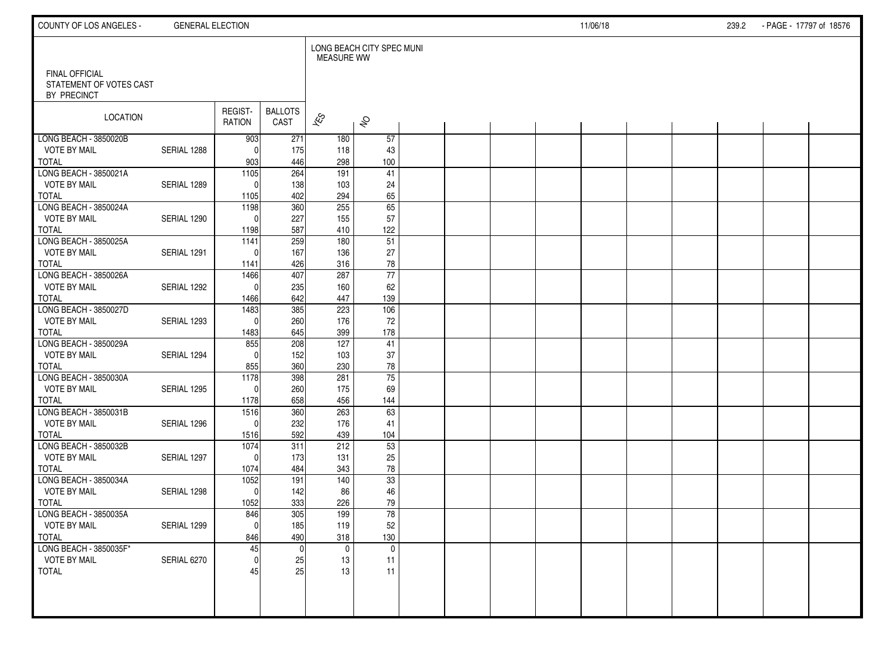FINAL OFFICIAL
STATEMENT OF VOTES CAST
BY PRECINCT

LONG BEACH CITY SPEC MUNI
MEASURE WW

| LOCATION | | REGIST-RATION | BALLOTS CAST | YES | NO |
|---|---|---|---|---|---|
| LONG BEACH - 3850020B | | 903 | 271 | 180 | 57 |
| VOTE BY MAIL | SERIAL 1288 | 0 | 175 | 118 | 43 |
| TOTAL | | 903 | 446 | 298 | 100 |
| LONG BEACH - 3850021A | | 1105 | 264 | 191 | 41 |
| VOTE BY MAIL | SERIAL 1289 | 0 | 138 | 103 | 24 |
| TOTAL | | 1105 | 402 | 294 | 65 |
| LONG BEACH - 3850024A | | 1198 | 360 | 255 | 65 |
| VOTE BY MAIL | SERIAL 1290 | 0 | 227 | 155 | 57 |
| TOTAL | | 1198 | 587 | 410 | 122 |
| LONG BEACH - 3850025A | | 1141 | 259 | 180 | 51 |
| VOTE BY MAIL | SERIAL 1291 | 0 | 167 | 136 | 27 |
| TOTAL | | 1141 | 426 | 316 | 78 |
| LONG BEACH - 3850026A | | 1466 | 407 | 287 | 77 |
| VOTE BY MAIL | SERIAL 1292 | 0 | 235 | 160 | 62 |
| TOTAL | | 1466 | 642 | 447 | 139 |
| LONG BEACH - 3850027D | | 1483 | 385 | 223 | 106 |
| VOTE BY MAIL | SERIAL 1293 | 0 | 260 | 176 | 72 |
| TOTAL | | 1483 | 645 | 399 | 178 |
| LONG BEACH - 3850029A | | 855 | 208 | 127 | 41 |
| VOTE BY MAIL | SERIAL 1294 | 0 | 152 | 103 | 37 |
| TOTAL | | 855 | 360 | 230 | 78 |
| LONG BEACH - 3850030A | | 1178 | 398 | 281 | 75 |
| VOTE BY MAIL | SERIAL 1295 | 0 | 260 | 175 | 69 |
| TOTAL | | 1178 | 658 | 456 | 144 |
| LONG BEACH - 3850031B | | 1516 | 360 | 263 | 63 |
| VOTE BY MAIL | SERIAL 1296 | 0 | 232 | 176 | 41 |
| TOTAL | | 1516 | 592 | 439 | 104 |
| LONG BEACH - 3850032B | | 1074 | 311 | 212 | 53 |
| VOTE BY MAIL | SERIAL 1297 | 0 | 173 | 131 | 25 |
| TOTAL | | 1074 | 484 | 343 | 78 |
| LONG BEACH - 3850034A | | 1052 | 191 | 140 | 33 |
| VOTE BY MAIL | SERIAL 1298 | 0 | 142 | 86 | 46 |
| TOTAL | | 1052 | 333 | 226 | 79 |
| LONG BEACH - 3850035A | | 846 | 305 | 199 | 78 |
| VOTE BY MAIL | SERIAL 1299 | 0 | 185 | 119 | 52 |
| TOTAL | | 846 | 490 | 318 | 130 |
| LONG BEACH - 3850035F* | | 45 | 0 | 0 | 0 |
| VOTE BY MAIL | SERIAL 6270 | 0 | 25 | 13 | 11 |
| TOTAL | | 45 | 25 | 13 | 11 |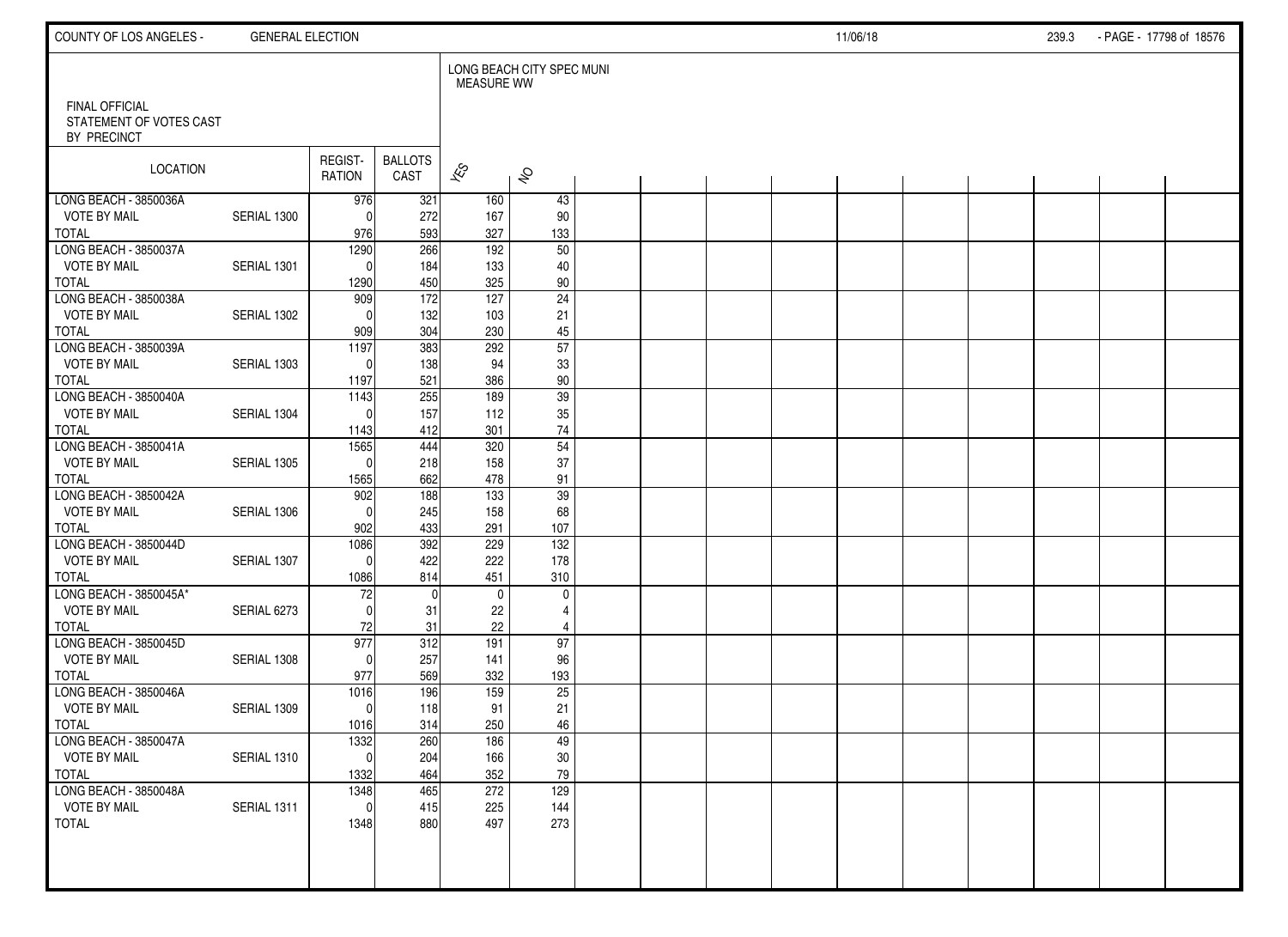FINAL OFFICIAL
STATEMENT OF VOTES CAST
BY PRECINCT

LONG BEACH CITY SPEC MUNI
MEASURE WW

| LOCATION | | REGIST-RATION | BALLOTS CAST | YES | NO |
|---|---|---|---|---|---|
| LONG BEACH - 3850036A | | 976 | 321 | 160 | 43 |
| VOTE BY MAIL | SERIAL 1300 | 0 | 272 | 167 | 90 |
| TOTAL | | 976 | 593 | 327 | 133 |
| LONG BEACH - 3850037A | | 1290 | 266 | 192 | 50 |
| VOTE BY MAIL | SERIAL 1301 | 0 | 184 | 133 | 40 |
| TOTAL | | 1290 | 450 | 325 | 90 |
| LONG BEACH - 3850038A | | 909 | 172 | 127 | 24 |
| VOTE BY MAIL | SERIAL 1302 | 0 | 132 | 103 | 21 |
| TOTAL | | 909 | 304 | 230 | 45 |
| LONG BEACH - 3850039A | | 1197 | 383 | 292 | 57 |
| VOTE BY MAIL | SERIAL 1303 | 0 | 138 | 94 | 33 |
| TOTAL | | 1197 | 521 | 386 | 90 |
| LONG BEACH - 3850040A | | 1143 | 255 | 189 | 39 |
| VOTE BY MAIL | SERIAL 1304 | 0 | 157 | 112 | 35 |
| TOTAL | | 1143 | 412 | 301 | 74 |
| LONG BEACH - 3850041A | | 1565 | 444 | 320 | 54 |
| VOTE BY MAIL | SERIAL 1305 | 0 | 218 | 158 | 37 |
| TOTAL | | 1565 | 662 | 478 | 91 |
| LONG BEACH - 3850042A | | 902 | 188 | 133 | 39 |
| VOTE BY MAIL | SERIAL 1306 | 0 | 245 | 158 | 68 |
| TOTAL | | 902 | 433 | 291 | 107 |
| LONG BEACH - 3850044D | | 1086 | 392 | 229 | 132 |
| VOTE BY MAIL | SERIAL 1307 | 0 | 422 | 222 | 178 |
| TOTAL | | 1086 | 814 | 451 | 310 |
| LONG BEACH - 3850045A* | | 72 | 0 | 0 | 0 |
| VOTE BY MAIL | SERIAL 6273 | 0 | 31 | 22 | 4 |
| TOTAL | | 72 | 31 | 22 | 4 |
| LONG BEACH - 3850045D | | 977 | 312 | 191 | 97 |
| VOTE BY MAIL | SERIAL 1308 | 0 | 257 | 141 | 96 |
| TOTAL | | 977 | 569 | 332 | 193 |
| LONG BEACH - 3850046A | | 1016 | 196 | 159 | 25 |
| VOTE BY MAIL | SERIAL 1309 | 0 | 118 | 91 | 21 |
| TOTAL | | 1016 | 314 | 250 | 46 |
| LONG BEACH - 3850047A | | 1332 | 260 | 186 | 49 |
| VOTE BY MAIL | SERIAL 1310 | 0 | 204 | 166 | 30 |
| TOTAL | | 1332 | 464 | 352 | 79 |
| LONG BEACH - 3850048A | | 1348 | 465 | 272 | 129 |
| VOTE BY MAIL | SERIAL 1311 | 0 | 415 | 225 | 144 |
| TOTAL | | 1348 | 880 | 497 | 273 |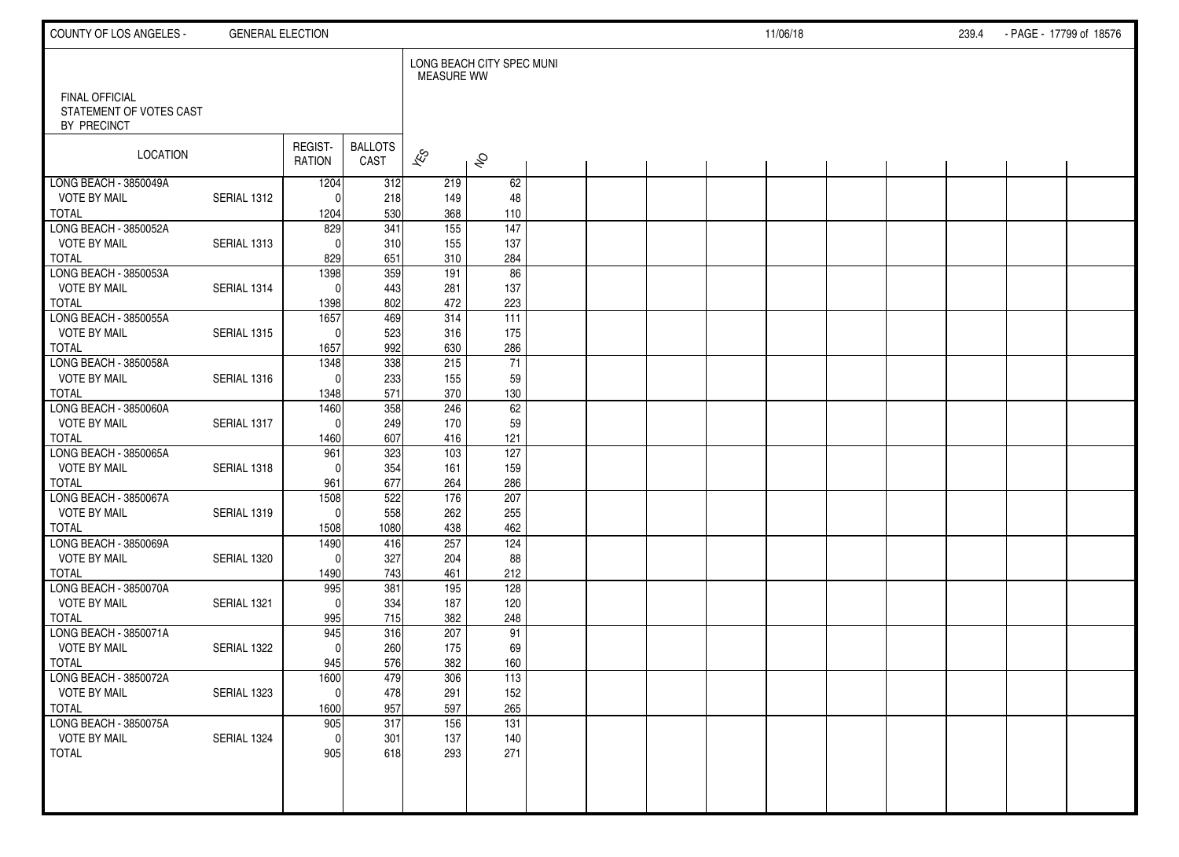FINAL OFFICIAL STATEMENT OF VOTES CAST BY PRECINCT

LONG BEACH CITY SPEC MUNI MEASURE WW

| LOCATION | | REGISTRATION | BALLOTS CAST | YES | NO |
|---|---|---|---|---|---|
| LONG BEACH - 3850049A | | 1204 | 312 | 219 | 62 |
| VOTE BY MAIL | SERIAL 1312 | 0 | 218 | 149 | 48 |
| TOTAL | | 1204 | 530 | 368 | 110 |
| LONG BEACH - 3850052A | | 829 | 341 | 155 | 147 |
| VOTE BY MAIL | SERIAL 1313 | 0 | 310 | 155 | 137 |
| TOTAL | | 829 | 651 | 310 | 284 |
| LONG BEACH - 3850053A | | 1398 | 359 | 191 | 86 |
| VOTE BY MAIL | SERIAL 1314 | 0 | 443 | 281 | 137 |
| TOTAL | | 1398 | 802 | 472 | 223 |
| LONG BEACH - 3850055A | | 1657 | 469 | 314 | 111 |
| VOTE BY MAIL | SERIAL 1315 | 0 | 523 | 316 | 175 |
| TOTAL | | 1657 | 992 | 630 | 286 |
| LONG BEACH - 3850058A | | 1348 | 338 | 215 | 71 |
| VOTE BY MAIL | SERIAL 1316 | 0 | 233 | 155 | 59 |
| TOTAL | | 1348 | 571 | 370 | 130 |
| LONG BEACH - 3850060A | | 1460 | 358 | 246 | 62 |
| VOTE BY MAIL | SERIAL 1317 | 0 | 249 | 170 | 59 |
| TOTAL | | 1460 | 607 | 416 | 121 |
| LONG BEACH - 3850065A | | 961 | 323 | 103 | 127 |
| VOTE BY MAIL | SERIAL 1318 | 0 | 354 | 161 | 159 |
| TOTAL | | 961 | 677 | 264 | 286 |
| LONG BEACH - 3850067A | | 1508 | 522 | 176 | 207 |
| VOTE BY MAIL | SERIAL 1319 | 0 | 558 | 262 | 255 |
| TOTAL | | 1508 | 1080 | 438 | 462 |
| LONG BEACH - 3850069A | | 1490 | 416 | 257 | 124 |
| VOTE BY MAIL | SERIAL 1320 | 0 | 327 | 204 | 88 |
| TOTAL | | 1490 | 743 | 461 | 212 |
| LONG BEACH - 3850070A | | 995 | 381 | 195 | 128 |
| VOTE BY MAIL | SERIAL 1321 | 0 | 334 | 187 | 120 |
| TOTAL | | 995 | 715 | 382 | 248 |
| LONG BEACH - 3850071A | | 945 | 316 | 207 | 91 |
| VOTE BY MAIL | SERIAL 1322 | 0 | 260 | 175 | 69 |
| TOTAL | | 945 | 576 | 382 | 160 |
| LONG BEACH - 3850072A | | 1600 | 479 | 306 | 113 |
| VOTE BY MAIL | SERIAL 1323 | 0 | 478 | 291 | 152 |
| TOTAL | | 1600 | 957 | 597 | 265 |
| LONG BEACH - 3850075A | | 905 | 317 | 156 | 131 |
| VOTE BY MAIL | SERIAL 1324 | 0 | 301 | 137 | 140 |
| TOTAL | | 905 | 618 | 293 | 271 |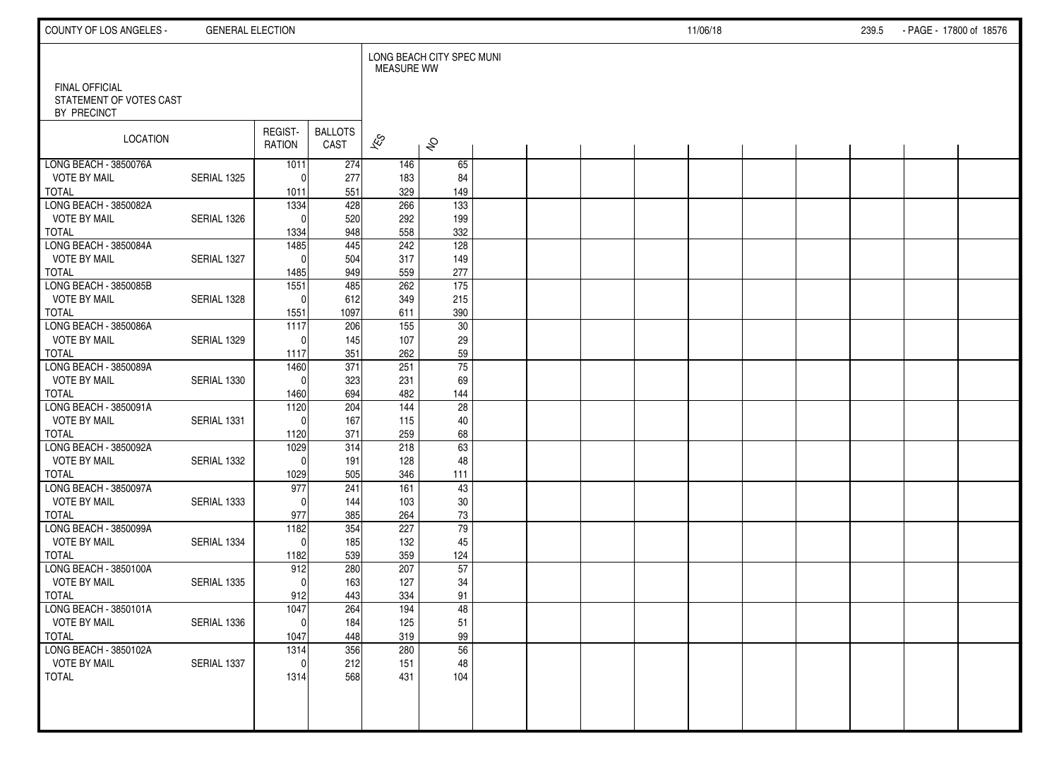FINAL OFFICIAL STATEMENT OF VOTES CAST BY PRECINCT

LONG BEACH CITY SPEC MUNI MEASURE WW

| LOCATION | | REGIST-RATION | BALLOTS CAST | YES | NO |
|---|---|---|---|---|---|
| LONG BEACH - 3850076A | | 1011 | 274 | 146 | 65 |
| VOTE BY MAIL | SERIAL 1325 | 0 | 277 | 183 | 84 |
| TOTAL | | 1011 | 551 | 329 | 149 |
| LONG BEACH - 3850082A | | 1334 | 428 | 266 | 133 |
| VOTE BY MAIL | SERIAL 1326 | 0 | 520 | 292 | 199 |
| TOTAL | | 1334 | 948 | 558 | 332 |
| LONG BEACH - 3850084A | | 1485 | 445 | 242 | 128 |
| VOTE BY MAIL | SERIAL 1327 | 0 | 504 | 317 | 149 |
| TOTAL | | 1485 | 949 | 559 | 277 |
| LONG BEACH - 3850085B | | 1551 | 485 | 262 | 175 |
| VOTE BY MAIL | SERIAL 1328 | 0 | 612 | 349 | 215 |
| TOTAL | | 1551 | 1097 | 611 | 390 |
| LONG BEACH - 3850086A | | 1117 | 206 | 155 | 30 |
| VOTE BY MAIL | SERIAL 1329 | 0 | 145 | 107 | 29 |
| TOTAL | | 1117 | 351 | 262 | 59 |
| LONG BEACH - 3850089A | | 1460 | 371 | 251 | 75 |
| VOTE BY MAIL | SERIAL 1330 | 0 | 323 | 231 | 69 |
| TOTAL | | 1460 | 694 | 482 | 144 |
| LONG BEACH - 3850091A | | 1120 | 204 | 144 | 28 |
| VOTE BY MAIL | SERIAL 1331 | 0 | 167 | 115 | 40 |
| TOTAL | | 1120 | 371 | 259 | 68 |
| LONG BEACH - 3850092A | | 1029 | 314 | 218 | 63 |
| VOTE BY MAIL | SERIAL 1332 | 0 | 191 | 128 | 48 |
| TOTAL | | 1029 | 505 | 346 | 111 |
| LONG BEACH - 3850097A | | 977 | 241 | 161 | 43 |
| VOTE BY MAIL | SERIAL 1333 | 0 | 144 | 103 | 30 |
| TOTAL | | 977 | 385 | 264 | 73 |
| LONG BEACH - 3850099A | | 1182 | 354 | 227 | 79 |
| VOTE BY MAIL | SERIAL 1334 | 0 | 185 | 132 | 45 |
| TOTAL | | 1182 | 539 | 359 | 124 |
| LONG BEACH - 3850100A | | 912 | 280 | 207 | 57 |
| VOTE BY MAIL | SERIAL 1335 | 0 | 163 | 127 | 34 |
| TOTAL | | 912 | 443 | 334 | 91 |
| LONG BEACH - 3850101A | | 1047 | 264 | 194 | 48 |
| VOTE BY MAIL | SERIAL 1336 | 0 | 184 | 125 | 51 |
| TOTAL | | 1047 | 448 | 319 | 99 |
| LONG BEACH - 3850102A | | 1314 | 356 | 280 | 56 |
| VOTE BY MAIL | SERIAL 1337 | 0 | 212 | 151 | 48 |
| TOTAL | | 1314 | 568 | 431 | 104 |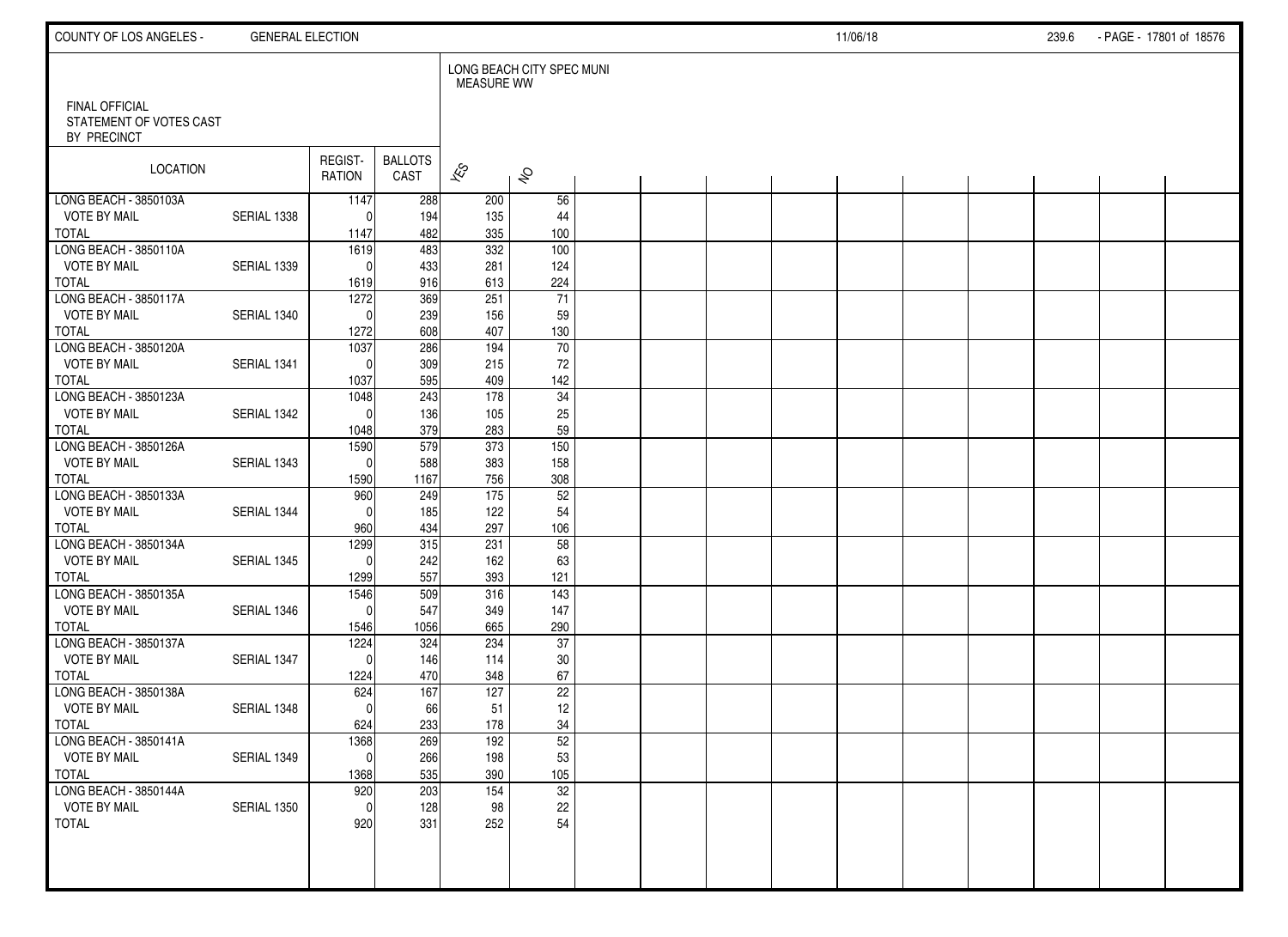COUNTY OF LOS ANGELES - GENERAL ELECTION 11/06/18

FINAL OFFICIAL
STATEMENT OF VOTES CAST
BY PRECINCT

| LOCATION | | REGIST-RATION | BALLOTS CAST | LONG BEACH CITY SPEC MUNI MEASURE WW | |
|---|---|---|---|---|---|
| | | | | YES | NO |
| LONG BEACH - 3850103A | | 1147 | 288 | 200 | 56 |
| VOTE BY MAIL | SERIAL 1338 | 0 | 194 | 135 | 44 |
| TOTAL | | 1147 | 482 | 335 | 100 |
| LONG BEACH - 3850110A | | 1619 | 483 | 332 | 100 |
| VOTE BY MAIL | SERIAL 1339 | 0 | 433 | 281 | 124 |
| TOTAL | | 1619 | 916 | 613 | 224 |
| LONG BEACH - 3850117A | | 1272 | 369 | 251 | 71 |
| VOTE BY MAIL | SERIAL 1340 | 0 | 239 | 156 | 59 |
| TOTAL | | 1272 | 608 | 407 | 130 |
| LONG BEACH - 3850120A | | 1037 | 286 | 194 | 70 |
| VOTE BY MAIL | SERIAL 1341 | 0 | 309 | 215 | 72 |
| TOTAL | | 1037 | 595 | 409 | 142 |
| LONG BEACH - 3850123A | | 1048 | 243 | 178 | 34 |
| VOTE BY MAIL | SERIAL 1342 | 0 | 136 | 105 | 25 |
| TOTAL | | 1048 | 379 | 283 | 59 |
| LONG BEACH - 3850126A | | 1590 | 579 | 373 | 150 |
| VOTE BY MAIL | SERIAL 1343 | 0 | 588 | 383 | 158 |
| TOTAL | | 1590 | 1167 | 756 | 308 |
| LONG BEACH - 3850133A | | 960 | 249 | 175 | 52 |
| VOTE BY MAIL | SERIAL 1344 | 0 | 185 | 122 | 54 |
| TOTAL | | 960 | 434 | 297 | 106 |
| LONG BEACH - 3850134A | | 1299 | 315 | 231 | 58 |
| VOTE BY MAIL | SERIAL 1345 | 0 | 242 | 162 | 63 |
| TOTAL | | 1299 | 557 | 393 | 121 |
| LONG BEACH - 3850135A | | 1546 | 509 | 316 | 143 |
| VOTE BY MAIL | SERIAL 1346 | 0 | 547 | 349 | 147 |
| TOTAL | | 1546 | 1056 | 665 | 290 |
| LONG BEACH - 3850137A | | 1224 | 324 | 234 | 37 |
| VOTE BY MAIL | SERIAL 1347 | 0 | 146 | 114 | 30 |
| TOTAL | | 1224 | 470 | 348 | 67 |
| LONG BEACH - 3850138A | | 624 | 167 | 127 | 22 |
| VOTE BY MAIL | SERIAL 1348 | 0 | 66 | 51 | 12 |
| TOTAL | | 624 | 233 | 178 | 34 |
| LONG BEACH - 3850141A | | 1368 | 269 | 192 | 52 |
| VOTE BY MAIL | SERIAL 1349 | 0 | 266 | 198 | 53 |
| TOTAL | | 1368 | 535 | 390 | 105 |
| LONG BEACH - 3850144A | | 920 | 203 | 154 | 32 |
| VOTE BY MAIL | SERIAL 1350 | 0 | 128 | 98 | 22 |
| TOTAL | | 920 | 331 | 252 | 54 |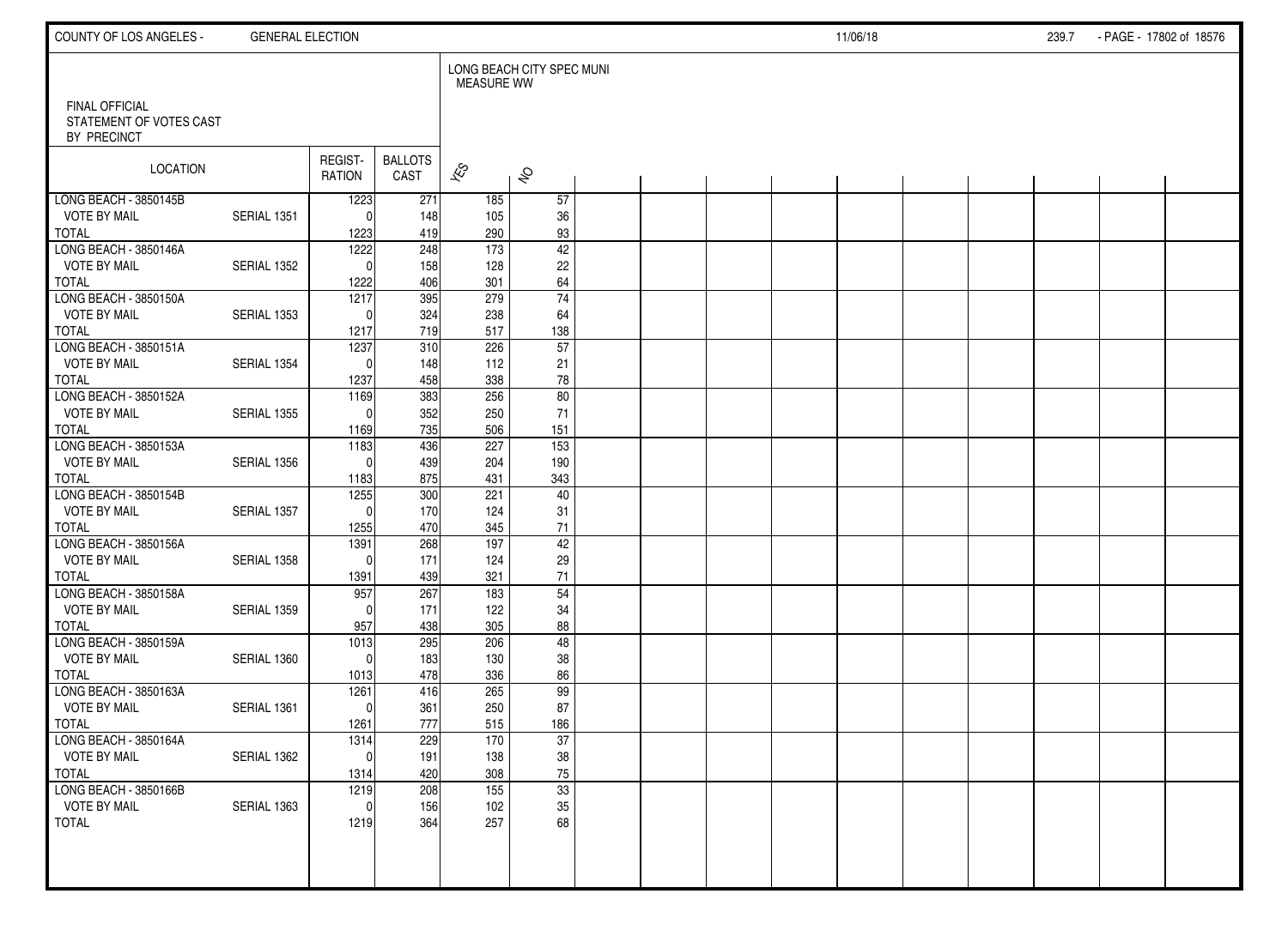FINAL OFFICIAL
STATEMENT OF VOTES CAST
BY PRECINCT

LONG BEACH CITY SPEC MUNI
MEASURE WW

| LOCATION | | REGIST-RATION | BALLOTS CAST | YES | NO |
|---|---|---|---|---|---|
| LONG BEACH - 3850145B | | 1223 | 271 | 185 | 57 |
| VOTE BY MAIL | SERIAL 1351 | 0 | 148 | 105 | 36 |
| TOTAL | | 1223 | 419 | 290 | 93 |
| LONG BEACH - 3850146A | | 1222 | 248 | 173 | 42 |
| VOTE BY MAIL | SERIAL 1352 | 0 | 158 | 128 | 22 |
| TOTAL | | 1222 | 406 | 301 | 64 |
| LONG BEACH - 3850150A | | 1217 | 395 | 279 | 74 |
| VOTE BY MAIL | SERIAL 1353 | 0 | 324 | 238 | 64 |
| TOTAL | | 1217 | 719 | 517 | 138 |
| LONG BEACH - 3850151A | | 1237 | 310 | 226 | 57 |
| VOTE BY MAIL | SERIAL 1354 | 0 | 148 | 112 | 21 |
| TOTAL | | 1237 | 458 | 338 | 78 |
| LONG BEACH - 3850152A | | 1169 | 383 | 256 | 80 |
| VOTE BY MAIL | SERIAL 1355 | 0 | 352 | 250 | 71 |
| TOTAL | | 1169 | 735 | 506 | 151 |
| LONG BEACH - 3850153A | | 1183 | 436 | 227 | 153 |
| VOTE BY MAIL | SERIAL 1356 | 0 | 439 | 204 | 190 |
| TOTAL | | 1183 | 875 | 431 | 343 |
| LONG BEACH - 3850154B | | 1255 | 300 | 221 | 40 |
| VOTE BY MAIL | SERIAL 1357 | 0 | 170 | 124 | 31 |
| TOTAL | | 1255 | 470 | 345 | 71 |
| LONG BEACH - 3850156A | | 1391 | 268 | 197 | 42 |
| VOTE BY MAIL | SERIAL 1358 | 0 | 171 | 124 | 29 |
| TOTAL | | 1391 | 439 | 321 | 71 |
| LONG BEACH - 3850158A | | 957 | 267 | 183 | 54 |
| VOTE BY MAIL | SERIAL 1359 | 0 | 171 | 122 | 34 |
| TOTAL | | 957 | 438 | 305 | 88 |
| LONG BEACH - 3850159A | | 1013 | 295 | 206 | 48 |
| VOTE BY MAIL | SERIAL 1360 | 0 | 183 | 130 | 38 |
| TOTAL | | 1013 | 478 | 336 | 86 |
| LONG BEACH - 3850163A | | 1261 | 416 | 265 | 99 |
| VOTE BY MAIL | SERIAL 1361 | 0 | 361 | 250 | 87 |
| TOTAL | | 1261 | 777 | 515 | 186 |
| LONG BEACH - 3850164A | | 1314 | 229 | 170 | 37 |
| VOTE BY MAIL | SERIAL 1362 | 0 | 191 | 138 | 38 |
| TOTAL | | 1314 | 420 | 308 | 75 |
| LONG BEACH - 3850166B | | 1219 | 208 | 155 | 33 |
| VOTE BY MAIL | SERIAL 1363 | 0 | 156 | 102 | 35 |
| TOTAL | | 1219 | 364 | 257 | 68 |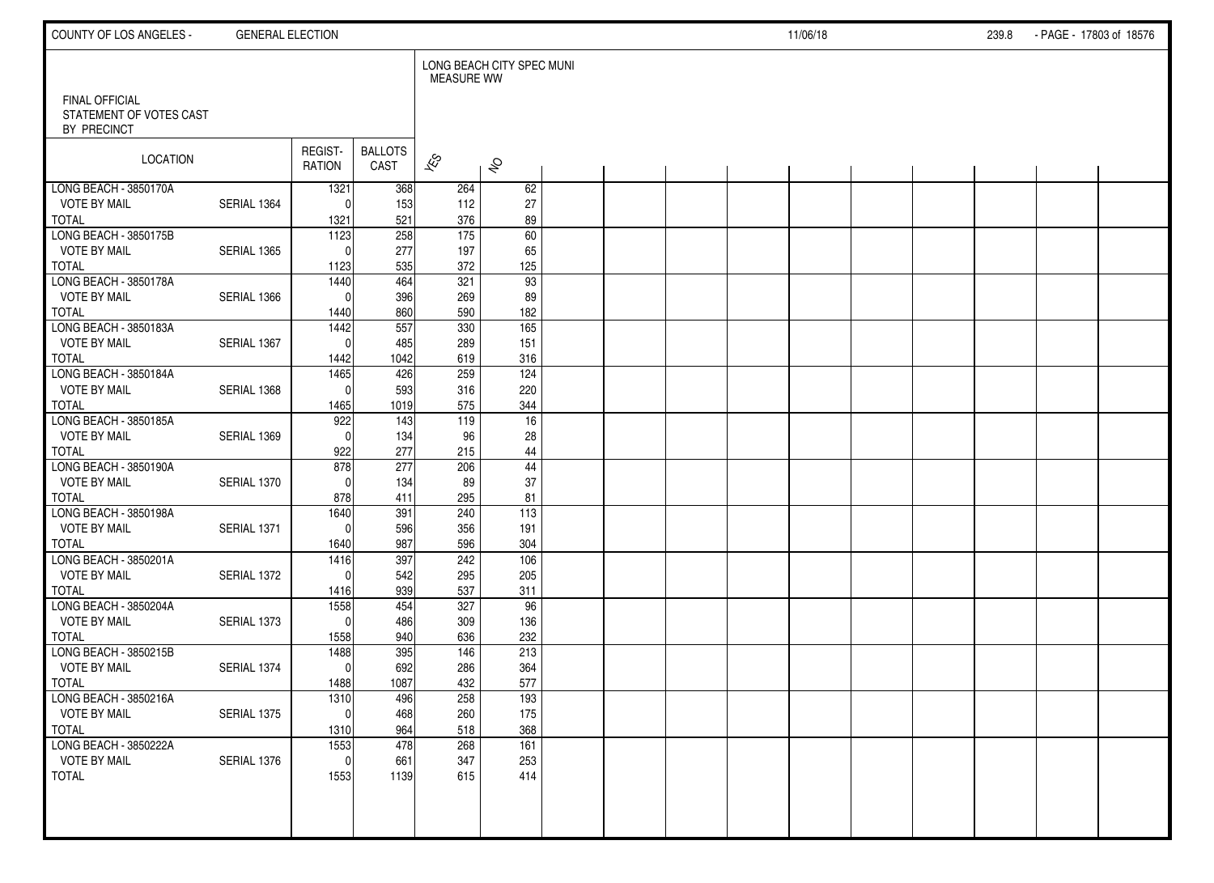FINAL OFFICIAL
STATEMENT OF VOTES CAST
BY PRECINCT

LONG BEACH CITY SPEC MUNI
MEASURE WW

| LOCATION | | REGISTRATION | BALLOTS CAST | YES | NO |
|---|---|---|---|---|---|
| LONG BEACH - 3850170A | | 1321 | 368 | 264 | 62 |
| VOTE BY MAIL | SERIAL 1364 | 0 | 153 | 112 | 27 |
| TOTAL | | 1321 | 521 | 376 | 89 |
| LONG BEACH - 3850175B | | 1123 | 258 | 175 | 60 |
| VOTE BY MAIL | SERIAL 1365 | 0 | 277 | 197 | 65 |
| TOTAL | | 1123 | 535 | 372 | 125 |
| LONG BEACH - 3850178A | | 1440 | 464 | 321 | 93 |
| VOTE BY MAIL | SERIAL 1366 | 0 | 396 | 269 | 89 |
| TOTAL | | 1440 | 860 | 590 | 182 |
| LONG BEACH - 3850183A | | 1442 | 557 | 330 | 165 |
| VOTE BY MAIL | SERIAL 1367 | 0 | 485 | 289 | 151 |
| TOTAL | | 1442 | 1042 | 619 | 316 |
| LONG BEACH - 3850184A | | 1465 | 426 | 259 | 124 |
| VOTE BY MAIL | SERIAL 1368 | 0 | 593 | 316 | 220 |
| TOTAL | | 1465 | 1019 | 575 | 344 |
| LONG BEACH - 3850185A | | 922 | 143 | 119 | 16 |
| VOTE BY MAIL | SERIAL 1369 | 0 | 134 | 96 | 28 |
| TOTAL | | 922 | 277 | 215 | 44 |
| LONG BEACH - 3850190A | | 878 | 277 | 206 | 44 |
| VOTE BY MAIL | SERIAL 1370 | 0 | 134 | 89 | 37 |
| TOTAL | | 878 | 411 | 295 | 81 |
| LONG BEACH - 3850198A | | 1640 | 391 | 240 | 113 |
| VOTE BY MAIL | SERIAL 1371 | 0 | 596 | 356 | 191 |
| TOTAL | | 1640 | 987 | 596 | 304 |
| LONG BEACH - 3850201A | | 1416 | 397 | 242 | 106 |
| VOTE BY MAIL | SERIAL 1372 | 0 | 542 | 295 | 205 |
| TOTAL | | 1416 | 939 | 537 | 311 |
| LONG BEACH - 3850204A | | 1558 | 454 | 327 | 96 |
| VOTE BY MAIL | SERIAL 1373 | 0 | 486 | 309 | 136 |
| TOTAL | | 1558 | 940 | 636 | 232 |
| LONG BEACH - 3850215B | | 1488 | 395 | 146 | 213 |
| VOTE BY MAIL | SERIAL 1374 | 0 | 692 | 286 | 364 |
| TOTAL | | 1488 | 1087 | 432 | 577 |
| LONG BEACH - 3850216A | | 1310 | 496 | 258 | 193 |
| VOTE BY MAIL | SERIAL 1375 | 0 | 468 | 260 | 175 |
| TOTAL | | 1310 | 964 | 518 | 368 |
| LONG BEACH - 3850222A | | 1553 | 478 | 268 | 161 |
| VOTE BY MAIL | SERIAL 1376 | 0 | 661 | 347 | 253 |
| TOTAL | | 1553 | 1139 | 615 | 414 |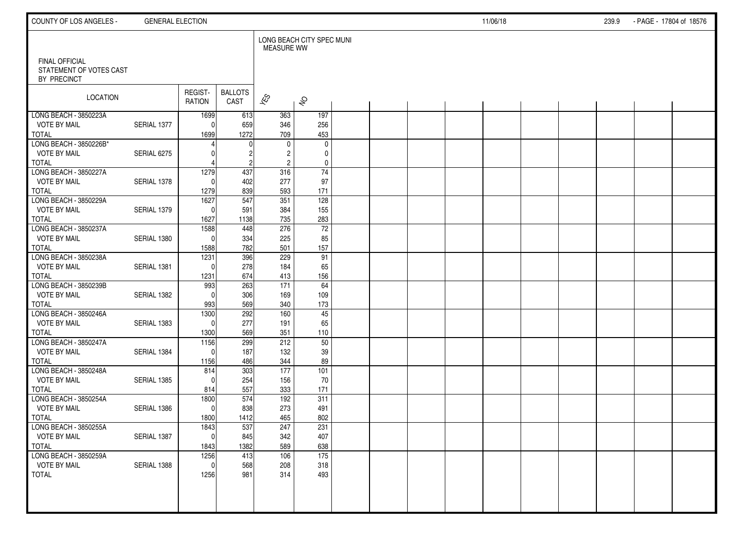FINAL OFFICIAL STATEMENT OF VOTES CAST BY PRECINCT

LONG BEACH CITY SPEC MUNI MEASURE WW

| LOCATION | | REGISTRATION | BALLOTS CAST | YES | NO |
|---|---|---|---|---|---|
| LONG BEACH - 3850223A | | 1699 | 613 | 363 | 197 |
| VOTE BY MAIL | SERIAL 1377 | 0 | 659 | 346 | 256 |
| TOTAL | | 1699 | 1272 | 709 | 453 |
| LONG BEACH - 3850226B* | | 4 | 0 | 0 | 0 |
| VOTE BY MAIL | SERIAL 6275 | 0 | 2 | 2 | 0 |
| TOTAL | | 4 | 2 | 2 | 0 |
| LONG BEACH - 3850227A | | 1279 | 437 | 316 | 74 |
| VOTE BY MAIL | SERIAL 1378 | 0 | 402 | 277 | 97 |
| TOTAL | | 1279 | 839 | 593 | 171 |
| LONG BEACH - 3850229A | | 1627 | 547 | 351 | 128 |
| VOTE BY MAIL | SERIAL 1379 | 0 | 591 | 384 | 155 |
| TOTAL | | 1627 | 1138 | 735 | 283 |
| LONG BEACH - 3850237A | | 1588 | 448 | 276 | 72 |
| VOTE BY MAIL | SERIAL 1380 | 0 | 334 | 225 | 85 |
| TOTAL | | 1588 | 782 | 501 | 157 |
| LONG BEACH - 3850238A | | 1231 | 396 | 229 | 91 |
| VOTE BY MAIL | SERIAL 1381 | 0 | 278 | 184 | 65 |
| TOTAL | | 1231 | 674 | 413 | 156 |
| LONG BEACH - 3850239B | | 993 | 263 | 171 | 64 |
| VOTE BY MAIL | SERIAL 1382 | 0 | 306 | 169 | 109 |
| TOTAL | | 993 | 569 | 340 | 173 |
| LONG BEACH - 3850246A | | 1300 | 292 | 160 | 45 |
| VOTE BY MAIL | SERIAL 1383 | 0 | 277 | 191 | 65 |
| TOTAL | | 1300 | 569 | 351 | 110 |
| LONG BEACH - 3850247A | | 1156 | 299 | 212 | 50 |
| VOTE BY MAIL | SERIAL 1384 | 0 | 187 | 132 | 39 |
| TOTAL | | 1156 | 486 | 344 | 89 |
| LONG BEACH - 3850248A | | 814 | 303 | 177 | 101 |
| VOTE BY MAIL | SERIAL 1385 | 0 | 254 | 156 | 70 |
| TOTAL | | 814 | 557 | 333 | 171 |
| LONG BEACH - 3850254A | | 1800 | 574 | 192 | 311 |
| VOTE BY MAIL | SERIAL 1386 | 0 | 838 | 273 | 491 |
| TOTAL | | 1800 | 1412 | 465 | 802 |
| LONG BEACH - 3850255A | | 1843 | 537 | 247 | 231 |
| VOTE BY MAIL | SERIAL 1387 | 0 | 845 | 342 | 407 |
| TOTAL | | 1843 | 1382 | 589 | 638 |
| LONG BEACH - 3850259A | | 1256 | 413 | 106 | 175 |
| VOTE BY MAIL | SERIAL 1388 | 0 | 568 | 208 | 318 |
| TOTAL | | 1256 | 981 | 314 | 493 |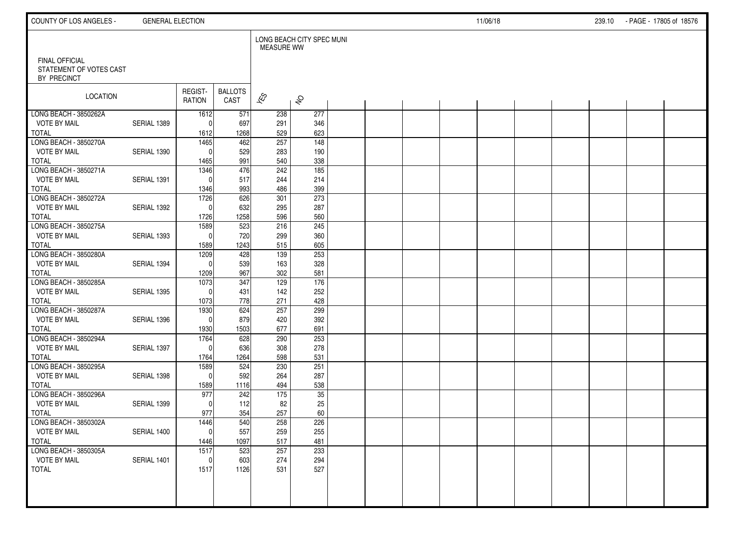FINAL OFFICIAL STATEMENT OF VOTES CAST BY PRECINCT

LONG BEACH CITY SPEC MUNI MEASURE WW

| LOCATION | | REGIST-RATION | BALLOTS CAST | YES | NO |
|---|---|---|---|---|---|
| LONG BEACH - 3850262A | | 1612 | 571 | 238 | 277 |
| VOTE BY MAIL | SERIAL 1389 | 0 | 697 | 291 | 346 |
| TOTAL | | 1612 | 1268 | 529 | 623 |
| LONG BEACH - 3850270A | | 1465 | 462 | 257 | 148 |
| VOTE BY MAIL | SERIAL 1390 | 0 | 529 | 283 | 190 |
| TOTAL | | 1465 | 991 | 540 | 338 |
| LONG BEACH - 3850271A | | 1346 | 476 | 242 | 185 |
| VOTE BY MAIL | SERIAL 1391 | 0 | 517 | 244 | 214 |
| TOTAL | | 1346 | 993 | 486 | 399 |
| LONG BEACH - 3850272A | | 1726 | 626 | 301 | 273 |
| VOTE BY MAIL | SERIAL 1392 | 0 | 632 | 295 | 287 |
| TOTAL | | 1726 | 1258 | 596 | 560 |
| LONG BEACH - 3850275A | | 1589 | 523 | 216 | 245 |
| VOTE BY MAIL | SERIAL 1393 | 0 | 720 | 299 | 360 |
| TOTAL | | 1589 | 1243 | 515 | 605 |
| LONG BEACH - 3850280A | | 1209 | 428 | 139 | 253 |
| VOTE BY MAIL | SERIAL 1394 | 0 | 539 | 163 | 328 |
| TOTAL | | 1209 | 967 | 302 | 581 |
| LONG BEACH - 3850285A | | 1073 | 347 | 129 | 176 |
| VOTE BY MAIL | SERIAL 1395 | 0 | 431 | 142 | 252 |
| TOTAL | | 1073 | 778 | 271 | 428 |
| LONG BEACH - 3850287A | | 1930 | 624 | 257 | 299 |
| VOTE BY MAIL | SERIAL 1396 | 0 | 879 | 420 | 392 |
| TOTAL | | 1930 | 1503 | 677 | 691 |
| LONG BEACH - 3850294A | | 1764 | 628 | 290 | 253 |
| VOTE BY MAIL | SERIAL 1397 | 0 | 636 | 308 | 278 |
| TOTAL | | 1764 | 1264 | 598 | 531 |
| LONG BEACH - 3850295A | | 1589 | 524 | 230 | 251 |
| VOTE BY MAIL | SERIAL 1398 | 0 | 592 | 264 | 287 |
| TOTAL | | 1589 | 1116 | 494 | 538 |
| LONG BEACH - 3850296A | | 977 | 242 | 175 | 35 |
| VOTE BY MAIL | SERIAL 1399 | 0 | 112 | 82 | 25 |
| TOTAL | | 977 | 354 | 257 | 60 |
| LONG BEACH - 3850302A | | 1446 | 540 | 258 | 226 |
| VOTE BY MAIL | SERIAL 1400 | 0 | 557 | 259 | 255 |
| TOTAL | | 1446 | 1097 | 517 | 481 |
| LONG BEACH - 3850305A | | 1517 | 523 | 257 | 233 |
| VOTE BY MAIL | SERIAL 1401 | 0 | 603 | 274 | 294 |
| TOTAL | | 1517 | 1126 | 531 | 527 |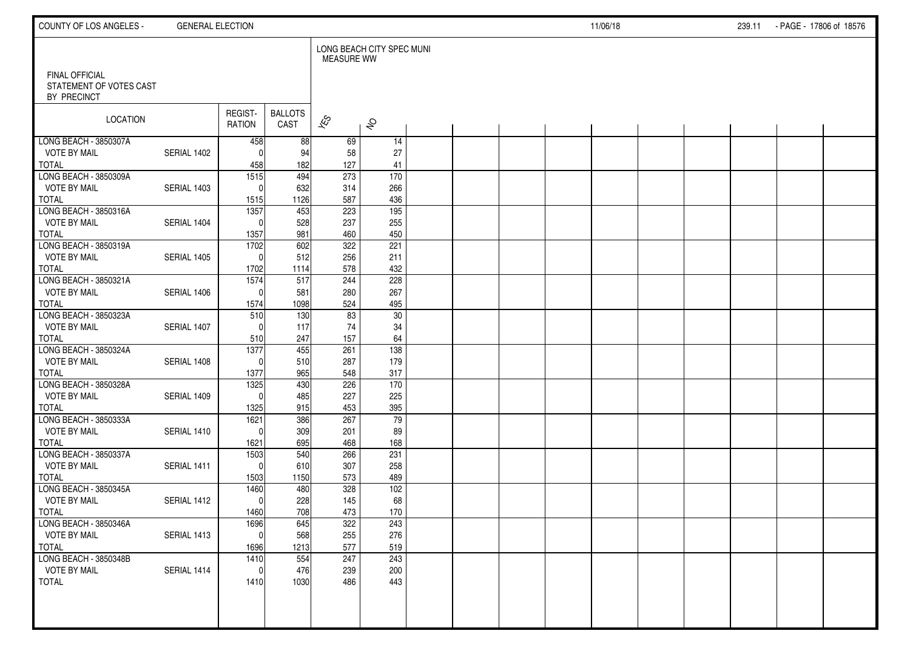FINAL OFFICIAL STATEMENT OF VOTES CAST BY PRECINCT

LONG BEACH CITY SPEC MUNI MEASURE WW

| LOCATION | | REGISTRATION | BALLOTS CAST | YES | NO |
|---|---|---|---|---|---|
| LONG BEACH - 3850307A | | 458 | 88 | 69 | 14 |
| VOTE BY MAIL | SERIAL 1402 | 0 | 94 | 58 | 27 |
| TOTAL | | 458 | 182 | 127 | 41 |
| LONG BEACH - 3850309A | | 1515 | 494 | 273 | 170 |
| VOTE BY MAIL | SERIAL 1403 | 0 | 632 | 314 | 266 |
| TOTAL | | 1515 | 1126 | 587 | 436 |
| LONG BEACH - 3850316A | | 1357 | 453 | 223 | 195 |
| VOTE BY MAIL | SERIAL 1404 | 0 | 528 | 237 | 255 |
| TOTAL | | 1357 | 981 | 460 | 450 |
| LONG BEACH - 3850319A | | 1702 | 602 | 322 | 221 |
| VOTE BY MAIL | SERIAL 1405 | 0 | 512 | 256 | 211 |
| TOTAL | | 1702 | 1114 | 578 | 432 |
| LONG BEACH - 3850321A | | 1574 | 517 | 244 | 228 |
| VOTE BY MAIL | SERIAL 1406 | 0 | 581 | 280 | 267 |
| TOTAL | | 1574 | 1098 | 524 | 495 |
| LONG BEACH - 3850323A | | 510 | 130 | 83 | 30 |
| VOTE BY MAIL | SERIAL 1407 | 0 | 117 | 74 | 34 |
| TOTAL | | 510 | 247 | 157 | 64 |
| LONG BEACH - 3850324A | | 1377 | 455 | 261 | 138 |
| VOTE BY MAIL | SERIAL 1408 | 0 | 510 | 287 | 179 |
| TOTAL | | 1377 | 965 | 548 | 317 |
| LONG BEACH - 3850328A | | 1325 | 430 | 226 | 170 |
| VOTE BY MAIL | SERIAL 1409 | 0 | 485 | 227 | 225 |
| TOTAL | | 1325 | 915 | 453 | 395 |
| LONG BEACH - 3850333A | | 1621 | 386 | 267 | 79 |
| VOTE BY MAIL | SERIAL 1410 | 0 | 309 | 201 | 89 |
| TOTAL | | 1621 | 695 | 468 | 168 |
| LONG BEACH - 3850337A | | 1503 | 540 | 266 | 231 |
| VOTE BY MAIL | SERIAL 1411 | 0 | 610 | 307 | 258 |
| TOTAL | | 1503 | 1150 | 573 | 489 |
| LONG BEACH - 3850345A | | 1460 | 480 | 328 | 102 |
| VOTE BY MAIL | SERIAL 1412 | 0 | 228 | 145 | 68 |
| TOTAL | | 1460 | 708 | 473 | 170 |
| LONG BEACH - 3850346A | | 1696 | 645 | 322 | 243 |
| VOTE BY MAIL | SERIAL 1413 | 0 | 568 | 255 | 276 |
| TOTAL | | 1696 | 1213 | 577 | 519 |
| LONG BEACH - 3850348B | | 1410 | 554 | 247 | 243 |
| VOTE BY MAIL | SERIAL 1414 | 0 | 476 | 239 | 200 |
| TOTAL | | 1410 | 1030 | 486 | 443 |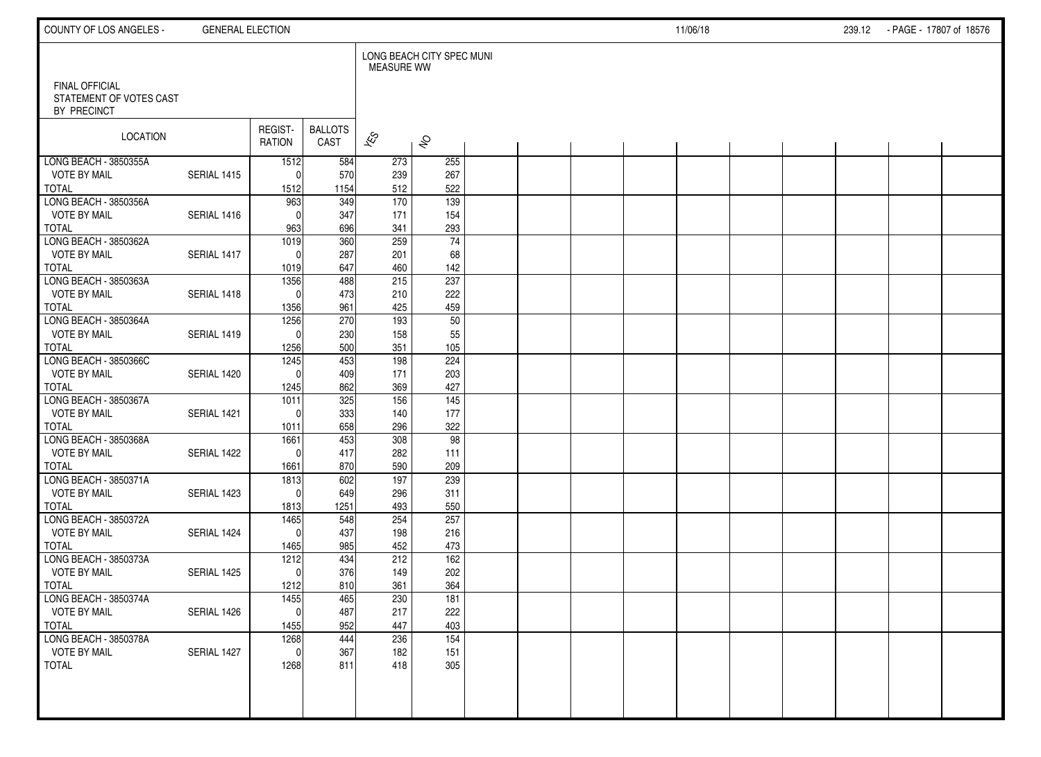FINAL OFFICIAL
STATEMENT OF VOTES CAST
BY PRECINCT

LONG BEACH CITY SPEC MUNI
MEASURE WW

| LOCATION | | REGIST-RATION | BALLOTS CAST | YES | NO |
|---|---|---|---|---|---|
| LONG BEACH - 3850355A | | 1512 | 584 | 273 | 255 |
| VOTE BY MAIL | SERIAL 1415 | 0 | 570 | 239 | 267 |
| TOTAL | | 1512 | 1154 | 512 | 522 |
| LONG BEACH - 3850356A | | 963 | 349 | 170 | 139 |
| VOTE BY MAIL | SERIAL 1416 | 0 | 347 | 171 | 154 |
| TOTAL | | 963 | 696 | 341 | 293 |
| LONG BEACH - 3850362A | | 1019 | 360 | 259 | 74 |
| VOTE BY MAIL | SERIAL 1417 | 0 | 287 | 201 | 68 |
| TOTAL | | 1019 | 647 | 460 | 142 |
| LONG BEACH - 3850363A | | 1356 | 488 | 215 | 237 |
| VOTE BY MAIL | SERIAL 1418 | 0 | 473 | 210 | 222 |
| TOTAL | | 1356 | 961 | 425 | 459 |
| LONG BEACH - 3850364A | | 1256 | 270 | 193 | 50 |
| VOTE BY MAIL | SERIAL 1419 | 0 | 230 | 158 | 55 |
| TOTAL | | 1256 | 500 | 351 | 105 |
| LONG BEACH - 3850366C | | 1245 | 453 | 198 | 224 |
| VOTE BY MAIL | SERIAL 1420 | 0 | 409 | 171 | 203 |
| TOTAL | | 1245 | 862 | 369 | 427 |
| LONG BEACH - 3850367A | | 1011 | 325 | 156 | 145 |
| VOTE BY MAIL | SERIAL 1421 | 0 | 333 | 140 | 177 |
| TOTAL | | 1011 | 658 | 296 | 322 |
| LONG BEACH - 3850368A | | 1661 | 453 | 308 | 98 |
| VOTE BY MAIL | SERIAL 1422 | 0 | 417 | 282 | 111 |
| TOTAL | | 1661 | 870 | 590 | 209 |
| LONG BEACH - 3850371A | | 1813 | 602 | 197 | 239 |
| VOTE BY MAIL | SERIAL 1423 | 0 | 649 | 296 | 311 |
| TOTAL | | 1813 | 1251 | 493 | 550 |
| LONG BEACH - 3850372A | | 1465 | 548 | 254 | 257 |
| VOTE BY MAIL | SERIAL 1424 | 0 | 437 | 198 | 216 |
| TOTAL | | 1465 | 985 | 452 | 473 |
| LONG BEACH - 3850373A | | 1212 | 434 | 212 | 162 |
| VOTE BY MAIL | SERIAL 1425 | 0 | 376 | 149 | 202 |
| TOTAL | | 1212 | 810 | 361 | 364 |
| LONG BEACH - 3850374A | | 1455 | 465 | 230 | 181 |
| VOTE BY MAIL | SERIAL 1426 | 0 | 487 | 217 | 222 |
| TOTAL | | 1455 | 952 | 447 | 403 |
| LONG BEACH - 3850378A | | 1268 | 444 | 236 | 154 |
| VOTE BY MAIL | SERIAL 1427 | 0 | 367 | 182 | 151 |
| TOTAL | | 1268 | 811 | 418 | 305 |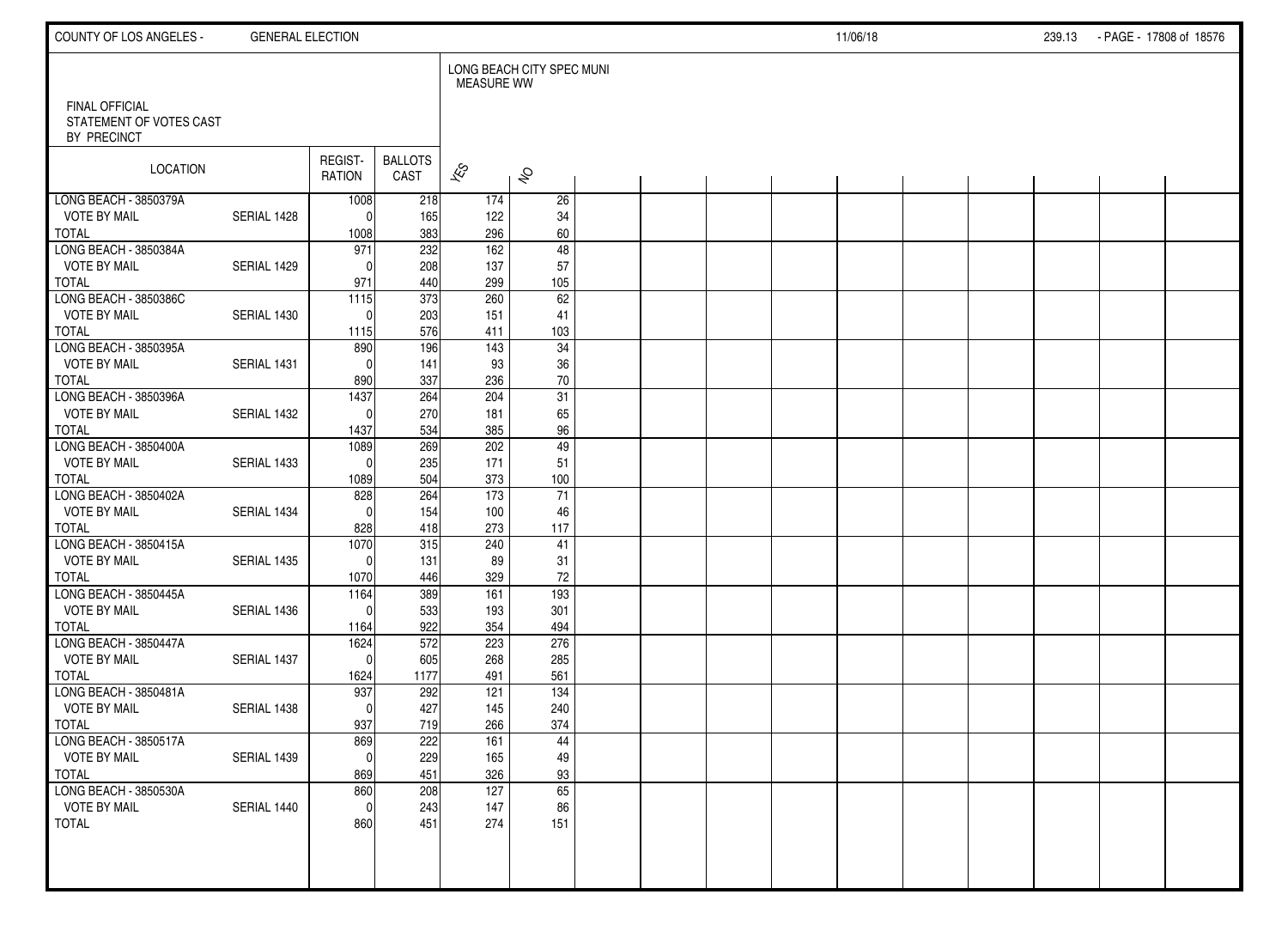FINAL OFFICIAL
STATEMENT OF VOTES CAST
BY PRECINCT

LONG BEACH CITY SPEC MUNI
MEASURE WW

| LOCATION | | REGIST-RATION | BALLOTS CAST | YES | NO |
|---|---|---|---|---|---|
| LONG BEACH - 3850379A | | 1008 | 218 | 174 | 26 |
| VOTE BY MAIL | SERIAL 1428 | 0 | 165 | 122 | 34 |
| TOTAL | | 1008 | 383 | 296 | 60 |
| LONG BEACH - 3850384A | | 971 | 232 | 162 | 48 |
| VOTE BY MAIL | SERIAL 1429 | 0 | 208 | 137 | 57 |
| TOTAL | | 971 | 440 | 299 | 105 |
| LONG BEACH - 3850386C | | 1115 | 373 | 260 | 62 |
| VOTE BY MAIL | SERIAL 1430 | 0 | 203 | 151 | 41 |
| TOTAL | | 1115 | 576 | 411 | 103 |
| LONG BEACH - 3850395A | | 890 | 196 | 143 | 34 |
| VOTE BY MAIL | SERIAL 1431 | 0 | 141 | 93 | 36 |
| TOTAL | | 890 | 337 | 236 | 70 |
| LONG BEACH - 3850396A | | 1437 | 264 | 204 | 31 |
| VOTE BY MAIL | SERIAL 1432 | 0 | 270 | 181 | 65 |
| TOTAL | | 1437 | 534 | 385 | 96 |
| LONG BEACH - 3850400A | | 1089 | 269 | 202 | 49 |
| VOTE BY MAIL | SERIAL 1433 | 0 | 235 | 171 | 51 |
| TOTAL | | 1089 | 504 | 373 | 100 |
| LONG BEACH - 3850402A | | 828 | 264 | 173 | 71 |
| VOTE BY MAIL | SERIAL 1434 | 0 | 154 | 100 | 46 |
| TOTAL | | 828 | 418 | 273 | 117 |
| LONG BEACH - 3850415A | | 1070 | 315 | 240 | 41 |
| VOTE BY MAIL | SERIAL 1435 | 0 | 131 | 89 | 31 |
| TOTAL | | 1070 | 446 | 329 | 72 |
| LONG BEACH - 3850445A | | 1164 | 389 | 161 | 193 |
| VOTE BY MAIL | SERIAL 1436 | 0 | 533 | 193 | 301 |
| TOTAL | | 1164 | 922 | 354 | 494 |
| LONG BEACH - 3850447A | | 1624 | 572 | 223 | 276 |
| VOTE BY MAIL | SERIAL 1437 | 0 | 605 | 268 | 285 |
| TOTAL | | 1624 | 1177 | 491 | 561 |
| LONG BEACH - 3850481A | | 937 | 292 | 121 | 134 |
| VOTE BY MAIL | SERIAL 1438 | 0 | 427 | 145 | 240 |
| TOTAL | | 937 | 719 | 266 | 374 |
| LONG BEACH - 3850517A | | 869 | 222 | 161 | 44 |
| VOTE BY MAIL | SERIAL 1439 | 0 | 229 | 165 | 49 |
| TOTAL | | 869 | 451 | 326 | 93 |
| LONG BEACH - 3850530A | | 860 | 208 | 127 | 65 |
| VOTE BY MAIL | SERIAL 1440 | 0 | 243 | 147 | 86 |
| TOTAL | | 860 | 451 | 274 | 151 |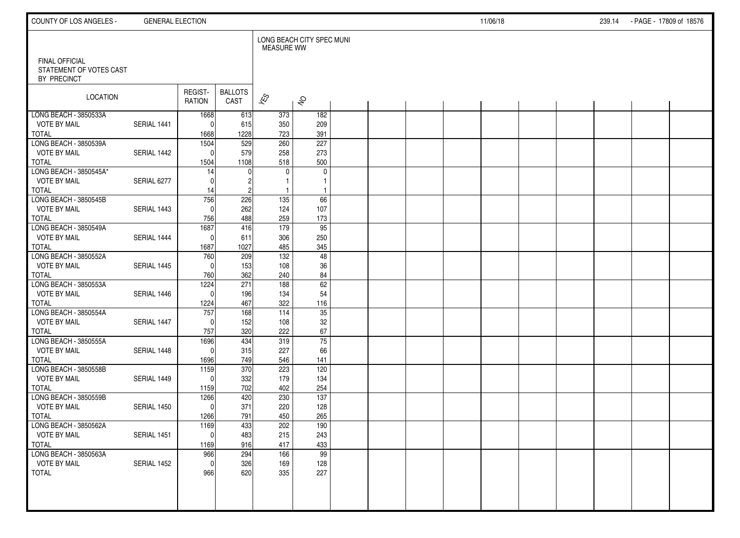FINAL OFFICIAL
STATEMENT OF VOTES CAST
BY PRECINCT

| LOCATION | | REGIST-RATION | BALLOTS CAST | LONG BEACH CITY SPEC MUNI MEASURE WW | |
|---|---|---|---|---|---|
| | | | | YES | NO |
| LONG BEACH - 3850533A | | 1668 | 613 | 373 | 182 |
| VOTE BY MAIL | SERIAL 1441 | 0 | 615 | 350 | 209 |
| TOTAL | | 1668 | 1228 | 723 | 391 |
| LONG BEACH - 3850539A | | 1504 | 529 | 260 | 227 |
| VOTE BY MAIL | SERIAL 1442 | 0 | 579 | 258 | 273 |
| TOTAL | | 1504 | 1108 | 518 | 500 |
| LONG BEACH - 3850545A* | | 14 | 0 | 0 | 0 |
| VOTE BY MAIL | SERIAL 6277 | 0 | 2 | 1 | 1 |
| TOTAL | | 14 | 2 | 1 | 1 |
| LONG BEACH - 3850545B | | 756 | 226 | 135 | 66 |
| VOTE BY MAIL | SERIAL 1443 | 0 | 262 | 124 | 107 |
| TOTAL | | 756 | 488 | 259 | 173 |
| LONG BEACH - 3850549A | | 1687 | 416 | 179 | 95 |
| VOTE BY MAIL | SERIAL 1444 | 0 | 611 | 306 | 250 |
| TOTAL | | 1687 | 1027 | 485 | 345 |
| LONG BEACH - 3850552A | | 760 | 209 | 132 | 48 |
| VOTE BY MAIL | SERIAL 1445 | 0 | 153 | 108 | 36 |
| TOTAL | | 760 | 362 | 240 | 84 |
| LONG BEACH - 3850553A | | 1224 | 271 | 188 | 62 |
| VOTE BY MAIL | SERIAL 1446 | 0 | 196 | 134 | 54 |
| TOTAL | | 1224 | 467 | 322 | 116 |
| LONG BEACH - 3850554A | | 757 | 168 | 114 | 35 |
| VOTE BY MAIL | SERIAL 1447 | 0 | 152 | 108 | 32 |
| TOTAL | | 757 | 320 | 222 | 67 |
| LONG BEACH - 3850555A | | 1696 | 434 | 319 | 75 |
| VOTE BY MAIL | SERIAL 1448 | 0 | 315 | 227 | 66 |
| TOTAL | | 1696 | 749 | 546 | 141 |
| LONG BEACH - 3850558B | | 1159 | 370 | 223 | 120 |
| VOTE BY MAIL | SERIAL 1449 | 0 | 332 | 179 | 134 |
| TOTAL | | 1159 | 702 | 402 | 254 |
| LONG BEACH - 3850559B | | 1266 | 420 | 230 | 137 |
| VOTE BY MAIL | SERIAL 1450 | 0 | 371 | 220 | 128 |
| TOTAL | | 1266 | 791 | 450 | 265 |
| LONG BEACH - 3850562A | | 1169 | 433 | 202 | 190 |
| VOTE BY MAIL | SERIAL 1451 | 0 | 483 | 215 | 243 |
| TOTAL | | 1169 | 916 | 417 | 433 |
| LONG BEACH - 3850563A | | 966 | 294 | 166 | 99 |
| VOTE BY MAIL | SERIAL 1452 | 0 | 326 | 169 | 128 |
| TOTAL | | 966 | 620 | 335 | 227 |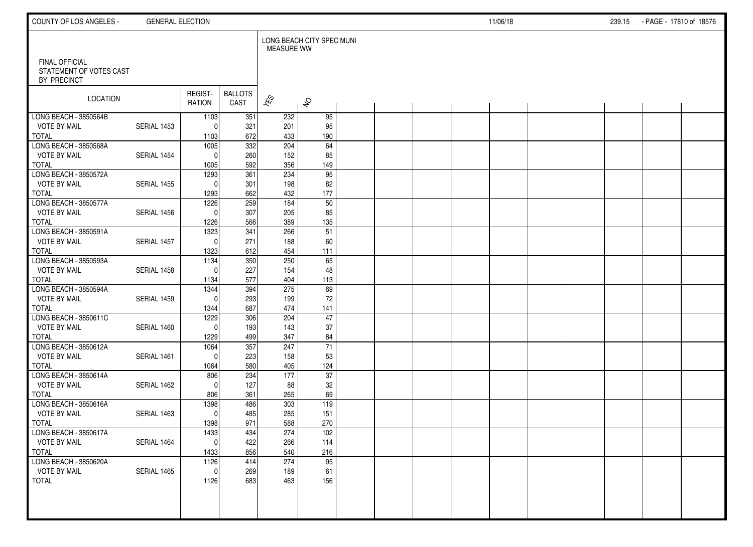FINAL OFFICIAL
STATEMENT OF VOTES CAST
BY PRECINCT

| LOCATION | | REGISTRATION | BALLOTS CAST | LONG BEACH CITY SPEC MUNI MEASURE WW | |
|---|---|---|---|---|---|
| | | | | YES | NO |
| LONG BEACH - 3850564B | | 1103 | 351 | 232 | 95 |
| VOTE BY MAIL | SERIAL 1453 | 0 | 321 | 201 | 95 |
| TOTAL | | 1103 | 672 | 433 | 190 |
| LONG BEACH - 3850568A | | 1005 | 332 | 204 | 64 |
| VOTE BY MAIL | SERIAL 1454 | 0 | 260 | 152 | 85 |
| TOTAL | | 1005 | 592 | 356 | 149 |
| LONG BEACH - 3850572A | | 1293 | 361 | 234 | 95 |
| VOTE BY MAIL | SERIAL 1455 | 0 | 301 | 198 | 82 |
| TOTAL | | 1293 | 662 | 432 | 177 |
| LONG BEACH - 3850577A | | 1226 | 259 | 184 | 50 |
| VOTE BY MAIL | SERIAL 1456 | 0 | 307 | 205 | 85 |
| TOTAL | | 1226 | 566 | 389 | 135 |
| LONG BEACH - 3850591A | | 1323 | 341 | 266 | 51 |
| VOTE BY MAIL | SERIAL 1457 | 0 | 271 | 188 | 60 |
| TOTAL | | 1323 | 612 | 454 | 111 |
| LONG BEACH - 3850593A | | 1134 | 350 | 250 | 65 |
| VOTE BY MAIL | SERIAL 1458 | 0 | 227 | 154 | 48 |
| TOTAL | | 1134 | 577 | 404 | 113 |
| LONG BEACH - 3850594A | | 1344 | 394 | 275 | 69 |
| VOTE BY MAIL | SERIAL 1459 | 0 | 293 | 199 | 72 |
| TOTAL | | 1344 | 687 | 474 | 141 |
| LONG BEACH - 3850611C | | 1229 | 306 | 204 | 47 |
| VOTE BY MAIL | SERIAL 1460 | 0 | 193 | 143 | 37 |
| TOTAL | | 1229 | 499 | 347 | 84 |
| LONG BEACH - 3850612A | | 1064 | 357 | 247 | 71 |
| VOTE BY MAIL | SERIAL 1461 | 0 | 223 | 158 | 53 |
| TOTAL | | 1064 | 580 | 405 | 124 |
| LONG BEACH - 3850614A | | 806 | 234 | 177 | 37 |
| VOTE BY MAIL | SERIAL 1462 | 0 | 127 | 88 | 32 |
| TOTAL | | 806 | 361 | 265 | 69 |
| LONG BEACH - 3850616A | | 1398 | 486 | 303 | 119 |
| VOTE BY MAIL | SERIAL 1463 | 0 | 485 | 285 | 151 |
| TOTAL | | 1398 | 971 | 588 | 270 |
| LONG BEACH - 3850617A | | 1433 | 434 | 274 | 102 |
| VOTE BY MAIL | SERIAL 1464 | 0 | 422 | 266 | 114 |
| TOTAL | | 1433 | 856 | 540 | 216 |
| LONG BEACH - 3850620A | | 1126 | 414 | 274 | 95 |
| VOTE BY MAIL | SERIAL 1465 | 0 | 269 | 189 | 61 |
| TOTAL | | 1126 | 683 | 463 | 156 |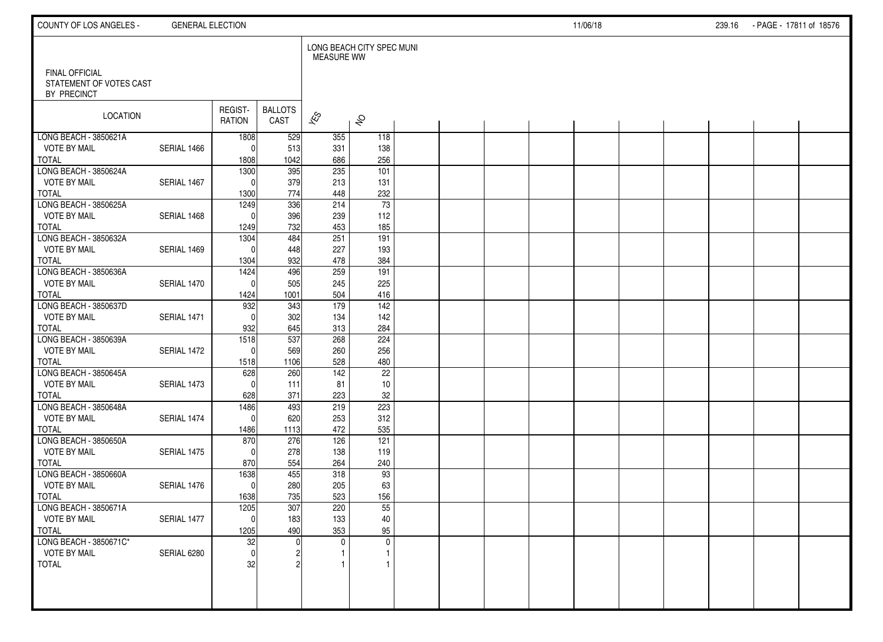FINAL OFFICIAL
STATEMENT OF VOTES CAST
BY PRECINCT

LONG BEACH CITY SPEC MUNI
MEASURE WW

| LOCATION | | REGIST-RATION | BALLOTS CAST | YES | NO |
|---|---|---|---|---|---|
| LONG BEACH - 3850621A | | 1808 | 529 | 355 | 118 |
| VOTE BY MAIL | SERIAL 1466 | 0 | 513 | 331 | 138 |
| TOTAL | | 1808 | 1042 | 686 | 256 |
| LONG BEACH - 3850624A | | 1300 | 395 | 235 | 101 |
| VOTE BY MAIL | SERIAL 1467 | 0 | 379 | 213 | 131 |
| TOTAL | | 1300 | 774 | 448 | 232 |
| LONG BEACH - 3850625A | | 1249 | 336 | 214 | 73 |
| VOTE BY MAIL | SERIAL 1468 | 0 | 396 | 239 | 112 |
| TOTAL | | 1249 | 732 | 453 | 185 |
| LONG BEACH - 3850632A | | 1304 | 484 | 251 | 191 |
| VOTE BY MAIL | SERIAL 1469 | 0 | 448 | 227 | 193 |
| TOTAL | | 1304 | 932 | 478 | 384 |
| LONG BEACH - 3850636A | | 1424 | 496 | 259 | 191 |
| VOTE BY MAIL | SERIAL 1470 | 0 | 505 | 245 | 225 |
| TOTAL | | 1424 | 1001 | 504 | 416 |
| LONG BEACH - 3850637D | | 932 | 343 | 179 | 142 |
| VOTE BY MAIL | SERIAL 1471 | 0 | 302 | 134 | 142 |
| TOTAL | | 932 | 645 | 313 | 284 |
| LONG BEACH - 3850639A | | 1518 | 537 | 268 | 224 |
| VOTE BY MAIL | SERIAL 1472 | 0 | 569 | 260 | 256 |
| TOTAL | | 1518 | 1106 | 528 | 480 |
| LONG BEACH - 3850645A | | 628 | 260 | 142 | 22 |
| VOTE BY MAIL | SERIAL 1473 | 0 | 111 | 81 | 10 |
| TOTAL | | 628 | 371 | 223 | 32 |
| LONG BEACH - 3850648A | | 1486 | 493 | 219 | 223 |
| VOTE BY MAIL | SERIAL 1474 | 0 | 620 | 253 | 312 |
| TOTAL | | 1486 | 1113 | 472 | 535 |
| LONG BEACH - 3850650A | | 870 | 276 | 126 | 121 |
| VOTE BY MAIL | SERIAL 1475 | 0 | 278 | 138 | 119 |
| TOTAL | | 870 | 554 | 264 | 240 |
| LONG BEACH - 3850660A | | 1638 | 455 | 318 | 93 |
| VOTE BY MAIL | SERIAL 1476 | 0 | 280 | 205 | 63 |
| TOTAL | | 1638 | 735 | 523 | 156 |
| LONG BEACH - 3850671A | | 1205 | 307 | 220 | 55 |
| VOTE BY MAIL | SERIAL 1477 | 0 | 183 | 133 | 40 |
| TOTAL | | 1205 | 490 | 353 | 95 |
| LONG BEACH - 3850671C* | | 32 | 0 | 0 | 0 |
| VOTE BY MAIL | SERIAL 6280 | 0 | 2 | 1 | 1 |
| TOTAL | | 32 | 2 | 1 | 1 |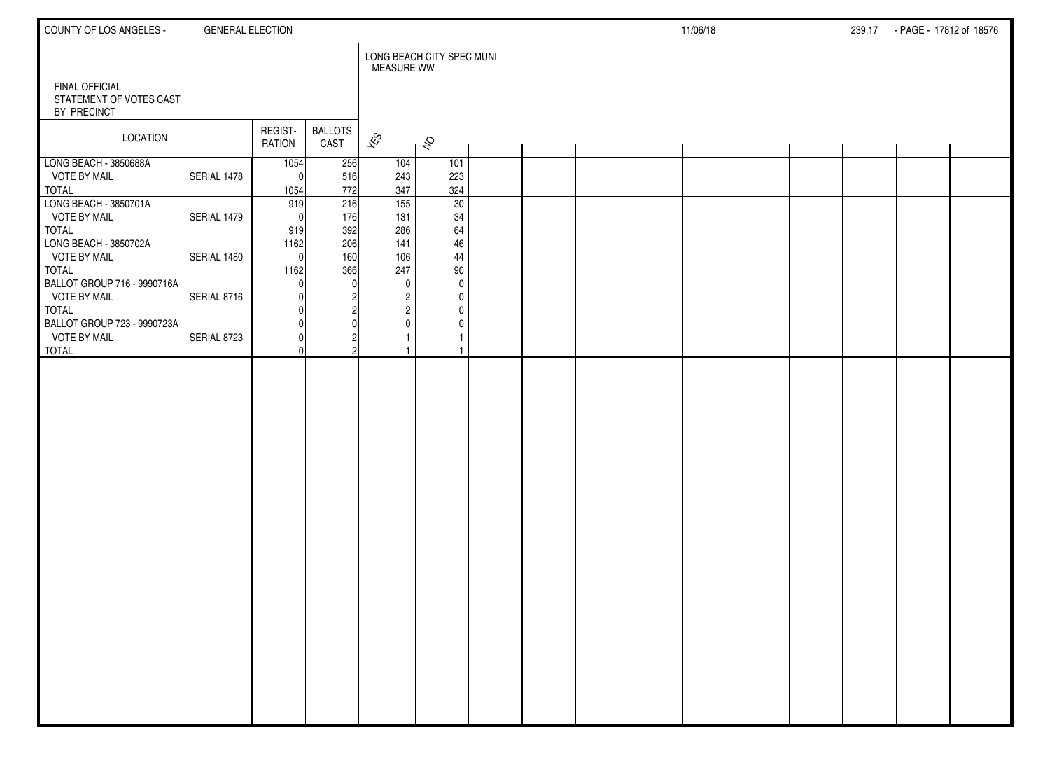FINAL OFFICIAL
STATEMENT OF VOTES CAST
BY PRECINCT

LONG BEACH CITY SPEC MUNI
MEASURE WW

| LOCATION | | REGISTRATION | BALLOTS CAST | YES | NO |
|---|---|---|---|---|---|
| LONG BEACH - 3850688A | | 1054 | 256 | 104 | 101 |
| VOTE BY MAIL | SERIAL 1478 | 0 | 516 | 243 | 223 |
| TOTAL | | 1054 | 772 | 347 | 324 |
| LONG BEACH - 3850701A | | 919 | 216 | 155 | 30 |
| VOTE BY MAIL | SERIAL 1479 | 0 | 176 | 131 | 34 |
| TOTAL | | 919 | 392 | 286 | 64 |
| LONG BEACH - 3850702A | | 1162 | 206 | 141 | 46 |
| VOTE BY MAIL | SERIAL 1480 | 0 | 160 | 106 | 44 |
| TOTAL | | 1162 | 366 | 247 | 90 |
| BALLOT GROUP 716 - 9990716A | | 0 | 0 | 0 | 0 |
| VOTE BY MAIL | SERIAL 8716 | 0 | 2 | 2 | 0 |
| TOTAL | | 0 | 2 | 2 | 0 |
| BALLOT GROUP 723 - 9990723A | | 0 | 0 | 0 | 0 |
| VOTE BY MAIL | SERIAL 8723 | 0 | 2 | 1 | 1 |
| TOTAL | | 0 | 2 | 1 | 1 |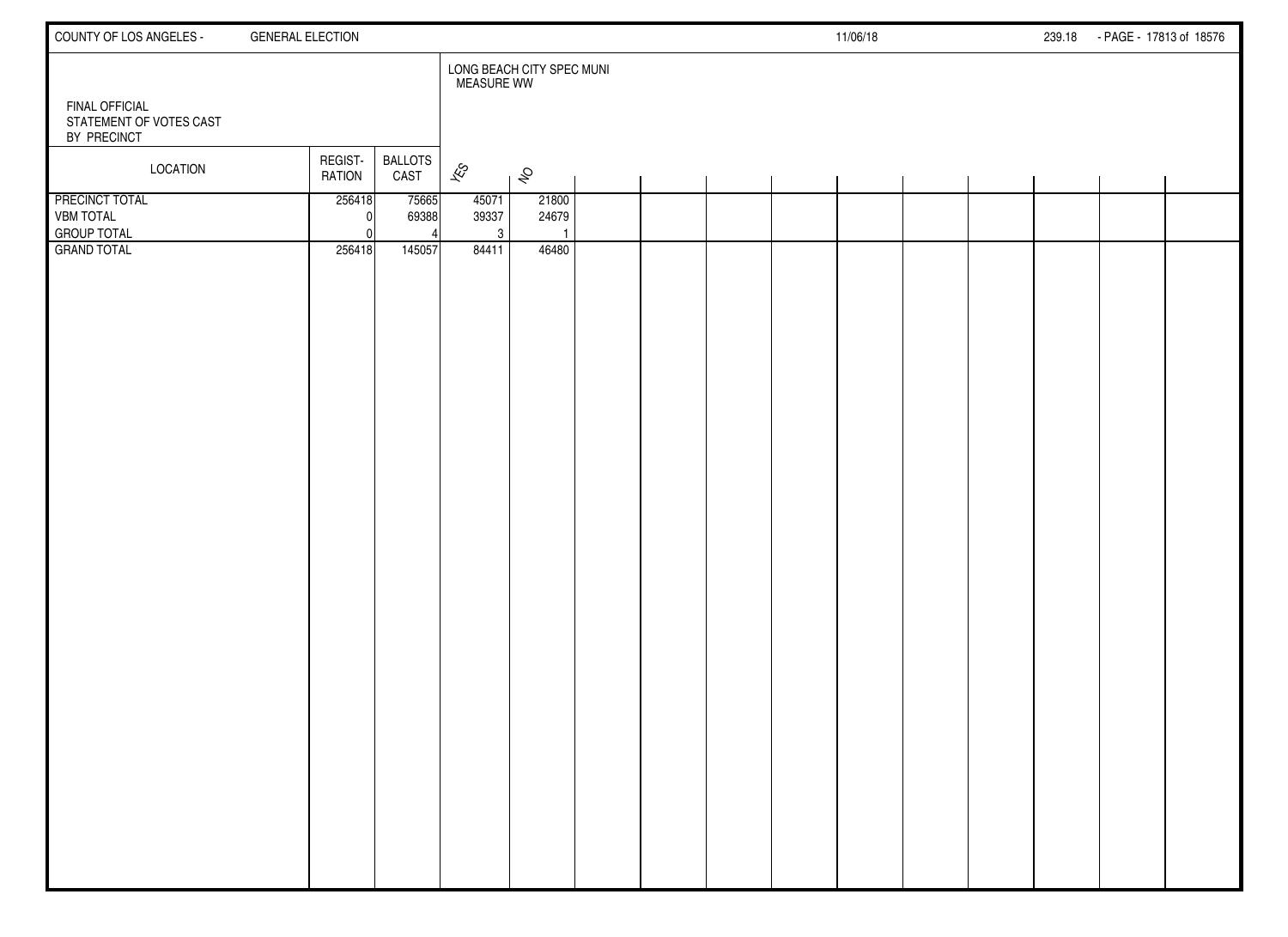FINAL OFFICIAL
STATEMENT OF VOTES CAST
BY PRECINCT

LONG BEACH CITY SPEC MUNI
MEASURE WW

| LOCATION | REGIST-RATION | BALLOTS CAST | YES | NO |
|---|---|---|---|---|
| PRECINCT TOTAL | 256418 | 75665 | 45071 | 21800 |
| VBM TOTAL | 0 | 69388 | 39337 | 24679 |
| GROUP TOTAL | 0 | 4 | 3 | 1 |
| GRAND TOTAL | 256418 | 145057 | 84411 | 46480 |